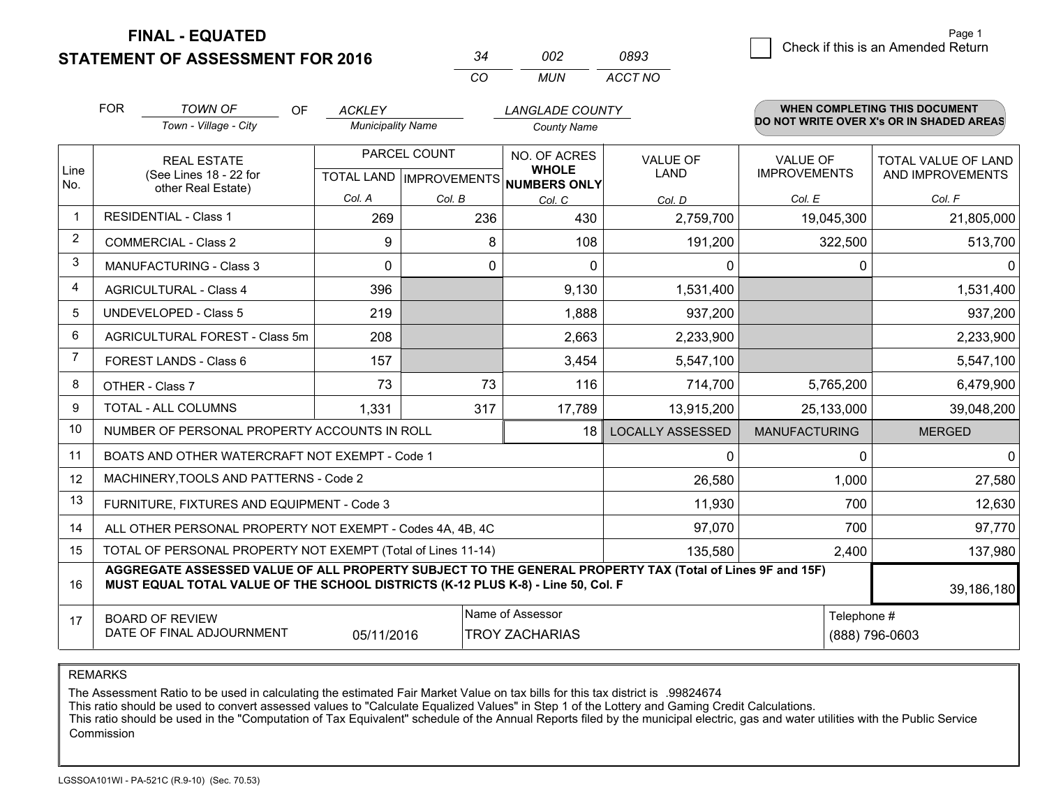# FINAL - EQUATED
# STATEMENT OF ASSESSMENT FOR 2016

| 34 | 002 | 0893 |
|---|---|---|
| CO | MUN | ACCT NO |

Check if this is an Amended Return

FOR *TOWN OF* (Town - Village - City) OF *ACKLEY* (Municipality Name) *LANGLADE COUNTY* (County Name)

**WHEN COMPLETING THIS DOCUMENT DO NOT WRITE OVER X's OR IN SHADED AREAS**

| Line No. | REAL ESTATE (See Lines 18 - 22 for other Real Estate) | PARCEL COUNT TOTAL LAND Col. A | PARCEL COUNT IMPROVEMENTS Col. B | NO. OF ACRES WHOLE NUMBERS ONLY Col. C | VALUE OF LAND Col. D | VALUE OF IMPROVEMENTS Col. E | TOTAL VALUE OF LAND AND IMPROVEMENTS Col. F |
|---|---|---|---|---|---|---|---|
| 1 | RESIDENTIAL - Class 1 | 269 | 236 | 430 | 2,759,700 | 19,045,300 | 21,805,000 |
| 2 | COMMERCIAL - Class 2 | 9 | 8 | 108 | 191,200 | 322,500 | 513,700 |
| 3 | MANUFACTURING - Class 3 | 0 | 0 | 0 | 0 | 0 | 0 |
| 4 | AGRICULTURAL - Class 4 | 396 | | 9,130 | 1,531,400 | | 1,531,400 |
| 5 | UNDEVELOPED - Class 5 | 219 | | 1,888 | 937,200 | | 937,200 |
| 6 | AGRICULTURAL FOREST - Class 5m | 208 | | 2,663 | 2,233,900 | | 2,233,900 |
| 7 | FOREST LANDS - Class 6 | 157 | | 3,454 | 5,547,100 | | 5,547,100 |
| 8 | OTHER - Class 7 | 73 | 73 | 116 | 714,700 | 5,765,200 | 6,479,900 |
| 9 | TOTAL - ALL COLUMNS | 1,331 | 317 | 17,789 | 13,915,200 | 25,133,000 | 39,048,200 |
| 10 | NUMBER OF PERSONAL PROPERTY ACCOUNTS IN ROLL | | | 18 | LOCALLY ASSESSED | MANUFACTURING | MERGED |
| 11 | BOATS AND OTHER WATERCRAFT NOT EXEMPT - Code 1 | | | | 0 | 0 | 0 |
| 12 | MACHINERY,TOOLS AND PATTERNS - Code 2 | | | | 26,580 | 1,000 | 27,580 |
| 13 | FURNITURE, FIXTURES AND EQUIPMENT - Code 3 | | | | 11,930 | 700 | 12,630 |
| 14 | ALL OTHER PERSONAL PROPERTY NOT EXEMPT - Codes 4A, 4B, 4C | | | | 97,070 | 700 | 97,770 |
| 15 | TOTAL OF PERSONAL PROPERTY NOT EXEMPT (Total of Lines 11-14) | | | | 135,580 | 2,400 | 137,980 |
| 16 | **AGGREGATE ASSESSED VALUE OF ALL PROPERTY SUBJECT TO THE GENERAL PROPERTY TAX (Total of Lines 9F and 15F) MUST EQUAL TOTAL VALUE OF THE SCHOOL DISTRICTS (K-12 PLUS K-8) - Line 50, Col. F** | | | | | | 39,186,180 |
| 17 | BOARD OF REVIEW DATE OF FINAL ADJOURNMENT | 05/11/2016 | | Name of Assessor: TROY ZACHARIAS | | Telephone #: (888) 796-0603 | |

REMARKS

The Assessment Ratio to be used in calculating the estimated Fair Market Value on tax bills for this tax district is .99824674
This ratio should be used to convert assessed values to "Calculate Equalized Values" in Step 1 of the Lottery and Gaming Credit Calculations.
This ratio should be used in the "Computation of Tax Equivalent" schedule of the Annual Reports filed by the municipal electric, gas and water utilities with the Public Service Commission

LGSSOA101WI - PA-521C (R.9-10) (Sec. 70.53)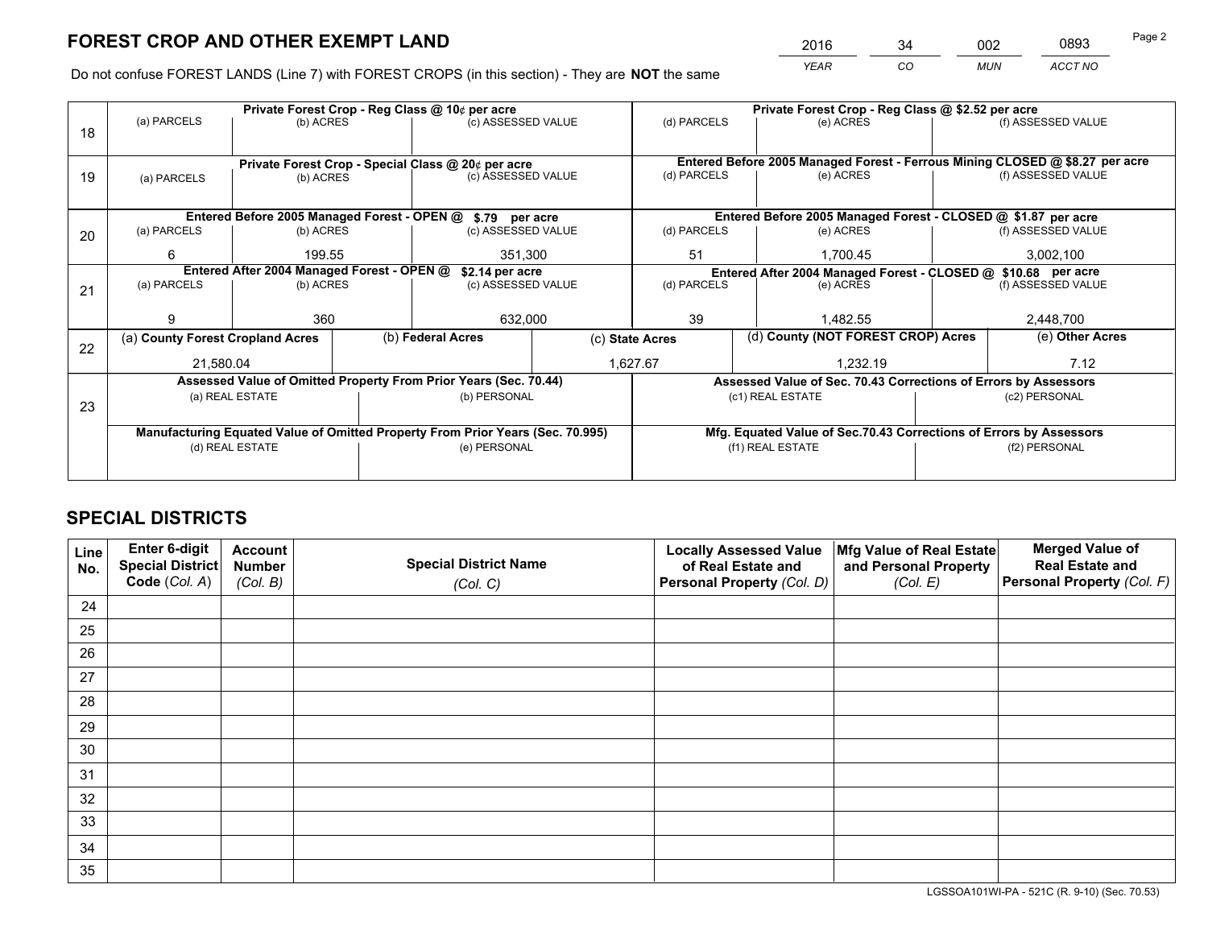# FOREST CROP AND OTHER EXEMPT LAND

| 2016 | 34 | 002 | 0893 |
|---|---|---|---|
| *YEAR* | *CO* | *MUN* | *ACCT NO* |

Do not confuse FOREST LANDS (Line 7) with FOREST CROPS (in this section) - They are **NOT** the same

| Line | Private Forest Crop - Reg Class @ 10¢ per acre | | | Private Forest Crop - Reg Class @ $2.52 per acre | | |
|---|---|---|---|---|---|---|
| 18 | (a) PARCELS | (b) ACRES | (c) ASSESSED VALUE | (d) PARCELS | (e) ACRES | (f) ASSESSED VALUE |
| | | | | | | |
| | **Private Forest Crop - Special Class @ 20¢ per acre** | | | **Entered Before 2005 Managed Forest - Ferrous Mining CLOSED @ $8.27 per acre** | | |
| 19 | (a) PARCELS | (b) ACRES | (c) ASSESSED VALUE | (d) PARCELS | (e) ACRES | (f) ASSESSED VALUE |
| | | | | | | |
| | **Entered Before 2005 Managed Forest - OPEN @ $.79 per acre** | | | **Entered Before 2005 Managed Forest - CLOSED @ $1.87 per acre** | | |
| 20 | (a) PARCELS | (b) ACRES | (c) ASSESSED VALUE | (d) PARCELS | (e) ACRES | (f) ASSESSED VALUE |
| | 6 | 199.55 | 351,300 | 51 | 1,700.45 | 3,002,100 |
| | **Entered After 2004 Managed Forest - OPEN @ $2.14 per acre** | | | **Entered After 2004 Managed Forest - CLOSED @ $10.68 per acre** | | |
| 21 | (a) PARCELS | (b) ACRES | (c) ASSESSED VALUE | (d) PARCELS | (e) ACRES | (f) ASSESSED VALUE |
| | 9 | 360 | 632,000 | 39 | 1,482.55 | 2,448,700 |

| Line | (a) County Forest Cropland Acres | (b) Federal Acres | (c) State Acres | (d) County (NOT FOREST CROP) Acres | (e) Other Acres |
|---|---|---|---|---|---|
| 22 | 21,580.04 | | 1,627.67 | 1,232.19 | 7.12 |

| Line | Assessed Value of Omitted Property From Prior Years (Sec. 70.44) | | Assessed Value of Sec. 70.43 Corrections of Errors by Assessors | |
|---|---|---|---|---|
| 23 | (a) REAL ESTATE | (b) PERSONAL | (c1) REAL ESTATE | (c2) PERSONAL |
| | | | | |
| | **Manufacturing Equated Value of Omitted Property From Prior Years (Sec. 70.995)** | | **Mfg. Equated Value of Sec.70.43 Corrections of Errors by Assessors** | |
| | (d) REAL ESTATE | (e) PERSONAL | (f1) REAL ESTATE | (f2) PERSONAL |
| | | | | |

# SPECIAL DISTRICTS

| Line No. | Enter 6-digit Special District Code (*Col. A*) | Account Number (*Col. B*) | Special District Name (*Col. C*) | Locally Assessed Value of Real Estate and Personal Property (*Col. D*) | Mfg Value of Real Estate and Personal Property (*Col. E*) | Merged Value of Real Estate and Personal Property (*Col. F*) |
|---|---|---|---|---|---|---|
| 24 | | | | | | |
| 25 | | | | | | |
| 26 | | | | | | |
| 27 | | | | | | |
| 28 | | | | | | |
| 29 | | | | | | |
| 30 | | | | | | |
| 31 | | | | | | |
| 32 | | | | | | |
| 33 | | | | | | |
| 34 | | | | | | |
| 35 | | | | | | |

LGSSOA101WI-PA - 521C (R. 9-10) (Sec. 70.53)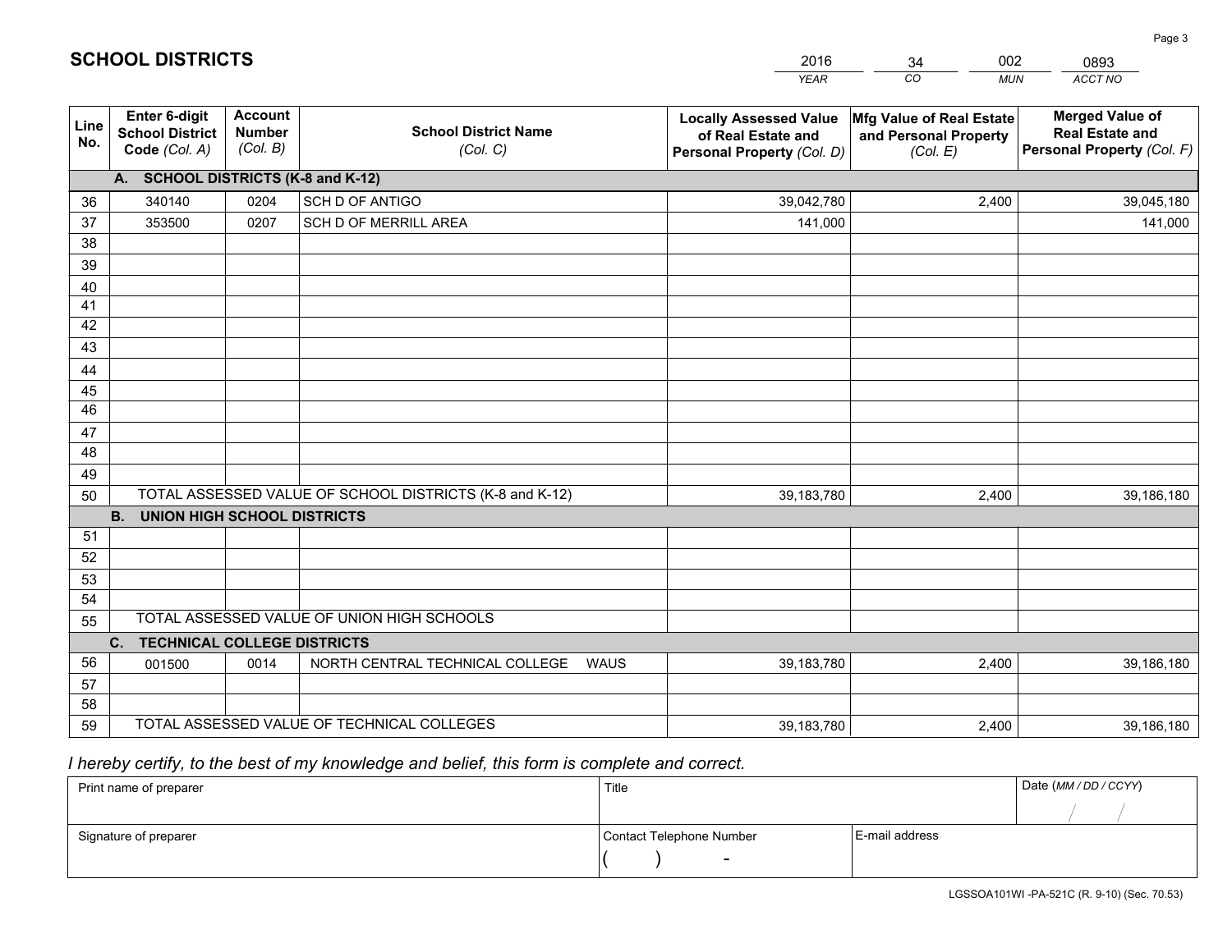# SCHOOL DISTRICTS

| 2016 | 34 | 002 | 0893 |
|---|---|---|---|
| *YEAR* | *CO* | *MUN* | *ACCT NO* |

| Line No. | Enter 6-digit School District Code *(Col. A)* | Account Number *(Col. B)* | School District Name *(Col. C)* | Locally Assessed Value of Real Estate and Personal Property *(Col. D)* | Mfg Value of Real Estate and Personal Property *(Col. E)* | Merged Value of Real Estate and Personal Property *(Col. F)* |
|---|---|---|---|---|---|---|
| **A. SCHOOL DISTRICTS (K-8 and K-12)** | | | | | | |
| 36 | 340140 | 0204 | SCH D OF ANTIGO | 39,042,780 | 2,400 | 39,045,180 |
| 37 | 353500 | 0207 | SCH D OF MERRILL AREA | 141,000 | | 141,000 |
| 38 | | | | | | |
| 39 | | | | | | |
| 40 | | | | | | |
| 41 | | | | | | |
| 42 | | | | | | |
| 43 | | | | | | |
| 44 | | | | | | |
| 45 | | | | | | |
| 46 | | | | | | |
| 47 | | | | | | |
| 48 | | | | | | |
| 49 | | | | | | |
| 50 | TOTAL ASSESSED VALUE OF SCHOOL DISTRICTS (K-8 and K-12) | | | 39,183,780 | 2,400 | 39,186,180 |
| **B. UNION HIGH SCHOOL DISTRICTS** | | | | | | |
| 51 | | | | | | |
| 52 | | | | | | |
| 53 | | | | | | |
| 54 | | | | | | |
| 55 | TOTAL ASSESSED VALUE OF UNION HIGH SCHOOLS | | | | | |
| **C. TECHNICAL COLLEGE DISTRICTS** | | | | | | |
| 56 | 001500 | 0014 | NORTH CENTRAL TECHNICAL COLLEGE WAUS | 39,183,780 | 2,400 | 39,186,180 |
| 57 | | | | | | |
| 58 | | | | | | |
| 59 | TOTAL ASSESSED VALUE OF TECHNICAL COLLEGES | | | 39,183,780 | 2,400 | 39,186,180 |

*I hereby certify, to the best of my knowledge and belief, this form is complete and correct.*

| Print name of preparer | Title | | Date *(MM / DD / CCYY)* |
|---|---|---|---|
| | | | / / |
| Signature of preparer | Contact Telephone Number | E-mail address | |
| | ( ) - | | |

LGSSOA101WI -PA-521C (R. 9-10) (Sec. 70.53)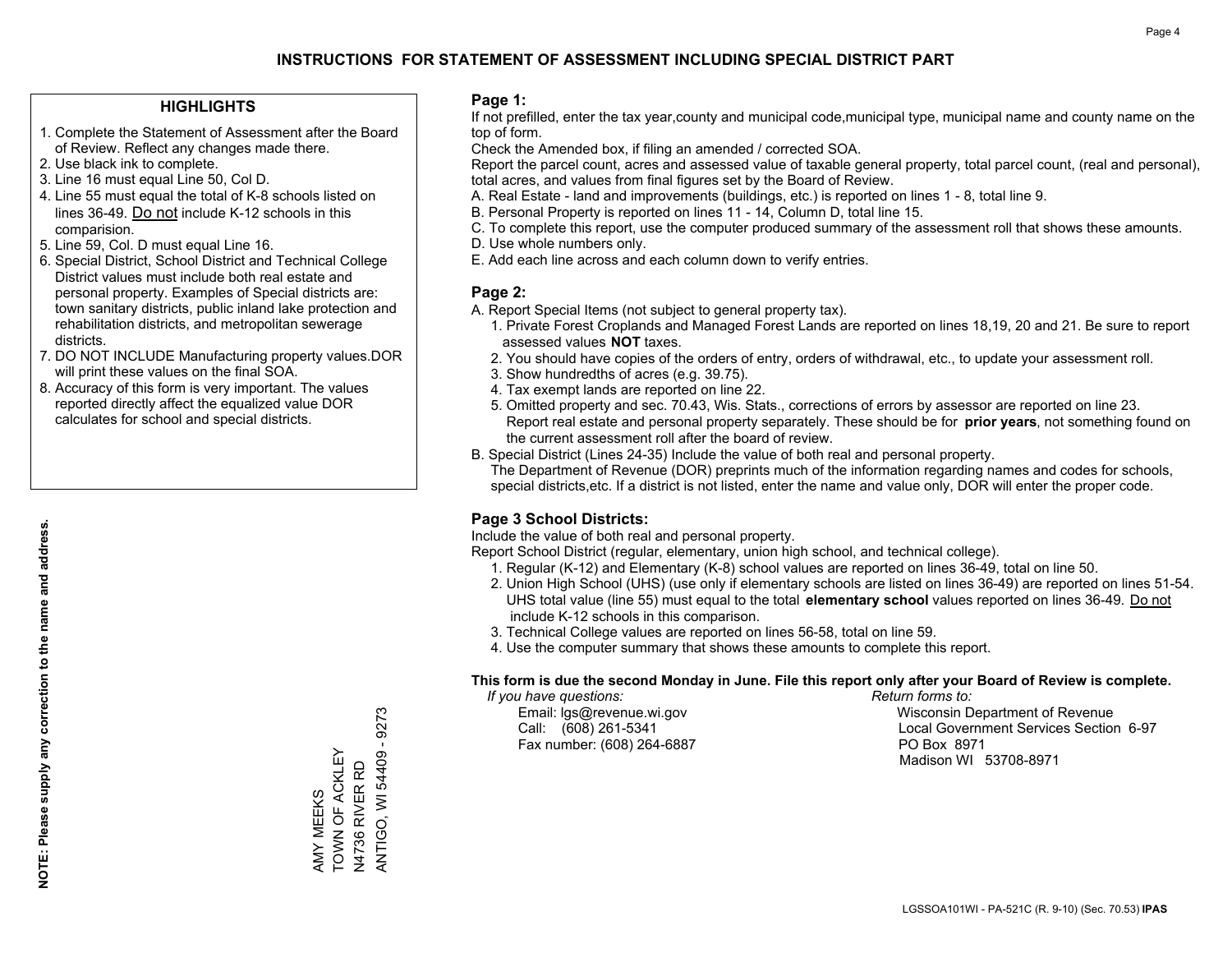# INSTRUCTIONS FOR STATEMENT OF ASSESSMENT INCLUDING SPECIAL DISTRICT PART

## HIGHLIGHTS

1. Complete the Statement of Assessment after the Board of Review. Reflect any changes made there.
2. Use black ink to complete.
3. Line 16 must equal Line 50, Col D.
4. Line 55 must equal the total of K-8 schools listed on lines 36-49. Do not include K-12 schools in this comparision.
5. Line 59, Col. D must equal Line 16.
6. Special District, School District and Technical College District values must include both real estate and personal property. Examples of Special districts are: town sanitary districts, public inland lake protection and rehabilitation districts, and metropolitan sewerage districts.
7. DO NOT INCLUDE Manufacturing property values.DOR will print these values on the final SOA.
8. Accuracy of this form is very important. The values reported directly affect the equalized value DOR calculates for school and special districts.

**NOTE: Please supply any correction to the name and address.**

AMY MEEKS
TOWN OF ACKLEY
N4736 RIVER RD
ANTIGO, WI 54409 - 9273

## Page 1:

If not prefilled, enter the tax year,county and municipal code,municipal type, municipal name and county name on the top of form.

Check the Amended box, if filing an amended / corrected SOA.

Report the parcel count, acres and assessed value of taxable general property, total parcel count, (real and personal), total acres, and values from final figures set by the Board of Review.

A. Real Estate - land and improvements (buildings, etc.) is reported on lines 1 - 8, total line 9.
B. Personal Property is reported on lines 11 - 14, Column D, total line 15.
C. To complete this report, use the computer produced summary of the assessment roll that shows these amounts.
D. Use whole numbers only.
E. Add each line across and each column down to verify entries.

## Page 2:

A. Report Special Items (not subject to general property tax).
   1. Private Forest Croplands and Managed Forest Lands are reported on lines 18,19, 20 and 21. Be sure to report assessed values **NOT** taxes.
   2. You should have copies of the orders of entry, orders of withdrawal, etc., to update your assessment roll.
   3. Show hundredths of acres (e.g. 39.75).
   4. Tax exempt lands are reported on line 22.
   5. Omitted property and sec. 70.43, Wis. Stats., corrections of errors by assessor are reported on line 23. Report real estate and personal property separately. These should be for **prior years**, not something found on the current assessment roll after the board of review.

B. Special District (Lines 24-35) Include the value of both real and personal property.
   The Department of Revenue (DOR) preprints much of the information regarding names and codes for schools, special districts,etc. If a district is not listed, enter the name and value only, DOR will enter the proper code.

## Page 3 School Districts:

Include the value of both real and personal property.

Report School District (regular, elementary, union high school, and technical college).

1. Regular (K-12) and Elementary (K-8) school values are reported on lines 36-49, total on line 50.
2. Union High School (UHS) (use only if elementary schools are listed on lines 36-49) are reported on lines 51-54. UHS total value (line 55) must equal to the total **elementary school** values reported on lines 36-49. Do not include K-12 schools in this comparison.
3. Technical College values are reported on lines 56-58, total on line 59.
4. Use the computer summary that shows these amounts to complete this report.

**This form is due the second Monday in June. File this report only after your Board of Review is complete.**

*If you have questions:*
Email: lgs@revenue.wi.gov
Call: (608) 261-5341
Fax number: (608) 264-6887

*Return forms to:*
Wisconsin Department of Revenue
Local Government Services Section 6-97
PO Box 8971
Madison WI 53708-8971

LGSSOA101WI - PA-521C (R. 9-10) (Sec. 70.53) **IPAS**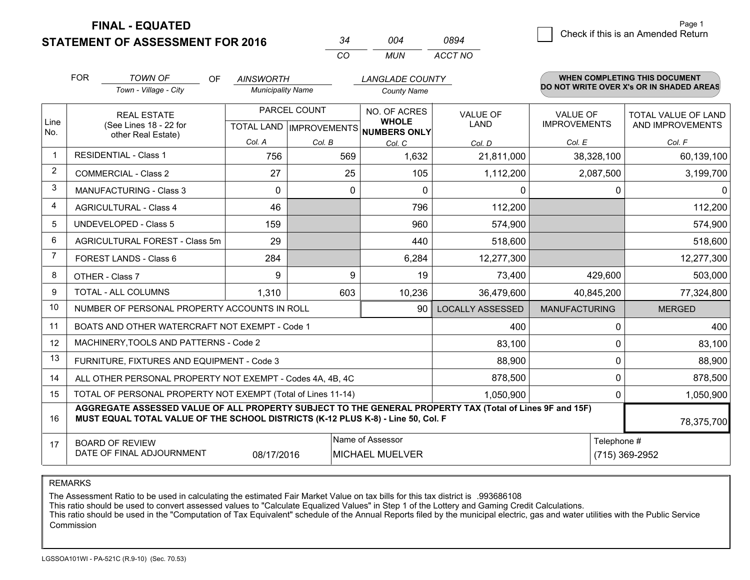**FINAL - EQUATED**
**STATEMENT OF ASSESSMENT FOR 2016**

| 34 | 004 | 0894 |
|---|---|---|
| CO | MUN | ACCT NO |

Check if this is an Amended Return

FOR *TOWN OF* (Town - Village - City) OF *AINSWORTH* (Municipality Name) *LANGLADE COUNTY* (County Name)

**WHEN COMPLETING THIS DOCUMENT DO NOT WRITE OVER X's OR IN SHADED AREAS**

| Line No. | REAL ESTATE (See Lines 18 - 22 for other Real Estate) | PARCEL COUNT TOTAL LAND Col. A | IMPROVEMENTS Col. B | NO. OF ACRES WHOLE NUMBERS ONLY Col. C | VALUE OF LAND Col. D | VALUE OF IMPROVEMENTS Col. E | TOTAL VALUE OF LAND AND IMPROVEMENTS Col. F |
|---|---|---|---|---|---|---|---|
| 1 | RESIDENTIAL - Class 1 | 756 | 569 | 1,632 | 21,811,000 | 38,328,100 | 60,139,100 |
| 2 | COMMERCIAL - Class 2 | 27 | 25 | 105 | 1,112,200 | 2,087,500 | 3,199,700 |
| 3 | MANUFACTURING - Class 3 | 0 | 0 | 0 | 0 | 0 | 0 |
| 4 | AGRICULTURAL - Class 4 | 46 | | 796 | 112,200 | | 112,200 |
| 5 | UNDEVELOPED - Class 5 | 159 | | 960 | 574,900 | | 574,900 |
| 6 | AGRICULTURAL FOREST - Class 5m | 29 | | 440 | 518,600 | | 518,600 |
| 7 | FOREST LANDS - Class 6 | 284 | | 6,284 | 12,277,300 | | 12,277,300 |
| 8 | OTHER - Class 7 | 9 | 9 | 19 | 73,400 | 429,600 | 503,000 |
| 9 | TOTAL - ALL COLUMNS | 1,310 | 603 | 10,236 | 36,479,600 | 40,845,200 | 77,324,800 |
| 10 | NUMBER OF PERSONAL PROPERTY ACCOUNTS IN ROLL | | | 90 | LOCALLY ASSESSED | MANUFACTURING | MERGED |
| 11 | BOATS AND OTHER WATERCRAFT NOT EXEMPT - Code 1 | | | | 400 | 0 | 400 |
| 12 | MACHINERY,TOOLS AND PATTERNS - Code 2 | | | | 83,100 | 0 | 83,100 |
| 13 | FURNITURE, FIXTURES AND EQUIPMENT - Code 3 | | | | 88,900 | 0 | 88,900 |
| 14 | ALL OTHER PERSONAL PROPERTY NOT EXEMPT - Codes 4A, 4B, 4C | | | | 878,500 | 0 | 878,500 |
| 15 | TOTAL OF PERSONAL PROPERTY NOT EXEMPT (Total of Lines 11-14) | | | | 1,050,900 | 0 | 1,050,900 |
| 16 | **AGGREGATE ASSESSED VALUE OF ALL PROPERTY SUBJECT TO THE GENERAL PROPERTY TAX (Total of Lines 9F and 15F) MUST EQUAL TOTAL VALUE OF THE SCHOOL DISTRICTS (K-12 PLUS K-8) - Line 50, Col. F** | | | | | | 78,375,700 |
| 17 | BOARD OF REVIEW DATE OF FINAL ADJOURNMENT | 08/17/2016 | Name of Assessor | MICHAEL MUELVER | | Telephone # | (715) 369-2952 |

REMARKS

The Assessment Ratio to be used in calculating the estimated Fair Market Value on tax bills for this tax district is .993686108
This ratio should be used to convert assessed values to "Calculate Equalized Values" in Step 1 of the Lottery and Gaming Credit Calculations.
This ratio should be used in the "Computation of Tax Equivalent" schedule of the Annual Reports filed by the municipal electric, gas and water utilities with the Public Service Commission

LGSSOA101WI - PA-521C (R.9-10) (Sec. 70.53)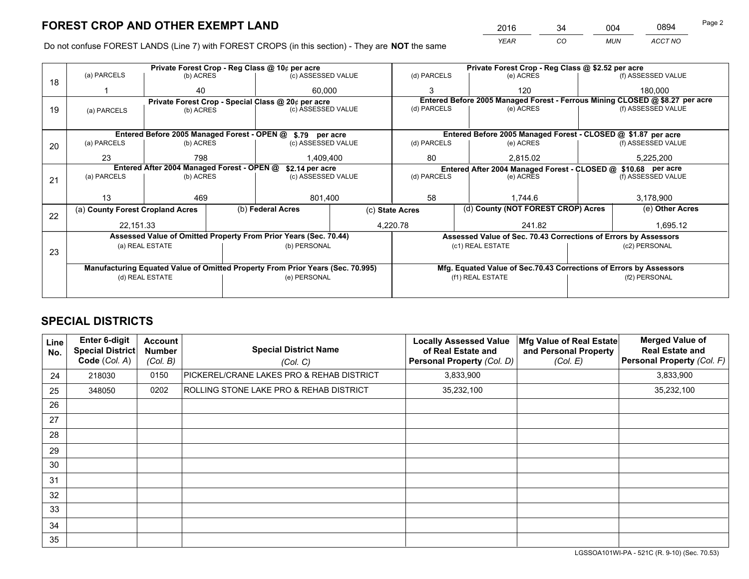# FOREST CROP AND OTHER EXEMPT LAND

| 2016 | 34 | 004 | 0894 |
|---|---|---|---|
| *YEAR* | *CO* | *MUN* | *ACCT NO* |

Do not confuse FOREST LANDS (Line 7) with FOREST CROPS (in this section) - They are **NOT** the same

| | Private Forest Crop - Reg Class @ 10¢ per acre | | | Private Forest Crop - Reg Class @ $2.52 per acre | | |
|---|---|---|---|---|---|---|
| 18 | (a) PARCELS | (b) ACRES | (c) ASSESSED VALUE | (d) PARCELS | (e) ACRES | (f) ASSESSED VALUE |
| | 1 | 40 | 60,000 | 3 | 120 | 180,000 |
| | Private Forest Crop - Special Class @ 20¢ per acre | | | Entered Before 2005 Managed Forest - Ferrous Mining CLOSED @ $8.27 per acre | | |
| 19 | (a) PARCELS | (b) ACRES | (c) ASSESSED VALUE | (d) PARCELS | (e) ACRES | (f) ASSESSED VALUE |
| | | | | | | |
| | Entered Before 2005 Managed Forest - OPEN @ $.79 per acre | | | Entered Before 2005 Managed Forest - CLOSED @ $1.87 per acre | | |
| 20 | (a) PARCELS | (b) ACRES | (c) ASSESSED VALUE | (d) PARCELS | (e) ACRES | (f) ASSESSED VALUE |
| | 23 | 798 | 1,409,400 | 80 | 2,815.02 | 5,225,200 |
| | Entered After 2004 Managed Forest - OPEN @ $2.14 per acre | | | Entered After 2004 Managed Forest - CLOSED @ $10.68 per acre | | |
| 21 | (a) PARCELS | (b) ACRES | (c) ASSESSED VALUE | (d) PARCELS | (e) ACRES | (f) ASSESSED VALUE |
| | 13 | 469 | 801,400 | 58 | 1,744.6 | 3,178,900 |

| | (a) County Forest Cropland Acres | (b) Federal Acres | (c) State Acres | (d) County (NOT FOREST CROP) Acres | (e) Other Acres |
|---|---|---|---|---|---|
| 22 | 22,151.33 | | 4,220.78 | 241.82 | 1,695.12 |

| | Assessed Value of Omitted Property From Prior Years (Sec. 70.44) | | Assessed Value of Sec. 70.43 Corrections of Errors by Assessors | |
|---|---|---|---|---|
| 23 | (a) REAL ESTATE | (b) PERSONAL | (c1) REAL ESTATE | (c2) PERSONAL |
| | | | | |
| | Manufacturing Equated Value of Omitted Property From Prior Years (Sec. 70.995) | | Mfg. Equated Value of Sec.70.43 Corrections of Errors by Assessors | |
| | (d) REAL ESTATE | (e) PERSONAL | (f1) REAL ESTATE | (f2) PERSONAL |
| | | | | |

# SPECIAL DISTRICTS

| Line No. | Enter 6-digit Special District Code *(Col. A)* | Account Number *(Col. B)* | Special District Name *(Col. C)* | Locally Assessed Value of Real Estate and Personal Property *(Col. D)* | Mfg Value of Real Estate and Personal Property *(Col. E)* | Merged Value of Real Estate and Personal Property *(Col. F)* |
|---|---|---|---|---|---|---|
| 24 | 218030 | 0150 | PICKEREL/CRANE LAKES PRO & REHAB DISTRICT | 3,833,900 | | 3,833,900 |
| 25 | 348050 | 0202 | ROLLING STONE LAKE PRO & REHAB DISTRICT | 35,232,100 | | 35,232,100 |
| 26 | | | | | | |
| 27 | | | | | | |
| 28 | | | | | | |
| 29 | | | | | | |
| 30 | | | | | | |
| 31 | | | | | | |
| 32 | | | | | | |
| 33 | | | | | | |
| 34 | | | | | | |
| 35 | | | | | | |

LGSSOA101WI-PA - 521C (R. 9-10) (Sec. 70.53)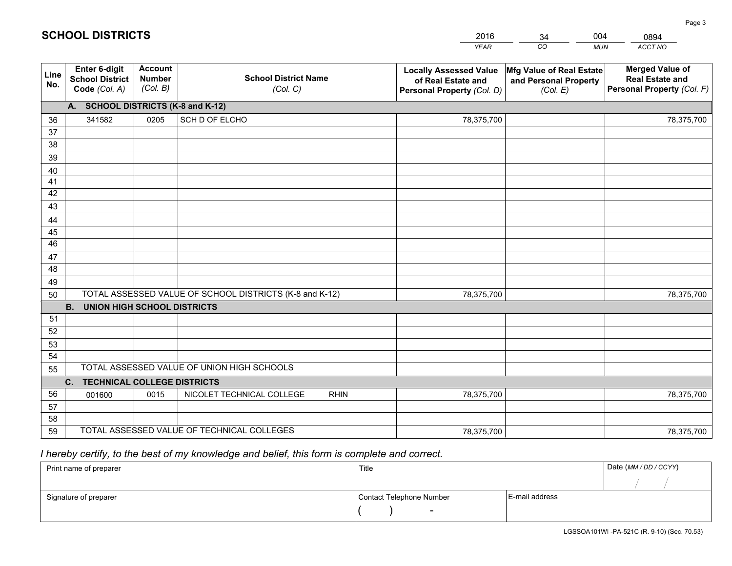# SCHOOL DISTRICTS

| 2016 | 34 | 004 | 0894 |
|---|---|---|---|
| *YEAR* | *CO* | *MUN* | *ACCT NO* |

| Line No. | Enter 6-digit School District Code *(Col. A)* | Account Number *(Col. B)* | School District Name *(Col. C)* | Locally Assessed Value of Real Estate and Personal Property *(Col. D)* | Mfg Value of Real Estate and Personal Property *(Col. E)* | Merged Value of Real Estate and Personal Property *(Col. F)* |
|---|---|---|---|---|---|---|
| **A. SCHOOL DISTRICTS (K-8 and K-12)** | | | | | | |
| 36 | 341582 | 0205 | SCH D OF ELCHO | 78,375,700 | | 78,375,700 |
| 37 | | | | | | |
| 38 | | | | | | |
| 39 | | | | | | |
| 40 | | | | | | |
| 41 | | | | | | |
| 42 | | | | | | |
| 43 | | | | | | |
| 44 | | | | | | |
| 45 | | | | | | |
| 46 | | | | | | |
| 47 | | | | | | |
| 48 | | | | | | |
| 49 | | | | | | |
| 50 | TOTAL ASSESSED VALUE OF SCHOOL DISTRICTS (K-8 and K-12) | | | 78,375,700 | | 78,375,700 |
| **B. UNION HIGH SCHOOL DISTRICTS** | | | | | | |
| 51 | | | | | | |
| 52 | | | | | | |
| 53 | | | | | | |
| 54 | | | | | | |
| 55 | TOTAL ASSESSED VALUE OF UNION HIGH SCHOOLS | | | | | |
| **C. TECHNICAL COLLEGE DISTRICTS** | | | | | | |
| 56 | 001600 | 0015 | NICOLET TECHNICAL COLLEGE RHIN | 78,375,700 | | 78,375,700 |
| 57 | | | | | | |
| 58 | | | | | | |
| 59 | TOTAL ASSESSED VALUE OF TECHNICAL COLLEGES | | | 78,375,700 | | 78,375,700 |

*I hereby certify, to the best of my knowledge and belief, this form is complete and correct.*

| Print name of preparer | Title | | Date *(MM / DD / CCYY)* |
|---|---|---|---|
| | | | / / |
| Signature of preparer | Contact Telephone Number | E-mail address | |
| | ( ) - | | |

LGSSOA101WI -PA-521C (R. 9-10) (Sec. 70.53)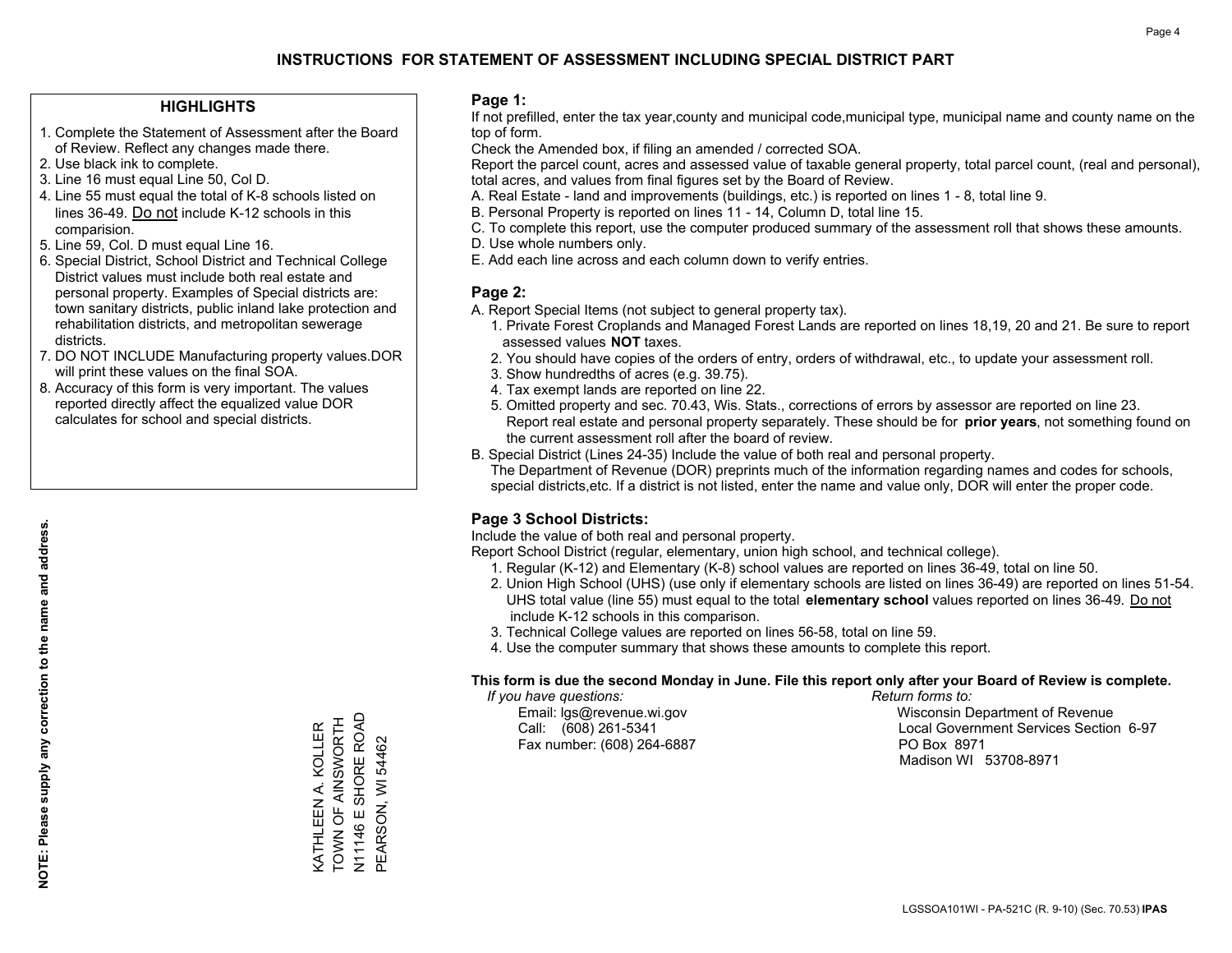# INSTRUCTIONS FOR STATEMENT OF ASSESSMENT INCLUDING SPECIAL DISTRICT PART

## HIGHLIGHTS

1. Complete the Statement of Assessment after the Board of Review. Reflect any changes made there.
2. Use black ink to complete.
3. Line 16 must equal Line 50, Col D.
4. Line 55 must equal the total of K-8 schools listed on lines 36-49. Do not include K-12 schools in this comparision.
5. Line 59, Col. D must equal Line 16.
6. Special District, School District and Technical College District values must include both real estate and personal property. Examples of Special districts are: town sanitary districts, public inland lake protection and rehabilitation districts, and metropolitan sewerage districts.
7. DO NOT INCLUDE Manufacturing property values.DOR will print these values on the final SOA.
8. Accuracy of this form is very important. The values reported directly affect the equalized value DOR calculates for school and special districts.

**NOTE: Please supply any correction to the name and address.**

KATHLEEN A. KOLLER
TOWN OF AINSWORTH
N11146 E SHORE ROAD
PEARSON, WI 54462

## Page 1:

If not prefilled, enter the tax year,county and municipal code,municipal type, municipal name and county name on the top of form.

Check the Amended box, if filing an amended / corrected SOA.

Report the parcel count, acres and assessed value of taxable general property, total parcel count, (real and personal), total acres, and values from final figures set by the Board of Review.

A. Real Estate - land and improvements (buildings, etc.) is reported on lines 1 - 8, total line 9.
B. Personal Property is reported on lines 11 - 14, Column D, total line 15.
C. To complete this report, use the computer produced summary of the assessment roll that shows these amounts.
D. Use whole numbers only.
E. Add each line across and each column down to verify entries.

## Page 2:

A. Report Special Items (not subject to general property tax).
 1. Private Forest Croplands and Managed Forest Lands are reported on lines 18,19, 20 and 21. Be sure to report assessed values **NOT** taxes.
 2. You should have copies of the orders of entry, orders of withdrawal, etc., to update your assessment roll.
 3. Show hundredths of acres (e.g. 39.75).
 4. Tax exempt lands are reported on line 22.
 5. Omitted property and sec. 70.43, Wis. Stats., corrections of errors by assessor are reported on line 23. Report real estate and personal property separately. These should be for **prior years**, not something found on the current assessment roll after the board of review.

B. Special District (Lines 24-35) Include the value of both real and personal property.
 The Department of Revenue (DOR) preprints much of the information regarding names and codes for schools, special districts,etc. If a district is not listed, enter the name and value only, DOR will enter the proper code.

## Page 3 School Districts:

Include the value of both real and personal property.

Report School District (regular, elementary, union high school, and technical college).

1. Regular (K-12) and Elementary (K-8) school values are reported on lines 36-49, total on line 50.
2. Union High School (UHS) (use only if elementary schools are listed on lines 36-49) are reported on lines 51-54. UHS total value (line 55) must equal to the total **elementary school** values reported on lines 36-49. Do not include K-12 schools in this comparison.
3. Technical College values are reported on lines 56-58, total on line 59.
4. Use the computer summary that shows these amounts to complete this report.

**This form is due the second Monday in June. File this report only after your Board of Review is complete.**

*If you have questions:*
Email: lgs@revenue.wi.gov
Call: (608) 261-5341
Fax number: (608) 264-6887

*Return forms to:*
Wisconsin Department of Revenue
Local Government Services Section 6-97
PO Box 8971
Madison WI 53708-8971

LGSSOA101WI - PA-521C (R. 9-10) (Sec. 70.53) **IPAS**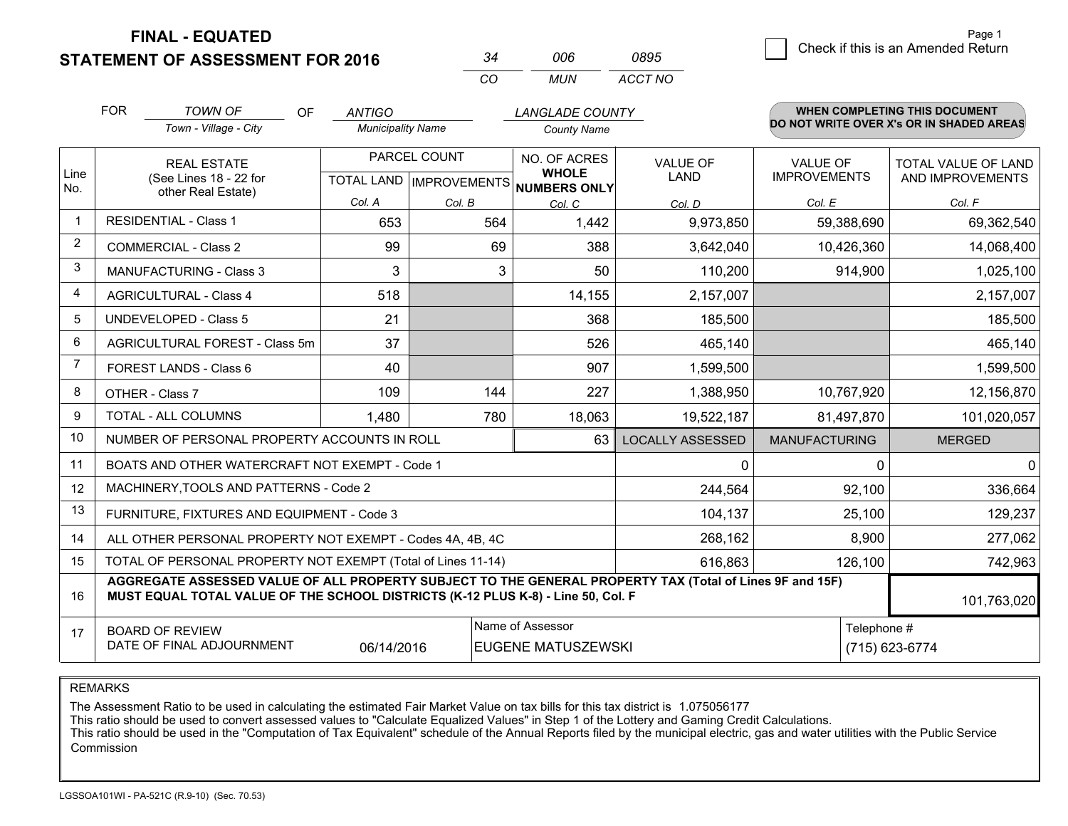**FINAL - EQUATED**

**STATEMENT OF ASSESSMENT FOR 2016**

| 34 | 006 | 0895 |
|---|---|---|
| CO | MUN | ACCT NO |

Page 1

☐ Check if this is an Amended Return

FOR *TOWN OF* (Town - Village - City) OF *ANTIGO* (Municipality Name) *LANGLADE COUNTY* (County Name)

**WHEN COMPLETING THIS DOCUMENT DO NOT WRITE OVER X's OR IN SHADED AREAS**

| Line No. | REAL ESTATE (See Lines 18 - 22 for other Real Estate) | PARCEL COUNT TOTAL LAND Col. A | PARCEL COUNT IMPROVEMENTS Col. B | NO. OF ACRES WHOLE NUMBERS ONLY Col. C | VALUE OF LAND Col. D | VALUE OF IMPROVEMENTS Col. E | TOTAL VALUE OF LAND AND IMPROVEMENTS Col. F |
|---|---|---|---|---|---|---|---|
| 1 | RESIDENTIAL - Class 1 | 653 | 564 | 1,442 | 9,973,850 | 59,388,690 | 69,362,540 |
| 2 | COMMERCIAL - Class 2 | 99 | 69 | 388 | 3,642,040 | 10,426,360 | 14,068,400 |
| 3 | MANUFACTURING - Class 3 | 3 | 3 | 50 | 110,200 | 914,900 | 1,025,100 |
| 4 | AGRICULTURAL - Class 4 | 518 | | 14,155 | 2,157,007 | | 2,157,007 |
| 5 | UNDEVELOPED - Class 5 | 21 | | 368 | 185,500 | | 185,500 |
| 6 | AGRICULTURAL FOREST - Class 5m | 37 | | 526 | 465,140 | | 465,140 |
| 7 | FOREST LANDS - Class 6 | 40 | | 907 | 1,599,500 | | 1,599,500 |
| 8 | OTHER - Class 7 | 109 | 144 | 227 | 1,388,950 | 10,767,920 | 12,156,870 |
| 9 | TOTAL - ALL COLUMNS | 1,480 | 780 | 18,063 | 19,522,187 | 81,497,870 | 101,020,057 |
| 10 | NUMBER OF PERSONAL PROPERTY ACCOUNTS IN ROLL | | | 63 | LOCALLY ASSESSED | MANUFACTURING | MERGED |
| 11 | BOATS AND OTHER WATERCRAFT NOT EXEMPT - Code 1 | | | | 0 | 0 | 0 |
| 12 | MACHINERY,TOOLS AND PATTERNS - Code 2 | | | | 244,564 | 92,100 | 336,664 |
| 13 | FURNITURE, FIXTURES AND EQUIPMENT - Code 3 | | | | 104,137 | 25,100 | 129,237 |
| 14 | ALL OTHER PERSONAL PROPERTY NOT EXEMPT - Codes 4A, 4B, 4C | | | | 268,162 | 8,900 | 277,062 |
| 15 | TOTAL OF PERSONAL PROPERTY NOT EXEMPT (Total of Lines 11-14) | | | | 616,863 | 126,100 | 742,963 |
| 16 | **AGGREGATE ASSESSED VALUE OF ALL PROPERTY SUBJECT TO THE GENERAL PROPERTY TAX (Total of Lines 9F and 15F) MUST EQUAL TOTAL VALUE OF THE SCHOOL DISTRICTS (K-12 PLUS K-8) - Line 50, Col. F** | | | | | | 101,763,020 |
| 17 | BOARD OF REVIEW DATE OF FINAL ADJOURNMENT | 06/14/2016 | Name of Assessor | EUGENE MATUSZEWSKI | | Telephone # | (715) 623-6774 |

REMARKS

The Assessment Ratio to be used in calculating the estimated Fair Market Value on tax bills for this tax district is 1.075056177
This ratio should be used to convert assessed values to "Calculate Equalized Values" in Step 1 of the Lottery and Gaming Credit Calculations.
This ratio should be used in the "Computation of Tax Equivalent" schedule of the Annual Reports filed by the municipal electric, gas and water utilities with the Public Service Commission

LGSSOA101WI - PA-521C (R.9-10) (Sec. 70.53)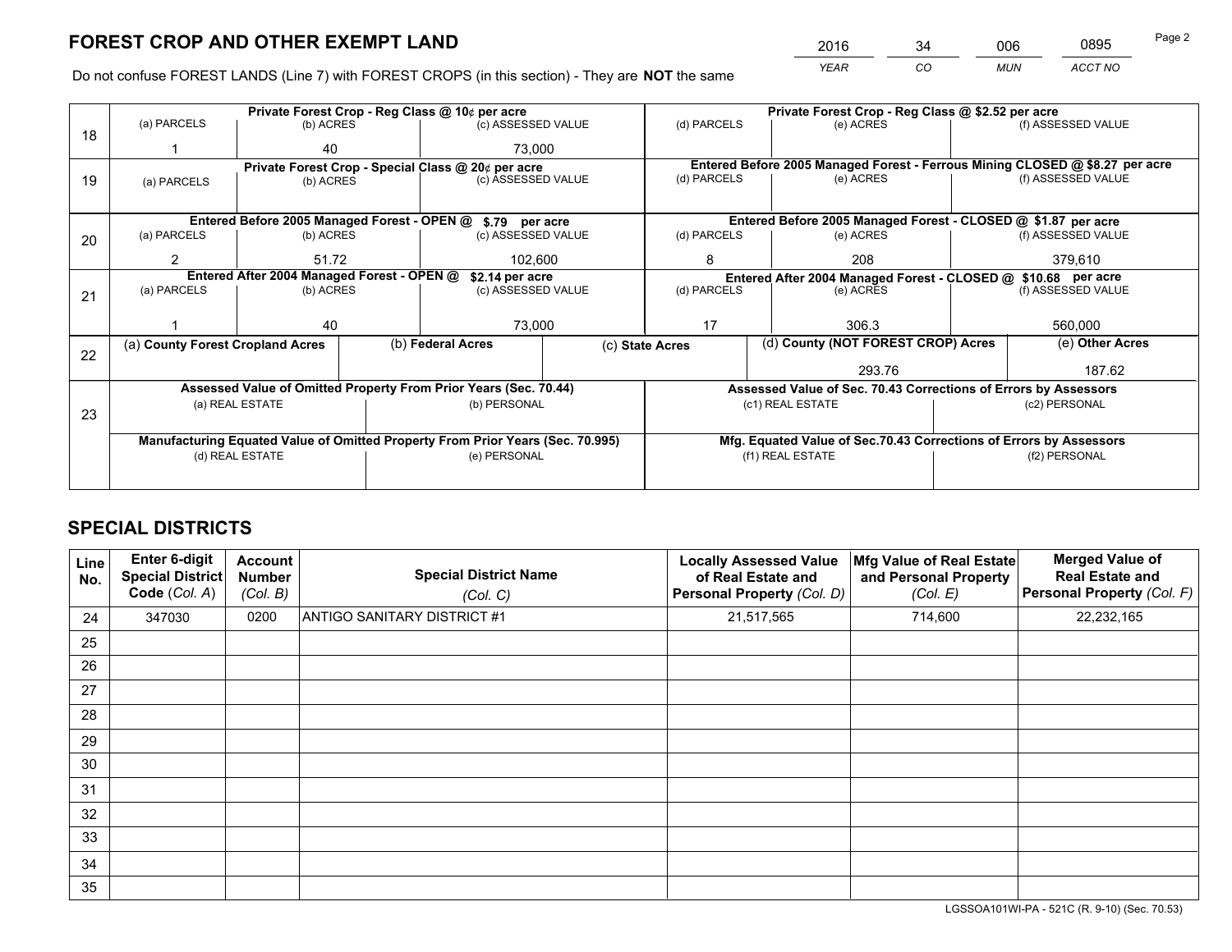# FOREST CROP AND OTHER EXEMPT LAND

| 2016 | 34 | 006 | 0895 |
|---|---|---|---|
| *YEAR* | *CO* | *MUN* | *ACCT NO* |

Do not confuse FOREST LANDS (Line 7) with FOREST CROPS (in this section) - They are **NOT** the same

| Line | Private Forest Crop - Reg Class @ 10¢ per acre | | | Private Forest Crop - Reg Class @ $2.52 per acre | | |
|---|---|---|---|---|---|---|
| 18 | (a) PARCELS | (b) ACRES | (c) ASSESSED VALUE | (d) PARCELS | (e) ACRES | (f) ASSESSED VALUE |
| | 1 | 40 | 73,000 | | | |
| | **Private Forest Crop - Special Class @ 20¢ per acre** | | | **Entered Before 2005 Managed Forest - Ferrous Mining CLOSED @ $8.27 per acre** | | |
| 19 | (a) PARCELS | (b) ACRES | (c) ASSESSED VALUE | (d) PARCELS | (e) ACRES | (f) ASSESSED VALUE |
| | | | | | | |
| | **Entered Before 2005 Managed Forest - OPEN @ $.79 per acre** | | | **Entered Before 2005 Managed Forest - CLOSED @ $1.87 per acre** | | |
| 20 | (a) PARCELS | (b) ACRES | (c) ASSESSED VALUE | (d) PARCELS | (e) ACRES | (f) ASSESSED VALUE |
| | 2 | 51.72 | 102,600 | 8 | 208 | 379,610 |
| | **Entered After 2004 Managed Forest - OPEN @ $2.14 per acre** | | | **Entered After 2004 Managed Forest - CLOSED @ $10.68 per acre** | | |
| 21 | (a) PARCELS | (b) ACRES | (c) ASSESSED VALUE | (d) PARCELS | (e) ACRES | (f) ASSESSED VALUE |
| | 1 | 40 | 73,000 | 17 | 306.3 | 560,000 |

| Line | (a) County Forest Cropland Acres | (b) Federal Acres | (c) State Acres | (d) County (NOT FOREST CROP) Acres | (e) Other Acres |
|---|---|---|---|---|---|
| 22 | | | | 293.76 | 187.62 |

| Line | Assessed Value of Omitted Property From Prior Years (Sec. 70.44) | | Assessed Value of Sec. 70.43 Corrections of Errors by Assessors | |
|---|---|---|---|---|
| 23 | (a) REAL ESTATE | (b) PERSONAL | (c1) REAL ESTATE | (c2) PERSONAL |
| | | | | |
| | **Manufacturing Equated Value of Omitted Property From Prior Years (Sec. 70.995)** | | **Mfg. Equated Value of Sec.70.43 Corrections of Errors by Assessors** | |
| | (d) REAL ESTATE | (e) PERSONAL | (f1) REAL ESTATE | (f2) PERSONAL |
| | | | | |

# SPECIAL DISTRICTS

| Line No. | Enter 6-digit Special District Code (Col. A) | Account Number (Col. B) | Special District Name (Col. C) | Locally Assessed Value of Real Estate and Personal Property (Col. D) | Mfg Value of Real Estate and Personal Property (Col. E) | Merged Value of Real Estate and Personal Property (Col. F) |
|---|---|---|---|---|---|---|
| 24 | 347030 | 0200 | ANTIGO SANITARY DISTRICT #1 | 21,517,565 | 714,600 | 22,232,165 |
| 25 | | | | | | |
| 26 | | | | | | |
| 27 | | | | | | |
| 28 | | | | | | |
| 29 | | | | | | |
| 30 | | | | | | |
| 31 | | | | | | |
| 32 | | | | | | |
| 33 | | | | | | |
| 34 | | | | | | |
| 35 | | | | | | |

LGSSOA101WI-PA - 521C (R. 9-10) (Sec. 70.53)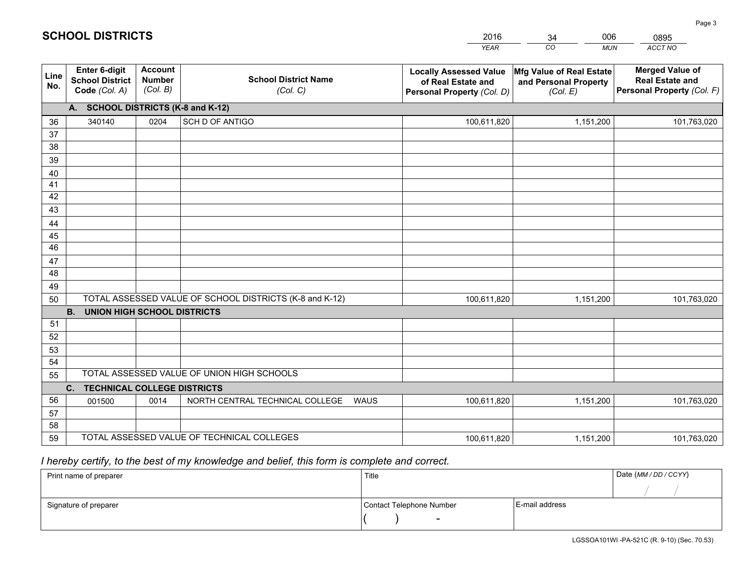# SCHOOL DISTRICTS

| 2016 | 34 | 006 | 0895 |
|---|---|---|---|
| YEAR | CO | MUN | ACCT NO |

| Line No. | Enter 6-digit School District Code (Col. A) | Account Number (Col. B) | School District Name (Col. C) | Locally Assessed Value of Real Estate and Personal Property (Col. D) | Mfg Value of Real Estate and Personal Property (Col. E) | Merged Value of Real Estate and Personal Property (Col. F) |
|---|---|---|---|---|---|---|
| | **A. SCHOOL DISTRICTS (K-8 and K-12)** | | | | | |
| 36 | 340140 | 0204 | SCH D OF ANTIGO | 100,611,820 | 1,151,200 | 101,763,020 |
| 37 | | | | | | |
| 38 | | | | | | |
| 39 | | | | | | |
| 40 | | | | | | |
| 41 | | | | | | |
| 42 | | | | | | |
| 43 | | | | | | |
| 44 | | | | | | |
| 45 | | | | | | |
| 46 | | | | | | |
| 47 | | | | | | |
| 48 | | | | | | |
| 49 | | | | | | |
| 50 | TOTAL ASSESSED VALUE OF SCHOOL DISTRICTS (K-8 and K-12) | | | 100,611,820 | 1,151,200 | 101,763,020 |
| | **B. UNION HIGH SCHOOL DISTRICTS** | | | | | |
| 51 | | | | | | |
| 52 | | | | | | |
| 53 | | | | | | |
| 54 | | | | | | |
| 55 | TOTAL ASSESSED VALUE OF UNION HIGH SCHOOLS | | | | | |
| | **C. TECHNICAL COLLEGE DISTRICTS** | | | | | |
| 56 | 001500 | 0014 | NORTH CENTRAL TECHNICAL COLLEGE WAUS | 100,611,820 | 1,151,200 | 101,763,020 |
| 57 | | | | | | |
| 58 | | | | | | |
| 59 | TOTAL ASSESSED VALUE OF TECHNICAL COLLEGES | | | 100,611,820 | 1,151,200 | 101,763,020 |

*I hereby certify, to the best of my knowledge and belief, this form is complete and correct.*

| Print name of preparer | Title | | Date (MM / DD / CCYY) |
|---|---|---|---|
| | | | / / |
| Signature of preparer | Contact Telephone Number | E-mail address | |
| | ( ) - | | |

LGSSOA101WI -PA-521C (R. 9-10) (Sec. 70.53)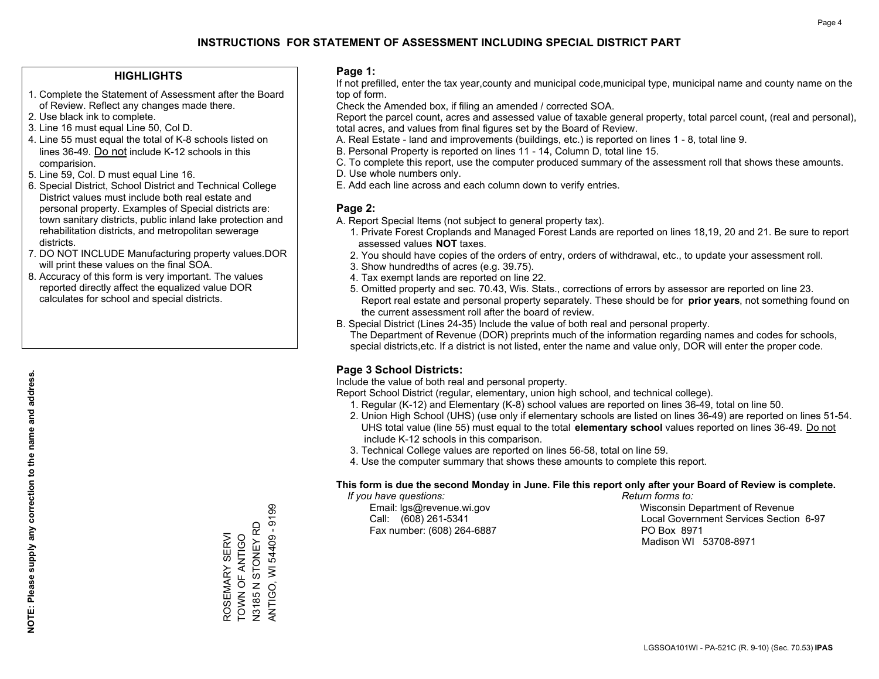# INSTRUCTIONS FOR STATEMENT OF ASSESSMENT INCLUDING SPECIAL DISTRICT PART

## HIGHLIGHTS

1. Complete the Statement of Assessment after the Board of Review. Reflect any changes made there.
2. Use black ink to complete.
3. Line 16 must equal Line 50, Col D.
4. Line 55 must equal the total of K-8 schools listed on lines 36-49. Do not include K-12 schools in this comparision.
5. Line 59, Col. D must equal Line 16.
6. Special District, School District and Technical College District values must include both real estate and personal property. Examples of Special districts are: town sanitary districts, public inland lake protection and rehabilitation districts, and metropolitan sewerage districts.
7. DO NOT INCLUDE Manufacturing property values.DOR will print these values on the final SOA.
8. Accuracy of this form is very important. The values reported directly affect the equalized value DOR calculates for school and special districts.

**NOTE: Please supply any correction to the name and address.**

ROSEMARY SERVI
TOWN OF ANTIGO
N3185 N STONEY RD
ANTIGO, WI 54409 - 9199

## Page 1:

If not prefilled, enter the tax year,county and municipal code,municipal type, municipal name and county name on the top of form.

Check the Amended box, if filing an amended / corrected SOA.

Report the parcel count, acres and assessed value of taxable general property, total parcel count, (real and personal), total acres, and values from final figures set by the Board of Review.

A. Real Estate - land and improvements (buildings, etc.) is reported on lines 1 - 8, total line 9.
B. Personal Property is reported on lines 11 - 14, Column D, total line 15.
C. To complete this report, use the computer produced summary of the assessment roll that shows these amounts.
D. Use whole numbers only.
E. Add each line across and each column down to verify entries.

## Page 2:

A. Report Special Items (not subject to general property tax).
   1. Private Forest Croplands and Managed Forest Lands are reported on lines 18,19, 20 and 21. Be sure to report assessed values **NOT** taxes.
   2. You should have copies of the orders of entry, orders of withdrawal, etc., to update your assessment roll.
   3. Show hundredths of acres (e.g. 39.75).
   4. Tax exempt lands are reported on line 22.
   5. Omitted property and sec. 70.43, Wis. Stats., corrections of errors by assessor are reported on line 23. Report real estate and personal property separately. These should be for **prior years**, not something found on the current assessment roll after the board of review.
B. Special District (Lines 24-35) Include the value of both real and personal property.
   The Department of Revenue (DOR) preprints much of the information regarding names and codes for schools, special districts,etc. If a district is not listed, enter the name and value only, DOR will enter the proper code.

## Page 3 School Districts:

Include the value of both real and personal property.

Report School District (regular, elementary, union high school, and technical college).

1. Regular (K-12) and Elementary (K-8) school values are reported on lines 36-49, total on line 50.
2. Union High School (UHS) (use only if elementary schools are listed on lines 36-49) are reported on lines 51-54. UHS total value (line 55) must equal to the total **elementary school** values reported on lines 36-49. Do not include K-12 schools in this comparison.
3. Technical College values are reported on lines 56-58, total on line 59.
4. Use the computer summary that shows these amounts to complete this report.

**This form is due the second Monday in June. File this report only after your Board of Review is complete.**

*If you have questions:*
Email: lgs@revenue.wi.gov
Call: (608) 261-5341
Fax number: (608) 264-6887

*Return forms to:*
Wisconsin Department of Revenue
Local Government Services Section 6-97
PO Box 8971
Madison WI 53708-8971

LGSSOA101WI - PA-521C (R. 9-10) (Sec. 70.53) **IPAS**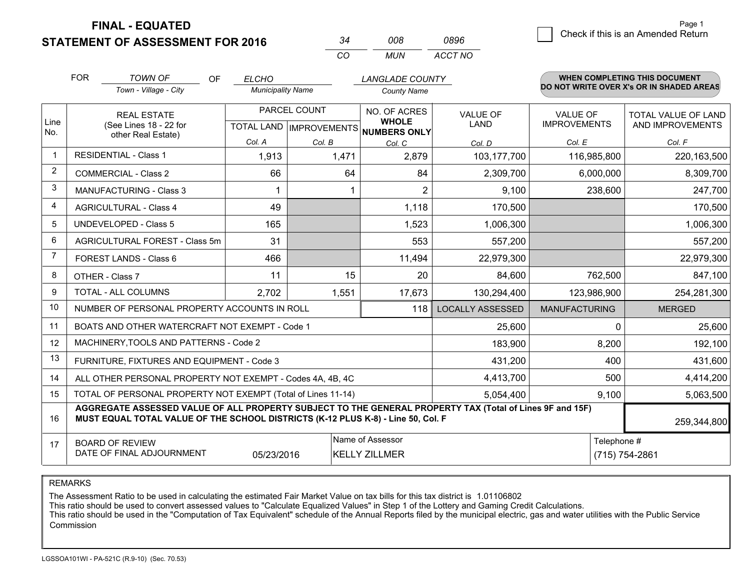# FINAL - EQUATED
## STATEMENT OF ASSESSMENT FOR 2016

| 34 | 008 | 0896 |
|---|---|---|
| CO | MUN | ACCT NO |

Page 1

☐ Check if this is an Amended Return

FOR *TOWN OF* OF *ELCHO* *LANGLADE COUNTY*

Town - Village - City | Municipality Name | County Name

**WHEN COMPLETING THIS DOCUMENT DO NOT WRITE OVER X's OR IN SHADED AREAS**

| Line No. | REAL ESTATE (See Lines 18 - 22 for other Real Estate) | PARCEL COUNT | | NO. OF ACRES WHOLE NUMBERS ONLY | VALUE OF LAND | VALUE OF IMPROVEMENTS | TOTAL VALUE OF LAND AND IMPROVEMENTS |
|---|---|---|---|---|---|---|---|
| | | TOTAL LAND | IMPROVEMENTS | | | | |
| | | Col. A | Col. B | Col. C | Col. D | Col. E | Col. F |
| 1 | RESIDENTIAL - Class 1 | 1,913 | 1,471 | 2,879 | 103,177,700 | 116,985,800 | 220,163,500 |
| 2 | COMMERCIAL - Class 2 | 66 | 64 | 84 | 2,309,700 | 6,000,000 | 8,309,700 |
| 3 | MANUFACTURING - Class 3 | 1 | 1 | 2 | 9,100 | 238,600 | 247,700 |
| 4 | AGRICULTURAL - Class 4 | 49 | | 1,118 | 170,500 | | 170,500 |
| 5 | UNDEVELOPED - Class 5 | 165 | | 1,523 | 1,006,300 | | 1,006,300 |
| 6 | AGRICULTURAL FOREST - Class 5m | 31 | | 553 | 557,200 | | 557,200 |
| 7 | FOREST LANDS - Class 6 | 466 | | 11,494 | 22,979,300 | | 22,979,300 |
| 8 | OTHER - Class 7 | 11 | 15 | 20 | 84,600 | 762,500 | 847,100 |
| 9 | TOTAL - ALL COLUMNS | 2,702 | 1,551 | 17,673 | 130,294,400 | 123,986,900 | 254,281,300 |
| 10 | NUMBER OF PERSONAL PROPERTY ACCOUNTS IN ROLL | | | 118 | LOCALLY ASSESSED | MANUFACTURING | MERGED |
| 11 | BOATS AND OTHER WATERCRAFT NOT EXEMPT - Code 1 | | | | 25,600 | 0 | 25,600 |
| 12 | MACHINERY,TOOLS AND PATTERNS - Code 2 | | | | 183,900 | 8,200 | 192,100 |
| 13 | FURNITURE, FIXTURES AND EQUIPMENT - Code 3 | | | | 431,200 | 400 | 431,600 |
| 14 | ALL OTHER PERSONAL PROPERTY NOT EXEMPT - Codes 4A, 4B, 4C | | | | 4,413,700 | 500 | 4,414,200 |
| 15 | TOTAL OF PERSONAL PROPERTY NOT EXEMPT (Total of Lines 11-14) | | | | 5,054,400 | 9,100 | 5,063,500 |
| 16 | **AGGREGATE ASSESSED VALUE OF ALL PROPERTY SUBJECT TO THE GENERAL PROPERTY TAX (Total of Lines 9F and 15F) MUST EQUAL TOTAL VALUE OF THE SCHOOL DISTRICTS (K-12 PLUS K-8) - Line 50, Col. F** | | | | | | 259,344,800 |
| 17 | BOARD OF REVIEW DATE OF FINAL ADJOURNMENT | 05/23/2016 | | Name of Assessor: KELLY ZILLMER | | Telephone #: (715) 754-2861 | |

REMARKS

The Assessment Ratio to be used in calculating the estimated Fair Market Value on tax bills for this tax district is 1.01106802
This ratio should be used to convert assessed values to "Calculate Equalized Values" in Step 1 of the Lottery and Gaming Credit Calculations.
This ratio should be used in the "Computation of Tax Equivalent" schedule of the Annual Reports filed by the municipal electric, gas and water utilities with the Public Service Commission

LGSSOA101WI - PA-521C (R.9-10) (Sec. 70.53)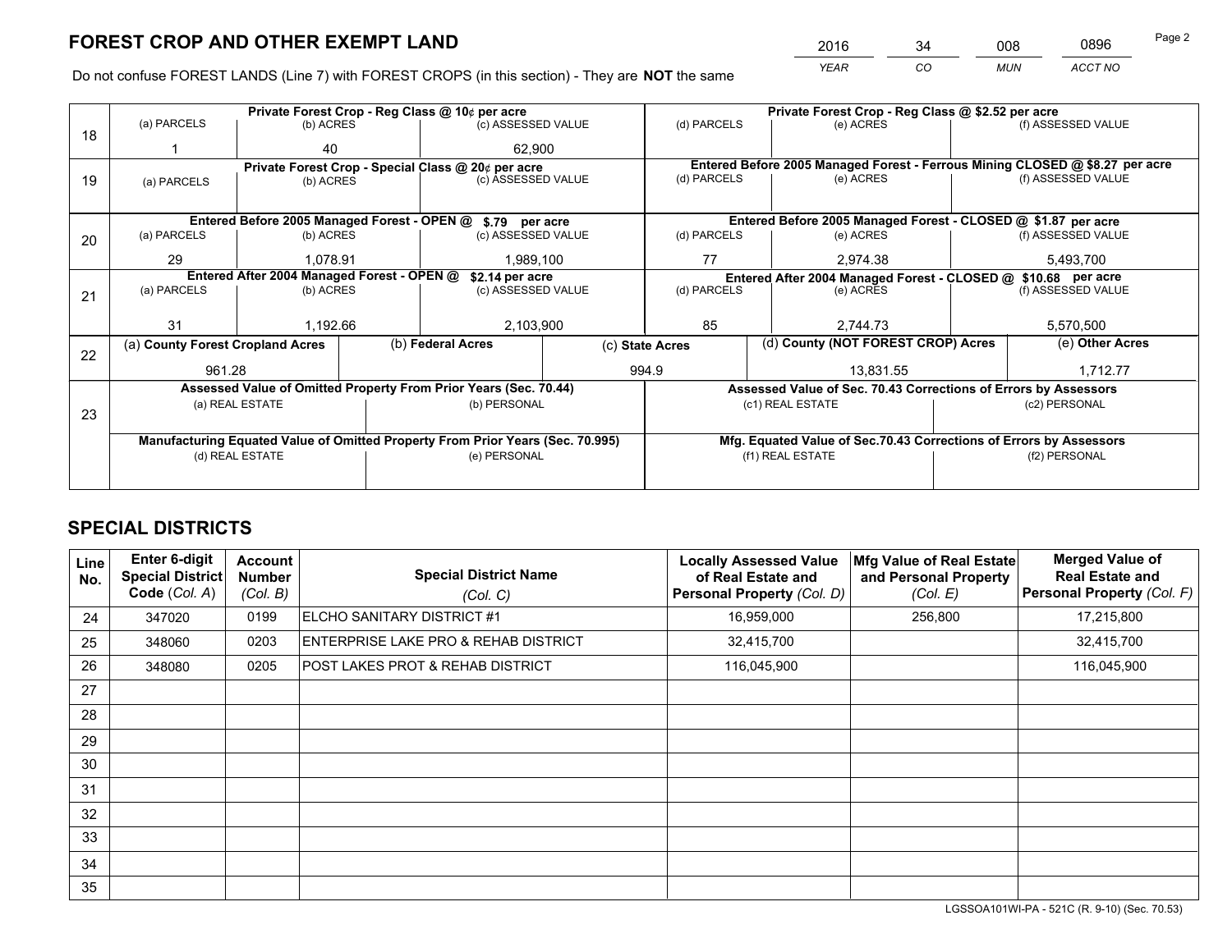# FOREST CROP AND OTHER EXEMPT LAND

| 2016 | 34 | 008 | 0896 |
|---|---|---|---|
| YEAR | CO | MUN | ACCT NO |

Do not confuse FOREST LANDS (Line 7) with FOREST CROPS (in this section) - They are **NOT** the same

| Line | | | | | | |
|---|---|---|---|---|---|---|
| 18 | Private Forest Crop - Reg Class @ 10¢ per acre | | | Private Forest Crop - Reg Class @ $2.52 per acre | | |
| | (a) PARCELS | (b) ACRES | (c) ASSESSED VALUE | (d) PARCELS | (e) ACRES | (f) ASSESSED VALUE |
| | 1 | 40 | 62,900 | | | |
| 19 | Private Forest Crop - Special Class @ 20¢ per acre | | | Entered Before 2005 Managed Forest - Ferrous Mining CLOSED @ $8.27 per acre | | |
| | (a) PARCELS | (b) ACRES | (c) ASSESSED VALUE | (d) PARCELS | (e) ACRES | (f) ASSESSED VALUE |
| | | | | | | |
| 20 | Entered Before 2005 Managed Forest - OPEN @ $.79 per acre | | | Entered Before 2005 Managed Forest - CLOSED @ $1.87 per acre | | |
| | (a) PARCELS | (b) ACRES | (c) ASSESSED VALUE | (d) PARCELS | (e) ACRES | (f) ASSESSED VALUE |
| | 29 | 1,078.91 | 1,989,100 | 77 | 2,974.38 | 5,493,700 |
| 21 | Entered After 2004 Managed Forest - OPEN @ $2.14 per acre | | | Entered After 2004 Managed Forest - CLOSED @ $10.68 per acre | | |
| | (a) PARCELS | (b) ACRES | (c) ASSESSED VALUE | (d) PARCELS | (e) ACRES | (f) ASSESSED VALUE |
| | 31 | 1,192.66 | 2,103,900 | 85 | 2,744.73 | 5,570,500 |

| Line | (a) County Forest Cropland Acres | (b) Federal Acres | (c) State Acres | (d) County (NOT FOREST CROP) Acres | (e) Other Acres |
|---|---|---|---|---|---|
| 22 | 961.28 | | 994.9 | 13,831.55 | 1,712.77 |

| Line | Assessed Value of Omitted Property From Prior Years (Sec. 70.44) | | Assessed Value of Sec. 70.43 Corrections of Errors by Assessors | |
|---|---|---|---|---|
| 23 | (a) REAL ESTATE | (b) PERSONAL | (c1) REAL ESTATE | (c2) PERSONAL |
| | | | | |
| | Manufacturing Equated Value of Omitted Property From Prior Years (Sec. 70.995) | | Mfg. Equated Value of Sec.70.43 Corrections of Errors by Assessors | |
| | (d) REAL ESTATE | (e) PERSONAL | (f1) REAL ESTATE | (f2) PERSONAL |
| | | | | |

# SPECIAL DISTRICTS

| Line No. | Enter 6-digit Special District Code (Col. A) | Account Number (Col. B) | Special District Name (Col. C) | Locally Assessed Value of Real Estate and Personal Property (Col. D) | Mfg Value of Real Estate and Personal Property (Col. E) | Merged Value of Real Estate and Personal Property (Col. F) |
|---|---|---|---|---|---|---|
| 24 | 347020 | 0199 | ELCHO SANITARY DISTRICT #1 | 16,959,000 | 256,800 | 17,215,800 |
| 25 | 348060 | 0203 | ENTERPRISE LAKE PRO & REHAB DISTRICT | 32,415,700 | | 32,415,700 |
| 26 | 348080 | 0205 | POST LAKES PROT & REHAB DISTRICT | 116,045,900 | | 116,045,900 |
| 27 | | | | | | |
| 28 | | | | | | |
| 29 | | | | | | |
| 30 | | | | | | |
| 31 | | | | | | |
| 32 | | | | | | |
| 33 | | | | | | |
| 34 | | | | | | |
| 35 | | | | | | |

LGSSOA101WI-PA - 521C (R. 9-10) (Sec. 70.53)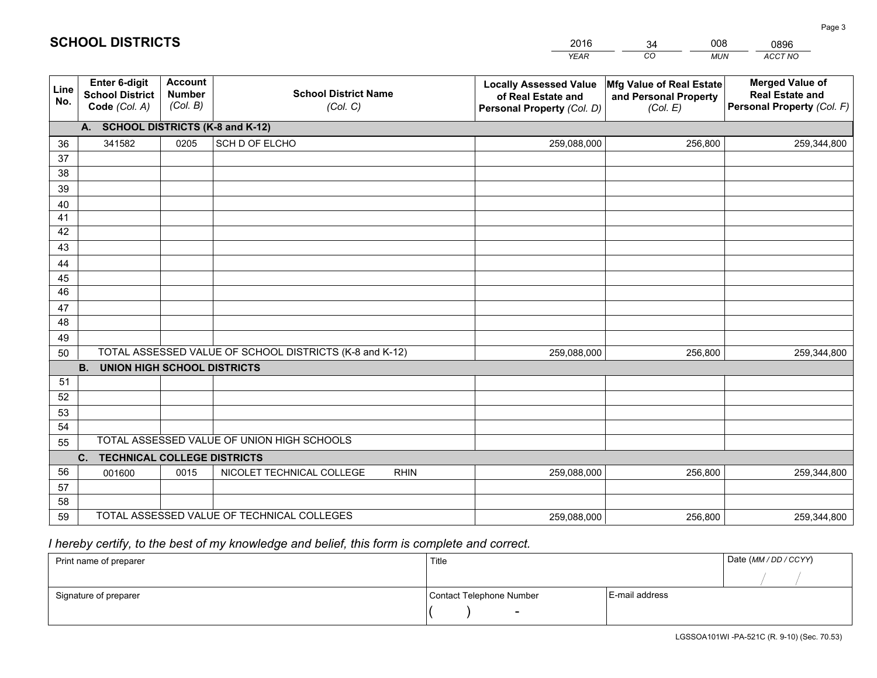# SCHOOL DISTRICTS

| 2016 | 34 | 008 | 0896 |
|---|---|---|---|
| *YEAR* | *CO* | *MUN* | *ACCT NO* |

| Line No. | Enter 6-digit School District Code *(Col. A)* | Account Number *(Col. B)* | School District Name *(Col. C)* | Locally Assessed Value of Real Estate and Personal Property *(Col. D)* | Mfg Value of Real Estate and Personal Property *(Col. E)* | Merged Value of Real Estate and Personal Property *(Col. F)* |
|---|---|---|---|---|---|---|
| **A. SCHOOL DISTRICTS (K-8 and K-12)** | | | | | | |
| 36 | 341582 | 0205 | SCH D OF ELCHO | 259,088,000 | 256,800 | 259,344,800 |
| 37 | | | | | | |
| 38 | | | | | | |
| 39 | | | | | | |
| 40 | | | | | | |
| 41 | | | | | | |
| 42 | | | | | | |
| 43 | | | | | | |
| 44 | | | | | | |
| 45 | | | | | | |
| 46 | | | | | | |
| 47 | | | | | | |
| 48 | | | | | | |
| 49 | | | | | | |
| 50 | TOTAL ASSESSED VALUE OF SCHOOL DISTRICTS (K-8 and K-12) | | | 259,088,000 | 256,800 | 259,344,800 |
| **B. UNION HIGH SCHOOL DISTRICTS** | | | | | | |
| 51 | | | | | | |
| 52 | | | | | | |
| 53 | | | | | | |
| 54 | | | | | | |
| 55 | TOTAL ASSESSED VALUE OF UNION HIGH SCHOOLS | | | | | |
| **C. TECHNICAL COLLEGE DISTRICTS** | | | | | | |
| 56 | 001600 | 0015 | NICOLET TECHNICAL COLLEGE RHIN | 259,088,000 | 256,800 | 259,344,800 |
| 57 | | | | | | |
| 58 | | | | | | |
| 59 | TOTAL ASSESSED VALUE OF TECHNICAL COLLEGES | | | 259,088,000 | 256,800 | 259,344,800 |

*I hereby certify, to the best of my knowledge and belief, this form is complete and correct.*

| Print name of preparer | Title | | Date *(MM / DD / CCYY)* |
|---|---|---|---|
| | | | / / |
| Signature of preparer | Contact Telephone Number | E-mail address | |
| | ( ) - | | |

LGSSOA101WI -PA-521C (R. 9-10) (Sec. 70.53)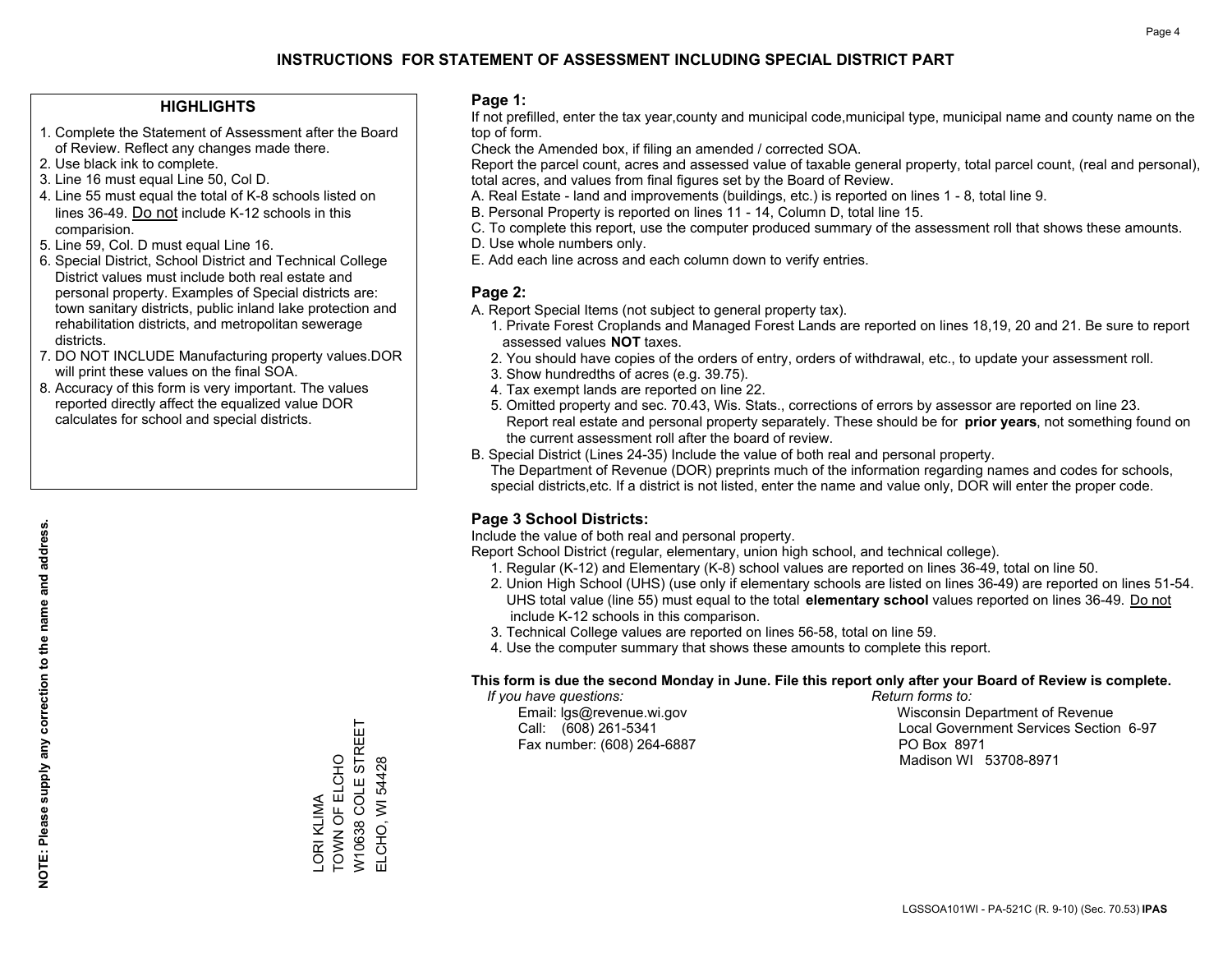# INSTRUCTIONS FOR STATEMENT OF ASSESSMENT INCLUDING SPECIAL DISTRICT PART

## HIGHLIGHTS

1. Complete the Statement of Assessment after the Board of Review. Reflect any changes made there.
2. Use black ink to complete.
3. Line 16 must equal Line 50, Col D.
4. Line 55 must equal the total of K-8 schools listed on lines 36-49. Do not include K-12 schools in this comparision.
5. Line 59, Col. D must equal Line 16.
6. Special District, School District and Technical College District values must include both real estate and personal property. Examples of Special districts are: town sanitary districts, public inland lake protection and rehabilitation districts, and metropolitan sewerage districts.
7. DO NOT INCLUDE Manufacturing property values.DOR will print these values on the final SOA.
8. Accuracy of this form is very important. The values reported directly affect the equalized value DOR calculates for school and special districts.

**NOTE: Please supply any correction to the name and address.**

LORI KLIMA
TOWN OF ELCHO
W10638 COLE STREET
ELCHO, WI 54428

## Page 1:

If not prefilled, enter the tax year,county and municipal code,municipal type, municipal name and county name on the top of form.

Check the Amended box, if filing an amended / corrected SOA.

Report the parcel count, acres and assessed value of taxable general property, total parcel count, (real and personal), total acres, and values from final figures set by the Board of Review.

A. Real Estate - land and improvements (buildings, etc.) is reported on lines 1 - 8, total line 9.
B. Personal Property is reported on lines 11 - 14, Column D, total line 15.
C. To complete this report, use the computer produced summary of the assessment roll that shows these amounts.
D. Use whole numbers only.
E. Add each line across and each column down to verify entries.

## Page 2:

A. Report Special Items (not subject to general property tax).
   1. Private Forest Croplands and Managed Forest Lands are reported on lines 18,19, 20 and 21. Be sure to report assessed values **NOT** taxes.
   2. You should have copies of the orders of entry, orders of withdrawal, etc., to update your assessment roll.
   3. Show hundredths of acres (e.g. 39.75).
   4. Tax exempt lands are reported on line 22.
   5. Omitted property and sec. 70.43, Wis. Stats., corrections of errors by assessor are reported on line 23. Report real estate and personal property separately. These should be for **prior years**, not something found on the current assessment roll after the board of review.
B. Special District (Lines 24-35) Include the value of both real and personal property.
   The Department of Revenue (DOR) preprints much of the information regarding names and codes for schools, special districts,etc. If a district is not listed, enter the name and value only, DOR will enter the proper code.

## Page 3 School Districts:

Include the value of both real and personal property.

Report School District (regular, elementary, union high school, and technical college).

1. Regular (K-12) and Elementary (K-8) school values are reported on lines 36-49, total on line 50.
2. Union High School (UHS) (use only if elementary schools are listed on lines 36-49) are reported on lines 51-54. UHS total value (line 55) must equal to the total **elementary school** values reported on lines 36-49. Do not include K-12 schools in this comparison.
3. Technical College values are reported on lines 56-58, total on line 59.
4. Use the computer summary that shows these amounts to complete this report.

**This form is due the second Monday in June. File this report only after your Board of Review is complete.**

*If you have questions:*
Email: lgs@revenue.wi.gov
Call: (608) 261-5341
Fax number: (608) 264-6887

*Return forms to:*
Wisconsin Department of Revenue
Local Government Services Section 6-97
PO Box 8971
Madison WI 53708-8971

LGSSOA101WI - PA-521C (R. 9-10) (Sec. 70.53) **IPAS**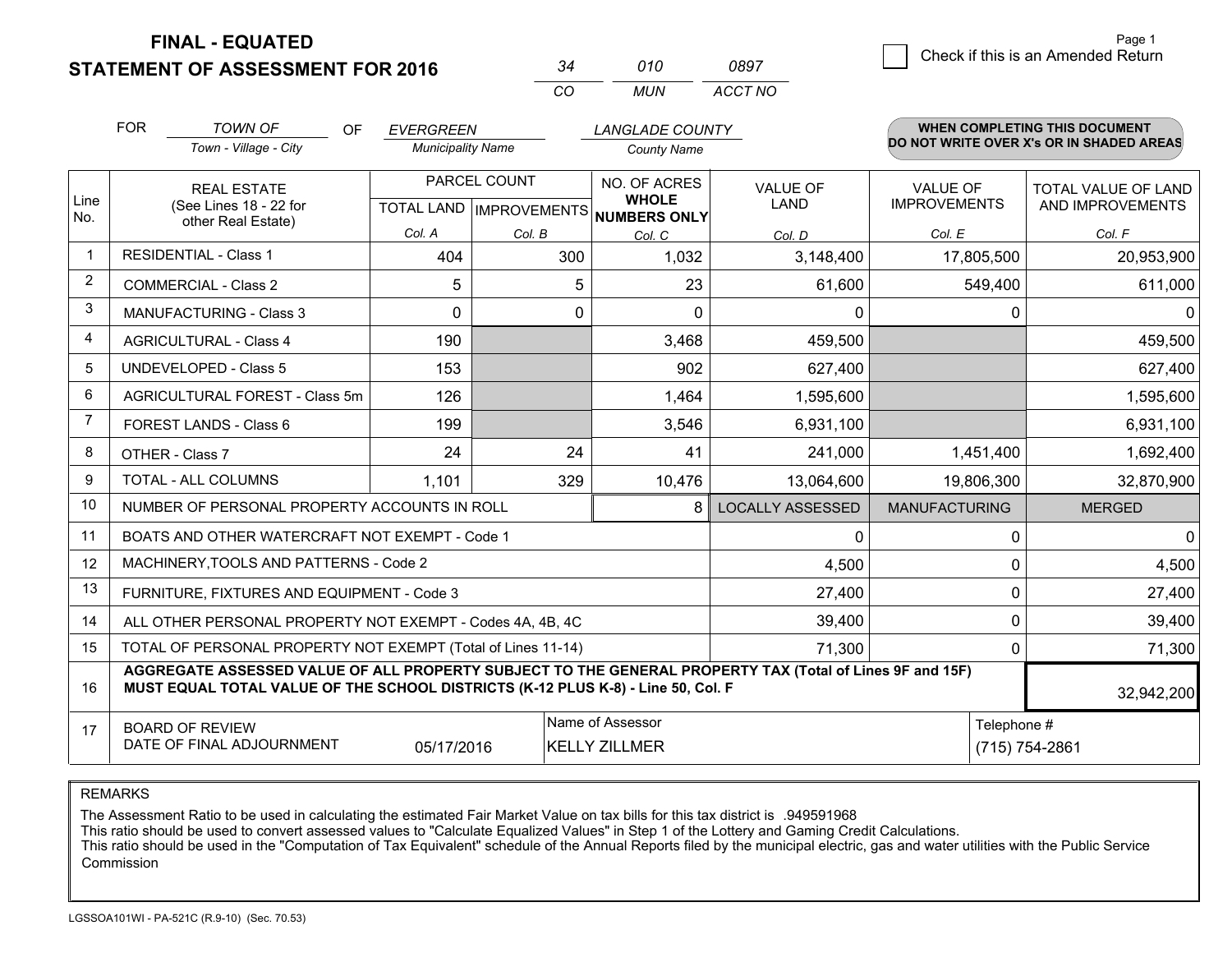# FINAL - EQUATED
## STATEMENT OF ASSESSMENT FOR 2016

| 34 | 010 | 0897 |
|---|---|---|
| CO | MUN | ACCT NO |

Check if this is an Amended Return

FOR *TOWN OF* (Town - Village - City) OF *EVERGREEN* (Municipality Name) *LANGLADE COUNTY* (County Name)

**WHEN COMPLETING THIS DOCUMENT DO NOT WRITE OVER X's OR IN SHADED AREAS**

| Line No. | REAL ESTATE (See Lines 18 - 22 for other Real Estate) | PARCEL COUNT TOTAL LAND Col. A | PARCEL COUNT IMPROVEMENTS Col. B | NO. OF ACRES WHOLE NUMBERS ONLY Col. C | VALUE OF LAND Col. D | VALUE OF IMPROVEMENTS Col. E | TOTAL VALUE OF LAND AND IMPROVEMENTS Col. F |
|---|---|---|---|---|---|---|---|
| 1 | RESIDENTIAL - Class 1 | 404 | 300 | 1,032 | 3,148,400 | 17,805,500 | 20,953,900 |
| 2 | COMMERCIAL - Class 2 | 5 | 5 | 23 | 61,600 | 549,400 | 611,000 |
| 3 | MANUFACTURING - Class 3 | 0 | 0 | 0 | 0 | 0 | 0 |
| 4 | AGRICULTURAL - Class 4 | 190 | | 3,468 | 459,500 | | 459,500 |
| 5 | UNDEVELOPED - Class 5 | 153 | | 902 | 627,400 | | 627,400 |
| 6 | AGRICULTURAL FOREST - Class 5m | 126 | | 1,464 | 1,595,600 | | 1,595,600 |
| 7 | FOREST LANDS - Class 6 | 199 | | 3,546 | 6,931,100 | | 6,931,100 |
| 8 | OTHER - Class 7 | 24 | 24 | 41 | 241,000 | 1,451,400 | 1,692,400 |
| 9 | TOTAL - ALL COLUMNS | 1,101 | 329 | 10,476 | 13,064,600 | 19,806,300 | 32,870,900 |
| 10 | NUMBER OF PERSONAL PROPERTY ACCOUNTS IN ROLL | | | 8 | LOCALLY ASSESSED | MANUFACTURING | MERGED |
| 11 | BOATS AND OTHER WATERCRAFT NOT EXEMPT - Code 1 | | | | 0 | 0 | 0 |
| 12 | MACHINERY,TOOLS AND PATTERNS - Code 2 | | | | 4,500 | 0 | 4,500 |
| 13 | FURNITURE, FIXTURES AND EQUIPMENT - Code 3 | | | | 27,400 | 0 | 27,400 |
| 14 | ALL OTHER PERSONAL PROPERTY NOT EXEMPT - Codes 4A, 4B, 4C | | | | 39,400 | 0 | 39,400 |
| 15 | TOTAL OF PERSONAL PROPERTY NOT EXEMPT (Total of Lines 11-14) | | | | 71,300 | 0 | 71,300 |
| 16 | **AGGREGATE ASSESSED VALUE OF ALL PROPERTY SUBJECT TO THE GENERAL PROPERTY TAX (Total of Lines 9F and 15F) MUST EQUAL TOTAL VALUE OF THE SCHOOL DISTRICTS (K-12 PLUS K-8) - Line 50, Col. F** | | | | | | 32,942,200 |
| 17 | BOARD OF REVIEW DATE OF FINAL ADJOURNMENT | 05/17/2016 | | Name of Assessor: KELLY ZILLMER | | Telephone #: (715) 754-2861 | |

REMARKS

The Assessment Ratio to be used in calculating the estimated Fair Market Value on tax bills for this tax district is .949591968
This ratio should be used to convert assessed values to "Calculate Equalized Values" in Step 1 of the Lottery and Gaming Credit Calculations.
This ratio should be used in the "Computation of Tax Equivalent" schedule of the Annual Reports filed by the municipal electric, gas and water utilities with the Public Service Commission

LGSSOA101WI - PA-521C (R.9-10) (Sec. 70.53)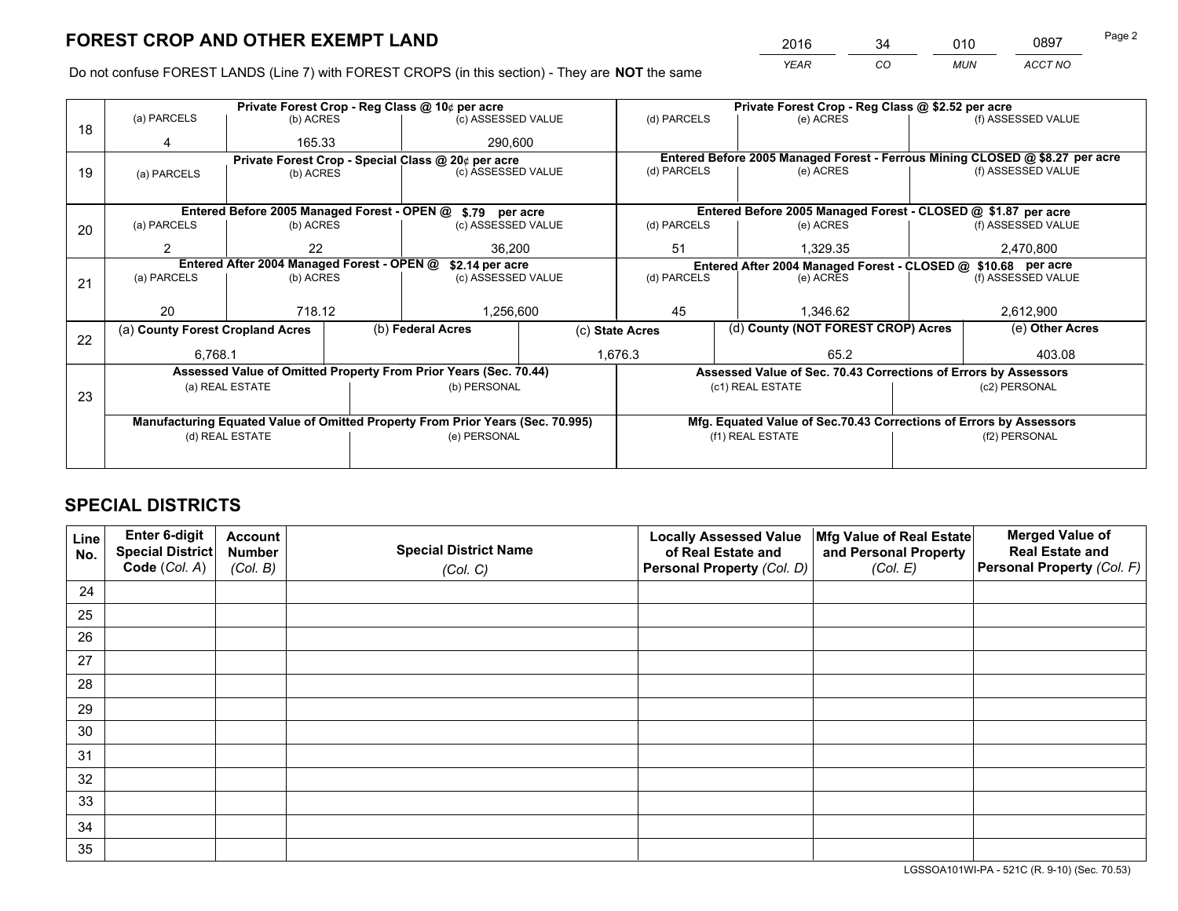# FOREST CROP AND OTHER EXEMPT LAND

| 2016 | 34 | 010 | 0897 |
|---|---|---|---|
| YEAR | CO | MUN | ACCT NO |

Do not confuse FOREST LANDS (Line 7) with FOREST CROPS (in this section) - They are **NOT** the same

| Line | Private Forest Crop - Reg Class @ 10¢ per acre | | | Private Forest Crop - Reg Class @ $2.52 per acre | | |
|---|---|---|---|---|---|---|
| 18 | (a) PARCELS | (b) ACRES | (c) ASSESSED VALUE | (d) PARCELS | (e) ACRES | (f) ASSESSED VALUE |
| | 4 | 165.33 | 290,600 | | | |
| | **Private Forest Crop - Special Class @ 20¢ per acre** | | | **Entered Before 2005 Managed Forest - Ferrous Mining CLOSED @ $8.27 per acre** | | |
| 19 | (a) PARCELS | (b) ACRES | (c) ASSESSED VALUE | (d) PARCELS | (e) ACRES | (f) ASSESSED VALUE |
| | | | | | | |
| | **Entered Before 2005 Managed Forest - OPEN @ $.79 per acre** | | | **Entered Before 2005 Managed Forest - CLOSED @ $1.87 per acre** | | |
| 20 | (a) PARCELS | (b) ACRES | (c) ASSESSED VALUE | (d) PARCELS | (e) ACRES | (f) ASSESSED VALUE |
| | 2 | 22 | 36,200 | 51 | 1,329.35 | 2,470,800 |
| | **Entered After 2004 Managed Forest - OPEN @ $2.14 per acre** | | | **Entered After 2004 Managed Forest - CLOSED @ $10.68 per acre** | | |
| 21 | (a) PARCELS | (b) ACRES | (c) ASSESSED VALUE | (d) PARCELS | (e) ACRES | (f) ASSESSED VALUE |
| | 20 | 718.12 | 1,256,600 | 45 | 1,346.62 | 2,612,900 |

| Line | (a) County Forest Cropland Acres | (b) Federal Acres | (c) State Acres | (d) County (NOT FOREST CROP) Acres | (e) Other Acres |
|---|---|---|---|---|---|
| 22 | 6,768.1 | | 1,676.3 | 65.2 | 403.08 |

| Line | Assessed Value of Omitted Property From Prior Years (Sec. 70.44) | | Assessed Value of Sec. 70.43 Corrections of Errors by Assessors | |
|---|---|---|---|---|
| 23 | (a) REAL ESTATE | (b) PERSONAL | (c1) REAL ESTATE | (c2) PERSONAL |
| | | | | |
| | **Manufacturing Equated Value of Omitted Property From Prior Years (Sec. 70.995)** | | **Mfg. Equated Value of Sec.70.43 Corrections of Errors by Assessors** | |
| | (d) REAL ESTATE | (e) PERSONAL | (f1) REAL ESTATE | (f2) PERSONAL |
| | | | | |

# SPECIAL DISTRICTS

| Line No. | Enter 6-digit Special District Code (Col. A) | Account Number (Col. B) | Special District Name (Col. C) | Locally Assessed Value of Real Estate and Personal Property (Col. D) | Mfg Value of Real Estate and Personal Property (Col. E) | Merged Value of Real Estate and Personal Property (Col. F) |
|---|---|---|---|---|---|---|
| 24 | | | | | | |
| 25 | | | | | | |
| 26 | | | | | | |
| 27 | | | | | | |
| 28 | | | | | | |
| 29 | | | | | | |
| 30 | | | | | | |
| 31 | | | | | | |
| 32 | | | | | | |
| 33 | | | | | | |
| 34 | | | | | | |
| 35 | | | | | | |

LGSSOA101WI-PA - 521C (R. 9-10) (Sec. 70.53)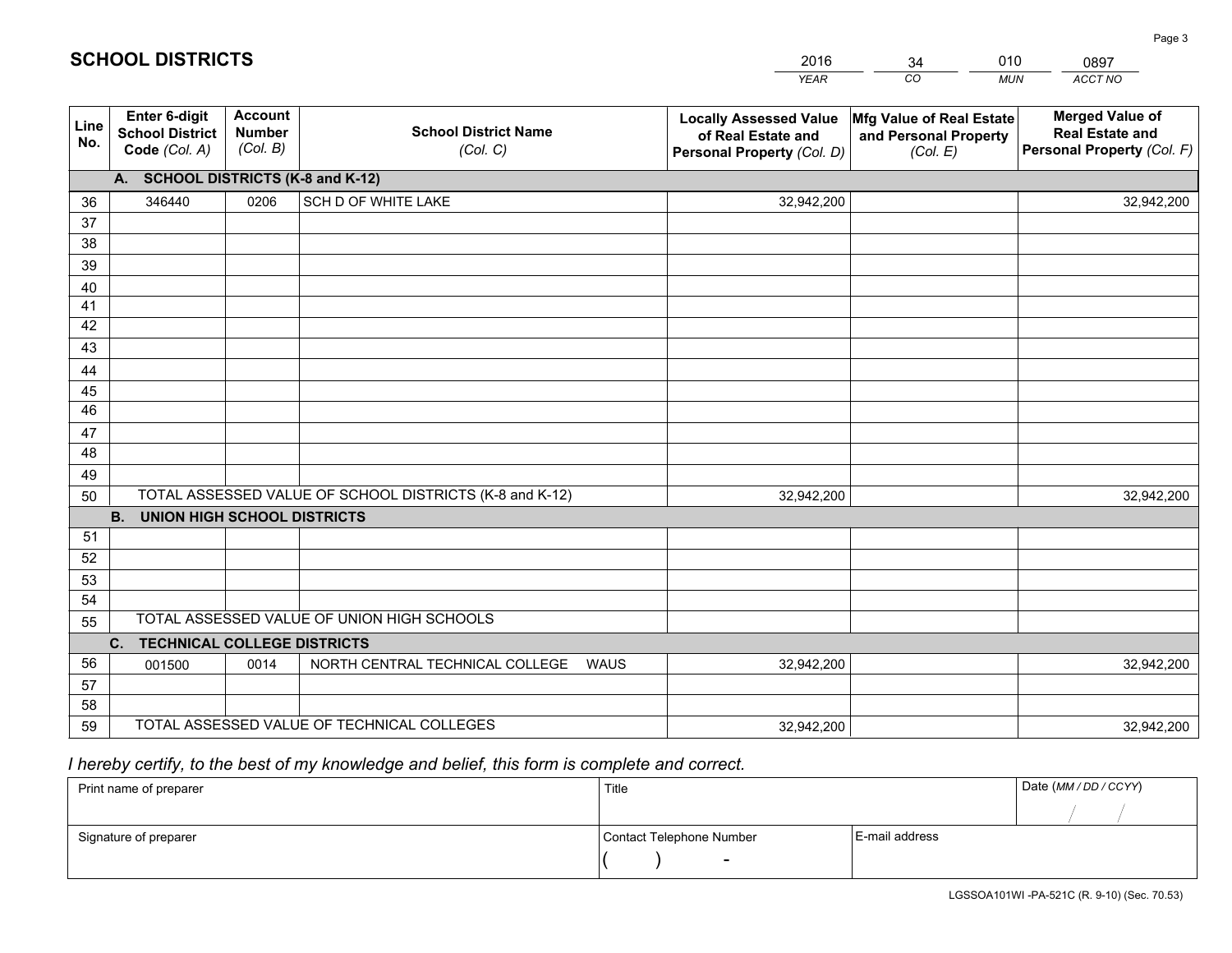# SCHOOL DISTRICTS

| 2016 | 34 | 010 | 0897 |
|---|---|---|---|
| *YEAR* | *CO* | *MUN* | *ACCT NO* |

| Line No. | Enter 6-digit School District Code *(Col. A)* | Account Number *(Col. B)* | School District Name *(Col. C)* | Locally Assessed Value of Real Estate and Personal Property *(Col. D)* | Mfg Value of Real Estate and Personal Property *(Col. E)* | Merged Value of Real Estate and Personal Property *(Col. F)* |
|---|---|---|---|---|---|---|
| | **A. SCHOOL DISTRICTS (K-8 and K-12)** | | | | | |
| 36 | 346440 | 0206 | SCH D OF WHITE LAKE | 32,942,200 | | 32,942,200 |
| 37 | | | | | | |
| 38 | | | | | | |
| 39 | | | | | | |
| 40 | | | | | | |
| 41 | | | | | | |
| 42 | | | | | | |
| 43 | | | | | | |
| 44 | | | | | | |
| 45 | | | | | | |
| 46 | | | | | | |
| 47 | | | | | | |
| 48 | | | | | | |
| 49 | | | | | | |
| 50 | TOTAL ASSESSED VALUE OF SCHOOL DISTRICTS (K-8 and K-12) | | | 32,942,200 | | 32,942,200 |
| | **B. UNION HIGH SCHOOL DISTRICTS** | | | | | |
| 51 | | | | | | |
| 52 | | | | | | |
| 53 | | | | | | |
| 54 | | | | | | |
| 55 | TOTAL ASSESSED VALUE OF UNION HIGH SCHOOLS | | | | | |
| | **C. TECHNICAL COLLEGE DISTRICTS** | | | | | |
| 56 | 001500 | 0014 | NORTH CENTRAL TECHNICAL COLLEGE WAUS | 32,942,200 | | 32,942,200 |
| 57 | | | | | | |
| 58 | | | | | | |
| 59 | TOTAL ASSESSED VALUE OF TECHNICAL COLLEGES | | | 32,942,200 | | 32,942,200 |

*I hereby certify, to the best of my knowledge and belief, this form is complete and correct.*

| Print name of preparer | Title | | Date *(MM / DD / CCYY)* |
|---|---|---|---|
| | | | / / |
| Signature of preparer | Contact Telephone Number | E-mail address | |
| | ( ) - | | |

LGSSOA101WI -PA-521C (R. 9-10) (Sec. 70.53)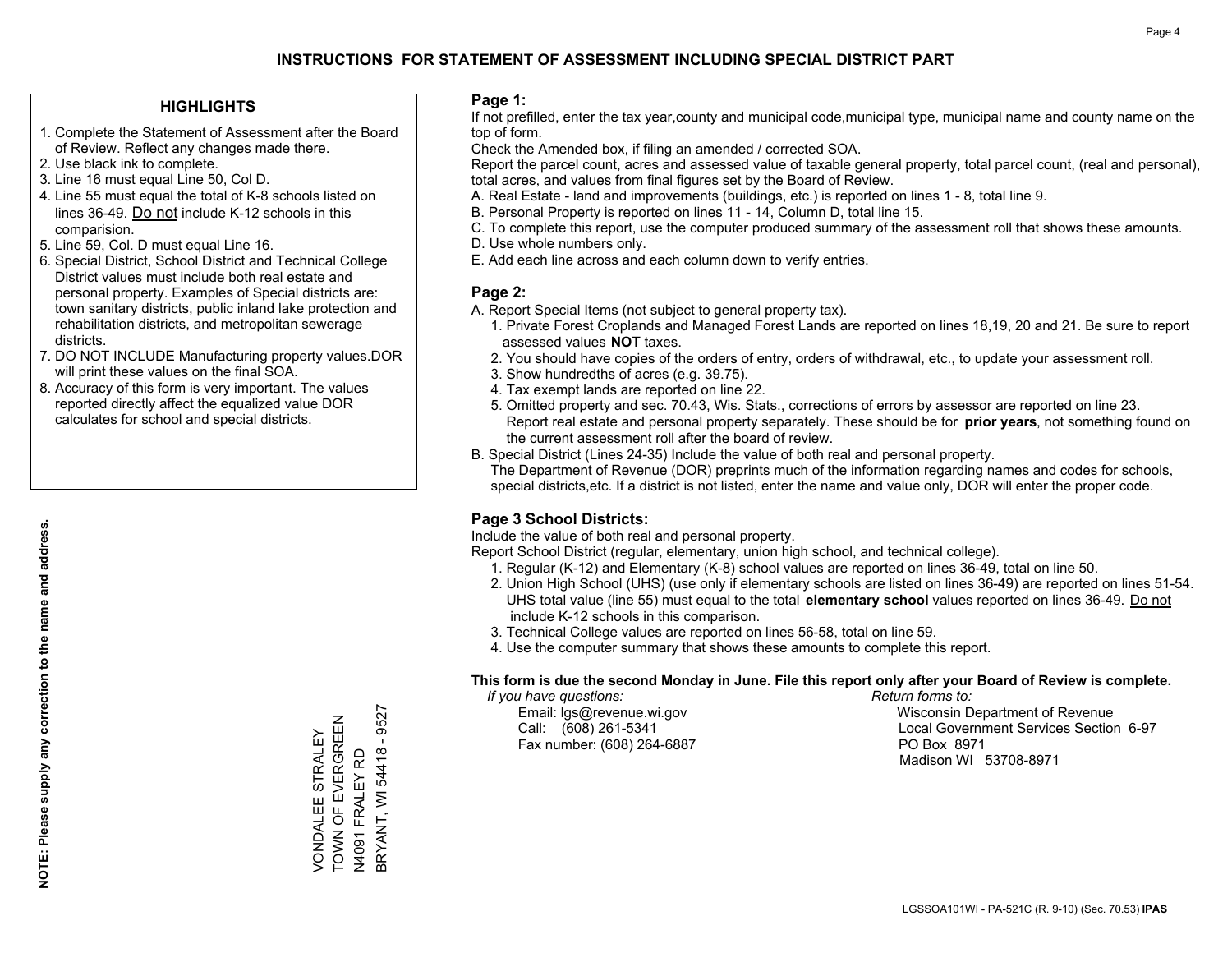# INSTRUCTIONS FOR STATEMENT OF ASSESSMENT INCLUDING SPECIAL DISTRICT PART

## HIGHLIGHTS

1. Complete the Statement of Assessment after the Board of Review. Reflect any changes made there.
2. Use black ink to complete.
3. Line 16 must equal Line 50, Col D.
4. Line 55 must equal the total of K-8 schools listed on lines 36-49. Do not include K-12 schools in this comparision.
5. Line 59, Col. D must equal Line 16.
6. Special District, School District and Technical College District values must include both real estate and personal property. Examples of Special districts are: town sanitary districts, public inland lake protection and rehabilitation districts, and metropolitan sewerage districts.
7. DO NOT INCLUDE Manufacturing property values.DOR will print these values on the final SOA.
8. Accuracy of this form is very important. The values reported directly affect the equalized value DOR calculates for school and special districts.

**NOTE: Please supply any correction to the name and address.**

VONDALEE STRALEY
TOWN OF EVERGREEN
N4091 FRALEY RD
BRYANT, WI 54418 - 9527

## Page 1:

If not prefilled, enter the tax year,county and municipal code,municipal type, municipal name and county name on the top of form.

Check the Amended box, if filing an amended / corrected SOA.

Report the parcel count, acres and assessed value of taxable general property, total parcel count, (real and personal), total acres, and values from final figures set by the Board of Review.

A. Real Estate - land and improvements (buildings, etc.) is reported on lines 1 - 8, total line 9.
B. Personal Property is reported on lines 11 - 14, Column D, total line 15.
C. To complete this report, use the computer produced summary of the assessment roll that shows these amounts.
D. Use whole numbers only.
E. Add each line across and each column down to verify entries.

## Page 2:

A. Report Special Items (not subject to general property tax).
   1. Private Forest Croplands and Managed Forest Lands are reported on lines 18,19, 20 and 21. Be sure to report assessed values **NOT** taxes.
   2. You should have copies of the orders of entry, orders of withdrawal, etc., to update your assessment roll.
   3. Show hundredths of acres (e.g. 39.75).
   4. Tax exempt lands are reported on line 22.
   5. Omitted property and sec. 70.43, Wis. Stats., corrections of errors by assessor are reported on line 23. Report real estate and personal property separately. These should be for **prior years**, not something found on the current assessment roll after the board of review.
B. Special District (Lines 24-35) Include the value of both real and personal property.
   The Department of Revenue (DOR) preprints much of the information regarding names and codes for schools, special districts,etc. If a district is not listed, enter the name and value only, DOR will enter the proper code.

## Page 3 School Districts:

Include the value of both real and personal property.

Report School District (regular, elementary, union high school, and technical college).

1. Regular (K-12) and Elementary (K-8) school values are reported on lines 36-49, total on line 50.
2. Union High School (UHS) (use only if elementary schools are listed on lines 36-49) are reported on lines 51-54. UHS total value (line 55) must equal to the total **elementary school** values reported on lines 36-49. Do not include K-12 schools in this comparison.
3. Technical College values are reported on lines 56-58, total on line 59.
4. Use the computer summary that shows these amounts to complete this report.

**This form is due the second Monday in June. File this report only after your Board of Review is complete.**

*If you have questions:*
Email: lgs@revenue.wi.gov
Call: (608) 261-5341
Fax number: (608) 264-6887

*Return forms to:*
Wisconsin Department of Revenue
Local Government Services Section 6-97
PO Box 8971
Madison WI 53708-8971

LGSSOA101WI - PA-521C (R. 9-10) (Sec. 70.53) **IPAS**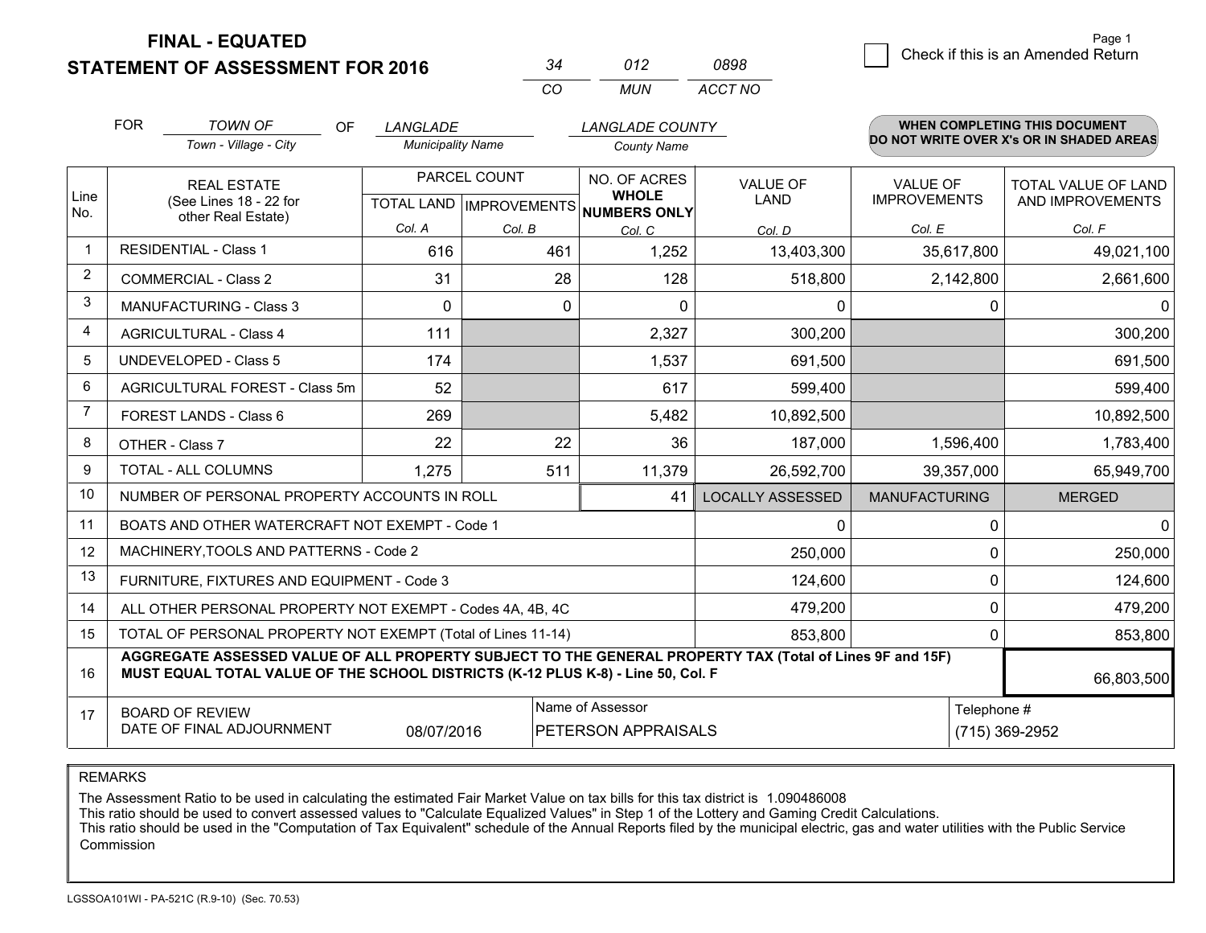# FINAL - EQUATED
## STATEMENT OF ASSESSMENT FOR 2016

| 34 | 012 | 0898 |
|---|---|---|
| CO | MUN | ACCT NO |

Page 1

☐ Check if this is an Amended Return

FOR *TOWN OF* (Town - Village - City) OF *LANGLADE* (Municipality Name) *LANGLADE COUNTY* (County Name)

**WHEN COMPLETING THIS DOCUMENT DO NOT WRITE OVER X's OR IN SHADED AREAS**

| Line No. | REAL ESTATE (See Lines 18 - 22 for other Real Estate) | PARCEL COUNT TOTAL LAND Col. A | PARCEL COUNT IMPROVEMENTS Col. B | NO. OF ACRES WHOLE NUMBERS ONLY Col. C | VALUE OF LAND Col. D | VALUE OF IMPROVEMENTS Col. E | TOTAL VALUE OF LAND AND IMPROVEMENTS Col. F |
|---|---|---|---|---|---|---|---|
| 1 | RESIDENTIAL - Class 1 | 616 | 461 | 1,252 | 13,403,300 | 35,617,800 | 49,021,100 |
| 2 | COMMERCIAL - Class 2 | 31 | 28 | 128 | 518,800 | 2,142,800 | 2,661,600 |
| 3 | MANUFACTURING - Class 3 | 0 | 0 | 0 | 0 | 0 | 0 |
| 4 | AGRICULTURAL - Class 4 | 111 | | 2,327 | 300,200 | | 300,200 |
| 5 | UNDEVELOPED - Class 5 | 174 | | 1,537 | 691,500 | | 691,500 |
| 6 | AGRICULTURAL FOREST - Class 5m | 52 | | 617 | 599,400 | | 599,400 |
| 7 | FOREST LANDS - Class 6 | 269 | | 5,482 | 10,892,500 | | 10,892,500 |
| 8 | OTHER - Class 7 | 22 | 22 | 36 | 187,000 | 1,596,400 | 1,783,400 |
| 9 | TOTAL - ALL COLUMNS | 1,275 | 511 | 11,379 | 26,592,700 | 39,357,000 | 65,949,700 |
| 10 | NUMBER OF PERSONAL PROPERTY ACCOUNTS IN ROLL | | | 41 | LOCALLY ASSESSED | MANUFACTURING | MERGED |
| 11 | BOATS AND OTHER WATERCRAFT NOT EXEMPT - Code 1 | | | | 0 | 0 | 0 |
| 12 | MACHINERY,TOOLS AND PATTERNS - Code 2 | | | | 250,000 | 0 | 250,000 |
| 13 | FURNITURE, FIXTURES AND EQUIPMENT - Code 3 | | | | 124,600 | 0 | 124,600 |
| 14 | ALL OTHER PERSONAL PROPERTY NOT EXEMPT - Codes 4A, 4B, 4C | | | | 479,200 | 0 | 479,200 |
| 15 | TOTAL OF PERSONAL PROPERTY NOT EXEMPT (Total of Lines 11-14) | | | | 853,800 | 0 | 853,800 |
| 16 | **AGGREGATE ASSESSED VALUE OF ALL PROPERTY SUBJECT TO THE GENERAL PROPERTY TAX (Total of Lines 9F and 15F) MUST EQUAL TOTAL VALUE OF THE SCHOOL DISTRICTS (K-12 PLUS K-8) - Line 50, Col. F** | | | | | | 66,803,500 |
| 17 | BOARD OF REVIEW DATE OF FINAL ADJOURNMENT | 08/07/2016 | | Name of Assessor: PETERSON APPRAISALS | | | Telephone #: (715) 369-2952 |

REMARKS

The Assessment Ratio to be used in calculating the estimated Fair Market Value on tax bills for this tax district is 1.090486008
This ratio should be used to convert assessed values to "Calculate Equalized Values" in Step 1 of the Lottery and Gaming Credit Calculations.
This ratio should be used in the "Computation of Tax Equivalent" schedule of the Annual Reports filed by the municipal electric, gas and water utilities with the Public Service Commission

LGSSOA101WI - PA-521C (R.9-10) (Sec. 70.53)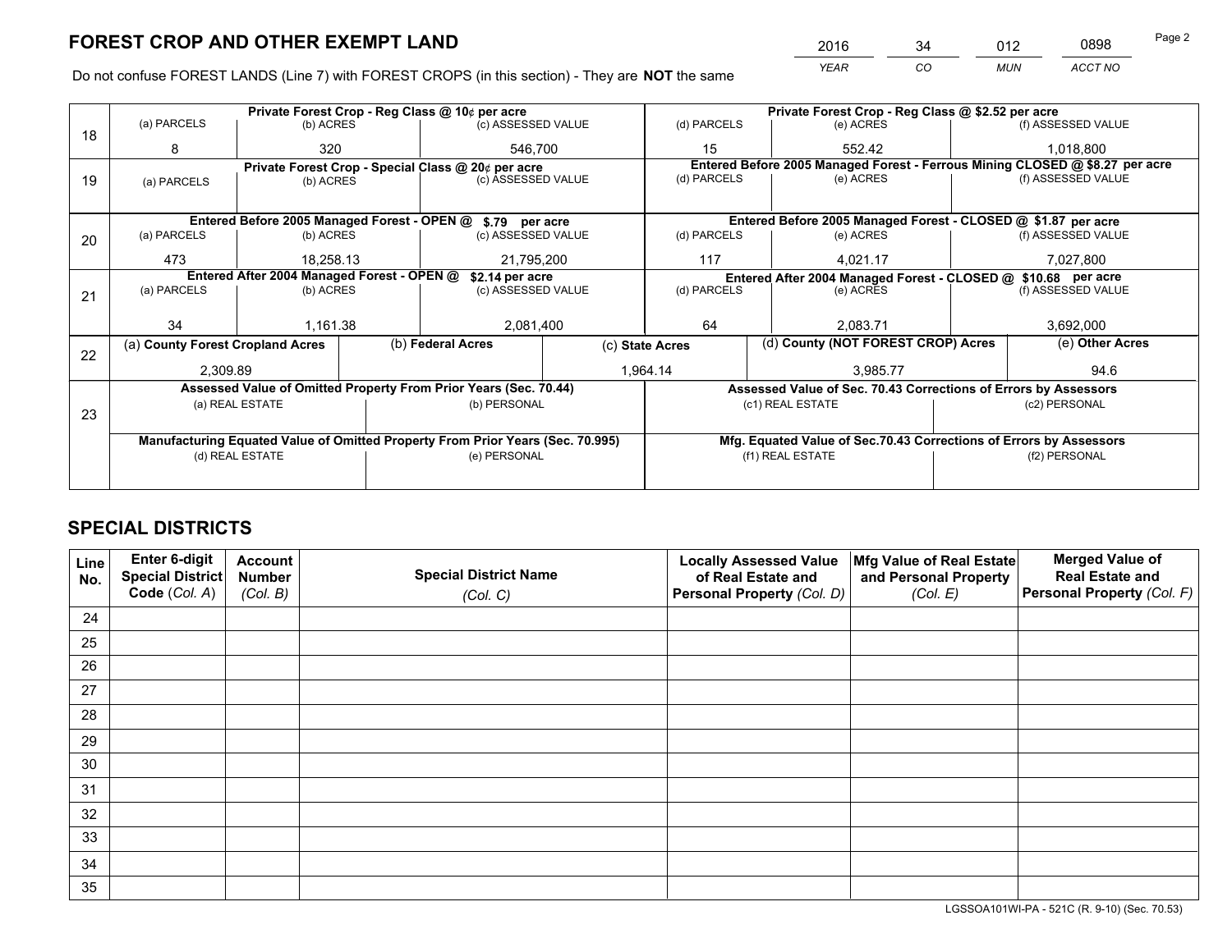## FOREST CROP AND OTHER EXEMPT LAND

| 2016 | 34 | 012 | 0898 |
|---|---|---|---|
| *YEAR* | *CO* | *MUN* | *ACCT NO* |

Do not confuse FOREST LANDS (Line 7) with FOREST CROPS (in this section) - They are **NOT** the same

| Line | Private Forest Crop - Reg Class @ 10¢ per acre | | | Private Forest Crop - Reg Class @ $2.52 per acre | | |
|---|---|---|---|---|---|---|
| | (a) PARCELS | (b) ACRES | (c) ASSESSED VALUE | (d) PARCELS | (e) ACRES | (f) ASSESSED VALUE |
| 18 | 8 | 320 | 546,700 | 15 | 552.42 | 1,018,800 |
| | **Private Forest Crop - Special Class @ 20¢ per acre** | | | **Entered Before 2005 Managed Forest - Ferrous Mining CLOSED @ $8.27 per acre** | | |
| | (a) PARCELS | (b) ACRES | (c) ASSESSED VALUE | (d) PARCELS | (e) ACRES | (f) ASSESSED VALUE |
| 19 | | | | | | |
| | **Entered Before 2005 Managed Forest - OPEN @ $.79 per acre** | | | **Entered Before 2005 Managed Forest - CLOSED @ $1.87 per acre** | | |
| | (a) PARCELS | (b) ACRES | (c) ASSESSED VALUE | (d) PARCELS | (e) ACRES | (f) ASSESSED VALUE |
| 20 | 473 | 18,258.13 | 21,795,200 | 117 | 4,021.17 | 7,027,800 |
| | **Entered After 2004 Managed Forest - OPEN @ $2.14 per acre** | | | **Entered After 2004 Managed Forest - CLOSED @ $10.68 per acre** | | |
| | (a) PARCELS | (b) ACRES | (c) ASSESSED VALUE | (d) PARCELS | (e) ACRES | (f) ASSESSED VALUE |
| 21 | 34 | 1,161.38 | 2,081,400 | 64 | 2,083.71 | 3,692,000 |

| Line | (a) County Forest Cropland Acres | (b) Federal Acres | (c) State Acres | (d) County (NOT FOREST CROP) Acres | (e) Other Acres |
|---|---|---|---|---|---|
| 22 | 2,309.89 | | 1,964.14 | 3,985.77 | 94.6 |

| Line | Assessed Value of Omitted Property From Prior Years (Sec. 70.44) | | Assessed Value of Sec. 70.43 Corrections of Errors by Assessors | |
|---|---|---|---|---|
| | (a) REAL ESTATE | (b) PERSONAL | (c1) REAL ESTATE | (c2) PERSONAL |
| 23 | | | | |
| | **Manufacturing Equated Value of Omitted Property From Prior Years (Sec. 70.995)** | | **Mfg. Equated Value of Sec.70.43 Corrections of Errors by Assessors** | |
| | (d) REAL ESTATE | (e) PERSONAL | (f1) REAL ESTATE | (f2) PERSONAL |
| | | | | |

## SPECIAL DISTRICTS

| Line No. | Enter 6-digit Special District Code (Col. A) | Account Number (Col. B) | Special District Name (Col. C) | Locally Assessed Value of Real Estate and Personal Property (Col. D) | Mfg Value of Real Estate and Personal Property (Col. E) | Merged Value of Real Estate and Personal Property (Col. F) |
|---|---|---|---|---|---|---|
| 24 | | | | | | |
| 25 | | | | | | |
| 26 | | | | | | |
| 27 | | | | | | |
| 28 | | | | | | |
| 29 | | | | | | |
| 30 | | | | | | |
| 31 | | | | | | |
| 32 | | | | | | |
| 33 | | | | | | |
| 34 | | | | | | |
| 35 | | | | | | |

LGSSOA101WI-PA - 521C (R. 9-10) (Sec. 70.53)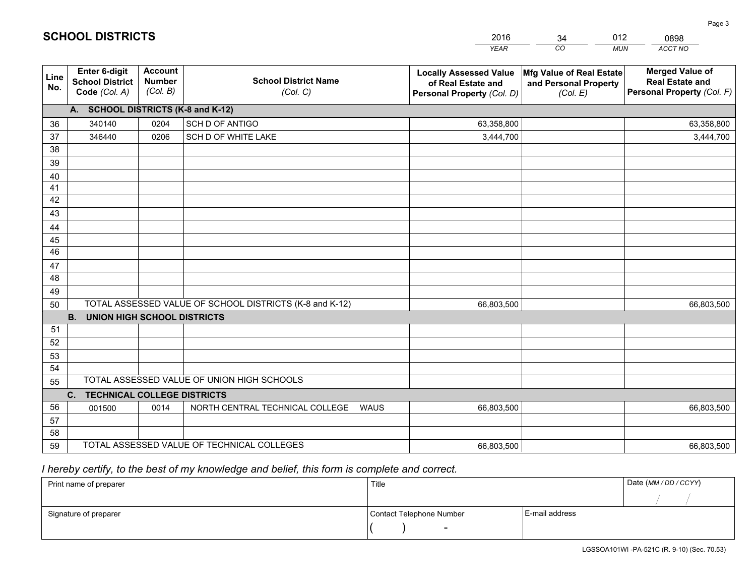# SCHOOL DISTRICTS

| 2016 | 34 | 012 | 0898 |
|---|---|---|---|
| *YEAR* | *CO* | *MUN* | *ACCT NO* |

| Line No. | Enter 6-digit School District Code *(Col. A)* | Account Number *(Col. B)* | School District Name *(Col. C)* | Locally Assessed Value of Real Estate and Personal Property *(Col. D)* | Mfg Value of Real Estate and Personal Property *(Col. E)* | Merged Value of Real Estate and Personal Property *(Col. F)* |
|---|---|---|---|---|---|---|
| **A. SCHOOL DISTRICTS (K-8 and K-12)** | | | | | | |
| 36 | 340140 | 0204 | SCH D OF ANTIGO | 63,358,800 | | 63,358,800 |
| 37 | 346440 | 0206 | SCH D OF WHITE LAKE | 3,444,700 | | 3,444,700 |
| 38 | | | | | | |
| 39 | | | | | | |
| 40 | | | | | | |
| 41 | | | | | | |
| 42 | | | | | | |
| 43 | | | | | | |
| 44 | | | | | | |
| 45 | | | | | | |
| 46 | | | | | | |
| 47 | | | | | | |
| 48 | | | | | | |
| 49 | | | | | | |
| 50 | TOTAL ASSESSED VALUE OF SCHOOL DISTRICTS (K-8 and K-12) | | | 66,803,500 | | 66,803,500 |
| **B. UNION HIGH SCHOOL DISTRICTS** | | | | | | |
| 51 | | | | | | |
| 52 | | | | | | |
| 53 | | | | | | |
| 54 | | | | | | |
| 55 | TOTAL ASSESSED VALUE OF UNION HIGH SCHOOLS | | | | | |
| **C. TECHNICAL COLLEGE DISTRICTS** | | | | | | |
| 56 | 001500 | 0014 | NORTH CENTRAL TECHNICAL COLLEGE WAUS | 66,803,500 | | 66,803,500 |
| 57 | | | | | | |
| 58 | | | | | | |
| 59 | TOTAL ASSESSED VALUE OF TECHNICAL COLLEGES | | | 66,803,500 | | 66,803,500 |

*I hereby certify, to the best of my knowledge and belief, this form is complete and correct.*

| Print name of preparer | Title | | Date *(MM / DD / CCYY)* |
|---|---|---|---|
| | | | / / |
| Signature of preparer | Contact Telephone Number | E-mail address | |
| | ( ) - | | |

LGSSOA101WI -PA-521C (R. 9-10) (Sec. 70.53)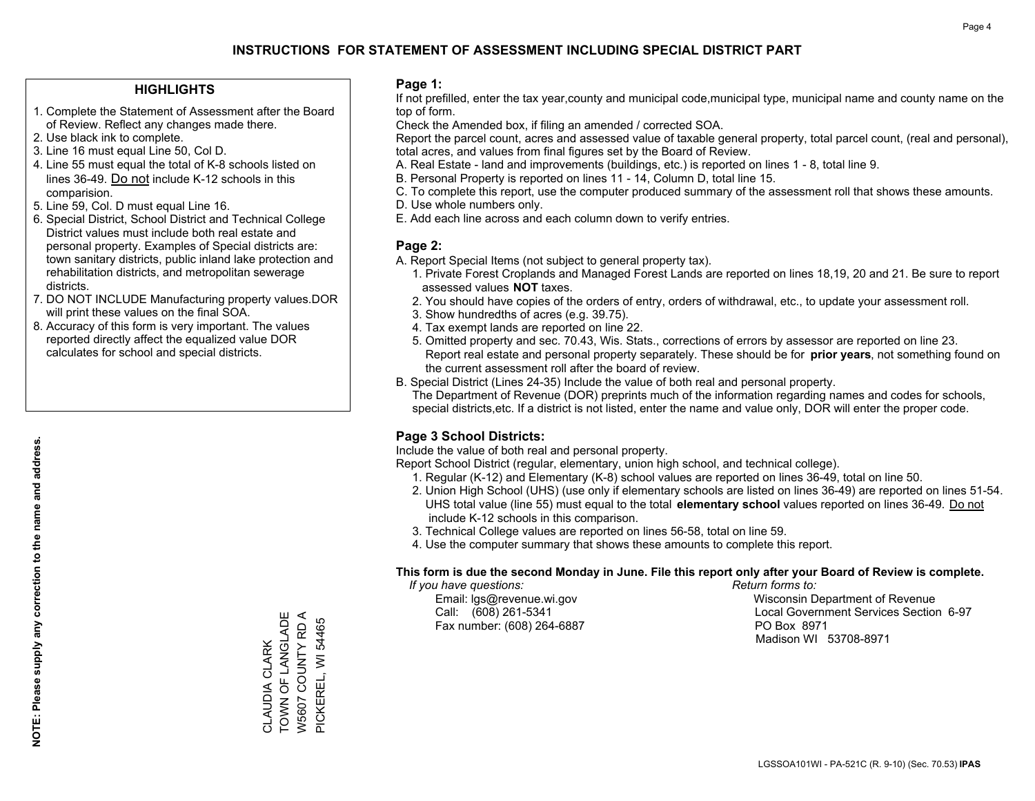# INSTRUCTIONS FOR STATEMENT OF ASSESSMENT INCLUDING SPECIAL DISTRICT PART

## HIGHLIGHTS

1. Complete the Statement of Assessment after the Board of Review. Reflect any changes made there.
2. Use black ink to complete.
3. Line 16 must equal Line 50, Col D.
4. Line 55 must equal the total of K-8 schools listed on lines 36-49. Do not include K-12 schools in this comparision.
5. Line 59, Col. D must equal Line 16.
6. Special District, School District and Technical College District values must include both real estate and personal property. Examples of Special districts are: town sanitary districts, public inland lake protection and rehabilitation districts, and metropolitan sewerage districts.
7. DO NOT INCLUDE Manufacturing property values.DOR will print these values on the final SOA.
8. Accuracy of this form is very important. The values reported directly affect the equalized value DOR calculates for school and special districts.

**NOTE: Please supply any correction to the name and address.**

CLAUDIA CLARK
TOWN OF LANGLADE
W5607 COUNTY RD A
PICKEREL, WI 54465

## Page 1:

If not prefilled, enter the tax year,county and municipal code,municipal type, municipal name and county name on the top of form.

Check the Amended box, if filing an amended / corrected SOA.

Report the parcel count, acres and assessed value of taxable general property, total parcel count, (real and personal), total acres, and values from final figures set by the Board of Review.

A. Real Estate - land and improvements (buildings, etc.) is reported on lines 1 - 8, total line 9.
B. Personal Property is reported on lines 11 - 14, Column D, total line 15.
C. To complete this report, use the computer produced summary of the assessment roll that shows these amounts.
D. Use whole numbers only.
E. Add each line across and each column down to verify entries.

## Page 2:

A. Report Special Items (not subject to general property tax).
   1. Private Forest Croplands and Managed Forest Lands are reported on lines 18,19, 20 and 21. Be sure to report assessed values **NOT** taxes.
   2. You should have copies of the orders of entry, orders of withdrawal, etc., to update your assessment roll.
   3. Show hundredths of acres (e.g. 39.75).
   4. Tax exempt lands are reported on line 22.
   5. Omitted property and sec. 70.43, Wis. Stats., corrections of errors by assessor are reported on line 23. Report real estate and personal property separately. These should be for **prior years**, not something found on the current assessment roll after the board of review.

B. Special District (Lines 24-35) Include the value of both real and personal property.
   The Department of Revenue (DOR) preprints much of the information regarding names and codes for schools, special districts,etc. If a district is not listed, enter the name and value only, DOR will enter the proper code.

## Page 3 School Districts:

Include the value of both real and personal property.

Report School District (regular, elementary, union high school, and technical college).

1. Regular (K-12) and Elementary (K-8) school values are reported on lines 36-49, total on line 50.
2. Union High School (UHS) (use only if elementary schools are listed on lines 36-49) are reported on lines 51-54. UHS total value (line 55) must equal to the total **elementary school** values reported on lines 36-49. Do not include K-12 schools in this comparison.
3. Technical College values are reported on lines 56-58, total on line 59.
4. Use the computer summary that shows these amounts to complete this report.

**This form is due the second Monday in June. File this report only after your Board of Review is complete.**

*If you have questions:*
Email: lgs@revenue.wi.gov
Call: (608) 261-5341
Fax number: (608) 264-6887

*Return forms to:*
Wisconsin Department of Revenue
Local Government Services Section 6-97
PO Box 8971
Madison WI 53708-8971

LGSSOA101WI - PA-521C (R. 9-10) (Sec. 70.53) **IPAS**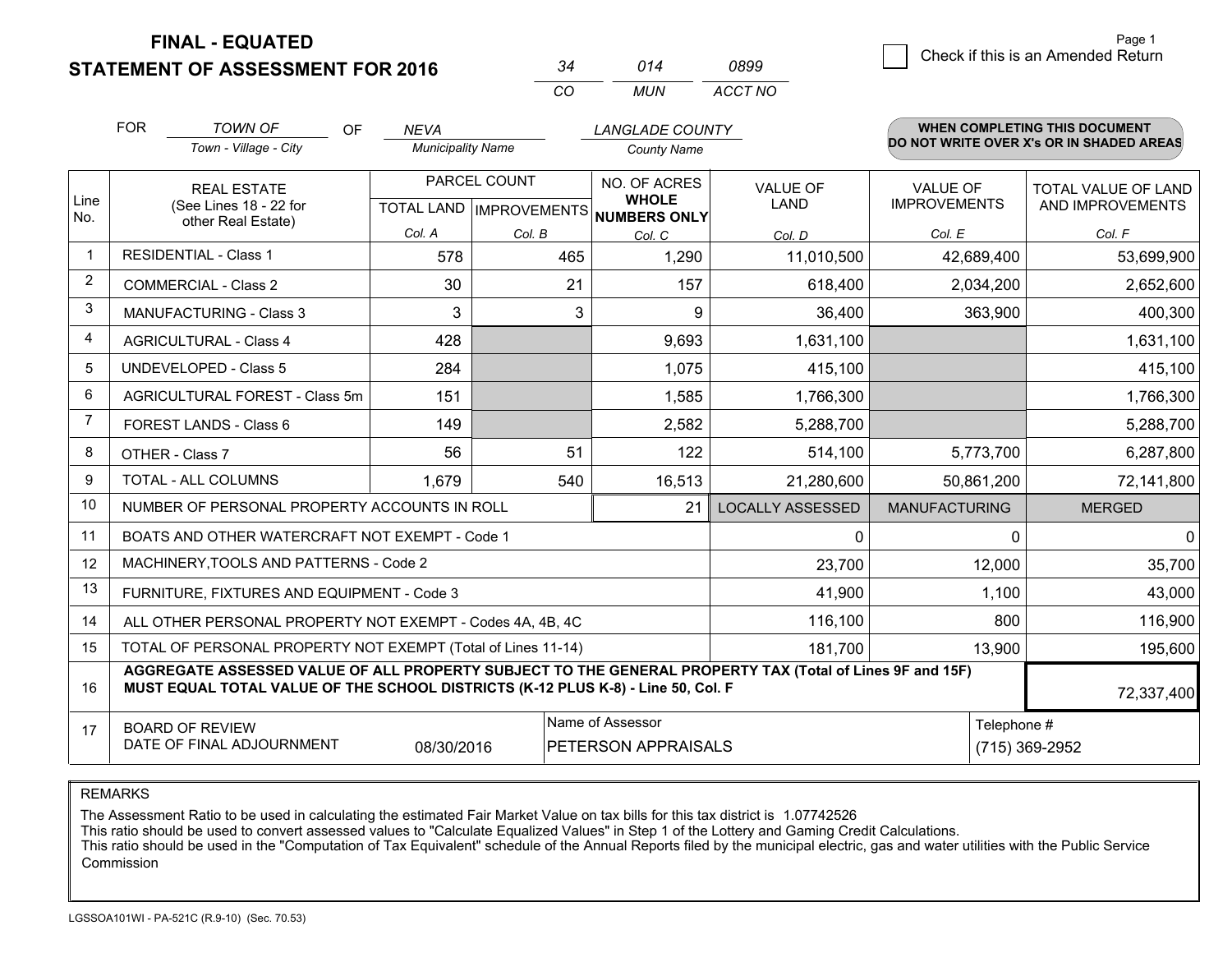**FINAL - EQUATED**

**STATEMENT OF ASSESSMENT FOR 2016**

| 34 | 014 | 0899 |
|---|---|---|
| CO | MUN | ACCT NO |

Page 1

☐ Check if this is an Amended Return

FOR *TOWN OF* (Town - Village - City) OF *NEVA* (Municipality Name) *LANGLADE COUNTY* (County Name)

**WHEN COMPLETING THIS DOCUMENT DO NOT WRITE OVER X's OR IN SHADED AREAS**

| Line No. | REAL ESTATE (See Lines 18 - 22 for other Real Estate) | PARCEL COUNT TOTAL LAND Col. A | PARCEL COUNT IMPROVEMENTS Col. B | NO. OF ACRES WHOLE NUMBERS ONLY Col. C | VALUE OF LAND Col. D | VALUE OF IMPROVEMENTS Col. E | TOTAL VALUE OF LAND AND IMPROVEMENTS Col. F |
|---|---|---|---|---|---|---|---|
| 1 | RESIDENTIAL - Class 1 | 578 | 465 | 1,290 | 11,010,500 | 42,689,400 | 53,699,900 |
| 2 | COMMERCIAL - Class 2 | 30 | 21 | 157 | 618,400 | 2,034,200 | 2,652,600 |
| 3 | MANUFACTURING - Class 3 | 3 | 3 | 9 | 36,400 | 363,900 | 400,300 |
| 4 | AGRICULTURAL - Class 4 | 428 | | 9,693 | 1,631,100 | | 1,631,100 |
| 5 | UNDEVELOPED - Class 5 | 284 | | 1,075 | 415,100 | | 415,100 |
| 6 | AGRICULTURAL FOREST - Class 5m | 151 | | 1,585 | 1,766,300 | | 1,766,300 |
| 7 | FOREST LANDS - Class 6 | 149 | | 2,582 | 5,288,700 | | 5,288,700 |
| 8 | OTHER - Class 7 | 56 | 51 | 122 | 514,100 | 5,773,700 | 6,287,800 |
| 9 | TOTAL - ALL COLUMNS | 1,679 | 540 | 16,513 | 21,280,600 | 50,861,200 | 72,141,800 |
| 10 | NUMBER OF PERSONAL PROPERTY ACCOUNTS IN ROLL | | | 21 | LOCALLY ASSESSED | MANUFACTURING | MERGED |
| 11 | BOATS AND OTHER WATERCRAFT NOT EXEMPT - Code 1 | | | | 0 | 0 | 0 |
| 12 | MACHINERY,TOOLS AND PATTERNS - Code 2 | | | | 23,700 | 12,000 | 35,700 |
| 13 | FURNITURE, FIXTURES AND EQUIPMENT - Code 3 | | | | 41,900 | 1,100 | 43,000 |
| 14 | ALL OTHER PERSONAL PROPERTY NOT EXEMPT - Codes 4A, 4B, 4C | | | | 116,100 | 800 | 116,900 |
| 15 | TOTAL OF PERSONAL PROPERTY NOT EXEMPT (Total of Lines 11-14) | | | | 181,700 | 13,900 | 195,600 |
| 16 | **AGGREGATE ASSESSED VALUE OF ALL PROPERTY SUBJECT TO THE GENERAL PROPERTY TAX (Total of Lines 9F and 15F) MUST EQUAL TOTAL VALUE OF THE SCHOOL DISTRICTS (K-12 PLUS K-8) - Line 50, Col. F** | | | | | | 72,337,400 |
| 17 | BOARD OF REVIEW DATE OF FINAL ADJOURNMENT | 08/30/2016 | Name of Assessor: PETERSON APPRAISALS | | | Telephone #: (715) 369-2952 | |

REMARKS

The Assessment Ratio to be used in calculating the estimated Fair Market Value on tax bills for this tax district is 1.07742526

This ratio should be used to convert assessed values to "Calculate Equalized Values" in Step 1 of the Lottery and Gaming Credit Calculations.

This ratio should be used in the "Computation of Tax Equivalent" schedule of the Annual Reports filed by the municipal electric, gas and water utilities with the Public Service Commission

LGSSOA101WI - PA-521C (R.9-10) (Sec. 70.53)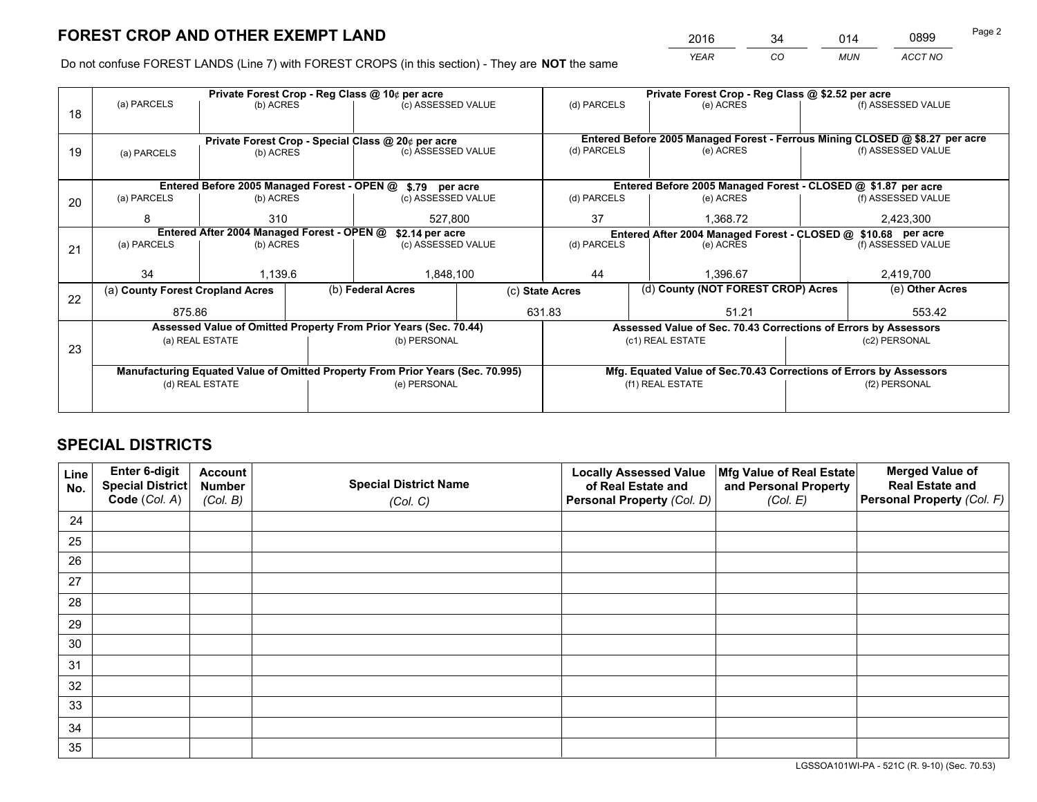# FOREST CROP AND OTHER EXEMPT LAND

| 2016 | 34 | 014 | 0899 |
|---|---|---|---|
| *YEAR* | *CO* | *MUN* | *ACCT NO* |

Do not confuse FOREST LANDS (Line 7) with FOREST CROPS (in this section) - They are **NOT** the same

| Line | Private Forest Crop - Reg Class @ 10¢ per acre | | | Private Forest Crop - Reg Class @ $2.52 per acre | | |
|---|---|---|---|---|---|---|
| | (a) PARCELS | (b) ACRES | (c) ASSESSED VALUE | (d) PARCELS | (e) ACRES | (f) ASSESSED VALUE |
| 18 | | | | | | |
| | **Private Forest Crop - Special Class @ 20¢ per acre** | | | **Entered Before 2005 Managed Forest - Ferrous Mining CLOSED @ $8.27 per acre** | | |
| | (a) PARCELS | (b) ACRES | (c) ASSESSED VALUE | (d) PARCELS | (e) ACRES | (f) ASSESSED VALUE |
| 19 | | | | | | |
| | **Entered Before 2005 Managed Forest - OPEN @ $.79 per acre** | | | **Entered Before 2005 Managed Forest - CLOSED @ $1.87 per acre** | | |
| | (a) PARCELS | (b) ACRES | (c) ASSESSED VALUE | (d) PARCELS | (e) ACRES | (f) ASSESSED VALUE |
| 20 | 8 | 310 | 527,800 | 37 | 1,368.72 | 2,423,300 |
| | **Entered After 2004 Managed Forest - OPEN @ $2.14 per acre** | | | **Entered After 2004 Managed Forest - CLOSED @ $10.68 per acre** | | |
| | (a) PARCELS | (b) ACRES | (c) ASSESSED VALUE | (d) PARCELS | (e) ACRES | (f) ASSESSED VALUE |
| 21 | 34 | 1,139.6 | 1,848,100 | 44 | 1,396.67 | 2,419,700 |

| Line | (a) County Forest Cropland Acres | (b) Federal Acres | (c) State Acres | (d) County (NOT FOREST CROP) Acres | (e) Other Acres |
|---|---|---|---|---|---|
| 22 | 875.86 | | 631.83 | 51.21 | 553.42 |

| Line | Assessed Value of Omitted Property From Prior Years (Sec. 70.44) | | Assessed Value of Sec. 70.43 Corrections of Errors by Assessors | |
|---|---|---|---|---|
| | (a) REAL ESTATE | (b) PERSONAL | (c1) REAL ESTATE | (c2) PERSONAL |
| 23 | | | | |
| | **Manufacturing Equated Value of Omitted Property From Prior Years (Sec. 70.995)** | | **Mfg. Equated Value of Sec.70.43 Corrections of Errors by Assessors** | |
| | (d) REAL ESTATE | (e) PERSONAL | (f1) REAL ESTATE | (f2) PERSONAL |
| | | | | |

# SPECIAL DISTRICTS

| Line No. | Enter 6-digit Special District Code (*Col. A*) | Account Number (*Col. B*) | Special District Name (*Col. C*) | Locally Assessed Value of Real Estate and Personal Property (*Col. D*) | Mfg Value of Real Estate and Personal Property (*Col. E*) | Merged Value of Real Estate and Personal Property (*Col. F*) |
|---|---|---|---|---|---|---|
| 24 | | | | | | |
| 25 | | | | | | |
| 26 | | | | | | |
| 27 | | | | | | |
| 28 | | | | | | |
| 29 | | | | | | |
| 30 | | | | | | |
| 31 | | | | | | |
| 32 | | | | | | |
| 33 | | | | | | |
| 34 | | | | | | |
| 35 | | | | | | |

LGSSOA101WI-PA - 521C (R. 9-10) (Sec. 70.53)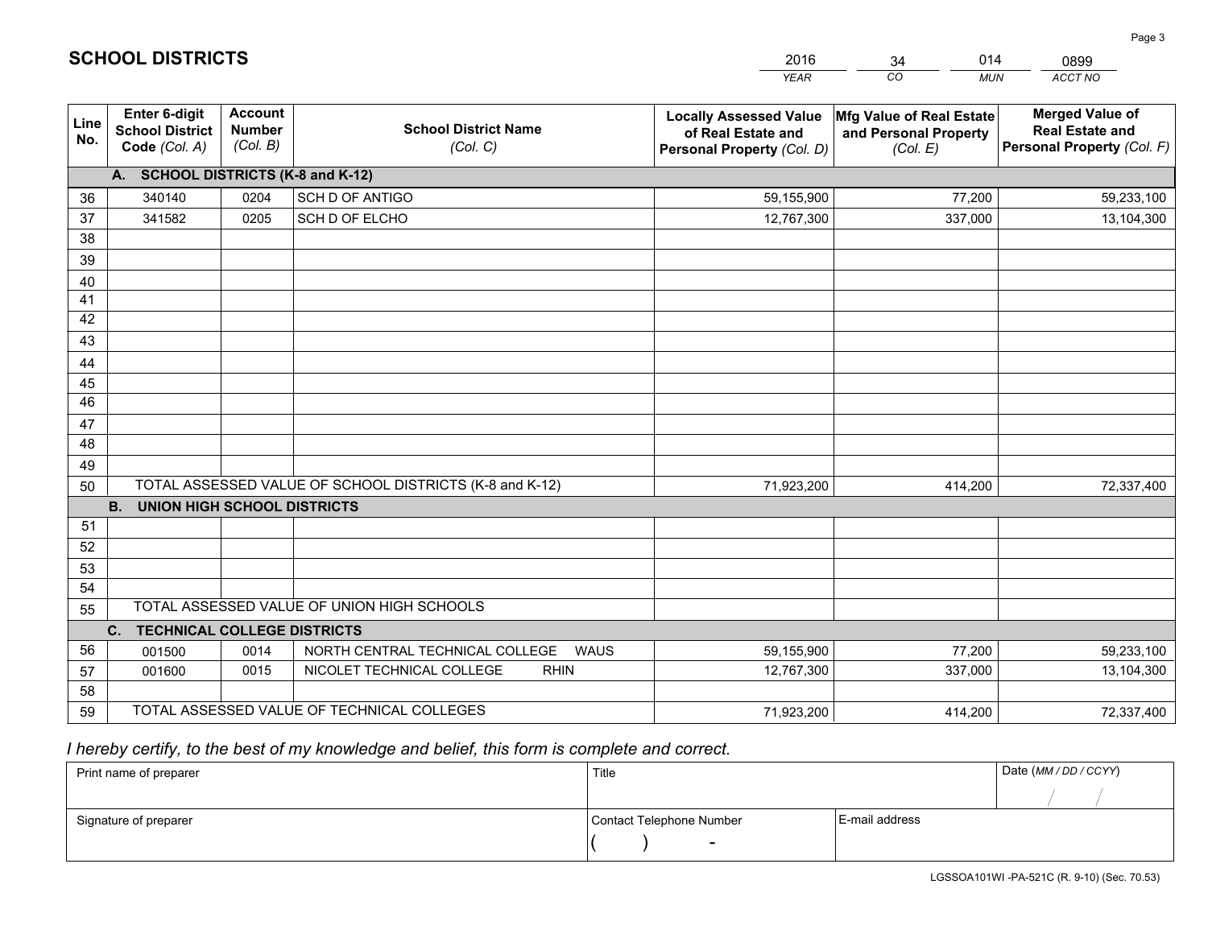# SCHOOL DISTRICTS

| 2016 | 34 | 014 | 0899 |
|---|---|---|---|
| *YEAR* | *CO* | *MUN* | *ACCT NO* |

| Line No. | Enter 6-digit School District Code *(Col. A)* | Account Number *(Col. B)* | School District Name *(Col. C)* | Locally Assessed Value of Real Estate and Personal Property *(Col. D)* | Mfg Value of Real Estate and Personal Property *(Col. E)* | Merged Value of Real Estate and Personal Property *(Col. F)* |
|---|---|---|---|---|---|---|
| **A. SCHOOL DISTRICTS (K-8 and K-12)** | | | | | | |
| 36 | 340140 | 0204 | SCH D OF ANTIGO | 59,155,900 | 77,200 | 59,233,100 |
| 37 | 341582 | 0205 | SCH D OF ELCHO | 12,767,300 | 337,000 | 13,104,300 |
| 38 | | | | | | |
| 39 | | | | | | |
| 40 | | | | | | |
| 41 | | | | | | |
| 42 | | | | | | |
| 43 | | | | | | |
| 44 | | | | | | |
| 45 | | | | | | |
| 46 | | | | | | |
| 47 | | | | | | |
| 48 | | | | | | |
| 49 | | | | | | |
| 50 | TOTAL ASSESSED VALUE OF SCHOOL DISTRICTS (K-8 and K-12) | | | 71,923,200 | 414,200 | 72,337,400 |
| **B. UNION HIGH SCHOOL DISTRICTS** | | | | | | |
| 51 | | | | | | |
| 52 | | | | | | |
| 53 | | | | | | |
| 54 | | | | | | |
| 55 | TOTAL ASSESSED VALUE OF UNION HIGH SCHOOLS | | | | | |
| **C. TECHNICAL COLLEGE DISTRICTS** | | | | | | |
| 56 | 001500 | 0014 | NORTH CENTRAL TECHNICAL COLLEGE WAUS | 59,155,900 | 77,200 | 59,233,100 |
| 57 | 001600 | 0015 | NICOLET TECHNICAL COLLEGE RHIN | 12,767,300 | 337,000 | 13,104,300 |
| 58 | | | | | | |
| 59 | TOTAL ASSESSED VALUE OF TECHNICAL COLLEGES | | | 71,923,200 | 414,200 | 72,337,400 |

*I hereby certify, to the best of my knowledge and belief, this form is complete and correct.*

| Print name of preparer | Title | | Date *(MM / DD / CCYY)* |
|---|---|---|---|
| | | | / / |
| Signature of preparer | Contact Telephone Number | E-mail address | |
| | ( ) - | | |

LGSSOA101WI -PA-521C (R. 9-10) (Sec. 70.53)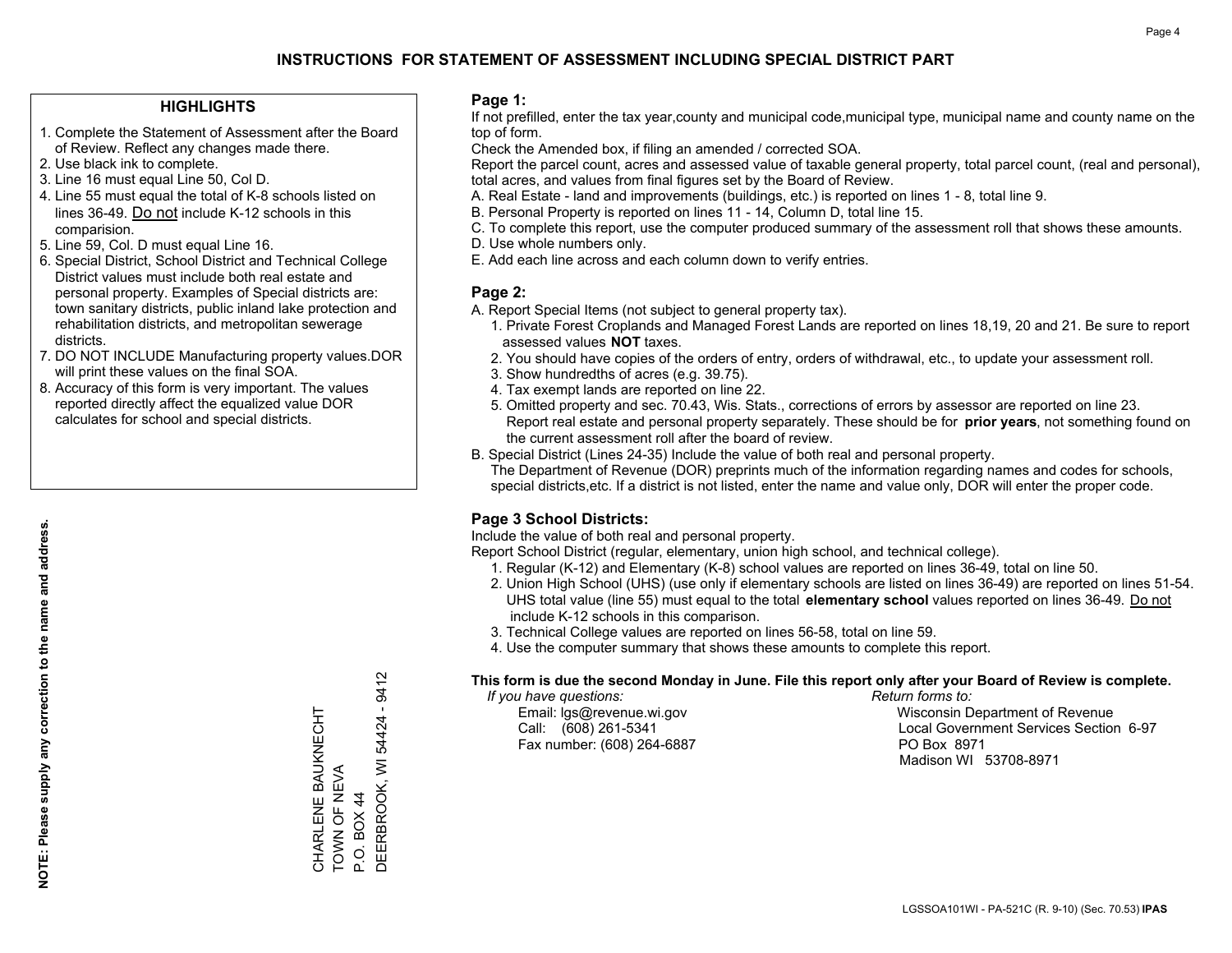# INSTRUCTIONS FOR STATEMENT OF ASSESSMENT INCLUDING SPECIAL DISTRICT PART

## HIGHLIGHTS

1. Complete the Statement of Assessment after the Board of Review. Reflect any changes made there.
2. Use black ink to complete.
3. Line 16 must equal Line 50, Col D.
4. Line 55 must equal the total of K-8 schools listed on lines 36-49. Do not include K-12 schools in this comparision.
5. Line 59, Col. D must equal Line 16.
6. Special District, School District and Technical College District values must include both real estate and personal property. Examples of Special districts are: town sanitary districts, public inland lake protection and rehabilitation districts, and metropolitan sewerage districts.
7. DO NOT INCLUDE Manufacturing property values.DOR will print these values on the final SOA.
8. Accuracy of this form is very important. The values reported directly affect the equalized value DOR calculates for school and special districts.

**NOTE: Please supply any correction to the name and address.**

CHARLENE BAUKNECHT
TOWN OF NEVA
P.O. BOX 44
DEERBROOK, WI 54424 - 9412

## Page 1:

If not prefilled, enter the tax year,county and municipal code,municipal type, municipal name and county name on the top of form.

Check the Amended box, if filing an amended / corrected SOA.

Report the parcel count, acres and assessed value of taxable general property, total parcel count, (real and personal), total acres, and values from final figures set by the Board of Review.

A. Real Estate - land and improvements (buildings, etc.) is reported on lines 1 - 8, total line 9.

B. Personal Property is reported on lines 11 - 14, Column D, total line 15.

C. To complete this report, use the computer produced summary of the assessment roll that shows these amounts.

D. Use whole numbers only.

E. Add each line across and each column down to verify entries.

## Page 2:

A. Report Special Items (not subject to general property tax).

1. Private Forest Croplands and Managed Forest Lands are reported on lines 18,19, 20 and 21. Be sure to report assessed values **NOT** taxes.
2. You should have copies of the orders of entry, orders of withdrawal, etc., to update your assessment roll.
3. Show hundredths of acres (e.g. 39.75).
4. Tax exempt lands are reported on line 22.
5. Omitted property and sec. 70.43, Wis. Stats., corrections of errors by assessor are reported on line 23. Report real estate and personal property separately. These should be for **prior years**, not something found on the current assessment roll after the board of review.

B. Special District (Lines 24-35) Include the value of both real and personal property.

The Department of Revenue (DOR) preprints much of the information regarding names and codes for schools, special districts,etc. If a district is not listed, enter the name and value only, DOR will enter the proper code.

## Page 3 School Districts:

Include the value of both real and personal property.

Report School District (regular, elementary, union high school, and technical college).

1. Regular (K-12) and Elementary (K-8) school values are reported on lines 36-49, total on line 50.
2. Union High School (UHS) (use only if elementary schools are listed on lines 36-49) are reported on lines 51-54. UHS total value (line 55) must equal to the total **elementary school** values reported on lines 36-49. Do not include K-12 schools in this comparison.
3. Technical College values are reported on lines 56-58, total on line 59.
4. Use the computer summary that shows these amounts to complete this report.

**This form is due the second Monday in June. File this report only after your Board of Review is complete.**

*If you have questions:*
Email: lgs@revenue.wi.gov
Call: (608) 261-5341
Fax number: (608) 264-6887

*Return forms to:*
Wisconsin Department of Revenue
Local Government Services Section 6-97
PO Box 8971
Madison WI 53708-8971

LGSSOA101WI - PA-521C (R. 9-10) (Sec. 70.53) **IPAS**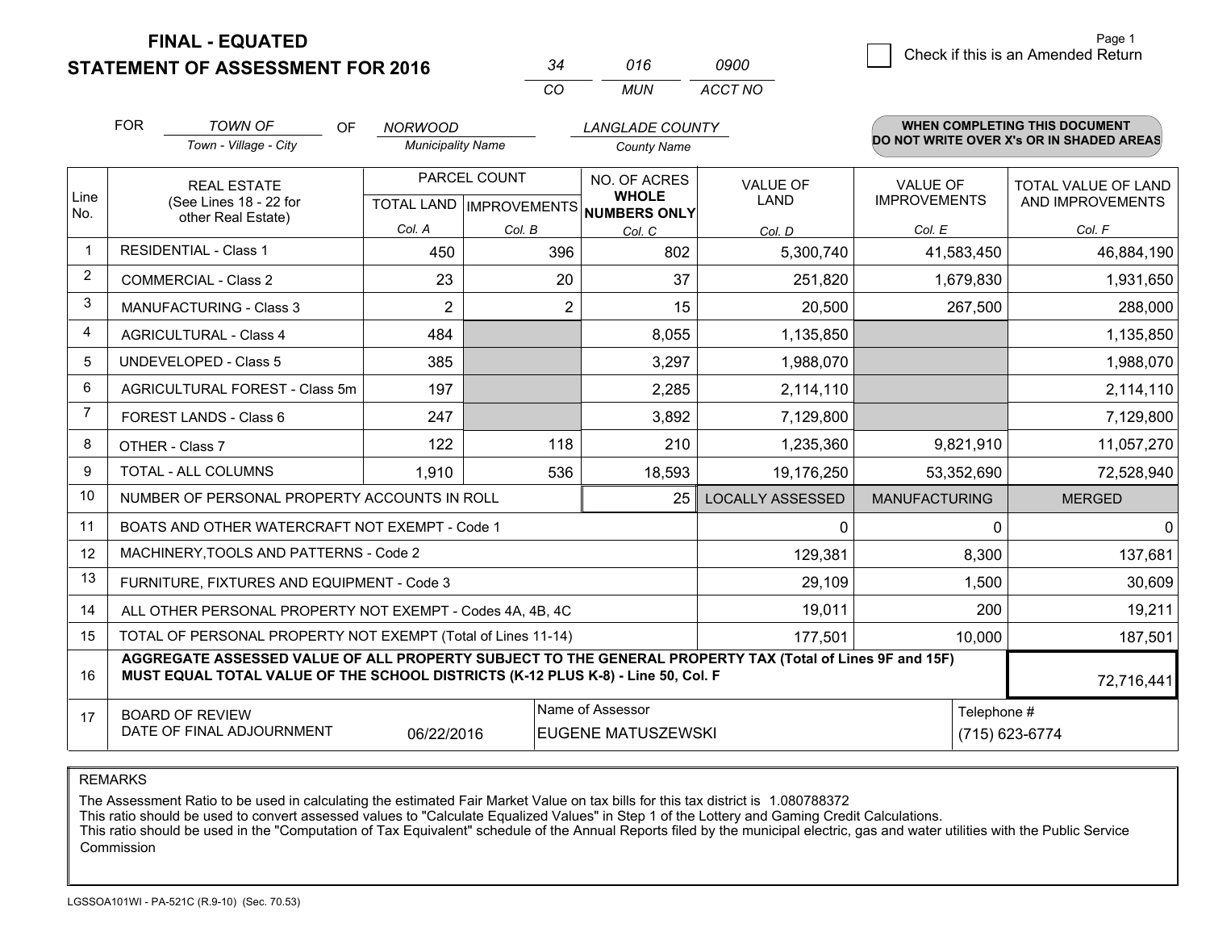# FINAL - EQUATED
# STATEMENT OF ASSESSMENT FOR 2016

| 34 | 016 | 0900 |
|---|---|---|
| CO | MUN | ACCT NO |

Page 1

☐ Check if this is an Amended Return

FOR *TOWN OF* (Town - Village - City) OF *NORWOOD* (Municipality Name) *LANGLADE COUNTY* (County Name)

**WHEN COMPLETING THIS DOCUMENT DO NOT WRITE OVER X's OR IN SHADED AREAS**

| Line No. | REAL ESTATE (See Lines 18 - 22 for other Real Estate) | PARCEL COUNT TOTAL LAND Col. A | PARCEL COUNT IMPROVEMENTS Col. B | NO. OF ACRES WHOLE NUMBERS ONLY Col. C | VALUE OF LAND Col. D | VALUE OF IMPROVEMENTS Col. E | TOTAL VALUE OF LAND AND IMPROVEMENTS Col. F |
|---|---|---|---|---|---|---|---|
| 1 | RESIDENTIAL - Class 1 | 450 | 396 | 802 | 5,300,740 | 41,583,450 | 46,884,190 |
| 2 | COMMERCIAL - Class 2 | 23 | 20 | 37 | 251,820 | 1,679,830 | 1,931,650 |
| 3 | MANUFACTURING - Class 3 | 2 | 2 | 15 | 20,500 | 267,500 | 288,000 |
| 4 | AGRICULTURAL - Class 4 | 484 | | 8,055 | 1,135,850 | | 1,135,850 |
| 5 | UNDEVELOPED - Class 5 | 385 | | 3,297 | 1,988,070 | | 1,988,070 |
| 6 | AGRICULTURAL FOREST - Class 5m | 197 | | 2,285 | 2,114,110 | | 2,114,110 |
| 7 | FOREST LANDS - Class 6 | 247 | | 3,892 | 7,129,800 | | 7,129,800 |
| 8 | OTHER - Class 7 | 122 | 118 | 210 | 1,235,360 | 9,821,910 | 11,057,270 |
| 9 | TOTAL - ALL COLUMNS | 1,910 | 536 | 18,593 | 19,176,250 | 53,352,690 | 72,528,940 |
| 10 | NUMBER OF PERSONAL PROPERTY ACCOUNTS IN ROLL | | | 25 | LOCALLY ASSESSED | MANUFACTURING | MERGED |
| 11 | BOATS AND OTHER WATERCRAFT NOT EXEMPT - Code 1 | | | | 0 | 0 | 0 |
| 12 | MACHINERY,TOOLS AND PATTERNS - Code 2 | | | | 129,381 | 8,300 | 137,681 |
| 13 | FURNITURE, FIXTURES AND EQUIPMENT - Code 3 | | | | 29,109 | 1,500 | 30,609 |
| 14 | ALL OTHER PERSONAL PROPERTY NOT EXEMPT - Codes 4A, 4B, 4C | | | | 19,011 | 200 | 19,211 |
| 15 | TOTAL OF PERSONAL PROPERTY NOT EXEMPT (Total of Lines 11-14) | | | | 177,501 | 10,000 | 187,501 |
| 16 | **AGGREGATE ASSESSED VALUE OF ALL PROPERTY SUBJECT TO THE GENERAL PROPERTY TAX (Total of Lines 9F and 15F) MUST EQUAL TOTAL VALUE OF THE SCHOOL DISTRICTS (K-12 PLUS K-8) - Line 50, Col. F** | | | | | | 72,716,441 |
| 17 | BOARD OF REVIEW DATE OF FINAL ADJOURNMENT | 06/22/2016 | Name of Assessor: EUGENE MATUSZEWSKI | | | Telephone #: (715) 623-6774 | |

REMARKS

The Assessment Ratio to be used in calculating the estimated Fair Market Value on tax bills for this tax district is 1.080788372
This ratio should be used to convert assessed values to "Calculate Equalized Values" in Step 1 of the Lottery and Gaming Credit Calculations.
This ratio should be used in the "Computation of Tax Equivalent" schedule of the Annual Reports filed by the municipal electric, gas and water utilities with the Public Service Commission

LGSSOA101WI - PA-521C (R.9-10) (Sec. 70.53)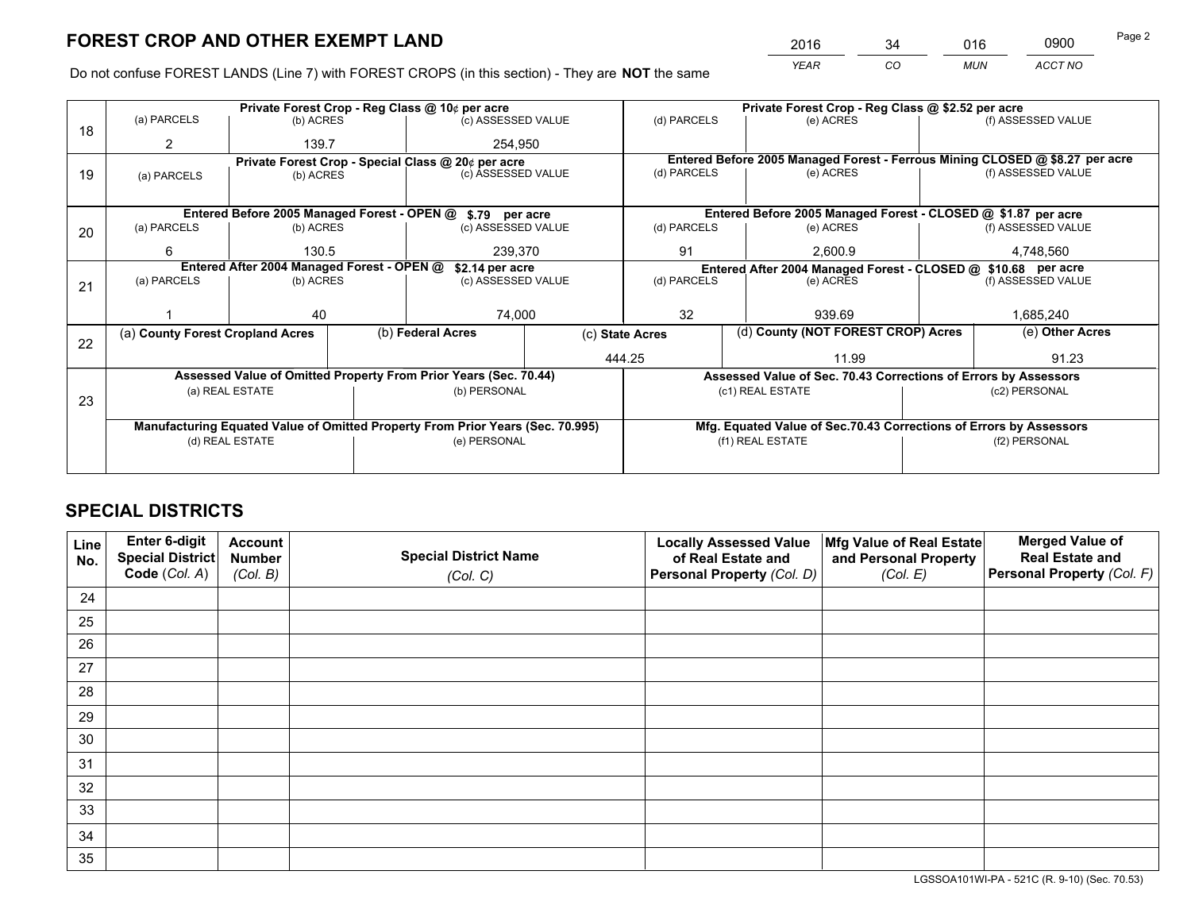# FOREST CROP AND OTHER EXEMPT LAND

| 2016 | 34 | 016 | 0900 |
|---|---|---|---|
| YEAR | CO | MUN | ACCT NO |

Do not confuse FOREST LANDS (Line 7) with FOREST CROPS (in this section) - They are **NOT** the same

| Line | Private Forest Crop - Reg Class @ 10¢ per acre | | | Private Forest Crop - Reg Class @ $2.52 per acre | | |
|---|---|---|---|---|---|---|
| 18 | (a) PARCELS | (b) ACRES | (c) ASSESSED VALUE | (d) PARCELS | (e) ACRES | (f) ASSESSED VALUE |
| | 2 | 139.7 | 254,950 | | | |
| | **Private Forest Crop - Special Class @ 20¢ per acre** | | | **Entered Before 2005 Managed Forest - Ferrous Mining CLOSED @ $8.27 per acre** | | |
| 19 | (a) PARCELS | (b) ACRES | (c) ASSESSED VALUE | (d) PARCELS | (e) ACRES | (f) ASSESSED VALUE |
| | | | | | | |
| | **Entered Before 2005 Managed Forest - OPEN @ $.79 per acre** | | | **Entered Before 2005 Managed Forest - CLOSED @ $1.87 per acre** | | |
| 20 | (a) PARCELS | (b) ACRES | (c) ASSESSED VALUE | (d) PARCELS | (e) ACRES | (f) ASSESSED VALUE |
| | 6 | 130.5 | 239,370 | 91 | 2,600.9 | 4,748,560 |
| | **Entered After 2004 Managed Forest - OPEN @ $2.14 per acre** | | | **Entered After 2004 Managed Forest - CLOSED @ $10.68 per acre** | | |
| 21 | (a) PARCELS | (b) ACRES | (c) ASSESSED VALUE | (d) PARCELS | (e) ACRES | (f) ASSESSED VALUE |
| | 1 | 40 | 74,000 | 32 | 939.69 | 1,685,240 |

| Line | (a) County Forest Cropland Acres | (b) Federal Acres | (c) State Acres | (d) County (NOT FOREST CROP) Acres | (e) Other Acres |
|---|---|---|---|---|---|
| 22 | | | 444.25 | 11.99 | 91.23 |

| Line | Assessed Value of Omitted Property From Prior Years (Sec. 70.44) | | Assessed Value of Sec. 70.43 Corrections of Errors by Assessors | |
|---|---|---|---|---|
| 23 | (a) REAL ESTATE | (b) PERSONAL | (c1) REAL ESTATE | (c2) PERSONAL |
| | | | | |
| | **Manufacturing Equated Value of Omitted Property From Prior Years (Sec. 70.995)** | | **Mfg. Equated Value of Sec.70.43 Corrections of Errors by Assessors** | |
| | (d) REAL ESTATE | (e) PERSONAL | (f1) REAL ESTATE | (f2) PERSONAL |
| | | | | |

# SPECIAL DISTRICTS

| Line No. | Enter 6-digit Special District Code (Col. A) | Account Number (Col. B) | Special District Name (Col. C) | Locally Assessed Value of Real Estate and Personal Property (Col. D) | Mfg Value of Real Estate and Personal Property (Col. E) | Merged Value of Real Estate and Personal Property (Col. F) |
|---|---|---|---|---|---|---|
| 24 | | | | | | |
| 25 | | | | | | |
| 26 | | | | | | |
| 27 | | | | | | |
| 28 | | | | | | |
| 29 | | | | | | |
| 30 | | | | | | |
| 31 | | | | | | |
| 32 | | | | | | |
| 33 | | | | | | |
| 34 | | | | | | |
| 35 | | | | | | |

LGSSOA101WI-PA - 521C (R. 9-10) (Sec. 70.53)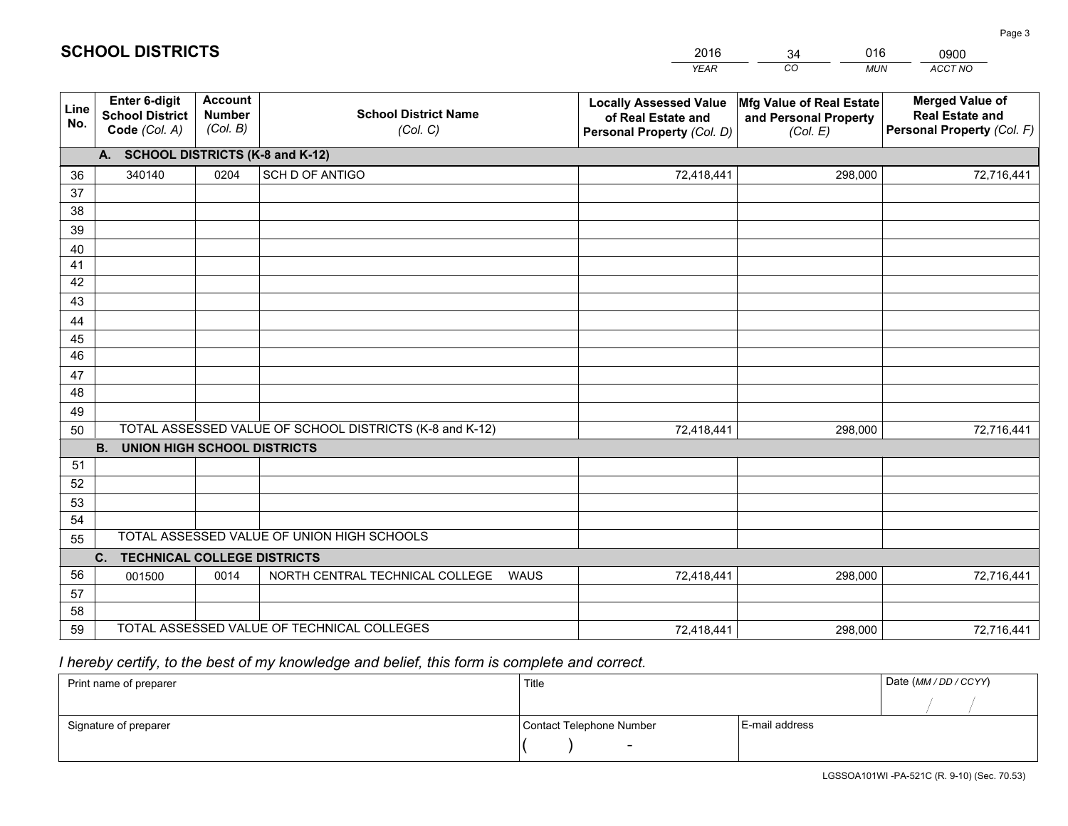# SCHOOL DISTRICTS

| 2016 | 34 | 016 | 0900 |
|---|---|---|---|
| *YEAR* | *CO* | *MUN* | *ACCT NO* |

| Line No. | Enter 6-digit School District Code *(Col. A)* | Account Number *(Col. B)* | School District Name *(Col. C)* | Locally Assessed Value of Real Estate and Personal Property *(Col. D)* | Mfg Value of Real Estate and Personal Property *(Col. E)* | Merged Value of Real Estate and Personal Property *(Col. F)* |
|---|---|---|---|---|---|---|
| | **A. SCHOOL DISTRICTS (K-8 and K-12)** | | | | | |
| 36 | 340140 | 0204 | SCH D OF ANTIGO | 72,418,441 | 298,000 | 72,716,441 |
| 37 | | | | | | |
| 38 | | | | | | |
| 39 | | | | | | |
| 40 | | | | | | |
| 41 | | | | | | |
| 42 | | | | | | |
| 43 | | | | | | |
| 44 | | | | | | |
| 45 | | | | | | |
| 46 | | | | | | |
| 47 | | | | | | |
| 48 | | | | | | |
| 49 | | | | | | |
| 50 | TOTAL ASSESSED VALUE OF SCHOOL DISTRICTS (K-8 and K-12) | | | 72,418,441 | 298,000 | 72,716,441 |
| | **B. UNION HIGH SCHOOL DISTRICTS** | | | | | |
| 51 | | | | | | |
| 52 | | | | | | |
| 53 | | | | | | |
| 54 | | | | | | |
| 55 | TOTAL ASSESSED VALUE OF UNION HIGH SCHOOLS | | | | | |
| | **C. TECHNICAL COLLEGE DISTRICTS** | | | | | |
| 56 | 001500 | 0014 | NORTH CENTRAL TECHNICAL COLLEGE WAUS | 72,418,441 | 298,000 | 72,716,441 |
| 57 | | | | | | |
| 58 | | | | | | |
| 59 | TOTAL ASSESSED VALUE OF TECHNICAL COLLEGES | | | 72,418,441 | 298,000 | 72,716,441 |

*I hereby certify, to the best of my knowledge and belief, this form is complete and correct.*

| Print name of preparer | Title | | Date *(MM / DD / CCYY)* |
|---|---|---|---|
| | | | / / |
| Signature of preparer | Contact Telephone Number | E-mail address | |
| | ( ) - | | |

LGSSOA101WI -PA-521C (R. 9-10) (Sec. 70.53)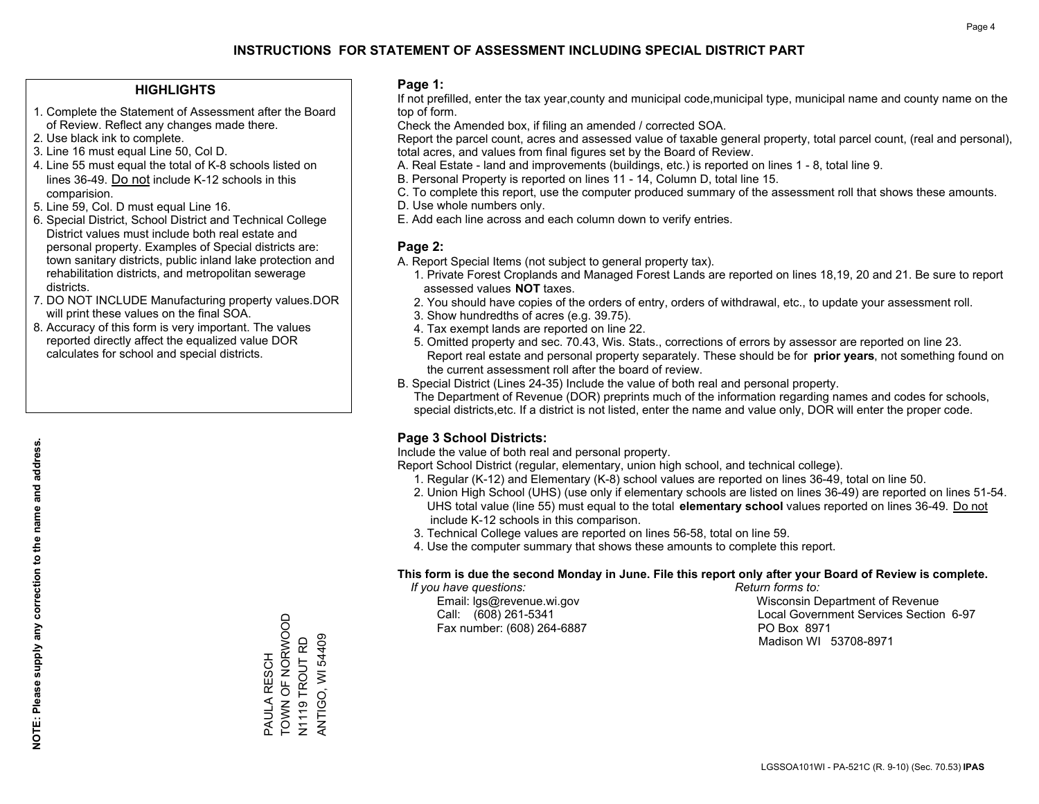# INSTRUCTIONS FOR STATEMENT OF ASSESSMENT INCLUDING SPECIAL DISTRICT PART

### HIGHLIGHTS

1. Complete the Statement of Assessment after the Board of Review. Reflect any changes made there.
2. Use black ink to complete.
3. Line 16 must equal Line 50, Col D.
4. Line 55 must equal the total of K-8 schools listed on lines 36-49. Do not include K-12 schools in this comparision.
5. Line 59, Col. D must equal Line 16.
6. Special District, School District and Technical College District values must include both real estate and personal property. Examples of Special districts are: town sanitary districts, public inland lake protection and rehabilitation districts, and metropolitan sewerage districts.
7. DO NOT INCLUDE Manufacturing property values.DOR will print these values on the final SOA.
8. Accuracy of this form is very important. The values reported directly affect the equalized value DOR calculates for school and special districts.

**NOTE: Please supply any correction to the name and address.**

PAULA RESCH
TOWN OF NORWOOD
N1119 TROUT RD
ANTIGO, WI 54409

### Page 1:

If not prefilled, enter the tax year,county and municipal code,municipal type, municipal name and county name on the top of form.

Check the Amended box, if filing an amended / corrected SOA.

Report the parcel count, acres and assessed value of taxable general property, total parcel count, (real and personal), total acres, and values from final figures set by the Board of Review.

A. Real Estate - land and improvements (buildings, etc.) is reported on lines 1 - 8, total line 9.
B. Personal Property is reported on lines 11 - 14, Column D, total line 15.
C. To complete this report, use the computer produced summary of the assessment roll that shows these amounts.
D. Use whole numbers only.
E. Add each line across and each column down to verify entries.

### Page 2:

A. Report Special Items (not subject to general property tax).
   1. Private Forest Croplands and Managed Forest Lands are reported on lines 18,19, 20 and 21. Be sure to report assessed values **NOT** taxes.
   2. You should have copies of the orders of entry, orders of withdrawal, etc., to update your assessment roll.
   3. Show hundredths of acres (e.g. 39.75).
   4. Tax exempt lands are reported on line 22.
   5. Omitted property and sec. 70.43, Wis. Stats., corrections of errors by assessor are reported on line 23. Report real estate and personal property separately. These should be for **prior years**, not something found on the current assessment roll after the board of review.
B. Special District (Lines 24-35) Include the value of both real and personal property.
   The Department of Revenue (DOR) preprints much of the information regarding names and codes for schools, special districts,etc. If a district is not listed, enter the name and value only, DOR will enter the proper code.

### Page 3 School Districts:

Include the value of both real and personal property.

Report School District (regular, elementary, union high school, and technical college).

1. Regular (K-12) and Elementary (K-8) school values are reported on lines 36-49, total on line 50.
2. Union High School (UHS) (use only if elementary schools are listed on lines 36-49) are reported on lines 51-54. UHS total value (line 55) must equal to the total **elementary school** values reported on lines 36-49. Do not include K-12 schools in this comparison.
3. Technical College values are reported on lines 56-58, total on line 59.
4. Use the computer summary that shows these amounts to complete this report.

**This form is due the second Monday in June. File this report only after your Board of Review is complete.**

*If you have questions:*
Email: lgs@revenue.wi.gov
Call: (608) 261-5341
Fax number: (608) 264-6887

*Return forms to:*
Wisconsin Department of Revenue
Local Government Services Section 6-97
PO Box 8971
Madison WI 53708-8971

LGSSOA101WI - PA-521C (R. 9-10) (Sec. 70.53) **IPAS**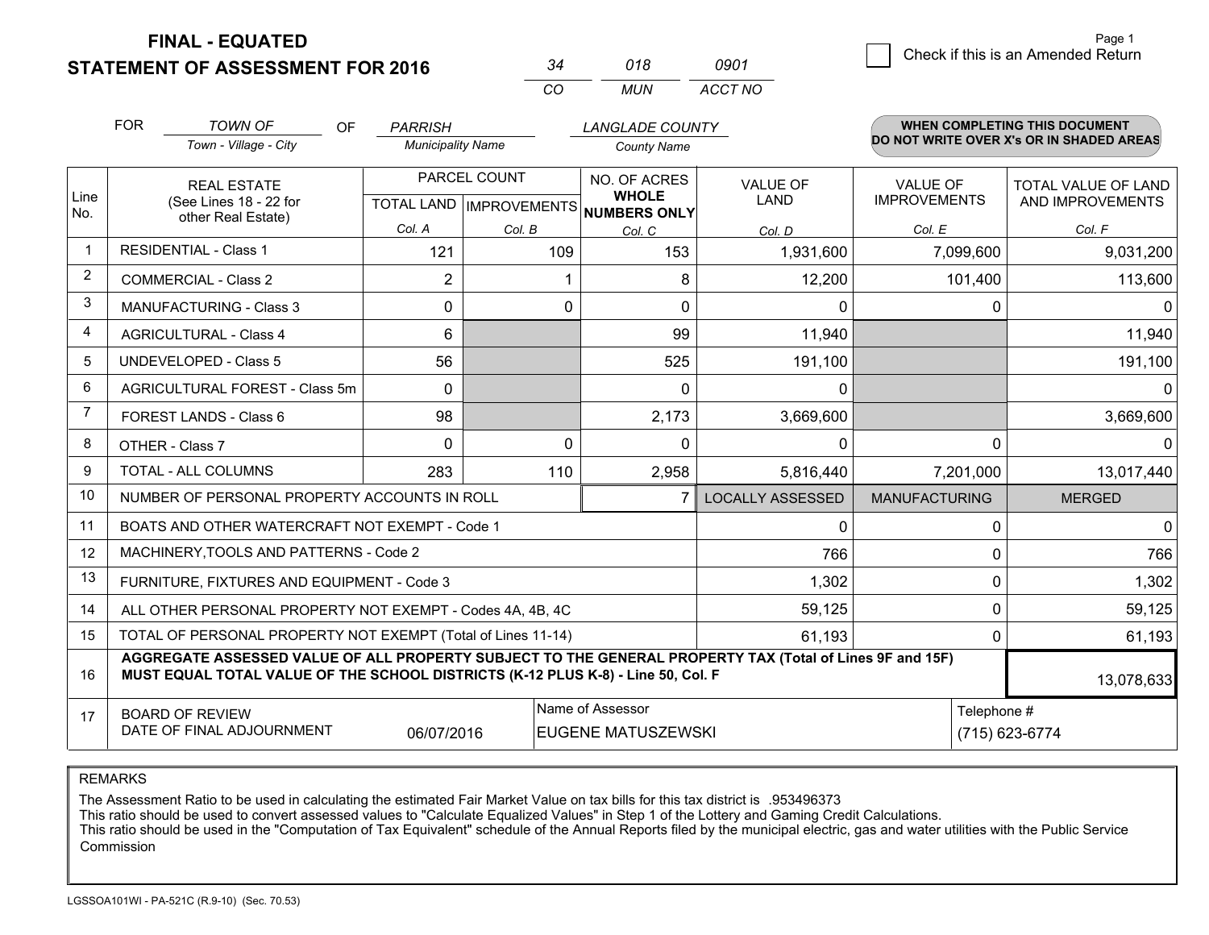# FINAL - EQUATED
# STATEMENT OF ASSESSMENT FOR 2016

| 34 | 018 | 0901 |
|---|---|---|
| CO | MUN | ACCT NO |

Page 1

☐ Check if this is an Amended Return

FOR *TOWN OF* (Town - Village - City) OF *PARRISH* (Municipality Name) *LANGLADE COUNTY* (County Name)

**WHEN COMPLETING THIS DOCUMENT DO NOT WRITE OVER X's OR IN SHADED AREAS**

| Line No. | REAL ESTATE (See Lines 18 - 22 for other Real Estate) | PARCEL COUNT TOTAL LAND Col. A | PARCEL COUNT IMPROVEMENTS Col. B | NO. OF ACRES WHOLE NUMBERS ONLY Col. C | VALUE OF LAND Col. D | VALUE OF IMPROVEMENTS Col. E | TOTAL VALUE OF LAND AND IMPROVEMENTS Col. F |
|---|---|---|---|---|---|---|---|
| 1 | RESIDENTIAL - Class 1 | 121 | 109 | 153 | 1,931,600 | 7,099,600 | 9,031,200 |
| 2 | COMMERCIAL - Class 2 | 2 | 1 | 8 | 12,200 | 101,400 | 113,600 |
| 3 | MANUFACTURING - Class 3 | 0 | 0 | 0 | 0 | 0 | 0 |
| 4 | AGRICULTURAL - Class 4 | 6 | | 99 | 11,940 | | 11,940 |
| 5 | UNDEVELOPED - Class 5 | 56 | | 525 | 191,100 | | 191,100 |
| 6 | AGRICULTURAL FOREST - Class 5m | 0 | | 0 | 0 | | 0 |
| 7 | FOREST LANDS - Class 6 | 98 | | 2,173 | 3,669,600 | | 3,669,600 |
| 8 | OTHER - Class 7 | 0 | 0 | 0 | 0 | 0 | 0 |
| 9 | TOTAL - ALL COLUMNS | 283 | 110 | 2,958 | 5,816,440 | 7,201,000 | 13,017,440 |
| 10 | NUMBER OF PERSONAL PROPERTY ACCOUNTS IN ROLL | | | 7 | LOCALLY ASSESSED | MANUFACTURING | MERGED |
| 11 | BOATS AND OTHER WATERCRAFT NOT EXEMPT - Code 1 | | | | 0 | 0 | 0 |
| 12 | MACHINERY,TOOLS AND PATTERNS - Code 2 | | | | 766 | 0 | 766 |
| 13 | FURNITURE, FIXTURES AND EQUIPMENT - Code 3 | | | | 1,302 | 0 | 1,302 |
| 14 | ALL OTHER PERSONAL PROPERTY NOT EXEMPT - Codes 4A, 4B, 4C | | | | 59,125 | 0 | 59,125 |
| 15 | TOTAL OF PERSONAL PROPERTY NOT EXEMPT (Total of Lines 11-14) | | | | 61,193 | 0 | 61,193 |
| 16 | **AGGREGATE ASSESSED VALUE OF ALL PROPERTY SUBJECT TO THE GENERAL PROPERTY TAX (Total of Lines 9F and 15F) MUST EQUAL TOTAL VALUE OF THE SCHOOL DISTRICTS (K-12 PLUS K-8) - Line 50, Col. F** | | | | | | 13,078,633 |
| 17 | BOARD OF REVIEW DATE OF FINAL ADJOURNMENT | 06/07/2016 | Name of Assessor | EUGENE MATUSZEWSKI | | Telephone # | (715) 623-6774 |

REMARKS

The Assessment Ratio to be used in calculating the estimated Fair Market Value on tax bills for this tax district is .953496373
This ratio should be used to convert assessed values to "Calculate Equalized Values" in Step 1 of the Lottery and Gaming Credit Calculations.
This ratio should be used in the "Computation of Tax Equivalent" schedule of the Annual Reports filed by the municipal electric, gas and water utilities with the Public Service Commission

LGSSOA101WI - PA-521C (R.9-10) (Sec. 70.53)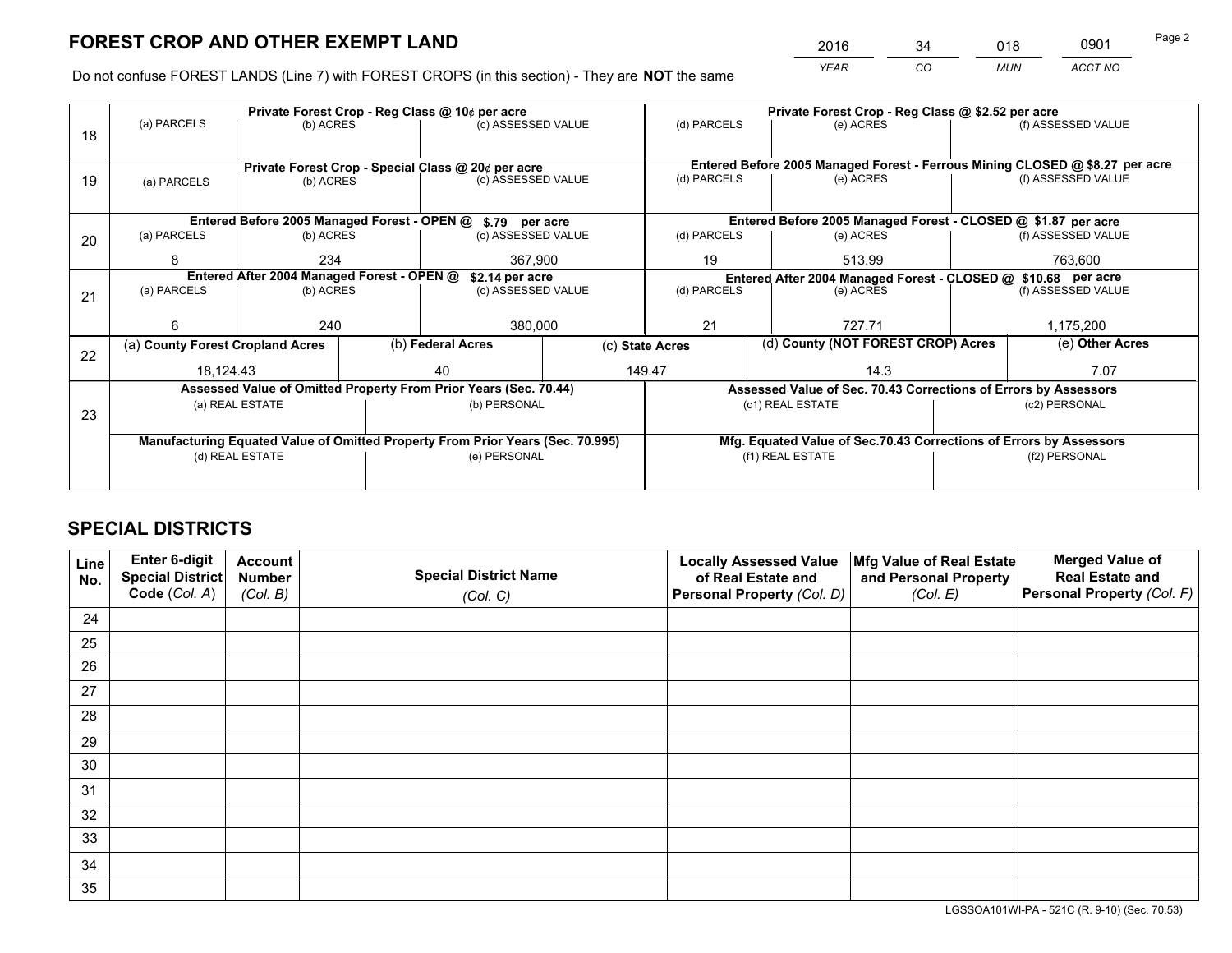# FOREST CROP AND OTHER EXEMPT LAND

| 2016 | 34 | 018 | 0901 |
|---|---|---|---|
| *YEAR* | *CO* | *MUN* | *ACCT NO* |

Do not confuse FOREST LANDS (Line 7) with FOREST CROPS (in this section) - They are **NOT** the same

| Line | Private Forest Crop - Reg Class @ 10¢ per acre | | | Private Forest Crop - Reg Class @ $2.52 per acre | | |
|---|---|---|---|---|---|---|
| | (a) PARCELS | (b) ACRES | (c) ASSESSED VALUE | (d) PARCELS | (e) ACRES | (f) ASSESSED VALUE |
| 18 | | | | | | |
| | **Private Forest Crop - Special Class @ 20¢ per acre** | | | **Entered Before 2005 Managed Forest - Ferrous Mining CLOSED @ $8.27 per acre** | | |
| | (a) PARCELS | (b) ACRES | (c) ASSESSED VALUE | (d) PARCELS | (e) ACRES | (f) ASSESSED VALUE |
| 19 | | | | | | |
| | **Entered Before 2005 Managed Forest - OPEN @ $.79 per acre** | | | **Entered Before 2005 Managed Forest - CLOSED @ $1.87 per acre** | | |
| | (a) PARCELS | (b) ACRES | (c) ASSESSED VALUE | (d) PARCELS | (e) ACRES | (f) ASSESSED VALUE |
| 20 | 8 | 234 | 367,900 | 19 | 513.99 | 763,600 |
| | **Entered After 2004 Managed Forest - OPEN @ $2.14 per acre** | | | **Entered After 2004 Managed Forest - CLOSED @ $10.68 per acre** | | |
| | (a) PARCELS | (b) ACRES | (c) ASSESSED VALUE | (d) PARCELS | (e) ACRES | (f) ASSESSED VALUE |
| 21 | 6 | 240 | 380,000 | 21 | 727.71 | 1,175,200 |

| Line | (a) County Forest Cropland Acres | (b) Federal Acres | (c) State Acres | (d) County (NOT FOREST CROP) Acres | (e) Other Acres |
|---|---|---|---|---|---|
| 22 | 18,124.43 | 40 | 149.47 | 14.3 | 7.07 |

| Line | Assessed Value of Omitted Property From Prior Years (Sec. 70.44) | | Assessed Value of Sec. 70.43 Corrections of Errors by Assessors | |
|---|---|---|---|---|
| | (a) REAL ESTATE | (b) PERSONAL | (c1) REAL ESTATE | (c2) PERSONAL |
| 23 | | | | |
| | **Manufacturing Equated Value of Omitted Property From Prior Years (Sec. 70.995)** | | **Mfg. Equated Value of Sec.70.43 Corrections of Errors by Assessors** | |
| | (d) REAL ESTATE | (e) PERSONAL | (f1) REAL ESTATE | (f2) PERSONAL |
| | | | | |

## SPECIAL DISTRICTS

| Line No. | Enter 6-digit Special District Code (*Col. A*) | Account Number (*Col. B*) | Special District Name (*Col. C*) | Locally Assessed Value of Real Estate and Personal Property (*Col. D*) | Mfg Value of Real Estate and Personal Property (*Col. E*) | Merged Value of Real Estate and Personal Property (*Col. F*) |
|---|---|---|---|---|---|---|
| 24 | | | | | | |
| 25 | | | | | | |
| 26 | | | | | | |
| 27 | | | | | | |
| 28 | | | | | | |
| 29 | | | | | | |
| 30 | | | | | | |
| 31 | | | | | | |
| 32 | | | | | | |
| 33 | | | | | | |
| 34 | | | | | | |
| 35 | | | | | | |

LGSSOA101WI-PA - 521C (R. 9-10) (Sec. 70.53)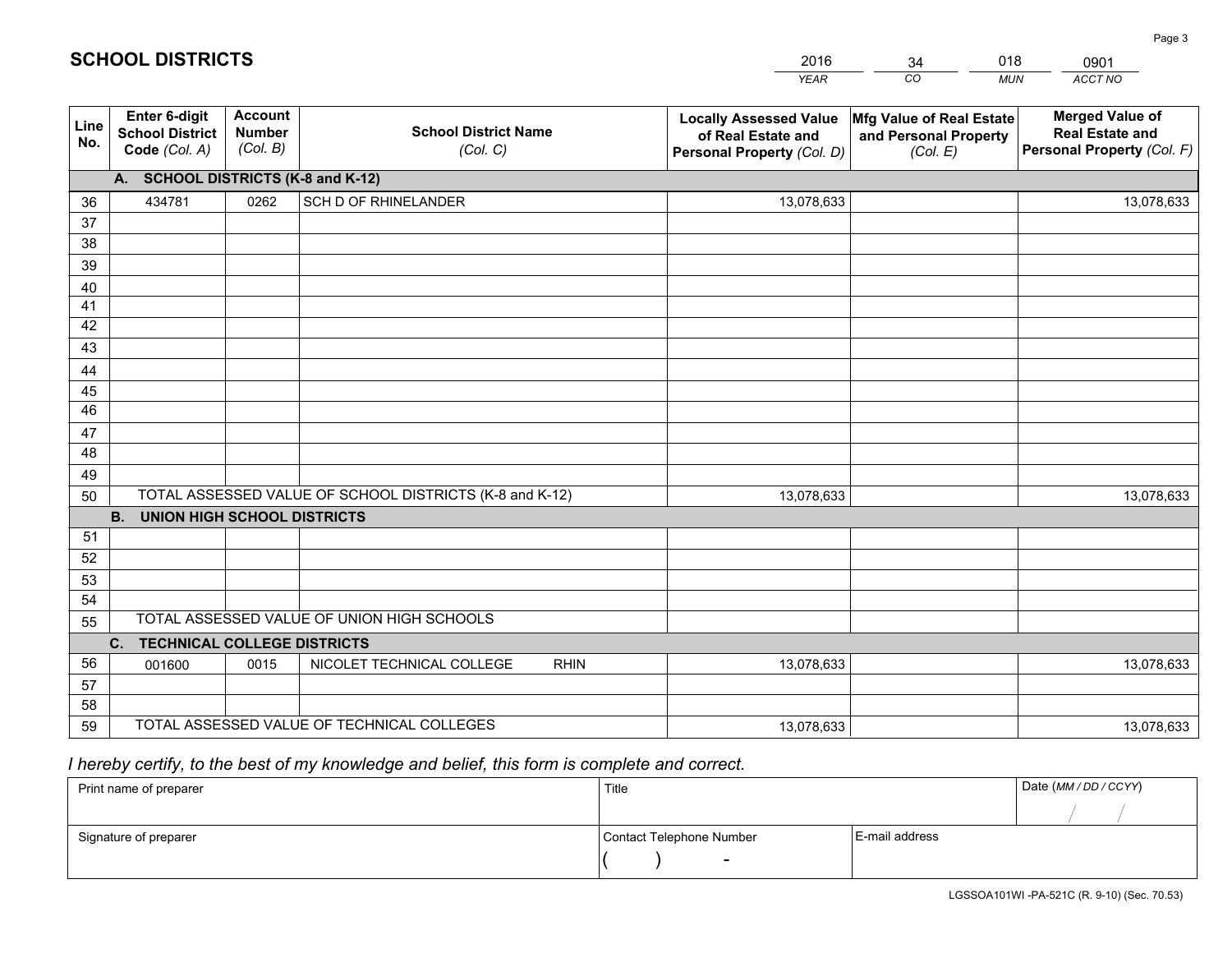## SCHOOL DISTRICTS

| 2016 | 34 | 018 | 0901 |
|---|---|---|---|
| *YEAR* | *CO* | *MUN* | *ACCT NO* |

| Line No. | Enter 6-digit School District Code *(Col. A)* | Account Number *(Col. B)* | School District Name *(Col. C)* | Locally Assessed Value of Real Estate and Personal Property *(Col. D)* | Mfg Value of Real Estate and Personal Property *(Col. E)* | Merged Value of Real Estate and Personal Property *(Col. F)* |
|---|---|---|---|---|---|---|
| | **A. SCHOOL DISTRICTS (K-8 and K-12)** | | | | | |
| 36 | 434781 | 0262 | SCH D OF RHINELANDER | 13,078,633 | | 13,078,633 |
| 37 | | | | | | |
| 38 | | | | | | |
| 39 | | | | | | |
| 40 | | | | | | |
| 41 | | | | | | |
| 42 | | | | | | |
| 43 | | | | | | |
| 44 | | | | | | |
| 45 | | | | | | |
| 46 | | | | | | |
| 47 | | | | | | |
| 48 | | | | | | |
| 49 | | | | | | |
| 50 | TOTAL ASSESSED VALUE OF SCHOOL DISTRICTS (K-8 and K-12) | | | 13,078,633 | | 13,078,633 |
| | **B. UNION HIGH SCHOOL DISTRICTS** | | | | | |
| 51 | | | | | | |
| 52 | | | | | | |
| 53 | | | | | | |
| 54 | | | | | | |
| 55 | TOTAL ASSESSED VALUE OF UNION HIGH SCHOOLS | | | | | |
| | **C. TECHNICAL COLLEGE DISTRICTS** | | | | | |
| 56 | 001600 | 0015 | NICOLET TECHNICAL COLLEGE RHIN | 13,078,633 | | 13,078,633 |
| 57 | | | | | | |
| 58 | | | | | | |
| 59 | TOTAL ASSESSED VALUE OF TECHNICAL COLLEGES | | | 13,078,633 | | 13,078,633 |

*I hereby certify, to the best of my knowledge and belief, this form is complete and correct.*

| Print name of preparer | Title | | Date *(MM / DD / CCYY)* |
|---|---|---|---|
| | | | / / |
| Signature of preparer | Contact Telephone Number | E-mail address | |
| | ( ) - | | |

LGSSOA101WI -PA-521C (R. 9-10) (Sec. 70.53)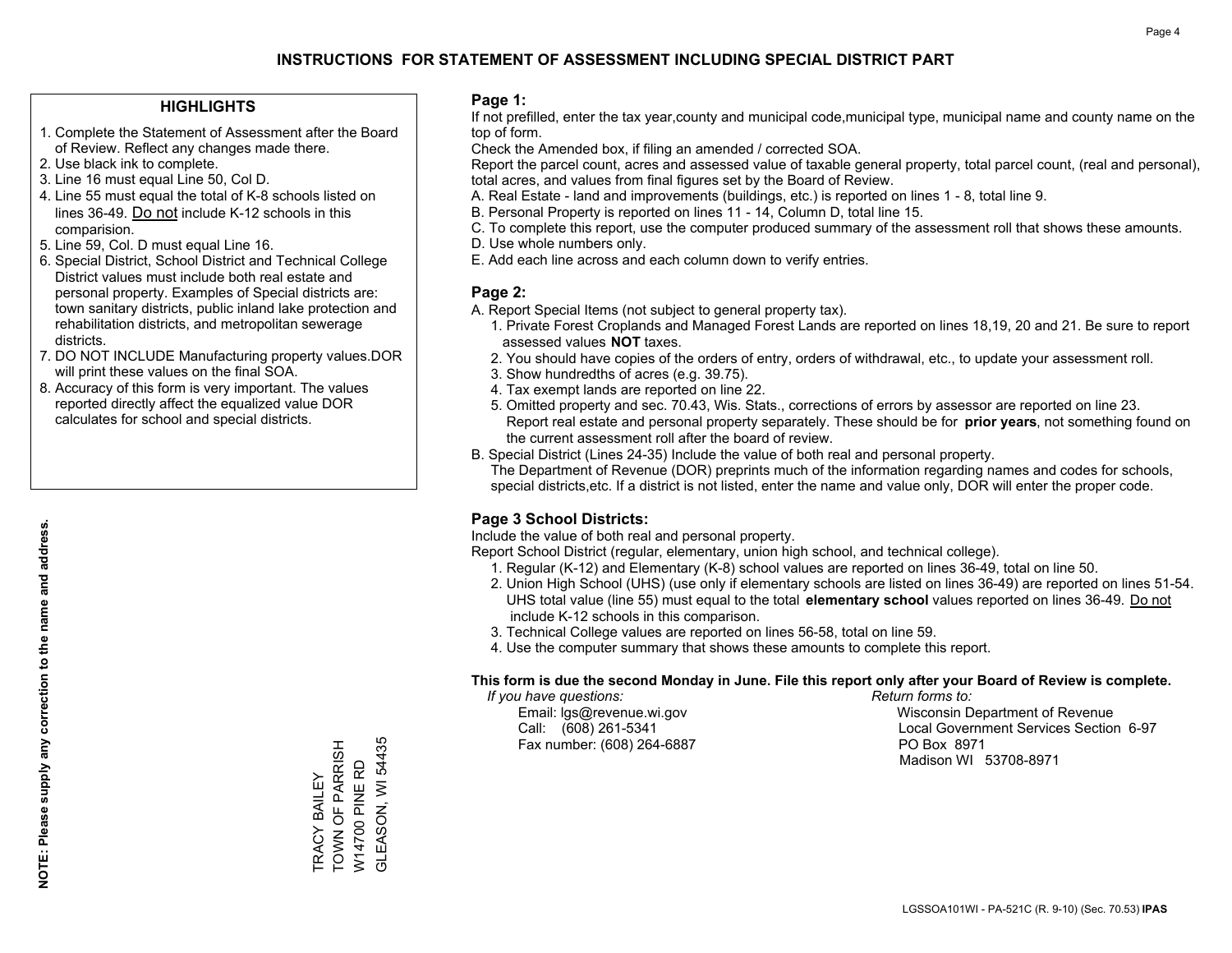# INSTRUCTIONS FOR STATEMENT OF ASSESSMENT INCLUDING SPECIAL DISTRICT PART

## HIGHLIGHTS

1. Complete the Statement of Assessment after the Board of Review. Reflect any changes made there.
2. Use black ink to complete.
3. Line 16 must equal Line 50, Col D.
4. Line 55 must equal the total of K-8 schools listed on lines 36-49. Do not include K-12 schools in this comparision.
5. Line 59, Col. D must equal Line 16.
6. Special District, School District and Technical College District values must include both real estate and personal property. Examples of Special districts are: town sanitary districts, public inland lake protection and rehabilitation districts, and metropolitan sewerage districts.
7. DO NOT INCLUDE Manufacturing property values.DOR will print these values on the final SOA.
8. Accuracy of this form is very important. The values reported directly affect the equalized value DOR calculates for school and special districts.

**NOTE: Please supply any correction to the name and address.**

TRACY BAILEY
TOWN OF PARRISH
W14700 PINE RD
GLEASON, WI 54435

## Page 1:

If not prefilled, enter the tax year,county and municipal code,municipal type, municipal name and county name on the top of form.

Check the Amended box, if filing an amended / corrected SOA.

Report the parcel count, acres and assessed value of taxable general property, total parcel count, (real and personal), total acres, and values from final figures set by the Board of Review.

A. Real Estate - land and improvements (buildings, etc.) is reported on lines 1 - 8, total line 9.

B. Personal Property is reported on lines 11 - 14, Column D, total line 15.

C. To complete this report, use the computer produced summary of the assessment roll that shows these amounts.

D. Use whole numbers only.

E. Add each line across and each column down to verify entries.

## Page 2:

A. Report Special Items (not subject to general property tax).

1. Private Forest Croplands and Managed Forest Lands are reported on lines 18,19, 20 and 21. Be sure to report assessed values **NOT** taxes.
2. You should have copies of the orders of entry, orders of withdrawal, etc., to update your assessment roll.
3. Show hundredths of acres (e.g. 39.75).
4. Tax exempt lands are reported on line 22.
5. Omitted property and sec. 70.43, Wis. Stats., corrections of errors by assessor are reported on line 23. Report real estate and personal property separately. These should be for **prior years**, not something found on the current assessment roll after the board of review.

B. Special District (Lines 24-35) Include the value of both real and personal property.

The Department of Revenue (DOR) preprints much of the information regarding names and codes for schools, special districts,etc. If a district is not listed, enter the name and value only, DOR will enter the proper code.

## Page 3 School Districts:

Include the value of both real and personal property.

Report School District (regular, elementary, union high school, and technical college).

1. Regular (K-12) and Elementary (K-8) school values are reported on lines 36-49, total on line 50.
2. Union High School (UHS) (use only if elementary schools are listed on lines 36-49) are reported on lines 51-54. UHS total value (line 55) must equal to the total **elementary school** values reported on lines 36-49. Do not include K-12 schools in this comparison.
3. Technical College values are reported on lines 56-58, total on line 59.
4. Use the computer summary that shows these amounts to complete this report.

**This form is due the second Monday in June. File this report only after your Board of Review is complete.**

*If you have questions:*
Email: lgs@revenue.wi.gov
Call: (608) 261-5341
Fax number: (608) 264-6887

*Return forms to:*
Wisconsin Department of Revenue
Local Government Services Section 6-97
PO Box 8971
Madison WI 53708-8971

LGSSOA101WI - PA-521C (R. 9-10) (Sec. 70.53) **IPAS**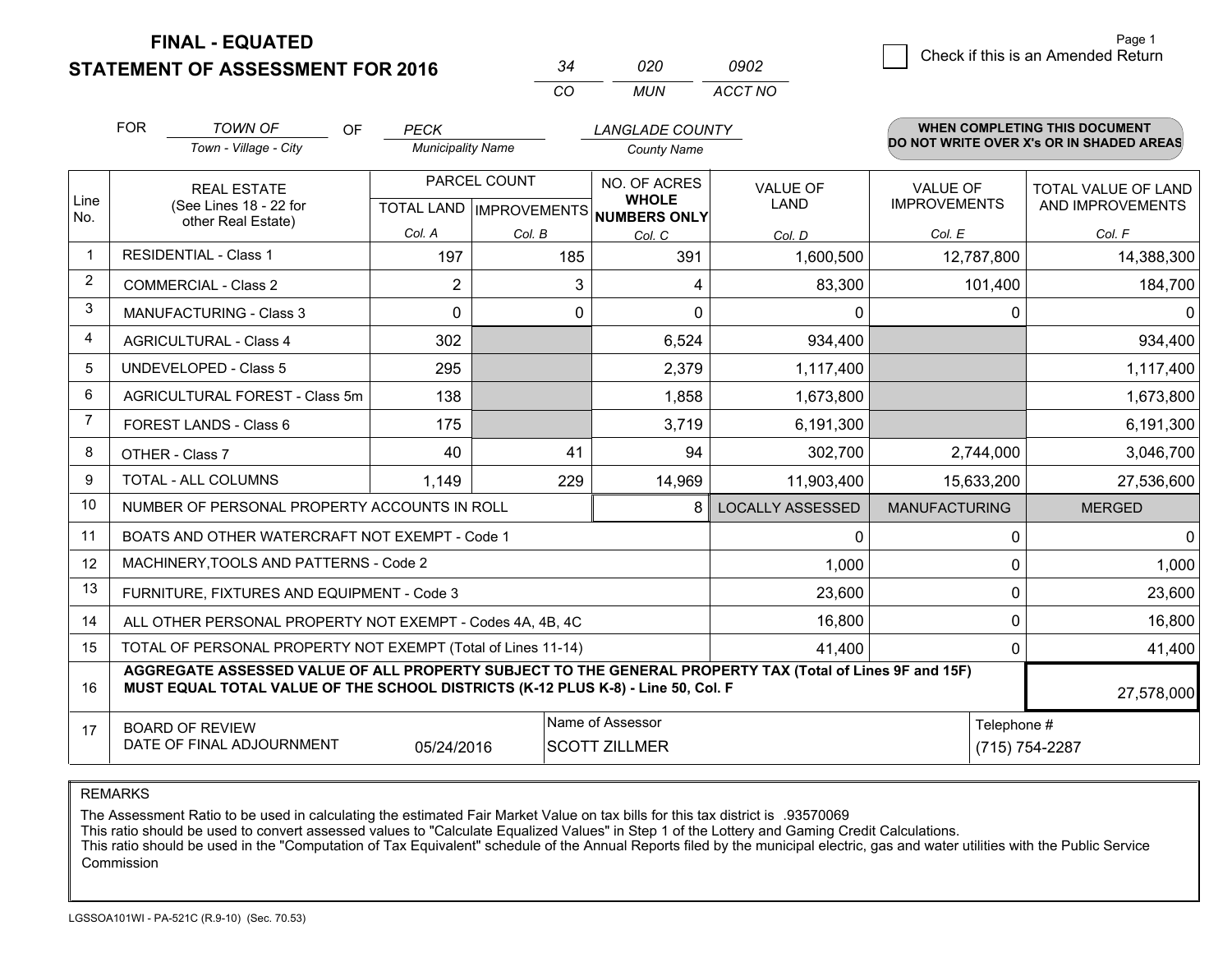# FINAL - EQUATED
## STATEMENT OF ASSESSMENT FOR 2016

| 34 | 020 | 0902 |
|---|---|---|
| CO | MUN | ACCT NO |

Page 1

☐ Check if this is an Amended Return

FOR *TOWN OF* (Town - Village - City) OF *PECK* (Municipality Name) *LANGLADE COUNTY* (County Name)

**WHEN COMPLETING THIS DOCUMENT DO NOT WRITE OVER X's OR IN SHADED AREAS**

| Line No. | REAL ESTATE (See Lines 18 - 22 for other Real Estate) | PARCEL COUNT TOTAL LAND Col. A | PARCEL COUNT IMPROVEMENTS Col. B | NO. OF ACRES WHOLE NUMBERS ONLY Col. C | VALUE OF LAND Col. D | VALUE OF IMPROVEMENTS Col. E | TOTAL VALUE OF LAND AND IMPROVEMENTS Col. F |
|---|---|---|---|---|---|---|---|
| 1 | RESIDENTIAL - Class 1 | 197 | 185 | 391 | 1,600,500 | 12,787,800 | 14,388,300 |
| 2 | COMMERCIAL - Class 2 | 2 | 3 | 4 | 83,300 | 101,400 | 184,700 |
| 3 | MANUFACTURING - Class 3 | 0 | 0 | 0 | 0 | 0 | 0 |
| 4 | AGRICULTURAL - Class 4 | 302 | | 6,524 | 934,400 | | 934,400 |
| 5 | UNDEVELOPED - Class 5 | 295 | | 2,379 | 1,117,400 | | 1,117,400 |
| 6 | AGRICULTURAL FOREST - Class 5m | 138 | | 1,858 | 1,673,800 | | 1,673,800 |
| 7 | FOREST LANDS - Class 6 | 175 | | 3,719 | 6,191,300 | | 6,191,300 |
| 8 | OTHER - Class 7 | 40 | 41 | 94 | 302,700 | 2,744,000 | 3,046,700 |
| 9 | TOTAL - ALL COLUMNS | 1,149 | 229 | 14,969 | 11,903,400 | 15,633,200 | 27,536,600 |
| 10 | NUMBER OF PERSONAL PROPERTY ACCOUNTS IN ROLL | | | 8 | LOCALLY ASSESSED | MANUFACTURING | MERGED |
| 11 | BOATS AND OTHER WATERCRAFT NOT EXEMPT - Code 1 | | | | 0 | 0 | 0 |
| 12 | MACHINERY,TOOLS AND PATTERNS - Code 2 | | | | 1,000 | 0 | 1,000 |
| 13 | FURNITURE, FIXTURES AND EQUIPMENT - Code 3 | | | | 23,600 | 0 | 23,600 |
| 14 | ALL OTHER PERSONAL PROPERTY NOT EXEMPT - Codes 4A, 4B, 4C | | | | 16,800 | 0 | 16,800 |
| 15 | TOTAL OF PERSONAL PROPERTY NOT EXEMPT (Total of Lines 11-14) | | | | 41,400 | 0 | 41,400 |
| 16 | **AGGREGATE ASSESSED VALUE OF ALL PROPERTY SUBJECT TO THE GENERAL PROPERTY TAX (Total of Lines 9F and 15F) MUST EQUAL TOTAL VALUE OF THE SCHOOL DISTRICTS (K-12 PLUS K-8) - Line 50, Col. F** | | | | | | 27,578,000 |
| 17 | BOARD OF REVIEW DATE OF FINAL ADJOURNMENT | 05/24/2016 | Name of Assessor: SCOTT ZILLMER | | | Telephone #: (715) 754-2287 | |

REMARKS

The Assessment Ratio to be used in calculating the estimated Fair Market Value on tax bills for this tax district is .93570069
This ratio should be used to convert assessed values to "Calculate Equalized Values" in Step 1 of the Lottery and Gaming Credit Calculations.
This ratio should be used in the "Computation of Tax Equivalent" schedule of the Annual Reports filed by the municipal electric, gas and water utilities with the Public Service Commission

LGSSOA101WI - PA-521C (R.9-10) (Sec. 70.53)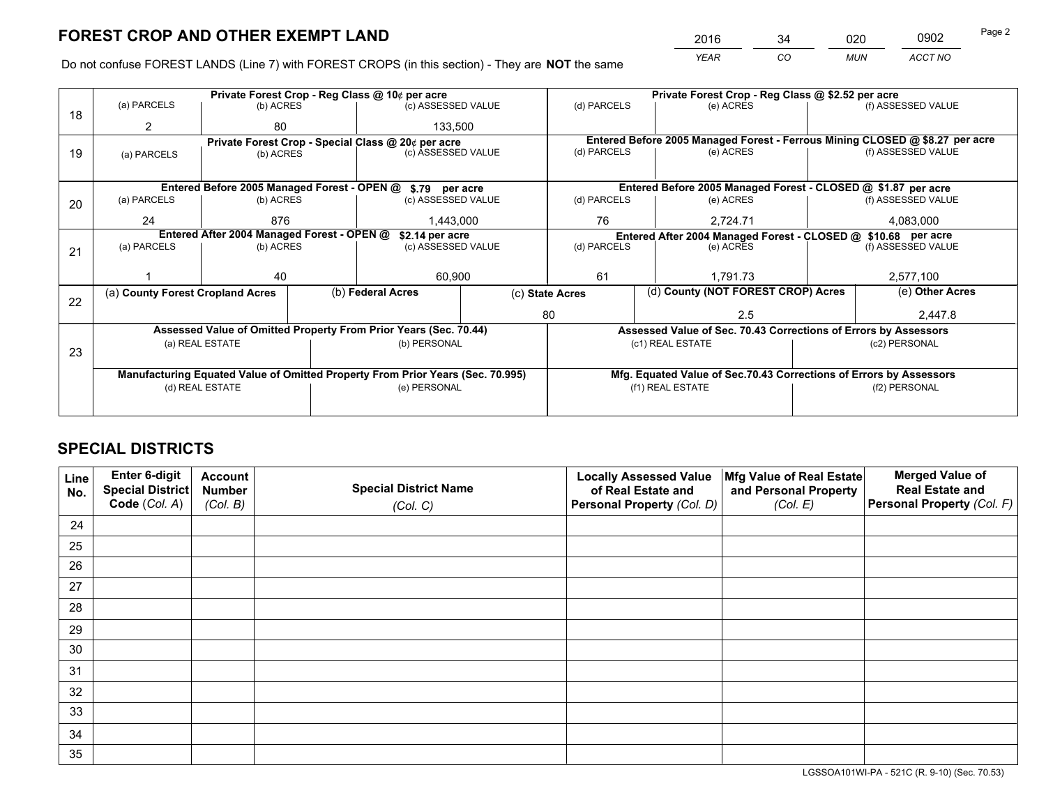# FOREST CROP AND OTHER EXEMPT LAND

| 2016 | 34 | 020 | 0902 |
|---|---|---|---|
| *YEAR* | *CO* | *MUN* | *ACCT NO* |

Do not confuse FOREST LANDS (Line 7) with FOREST CROPS (in this section) - They are **NOT** the same

| Line | Private Forest Crop - Reg Class @ 10¢ per acre | | | Private Forest Crop - Reg Class @ $2.52 per acre | | |
|---|---|---|---|---|---|---|
| 18 | (a) PARCELS | (b) ACRES | (c) ASSESSED VALUE | (d) PARCELS | (e) ACRES | (f) ASSESSED VALUE |
| | 2 | 80 | 133,500 | | | |
| | **Private Forest Crop - Special Class @ 20¢ per acre** | | | **Entered Before 2005 Managed Forest - Ferrous Mining CLOSED @ $8.27 per acre** | | |
| 19 | (a) PARCELS | (b) ACRES | (c) ASSESSED VALUE | (d) PARCELS | (e) ACRES | (f) ASSESSED VALUE |
| | | | | | | |
| | **Entered Before 2005 Managed Forest - OPEN @ $.79 per acre** | | | **Entered Before 2005 Managed Forest - CLOSED @ $1.87 per acre** | | |
| 20 | (a) PARCELS | (b) ACRES | (c) ASSESSED VALUE | (d) PARCELS | (e) ACRES | (f) ASSESSED VALUE |
| | 24 | 876 | 1,443,000 | 76 | 2,724.71 | 4,083,000 |
| | **Entered After 2004 Managed Forest - OPEN @ $2.14 per acre** | | | **Entered After 2004 Managed Forest - CLOSED @ $10.68 per acre** | | |
| 21 | (a) PARCELS | (b) ACRES | (c) ASSESSED VALUE | (d) PARCELS | (e) ACRES | (f) ASSESSED VALUE |
| | 1 | 40 | 60,900 | 61 | 1,791.73 | 2,577,100 |

| Line | (a) County Forest Cropland Acres | (b) Federal Acres | (c) State Acres | (d) County (NOT FOREST CROP) Acres | (e) Other Acres |
|---|---|---|---|---|---|
| 22 | | | 80 | 2.5 | 2,447.8 |

| Line | Assessed Value of Omitted Property From Prior Years (Sec. 70.44) | | Assessed Value of Sec. 70.43 Corrections of Errors by Assessors | |
|---|---|---|---|---|
| 23 | (a) REAL ESTATE | (b) PERSONAL | (c1) REAL ESTATE | (c2) PERSONAL |
| | | | | |
| | **Manufacturing Equated Value of Omitted Property From Prior Years (Sec. 70.995)** | | **Mfg. Equated Value of Sec.70.43 Corrections of Errors by Assessors** | |
| | (d) REAL ESTATE | (e) PERSONAL | (f1) REAL ESTATE | (f2) PERSONAL |
| | | | | |

# SPECIAL DISTRICTS

| Line No. | Enter 6-digit Special District Code (Col. A) | Account Number (Col. B) | Special District Name (Col. C) | Locally Assessed Value of Real Estate and Personal Property (Col. D) | Mfg Value of Real Estate and Personal Property (Col. E) | Merged Value of Real Estate and Personal Property (Col. F) |
|---|---|---|---|---|---|---|
| 24 | | | | | | |
| 25 | | | | | | |
| 26 | | | | | | |
| 27 | | | | | | |
| 28 | | | | | | |
| 29 | | | | | | |
| 30 | | | | | | |
| 31 | | | | | | |
| 32 | | | | | | |
| 33 | | | | | | |
| 34 | | | | | | |
| 35 | | | | | | |

LGSSOA101WI-PA - 521C (R. 9-10) (Sec. 70.53)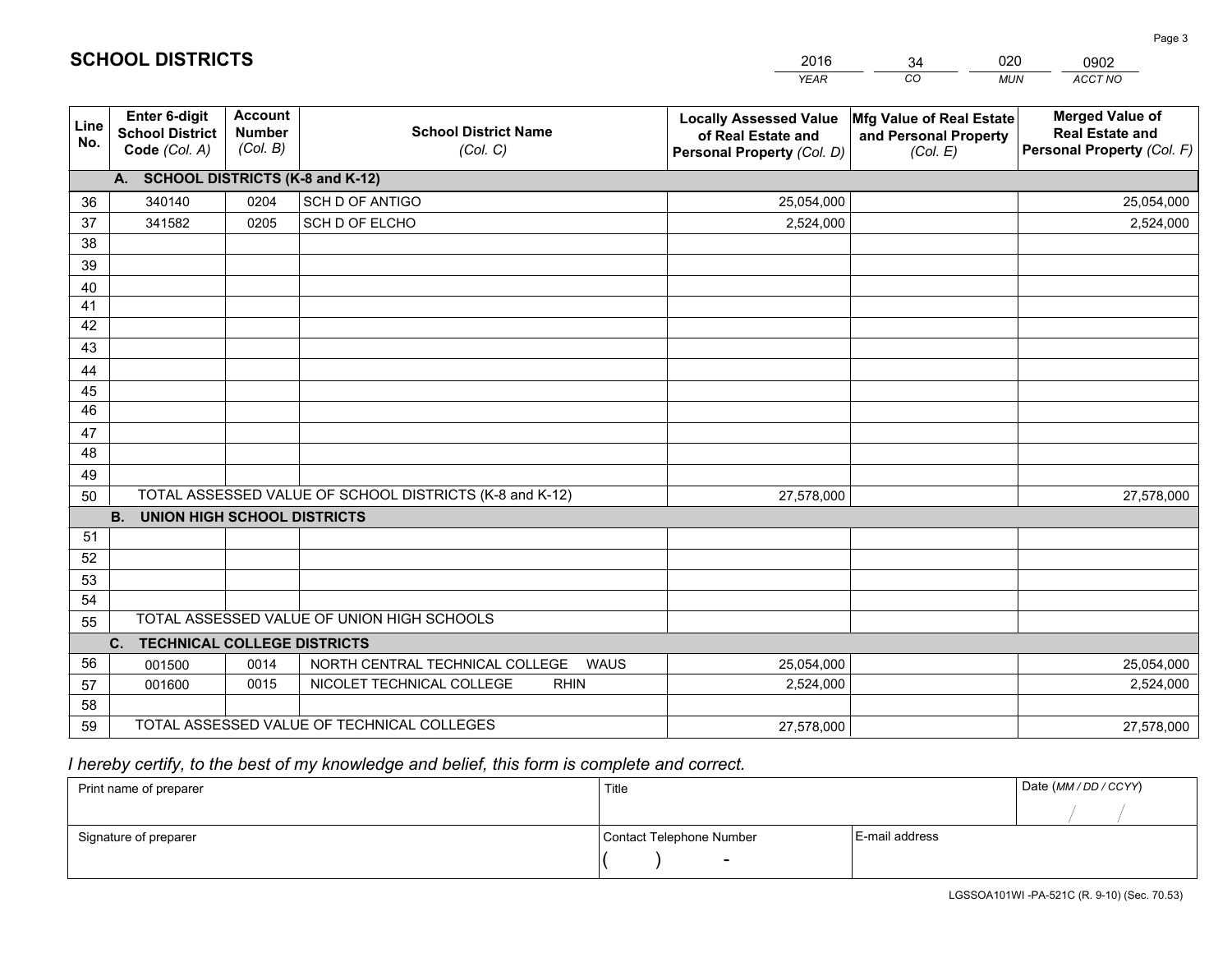# SCHOOL DISTRICTS

| 2016 | 34 | 020 | 0902 |
|---|---|---|---|
| *YEAR* | *CO* | *MUN* | *ACCT NO* |

| Line No. | Enter 6-digit School District Code *(Col. A)* | Account Number *(Col. B)* | School District Name *(Col. C)* | Locally Assessed Value of Real Estate and Personal Property *(Col. D)* | Mfg Value of Real Estate and Personal Property *(Col. E)* | Merged Value of Real Estate and Personal Property *(Col. F)* |
|---|---|---|---|---|---|---|
| | **A. SCHOOL DISTRICTS (K-8 and K-12)** | | | | | |
| 36 | 340140 | 0204 | SCH D OF ANTIGO | 25,054,000 | | 25,054,000 |
| 37 | 341582 | 0205 | SCH D OF ELCHO | 2,524,000 | | 2,524,000 |
| 38 | | | | | | |
| 39 | | | | | | |
| 40 | | | | | | |
| 41 | | | | | | |
| 42 | | | | | | |
| 43 | | | | | | |
| 44 | | | | | | |
| 45 | | | | | | |
| 46 | | | | | | |
| 47 | | | | | | |
| 48 | | | | | | |
| 49 | | | | | | |
| 50 | TOTAL ASSESSED VALUE OF SCHOOL DISTRICTS (K-8 and K-12) | | | 27,578,000 | | 27,578,000 |
| | **B. UNION HIGH SCHOOL DISTRICTS** | | | | | |
| 51 | | | | | | |
| 52 | | | | | | |
| 53 | | | | | | |
| 54 | | | | | | |
| 55 | TOTAL ASSESSED VALUE OF UNION HIGH SCHOOLS | | | | | |
| | **C. TECHNICAL COLLEGE DISTRICTS** | | | | | |
| 56 | 001500 | 0014 | NORTH CENTRAL TECHNICAL COLLEGE WAUS | 25,054,000 | | 25,054,000 |
| 57 | 001600 | 0015 | NICOLET TECHNICAL COLLEGE RHIN | 2,524,000 | | 2,524,000 |
| 58 | | | | | | |
| 59 | TOTAL ASSESSED VALUE OF TECHNICAL COLLEGES | | | 27,578,000 | | 27,578,000 |

*I hereby certify, to the best of my knowledge and belief, this form is complete and correct.*

| Print name of preparer | Title | | Date *(MM / DD / CCYY)* |
|---|---|---|---|
| | | | / / |
| Signature of preparer | Contact Telephone Number | E-mail address | |
| | ( ) - | | |

LGSSOA101WI -PA-521C (R. 9-10) (Sec. 70.53)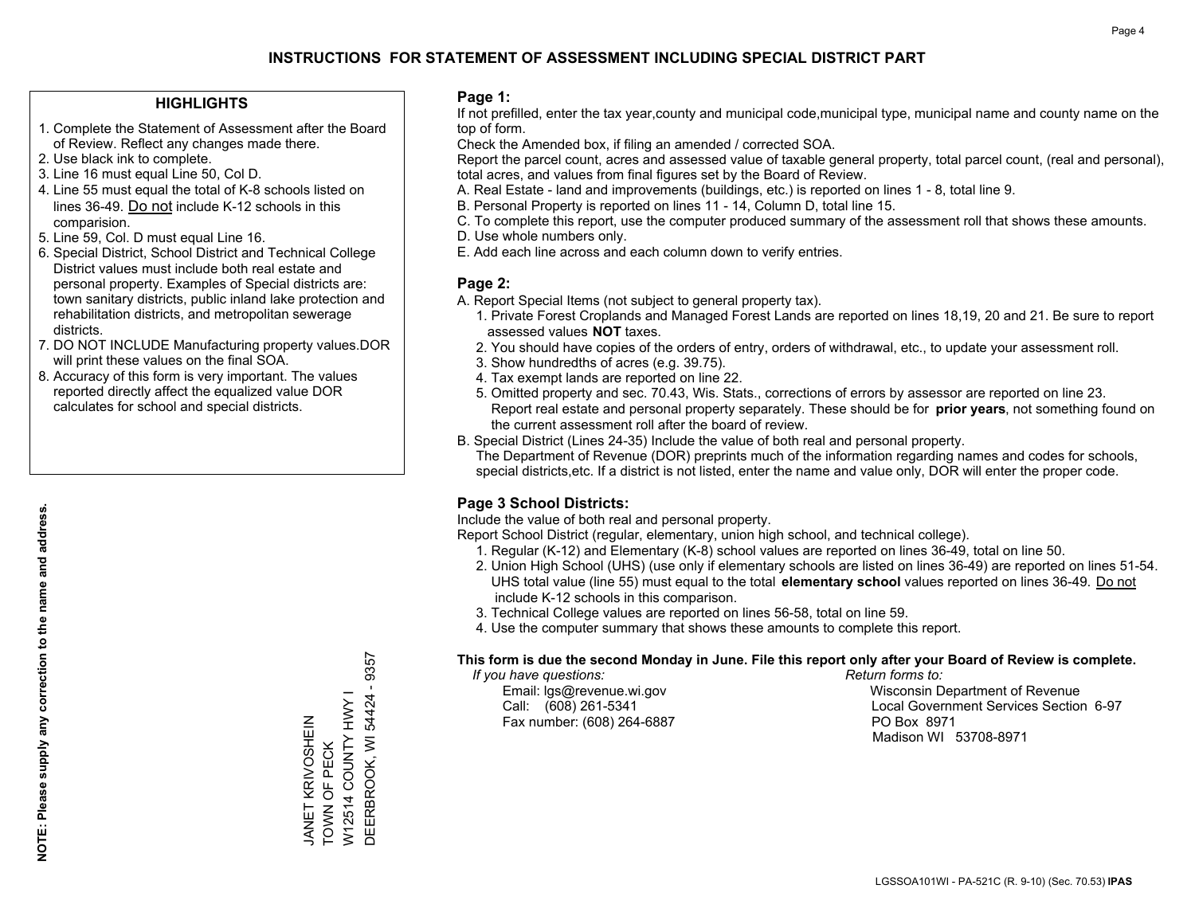# INSTRUCTIONS FOR STATEMENT OF ASSESSMENT INCLUDING SPECIAL DISTRICT PART

## HIGHLIGHTS

1. Complete the Statement of Assessment after the Board of Review. Reflect any changes made there.
2. Use black ink to complete.
3. Line 16 must equal Line 50, Col D.
4. Line 55 must equal the total of K-8 schools listed on lines 36-49. Do not include K-12 schools in this comparision.
5. Line 59, Col. D must equal Line 16.
6. Special District, School District and Technical College District values must include both real estate and personal property. Examples of Special districts are: town sanitary districts, public inland lake protection and rehabilitation districts, and metropolitan sewerage districts.
7. DO NOT INCLUDE Manufacturing property values.DOR will print these values on the final SOA.
8. Accuracy of this form is very important. The values reported directly affect the equalized value DOR calculates for school and special districts.

**NOTE: Please supply any correction to the name and address.**

JANET KRIVOSHEIN
TOWN OF PECK
W12514 COUNTY HWY I
DEERBROOK, WI 54424 - 9357

## Page 1:

If not prefilled, enter the tax year,county and municipal code,municipal type, municipal name and county name on the top of form.

Check the Amended box, if filing an amended / corrected SOA.

Report the parcel count, acres and assessed value of taxable general property, total parcel count, (real and personal), total acres, and values from final figures set by the Board of Review.

A. Real Estate - land and improvements (buildings, etc.) is reported on lines 1 - 8, total line 9.
B. Personal Property is reported on lines 11 - 14, Column D, total line 15.
C. To complete this report, use the computer produced summary of the assessment roll that shows these amounts.
D. Use whole numbers only.
E. Add each line across and each column down to verify entries.

## Page 2:

A. Report Special Items (not subject to general property tax).
   1. Private Forest Croplands and Managed Forest Lands are reported on lines 18,19, 20 and 21. Be sure to report assessed values **NOT** taxes.
   2. You should have copies of the orders of entry, orders of withdrawal, etc., to update your assessment roll.
   3. Show hundredths of acres (e.g. 39.75).
   4. Tax exempt lands are reported on line 22.
   5. Omitted property and sec. 70.43, Wis. Stats., corrections of errors by assessor are reported on line 23. Report real estate and personal property separately. These should be for **prior years**, not something found on the current assessment roll after the board of review.

B. Special District (Lines 24-35) Include the value of both real and personal property.
   The Department of Revenue (DOR) preprints much of the information regarding names and codes for schools, special districts,etc. If a district is not listed, enter the name and value only, DOR will enter the proper code.

## Page 3 School Districts:

Include the value of both real and personal property.

Report School District (regular, elementary, union high school, and technical college).

1. Regular (K-12) and Elementary (K-8) school values are reported on lines 36-49, total on line 50.
2. Union High School (UHS) (use only if elementary schools are listed on lines 36-49) are reported on lines 51-54. UHS total value (line 55) must equal to the total **elementary school** values reported on lines 36-49. Do not include K-12 schools in this comparison.
3. Technical College values are reported on lines 56-58, total on line 59.
4. Use the computer summary that shows these amounts to complete this report.

**This form is due the second Monday in June. File this report only after your Board of Review is complete.**

*If you have questions:*
Email: lgs@revenue.wi.gov
Call: (608) 261-5341
Fax number: (608) 264-6887

*Return forms to:*
Wisconsin Department of Revenue
Local Government Services Section 6-97
PO Box 8971
Madison WI 53708-8971

LGSSOA101WI - PA-521C (R. 9-10) (Sec. 70.53) **IPAS**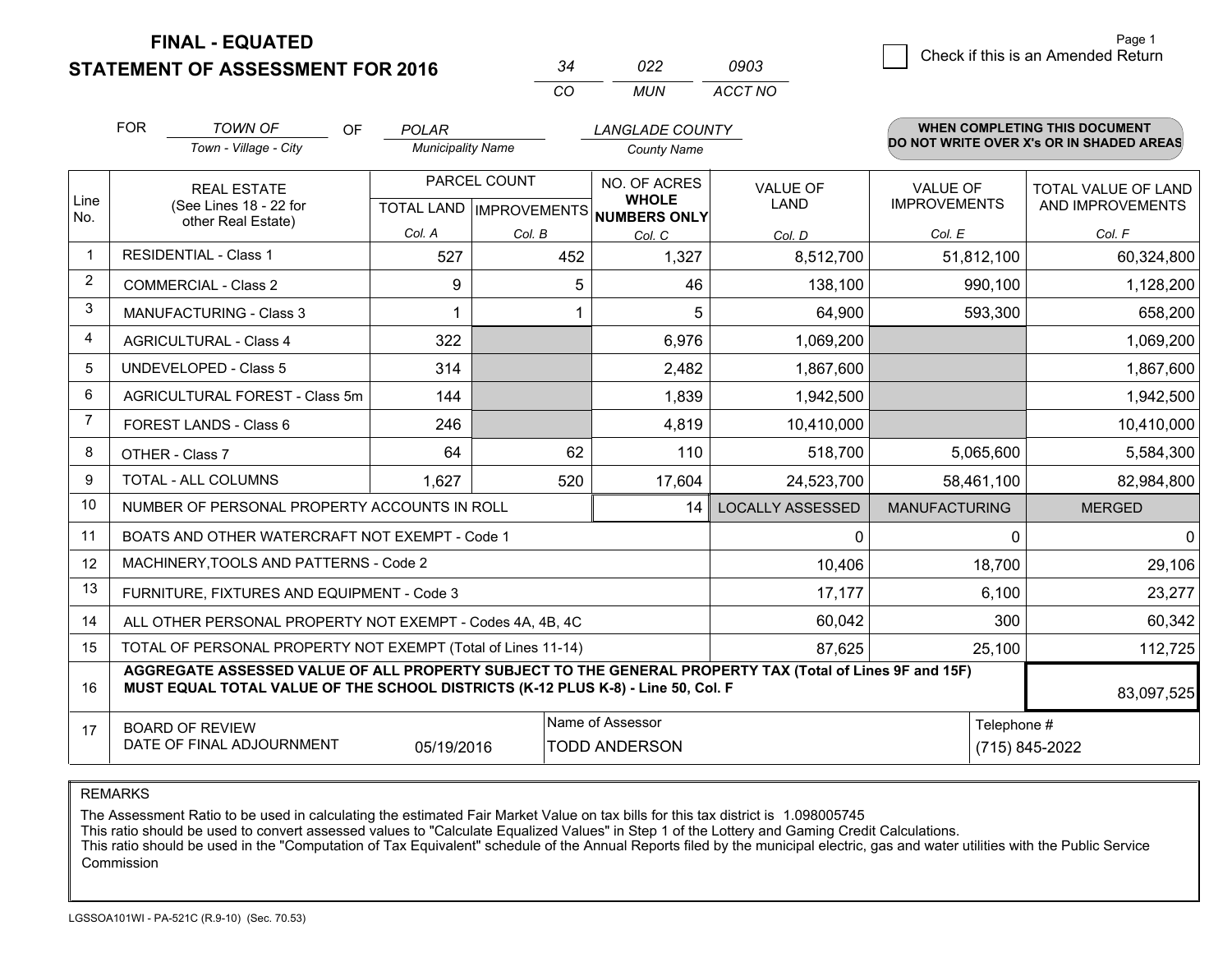**FINAL - EQUATED**
**STATEMENT OF ASSESSMENT FOR 2016**

| 34 | 022 | 0903 |
|---|---|---|
| CO | MUN | ACCT NO |

☐ Check if this is an Amended Return

FOR *TOWN OF* (Town - Village - City) OF *POLAR* (Municipality Name) *LANGLADE COUNTY* (County Name)

**WHEN COMPLETING THIS DOCUMENT DO NOT WRITE OVER X's OR IN SHADED AREAS**

| Line No. | REAL ESTATE (See Lines 18 - 22 for other Real Estate) | PARCEL COUNT TOTAL LAND Col. A | PARCEL COUNT IMPROVEMENTS Col. B | NO. OF ACRES WHOLE NUMBERS ONLY Col. C | VALUE OF LAND Col. D | VALUE OF IMPROVEMENTS Col. E | TOTAL VALUE OF LAND AND IMPROVEMENTS Col. F |
|---|---|---|---|---|---|---|---|
| 1 | RESIDENTIAL - Class 1 | 527 | 452 | 1,327 | 8,512,700 | 51,812,100 | 60,324,800 |
| 2 | COMMERCIAL - Class 2 | 9 | 5 | 46 | 138,100 | 990,100 | 1,128,200 |
| 3 | MANUFACTURING - Class 3 | 1 | 1 | 5 | 64,900 | 593,300 | 658,200 |
| 4 | AGRICULTURAL - Class 4 | 322 | | 6,976 | 1,069,200 | | 1,069,200 |
| 5 | UNDEVELOPED - Class 5 | 314 | | 2,482 | 1,867,600 | | 1,867,600 |
| 6 | AGRICULTURAL FOREST - Class 5m | 144 | | 1,839 | 1,942,500 | | 1,942,500 |
| 7 | FOREST LANDS - Class 6 | 246 | | 4,819 | 10,410,000 | | 10,410,000 |
| 8 | OTHER - Class 7 | 64 | 62 | 110 | 518,700 | 5,065,600 | 5,584,300 |
| 9 | TOTAL - ALL COLUMNS | 1,627 | 520 | 17,604 | 24,523,700 | 58,461,100 | 82,984,800 |
| 10 | NUMBER OF PERSONAL PROPERTY ACCOUNTS IN ROLL | | | 14 | LOCALLY ASSESSED | MANUFACTURING | MERGED |
| 11 | BOATS AND OTHER WATERCRAFT NOT EXEMPT - Code 1 | | | | 0 | 0 | 0 |
| 12 | MACHINERY,TOOLS AND PATTERNS - Code 2 | | | | 10,406 | 18,700 | 29,106 |
| 13 | FURNITURE, FIXTURES AND EQUIPMENT - Code 3 | | | | 17,177 | 6,100 | 23,277 |
| 14 | ALL OTHER PERSONAL PROPERTY NOT EXEMPT - Codes 4A, 4B, 4C | | | | 60,042 | 300 | 60,342 |
| 15 | TOTAL OF PERSONAL PROPERTY NOT EXEMPT (Total of Lines 11-14) | | | | 87,625 | 25,100 | 112,725 |
| 16 | **AGGREGATE ASSESSED VALUE OF ALL PROPERTY SUBJECT TO THE GENERAL PROPERTY TAX (Total of Lines 9F and 15F) MUST EQUAL TOTAL VALUE OF THE SCHOOL DISTRICTS (K-12 PLUS K-8) - Line 50, Col. F** | | | | | | 83,097,525 |
| 17 | BOARD OF REVIEW DATE OF FINAL ADJOURNMENT | 05/19/2016 | Name of Assessor: TODD ANDERSON | | | Telephone #: (715) 845-2022 | |

REMARKS

The Assessment Ratio to be used in calculating the estimated Fair Market Value on tax bills for this tax district is 1.098005745
This ratio should be used to convert assessed values to "Calculate Equalized Values" in Step 1 of the Lottery and Gaming Credit Calculations.
This ratio should be used in the "Computation of Tax Equivalent" schedule of the Annual Reports filed by the municipal electric, gas and water utilities with the Public Service Commission

LGSSOA101WI - PA-521C (R.9-10) (Sec. 70.53)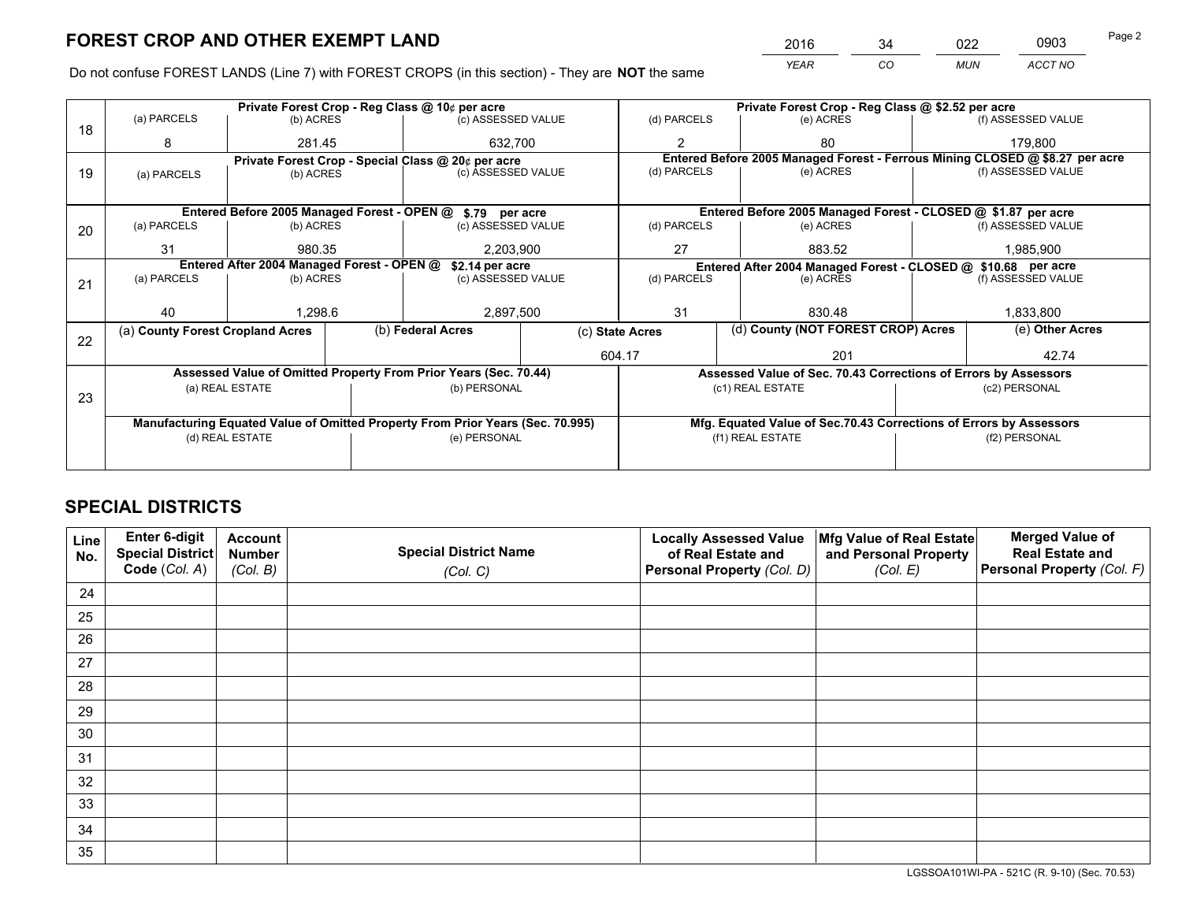# FOREST CROP AND OTHER EXEMPT LAND

| 2016 | 34 | 022 | 0903 |
|---|---|---|---|
| YEAR | CO | MUN | ACCT NO |

Do not confuse FOREST LANDS (Line 7) with FOREST CROPS (in this section) - They are **NOT** the same

| Line | | | | | | |
|---|---|---|---|---|---|---|
| 18 | Private Forest Crop - Reg Class @ 10¢ per acre | | | Private Forest Crop - Reg Class @ $2.52 per acre | | |
| | (a) PARCELS | (b) ACRES | (c) ASSESSED VALUE | (d) PARCELS | (e) ACRES | (f) ASSESSED VALUE |
| | 8 | 281.45 | 632,700 | 2 | 80 | 179,800 |
| 19 | Private Forest Crop - Special Class @ 20¢ per acre | | | Entered Before 2005 Managed Forest - Ferrous Mining CLOSED @ $8.27 per acre | | |
| | (a) PARCELS | (b) ACRES | (c) ASSESSED VALUE | (d) PARCELS | (e) ACRES | (f) ASSESSED VALUE |
| | | | | | | |
| 20 | Entered Before 2005 Managed Forest - OPEN @ $.79 per acre | | | Entered Before 2005 Managed Forest - CLOSED @ $1.87 per acre | | |
| | (a) PARCELS | (b) ACRES | (c) ASSESSED VALUE | (d) PARCELS | (e) ACRES | (f) ASSESSED VALUE |
| | 31 | 980.35 | 2,203,900 | 27 | 883.52 | 1,985,900 |
| 21 | Entered After 2004 Managed Forest - OPEN @ $2.14 per acre | | | Entered After 2004 Managed Forest - CLOSED @ $10.68 per acre | | |
| | (a) PARCELS | (b) ACRES | (c) ASSESSED VALUE | (d) PARCELS | (e) ACRES | (f) ASSESSED VALUE |
| | 40 | 1,298.6 | 2,897,500 | 31 | 830.48 | 1,833,800 |

| Line | (a) County Forest Cropland Acres | (b) Federal Acres | (c) State Acres | (d) County (NOT FOREST CROP) Acres | (e) Other Acres |
|---|---|---|---|---|---|
| 22 | | | 604.17 | 201 | 42.74 |

| Line | Assessed Value of Omitted Property From Prior Years (Sec. 70.44) | | Assessed Value of Sec. 70.43 Corrections of Errors by Assessors | |
|---|---|---|---|---|
| 23 | (a) REAL ESTATE | (b) PERSONAL | (c1) REAL ESTATE | (c2) PERSONAL |
| | | | | |
| | **Manufacturing Equated Value of Omitted Property From Prior Years (Sec. 70.995)** | | **Mfg. Equated Value of Sec.70.43 Corrections of Errors by Assessors** | |
| | (d) REAL ESTATE | (e) PERSONAL | (f1) REAL ESTATE | (f2) PERSONAL |
| | | | | |

# SPECIAL DISTRICTS

| Line No. | Enter 6-digit Special District Code (Col. A) | Account Number (Col. B) | Special District Name (Col. C) | Locally Assessed Value of Real Estate and Personal Property (Col. D) | Mfg Value of Real Estate and Personal Property (Col. E) | Merged Value of Real Estate and Personal Property (Col. F) |
|---|---|---|---|---|---|---|
| 24 | | | | | | |
| 25 | | | | | | |
| 26 | | | | | | |
| 27 | | | | | | |
| 28 | | | | | | |
| 29 | | | | | | |
| 30 | | | | | | |
| 31 | | | | | | |
| 32 | | | | | | |
| 33 | | | | | | |
| 34 | | | | | | |
| 35 | | | | | | |

LGSSOA101WI-PA - 521C (R. 9-10) (Sec. 70.53)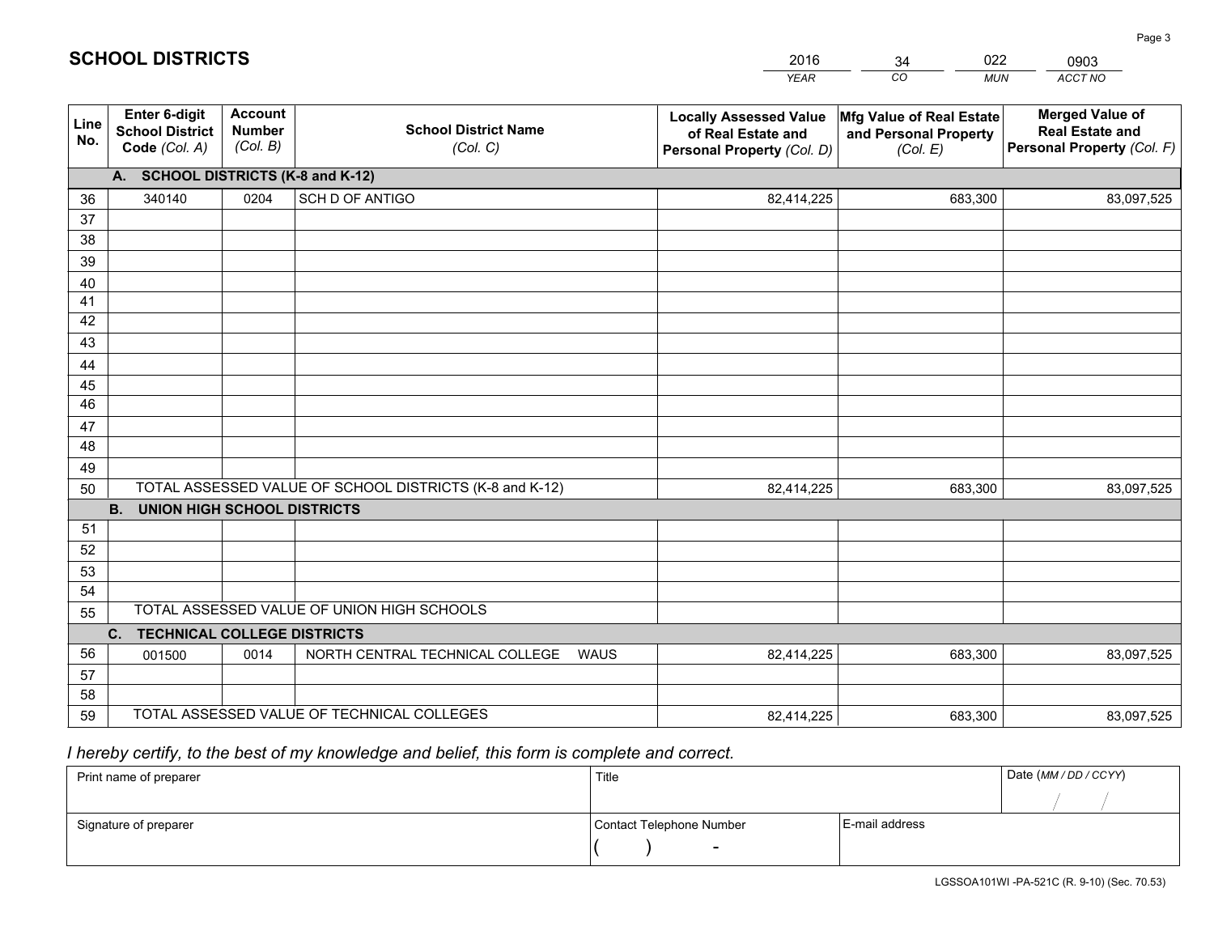# SCHOOL DISTRICTS

| 2016 | 34 | 022 | 0903 |
|---|---|---|---|
| *YEAR* | *CO* | *MUN* | *ACCT NO* |

| Line No. | Enter 6-digit School District Code *(Col. A)* | Account Number *(Col. B)* | School District Name *(Col. C)* | Locally Assessed Value of Real Estate and Personal Property *(Col. D)* | Mfg Value of Real Estate and Personal Property *(Col. E)* | Merged Value of Real Estate and Personal Property *(Col. F)* |
|---|---|---|---|---|---|---|
| | **A. SCHOOL DISTRICTS (K-8 and K-12)** | | | | | |
| 36 | 340140 | 0204 | SCH D OF ANTIGO | 82,414,225 | 683,300 | 83,097,525 |
| 37 | | | | | | |
| 38 | | | | | | |
| 39 | | | | | | |
| 40 | | | | | | |
| 41 | | | | | | |
| 42 | | | | | | |
| 43 | | | | | | |
| 44 | | | | | | |
| 45 | | | | | | |
| 46 | | | | | | |
| 47 | | | | | | |
| 48 | | | | | | |
| 49 | | | | | | |
| 50 | TOTAL ASSESSED VALUE OF SCHOOL DISTRICTS (K-8 and K-12) | | | 82,414,225 | 683,300 | 83,097,525 |
| | **B. UNION HIGH SCHOOL DISTRICTS** | | | | | |
| 51 | | | | | | |
| 52 | | | | | | |
| 53 | | | | | | |
| 54 | | | | | | |
| 55 | TOTAL ASSESSED VALUE OF UNION HIGH SCHOOLS | | | | | |
| | **C. TECHNICAL COLLEGE DISTRICTS** | | | | | |
| 56 | 001500 | 0014 | NORTH CENTRAL TECHNICAL COLLEGE WAUS | 82,414,225 | 683,300 | 83,097,525 |
| 57 | | | | | | |
| 58 | | | | | | |
| 59 | TOTAL ASSESSED VALUE OF TECHNICAL COLLEGES | | | 82,414,225 | 683,300 | 83,097,525 |

*I hereby certify, to the best of my knowledge and belief, this form is complete and correct.*

| Print name of preparer | Title | | Date *(MM / DD / CCYY)* |
|---|---|---|---|
| | | | / / |
| Signature of preparer | Contact Telephone Number | E-mail address | |
| | ( ) - | | |

LGSSOA101WI -PA-521C (R. 9-10) (Sec. 70.53)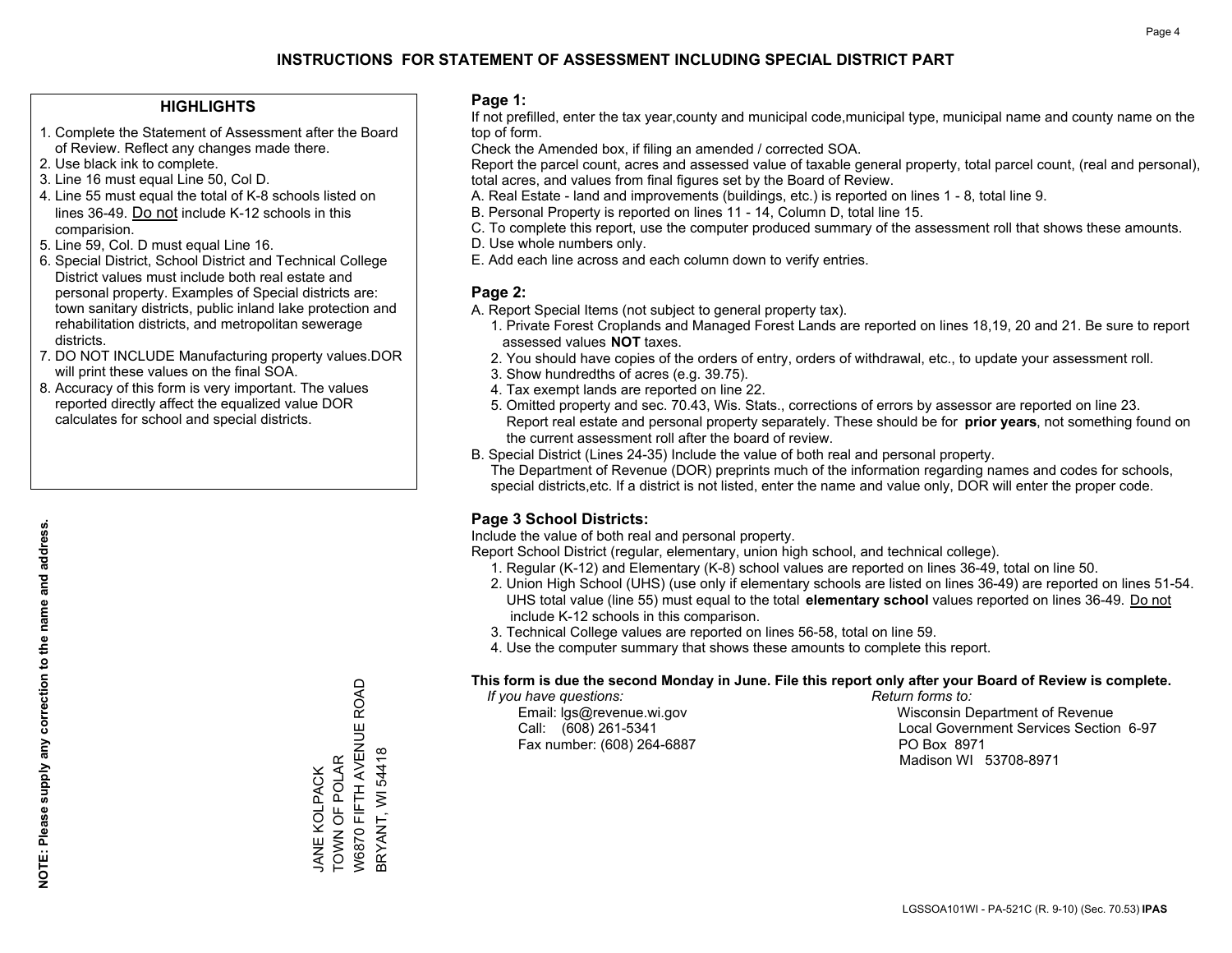# INSTRUCTIONS FOR STATEMENT OF ASSESSMENT INCLUDING SPECIAL DISTRICT PART

## HIGHLIGHTS

1. Complete the Statement of Assessment after the Board of Review. Reflect any changes made there.
2. Use black ink to complete.
3. Line 16 must equal Line 50, Col D.
4. Line 55 must equal the total of K-8 schools listed on lines 36-49. Do not include K-12 schools in this comparision.
5. Line 59, Col. D must equal Line 16.
6. Special District, School District and Technical College District values must include both real estate and personal property. Examples of Special districts are: town sanitary districts, public inland lake protection and rehabilitation districts, and metropolitan sewerage districts.
7. DO NOT INCLUDE Manufacturing property values.DOR will print these values on the final SOA.
8. Accuracy of this form is very important. The values reported directly affect the equalized value DOR calculates for school and special districts.

**NOTE: Please supply any correction to the name and address.**

JANE KOLPACK
TOWN OF POLAR
W6870 FIFTH AVENUE ROAD
BRYANT, WI 54418

## Page 1:

If not prefilled, enter the tax year,county and municipal code,municipal type, municipal name and county name on the top of form.

Check the Amended box, if filing an amended / corrected SOA.

Report the parcel count, acres and assessed value of taxable general property, total parcel count, (real and personal), total acres, and values from final figures set by the Board of Review.

A. Real Estate - land and improvements (buildings, etc.) is reported on lines 1 - 8, total line 9.
B. Personal Property is reported on lines 11 - 14, Column D, total line 15.
C. To complete this report, use the computer produced summary of the assessment roll that shows these amounts.
D. Use whole numbers only.
E. Add each line across and each column down to verify entries.

## Page 2:

A. Report Special Items (not subject to general property tax).
   1. Private Forest Croplands and Managed Forest Lands are reported on lines 18,19, 20 and 21. Be sure to report assessed values **NOT** taxes.
   2. You should have copies of the orders of entry, orders of withdrawal, etc., to update your assessment roll.
   3. Show hundredths of acres (e.g. 39.75).
   4. Tax exempt lands are reported on line 22.
   5. Omitted property and sec. 70.43, Wis. Stats., corrections of errors by assessor are reported on line 23. Report real estate and personal property separately. These should be for **prior years**, not something found on the current assessment roll after the board of review.

B. Special District (Lines 24-35) Include the value of both real and personal property.
   The Department of Revenue (DOR) preprints much of the information regarding names and codes for schools, special districts,etc. If a district is not listed, enter the name and value only, DOR will enter the proper code.

## Page 3 School Districts:

Include the value of both real and personal property.

Report School District (regular, elementary, union high school, and technical college).

1. Regular (K-12) and Elementary (K-8) school values are reported on lines 36-49, total on line 50.
2. Union High School (UHS) (use only if elementary schools are listed on lines 36-49) are reported on lines 51-54. UHS total value (line 55) must equal to the total **elementary school** values reported on lines 36-49. Do not include K-12 schools in this comparison.
3. Technical College values are reported on lines 56-58, total on line 59.
4. Use the computer summary that shows these amounts to complete this report.

**This form is due the second Monday in June. File this report only after your Board of Review is complete.**

*If you have questions:*
Email: lgs@revenue.wi.gov
Call: (608) 261-5341
Fax number: (608) 264-6887

*Return forms to:*
Wisconsin Department of Revenue
Local Government Services Section 6-97
PO Box 8971
Madison WI 53708-8971

LGSSOA101WI - PA-521C (R. 9-10) (Sec. 70.53) **IPAS**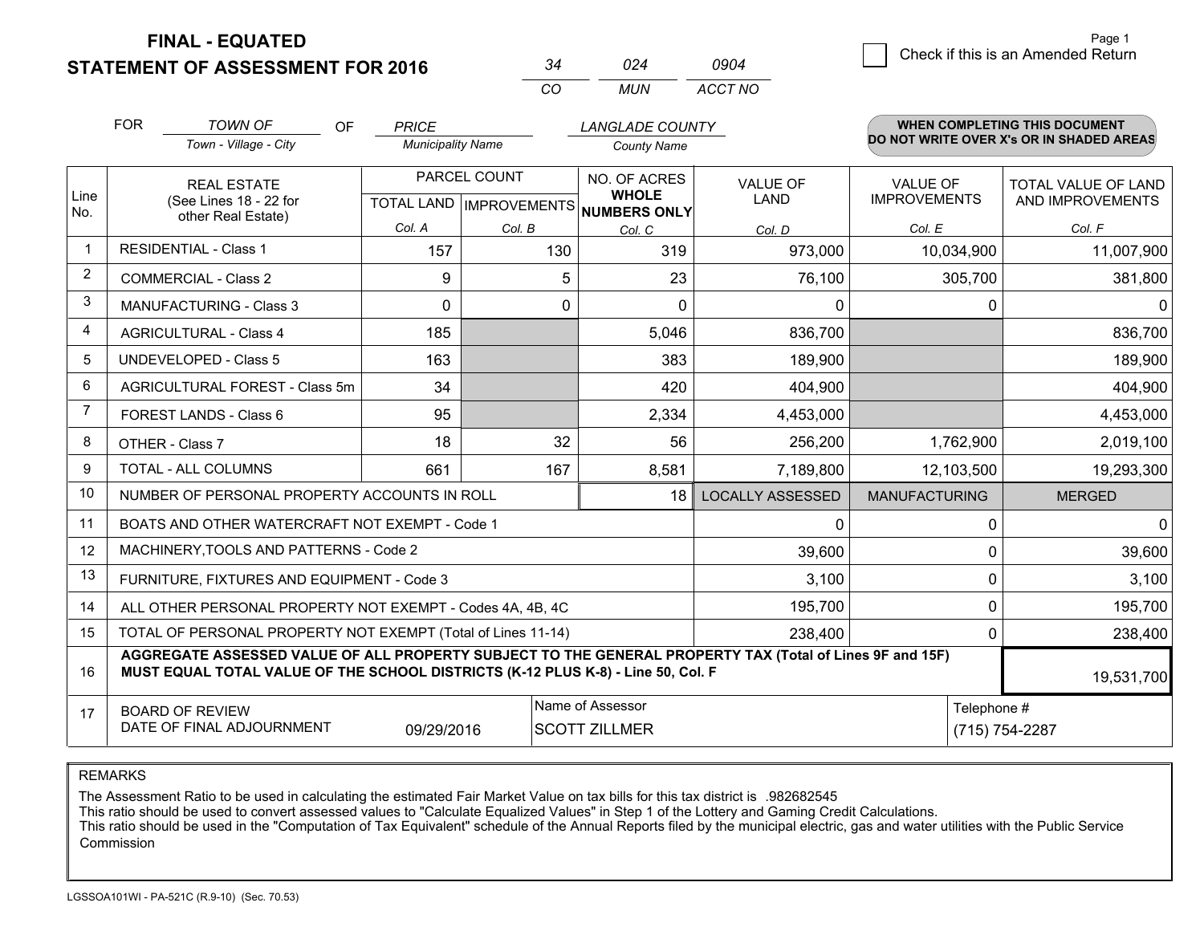# FINAL - EQUATED
# STATEMENT OF ASSESSMENT FOR 2016

| 34 | 024 | 0904 |
|---|---|---|
| CO | MUN | ACCT NO |

Page 1

☐ Check if this is an Amended Return

FOR *TOWN OF* (Town - Village - City) OF *PRICE* (Municipality Name) *LANGLADE COUNTY* (County Name)

**WHEN COMPLETING THIS DOCUMENT DO NOT WRITE OVER X's OR IN SHADED AREAS**

| Line No. | REAL ESTATE (See Lines 18 - 22 for other Real Estate) | PARCEL COUNT | | NO. OF ACRES WHOLE NUMBERS ONLY | VALUE OF LAND | VALUE OF IMPROVEMENTS | TOTAL VALUE OF LAND AND IMPROVEMENTS |
|---|---|---|---|---|---|---|---|
| | | TOTAL LAND | IMPROVEMENTS | | | | |
| | | Col. A | Col. B | Col. C | Col. D | Col. E | Col. F |
| 1 | RESIDENTIAL - Class 1 | 157 | 130 | 319 | 973,000 | 10,034,900 | 11,007,900 |
| 2 | COMMERCIAL - Class 2 | 9 | 5 | 23 | 76,100 | 305,700 | 381,800 |
| 3 | MANUFACTURING - Class 3 | 0 | 0 | 0 | 0 | 0 | 0 |
| 4 | AGRICULTURAL - Class 4 | 185 | | 5,046 | 836,700 | | 836,700 |
| 5 | UNDEVELOPED - Class 5 | 163 | | 383 | 189,900 | | 189,900 |
| 6 | AGRICULTURAL FOREST - Class 5m | 34 | | 420 | 404,900 | | 404,900 |
| 7 | FOREST LANDS - Class 6 | 95 | | 2,334 | 4,453,000 | | 4,453,000 |
| 8 | OTHER - Class 7 | 18 | 32 | 56 | 256,200 | 1,762,900 | 2,019,100 |
| 9 | TOTAL - ALL COLUMNS | 661 | 167 | 8,581 | 7,189,800 | 12,103,500 | 19,293,300 |
| 10 | NUMBER OF PERSONAL PROPERTY ACCOUNTS IN ROLL | | | 18 | LOCALLY ASSESSED | MANUFACTURING | MERGED |
| 11 | BOATS AND OTHER WATERCRAFT NOT EXEMPT - Code 1 | | | | 0 | 0 | 0 |
| 12 | MACHINERY,TOOLS AND PATTERNS - Code 2 | | | | 39,600 | 0 | 39,600 |
| 13 | FURNITURE, FIXTURES AND EQUIPMENT - Code 3 | | | | 3,100 | 0 | 3,100 |
| 14 | ALL OTHER PERSONAL PROPERTY NOT EXEMPT - Codes 4A, 4B, 4C | | | | 195,700 | 0 | 195,700 |
| 15 | TOTAL OF PERSONAL PROPERTY NOT EXEMPT (Total of Lines 11-14) | | | | 238,400 | 0 | 238,400 |
| 16 | **AGGREGATE ASSESSED VALUE OF ALL PROPERTY SUBJECT TO THE GENERAL PROPERTY TAX (Total of Lines 9F and 15F) MUST EQUAL TOTAL VALUE OF THE SCHOOL DISTRICTS (K-12 PLUS K-8) - Line 50, Col. F** | | | | | | 19,531,700 |
| 17 | BOARD OF REVIEW DATE OF FINAL ADJOURNMENT | 09/29/2016 | Name of Assessor: SCOTT ZILLMER | | | Telephone #: (715) 754-2287 | |

REMARKS

The Assessment Ratio to be used in calculating the estimated Fair Market Value on tax bills for this tax district is .982682545
This ratio should be used to convert assessed values to "Calculate Equalized Values" in Step 1 of the Lottery and Gaming Credit Calculations.
This ratio should be used in the "Computation of Tax Equivalent" schedule of the Annual Reports filed by the municipal electric, gas and water utilities with the Public Service Commission

LGSSOA101WI - PA-521C (R.9-10) (Sec. 70.53)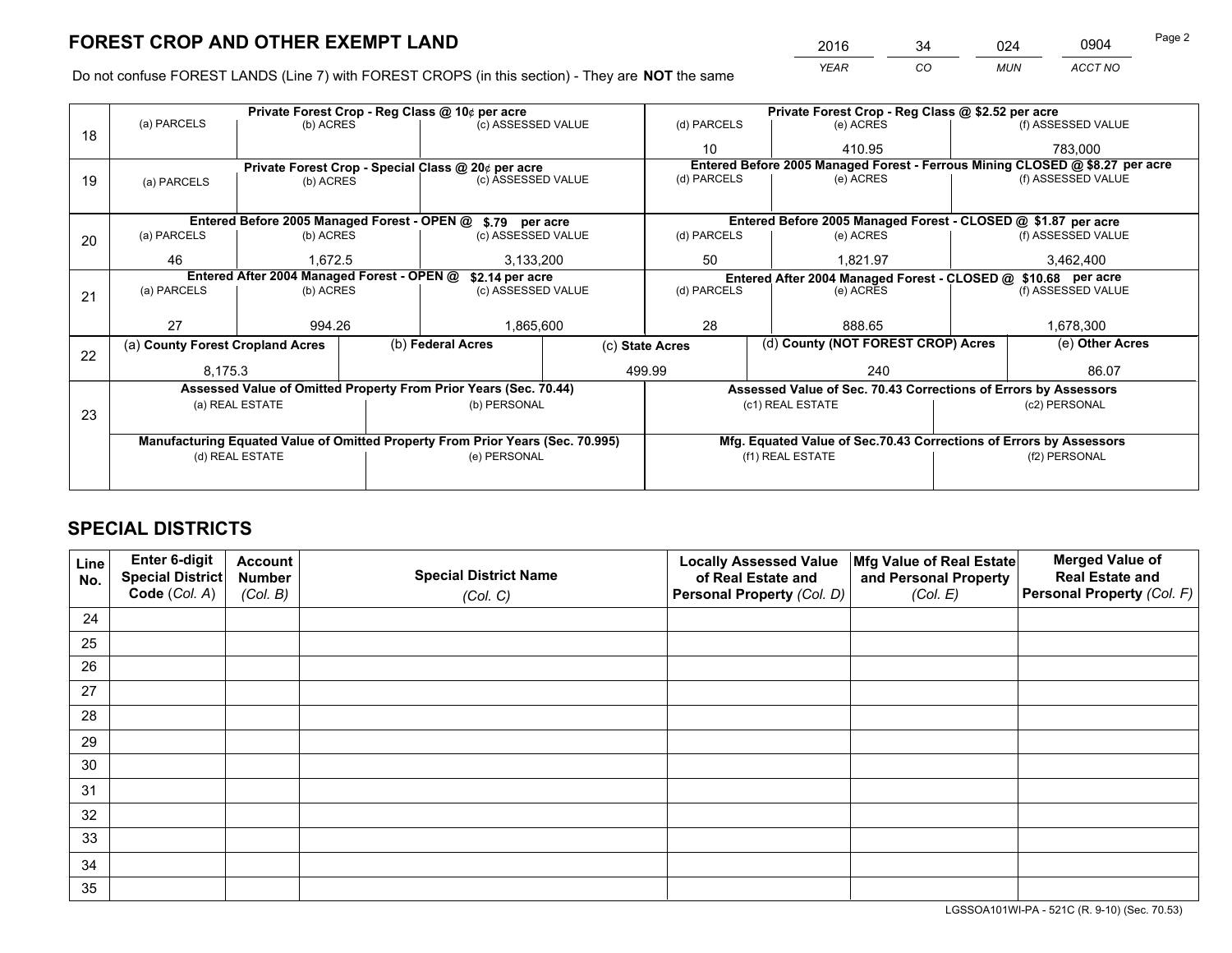# FOREST CROP AND OTHER EXEMPT LAND

| 2016 | 34 | 024 | 0904 |
|---|---|---|---|
| *YEAR* | *CO* | *MUN* | *ACCT NO* |

Do not confuse FOREST LANDS (Line 7) with FOREST CROPS (in this section) - They are **NOT** the same

| Line | Private Forest Crop - Reg Class @ 10¢ per acre | | | Private Forest Crop - Reg Class @ $2.52 per acre | | |
|---|---|---|---|---|---|---|
| 18 | (a) PARCELS | (b) ACRES | (c) ASSESSED VALUE | (d) PARCELS | (e) ACRES | (f) ASSESSED VALUE |
| | | | | 10 | 410.95 | 783,000 |
| | **Private Forest Crop - Special Class @ 20¢ per acre** | | | **Entered Before 2005 Managed Forest - Ferrous Mining CLOSED @ $8.27 per acre** | | |
| 19 | (a) PARCELS | (b) ACRES | (c) ASSESSED VALUE | (d) PARCELS | (e) ACRES | (f) ASSESSED VALUE |
| | | | | | | |
| | **Entered Before 2005 Managed Forest - OPEN @ $.79 per acre** | | | **Entered Before 2005 Managed Forest - CLOSED @ $1.87 per acre** | | |
| 20 | (a) PARCELS | (b) ACRES | (c) ASSESSED VALUE | (d) PARCELS | (e) ACRES | (f) ASSESSED VALUE |
| | 46 | 1,672.5 | 3,133,200 | 50 | 1,821.97 | 3,462,400 |
| | **Entered After 2004 Managed Forest - OPEN @ $2.14 per acre** | | | **Entered After 2004 Managed Forest - CLOSED @ $10.68 per acre** | | |
| 21 | (a) PARCELS | (b) ACRES | (c) ASSESSED VALUE | (d) PARCELS | (e) ACRES | (f) ASSESSED VALUE |
| | 27 | 994.26 | 1,865,600 | 28 | 888.65 | 1,678,300 |

| Line | (a) County Forest Cropland Acres | (b) Federal Acres | (c) State Acres | (d) County (NOT FOREST CROP) Acres | (e) Other Acres |
|---|---|---|---|---|---|
| 22 | 8,175.3 | | 499.99 | 240 | 86.07 |

| Line | Assessed Value of Omitted Property From Prior Years (Sec. 70.44) | | Assessed Value of Sec. 70.43 Corrections of Errors by Assessors | |
|---|---|---|---|---|
| 23 | (a) REAL ESTATE | (b) PERSONAL | (c1) REAL ESTATE | (c2) PERSONAL |
| | | | | |
| | **Manufacturing Equated Value of Omitted Property From Prior Years (Sec. 70.995)** | | **Mfg. Equated Value of Sec.70.43 Corrections of Errors by Assessors** | |
| | (d) REAL ESTATE | (e) PERSONAL | (f1) REAL ESTATE | (f2) PERSONAL |
| | | | | |

# SPECIAL DISTRICTS

| Line No. | Enter 6-digit Special District Code (*Col. A*) | Account Number (*Col. B*) | Special District Name (*Col. C*) | Locally Assessed Value of Real Estate and Personal Property (*Col. D*) | Mfg Value of Real Estate and Personal Property (*Col. E*) | Merged Value of Real Estate and Personal Property (*Col. F*) |
|---|---|---|---|---|---|---|
| 24 | | | | | | |
| 25 | | | | | | |
| 26 | | | | | | |
| 27 | | | | | | |
| 28 | | | | | | |
| 29 | | | | | | |
| 30 | | | | | | |
| 31 | | | | | | |
| 32 | | | | | | |
| 33 | | | | | | |
| 34 | | | | | | |
| 35 | | | | | | |

LGSSOA101WI-PA - 521C (R. 9-10) (Sec. 70.53)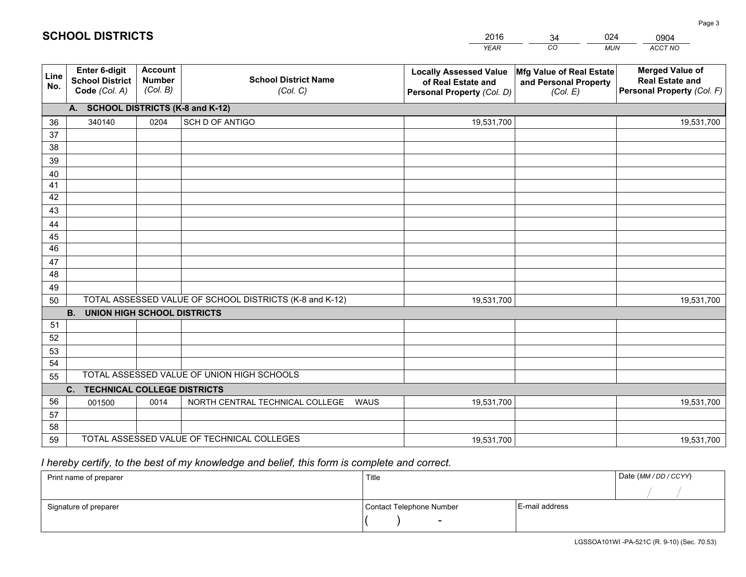## SCHOOL DISTRICTS

| 2016 | 34 | 024 | 0904 |
|---|---|---|---|
| *YEAR* | *CO* | *MUN* | *ACCT NO* |

| Line No. | Enter 6-digit School District Code *(Col. A)* | Account Number *(Col. B)* | School District Name *(Col. C)* | Locally Assessed Value of Real Estate and Personal Property *(Col. D)* | Mfg Value of Real Estate and Personal Property *(Col. E)* | Merged Value of Real Estate and Personal Property *(Col. F)* |
|---|---|---|---|---|---|---|
| | **A. SCHOOL DISTRICTS (K-8 and K-12)** | | | | | |
| 36 | 340140 | 0204 | SCH D OF ANTIGO | 19,531,700 | | 19,531,700 |
| 37 | | | | | | |
| 38 | | | | | | |
| 39 | | | | | | |
| 40 | | | | | | |
| 41 | | | | | | |
| 42 | | | | | | |
| 43 | | | | | | |
| 44 | | | | | | |
| 45 | | | | | | |
| 46 | | | | | | |
| 47 | | | | | | |
| 48 | | | | | | |
| 49 | | | | | | |
| 50 | TOTAL ASSESSED VALUE OF SCHOOL DISTRICTS (K-8 and K-12) | | | 19,531,700 | | 19,531,700 |
| | **B. UNION HIGH SCHOOL DISTRICTS** | | | | | |
| 51 | | | | | | |
| 52 | | | | | | |
| 53 | | | | | | |
| 54 | | | | | | |
| 55 | TOTAL ASSESSED VALUE OF UNION HIGH SCHOOLS | | | | | |
| | **C. TECHNICAL COLLEGE DISTRICTS** | | | | | |
| 56 | 001500 | 0014 | NORTH CENTRAL TECHNICAL COLLEGE WAUS | 19,531,700 | | 19,531,700 |
| 57 | | | | | | |
| 58 | | | | | | |
| 59 | TOTAL ASSESSED VALUE OF TECHNICAL COLLEGES | | | 19,531,700 | | 19,531,700 |

*I hereby certify, to the best of my knowledge and belief, this form is complete and correct.*

| Print name of preparer | Title | | Date *(MM / DD / CCYY)* |
|---|---|---|---|
| | | | / / |
| Signature of preparer | Contact Telephone Number | E-mail address | |
| | ( ) - | | |

LGSSOA101WI -PA-521C (R. 9-10) (Sec. 70.53)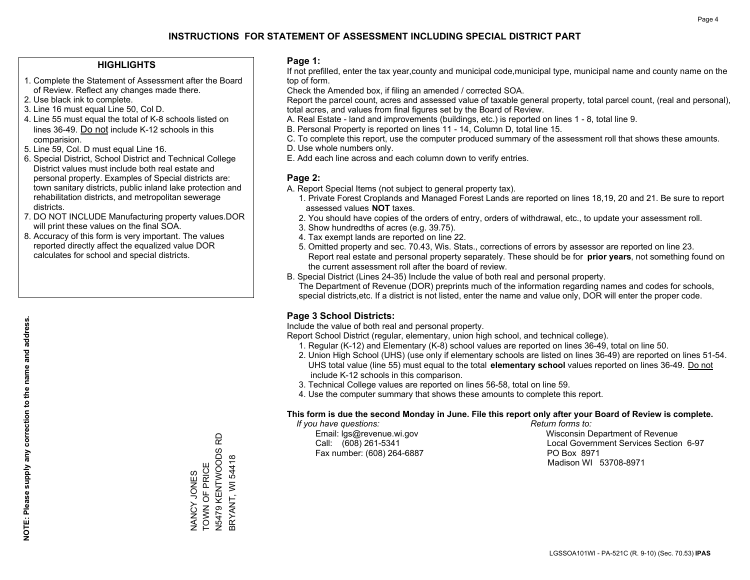# INSTRUCTIONS FOR STATEMENT OF ASSESSMENT INCLUDING SPECIAL DISTRICT PART

## HIGHLIGHTS

1. Complete the Statement of Assessment after the Board of Review. Reflect any changes made there.
2. Use black ink to complete.
3. Line 16 must equal Line 50, Col D.
4. Line 55 must equal the total of K-8 schools listed on lines 36-49. Do not include K-12 schools in this comparision.
5. Line 59, Col. D must equal Line 16.
6. Special District, School District and Technical College District values must include both real estate and personal property. Examples of Special districts are: town sanitary districts, public inland lake protection and rehabilitation districts, and metropolitan sewerage districts.
7. DO NOT INCLUDE Manufacturing property values.DOR will print these values on the final SOA.
8. Accuracy of this form is very important. The values reported directly affect the equalized value DOR calculates for school and special districts.

**NOTE: Please supply any correction to the name and address.**

NANCY JONES
TOWN OF PRICE
N5479 KENTWOODS RD
BRYANT, WI 54418

## Page 1:

If not prefilled, enter the tax year,county and municipal code,municipal type, municipal name and county name on the top of form.

Check the Amended box, if filing an amended / corrected SOA.

Report the parcel count, acres and assessed value of taxable general property, total parcel count, (real and personal), total acres, and values from final figures set by the Board of Review.

A. Real Estate - land and improvements (buildings, etc.) is reported on lines 1 - 8, total line 9.
B. Personal Property is reported on lines 11 - 14, Column D, total line 15.
C. To complete this report, use the computer produced summary of the assessment roll that shows these amounts.
D. Use whole numbers only.
E. Add each line across and each column down to verify entries.

## Page 2:

A. Report Special Items (not subject to general property tax).
   1. Private Forest Croplands and Managed Forest Lands are reported on lines 18,19, 20 and 21. Be sure to report assessed values **NOT** taxes.
   2. You should have copies of the orders of entry, orders of withdrawal, etc., to update your assessment roll.
   3. Show hundredths of acres (e.g. 39.75).
   4. Tax exempt lands are reported on line 22.
   5. Omitted property and sec. 70.43, Wis. Stats., corrections of errors by assessor are reported on line 23. Report real estate and personal property separately. These should be for **prior years**, not something found on the current assessment roll after the board of review.
B. Special District (Lines 24-35) Include the value of both real and personal property.
   The Department of Revenue (DOR) preprints much of the information regarding names and codes for schools, special districts,etc. If a district is not listed, enter the name and value only, DOR will enter the proper code.

## Page 3 School Districts:

Include the value of both real and personal property.

Report School District (regular, elementary, union high school, and technical college).

1. Regular (K-12) and Elementary (K-8) school values are reported on lines 36-49, total on line 50.
2. Union High School (UHS) (use only if elementary schools are listed on lines 36-49) are reported on lines 51-54. UHS total value (line 55) must equal to the total **elementary school** values reported on lines 36-49. Do not include K-12 schools in this comparison.
3. Technical College values are reported on lines 56-58, total on line 59.
4. Use the computer summary that shows these amounts to complete this report.

**This form is due the second Monday in June. File this report only after your Board of Review is complete.**

*If you have questions:*
Email: lgs@revenue.wi.gov
Call: (608) 261-5341
Fax number: (608) 264-6887

*Return forms to:*
Wisconsin Department of Revenue
Local Government Services Section 6-97
PO Box 8971
Madison WI 53708-8971

LGSSOA101WI - PA-521C (R. 9-10) (Sec. 70.53) **IPAS**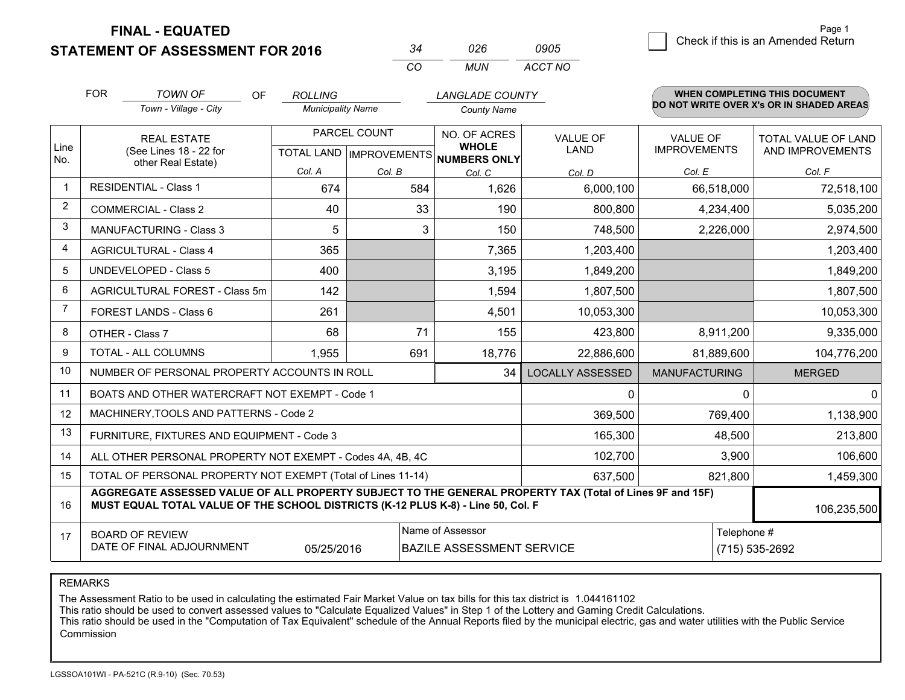# FINAL - EQUATED
## STATEMENT OF ASSESSMENT FOR 2016

| 34 | 026 | 0905 |
|---|---|---|
| CO | MUN | ACCT NO |

Page 1

☐ Check if this is an Amended Return

FOR *TOWN OF* (Town - Village - City) OF *ROLLING* (Municipality Name) *LANGLADE COUNTY* (County Name)

**WHEN COMPLETING THIS DOCUMENT DO NOT WRITE OVER X's OR IN SHADED AREAS**

| Line No. | REAL ESTATE (See Lines 18 - 22 for other Real Estate) | PARCEL COUNT | | NO. OF ACRES WHOLE NUMBERS ONLY | VALUE OF LAND | VALUE OF IMPROVEMENTS | TOTAL VALUE OF LAND AND IMPROVEMENTS |
|---|---|---|---|---|---|---|---|
| | | TOTAL LAND | IMPROVEMENTS | | | | |
| | | Col. A | Col. B | Col. C | Col. D | Col. E | Col. F |
| 1 | RESIDENTIAL - Class 1 | 674 | 584 | 1,626 | 6,000,100 | 66,518,000 | 72,518,100 |
| 2 | COMMERCIAL - Class 2 | 40 | 33 | 190 | 800,800 | 4,234,400 | 5,035,200 |
| 3 | MANUFACTURING - Class 3 | 5 | 3 | 150 | 748,500 | 2,226,000 | 2,974,500 |
| 4 | AGRICULTURAL - Class 4 | 365 | | 7,365 | 1,203,400 | | 1,203,400 |
| 5 | UNDEVELOPED - Class 5 | 400 | | 3,195 | 1,849,200 | | 1,849,200 |
| 6 | AGRICULTURAL FOREST - Class 5m | 142 | | 1,594 | 1,807,500 | | 1,807,500 |
| 7 | FOREST LANDS - Class 6 | 261 | | 4,501 | 10,053,300 | | 10,053,300 |
| 8 | OTHER - Class 7 | 68 | 71 | 155 | 423,800 | 8,911,200 | 9,335,000 |
| 9 | TOTAL - ALL COLUMNS | 1,955 | 691 | 18,776 | 22,886,600 | 81,889,600 | 104,776,200 |
| 10 | NUMBER OF PERSONAL PROPERTY ACCOUNTS IN ROLL | | | 34 | LOCALLY ASSESSED | MANUFACTURING | MERGED |
| 11 | BOATS AND OTHER WATERCRAFT NOT EXEMPT - Code 1 | | | | 0 | 0 | 0 |
| 12 | MACHINERY,TOOLS AND PATTERNS - Code 2 | | | | 369,500 | 769,400 | 1,138,900 |
| 13 | FURNITURE, FIXTURES AND EQUIPMENT - Code 3 | | | | 165,300 | 48,500 | 213,800 |
| 14 | ALL OTHER PERSONAL PROPERTY NOT EXEMPT - Codes 4A, 4B, 4C | | | | 102,700 | 3,900 | 106,600 |
| 15 | TOTAL OF PERSONAL PROPERTY NOT EXEMPT (Total of Lines 11-14) | | | | 637,500 | 821,800 | 1,459,300 |
| 16 | **AGGREGATE ASSESSED VALUE OF ALL PROPERTY SUBJECT TO THE GENERAL PROPERTY TAX (Total of Lines 9F and 15F) MUST EQUAL TOTAL VALUE OF THE SCHOOL DISTRICTS (K-12 PLUS K-8) - Line 50, Col. F** | | | | | | 106,235,500 |
| 17 | BOARD OF REVIEW DATE OF FINAL ADJOURNMENT | 05/25/2016 | | Name of Assessor: BAZILE ASSESSMENT SERVICE | | Telephone #: (715) 535-2692 | |

REMARKS

The Assessment Ratio to be used in calculating the estimated Fair Market Value on tax bills for this tax district is 1.044161102
This ratio should be used to convert assessed values to "Calculate Equalized Values" in Step 1 of the Lottery and Gaming Credit Calculations.
This ratio should be used in the "Computation of Tax Equivalent" schedule of the Annual Reports filed by the municipal electric, gas and water utilities with the Public Service Commission

LGSSOA101WI - PA-521C (R.9-10) (Sec. 70.53)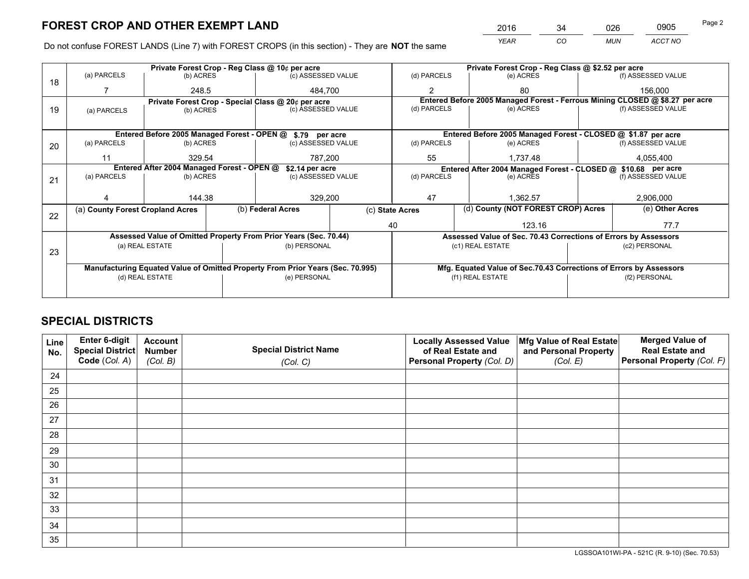# FOREST CROP AND OTHER EXEMPT LAND

| 2016 | 34 | 026 | 0905 |
|---|---|---|---|
| *YEAR* | *CO* | *MUN* | *ACCT NO* |

Do not confuse FOREST LANDS (Line 7) with FOREST CROPS (in this section) - They are **NOT** the same

| Line | | | | | | |
|---|---|---|---|---|---|---|
| 18 | Private Forest Crop - Reg Class @ 10¢ per acre | | | Private Forest Crop - Reg Class @ $2.52 per acre | | |
| | (a) PARCELS | (b) ACRES | (c) ASSESSED VALUE | (d) PARCELS | (e) ACRES | (f) ASSESSED VALUE |
| | 7 | 248.5 | 484,700 | 2 | 80 | 156,000 |
| 19 | Private Forest Crop - Special Class @ 20¢ per acre | | | Entered Before 2005 Managed Forest - Ferrous Mining CLOSED @ $8.27 per acre | | |
| | (a) PARCELS | (b) ACRES | (c) ASSESSED VALUE | (d) PARCELS | (e) ACRES | (f) ASSESSED VALUE |
| | | | | | | |
| 20 | Entered Before 2005 Managed Forest - OPEN @ $.79 per acre | | | Entered Before 2005 Managed Forest - CLOSED @ $1.87 per acre | | |
| | (a) PARCELS | (b) ACRES | (c) ASSESSED VALUE | (d) PARCELS | (e) ACRES | (f) ASSESSED VALUE |
| | 11 | 329.54 | 787,200 | 55 | 1,737.48 | 4,055,400 |
| 21 | Entered After 2004 Managed Forest - OPEN @ $2.14 per acre | | | Entered After 2004 Managed Forest - CLOSED @ $10.68 per acre | | |
| | (a) PARCELS | (b) ACRES | (c) ASSESSED VALUE | (d) PARCELS | (e) ACRES | (f) ASSESSED VALUE |
| | 4 | 144.38 | 329,200 | 47 | 1,362.57 | 2,906,000 |

| Line | (a) County Forest Cropland Acres | (b) Federal Acres | (c) State Acres | (d) County (NOT FOREST CROP) Acres | (e) Other Acres |
|---|---|---|---|---|---|
| 22 | | | 40 | 123.16 | 77.7 |

| Line | Assessed Value of Omitted Property From Prior Years (Sec. 70.44) | | Assessed Value of Sec. 70.43 Corrections of Errors by Assessors | |
|---|---|---|---|---|
| 23 | (a) REAL ESTATE | (b) PERSONAL | (c1) REAL ESTATE | (c2) PERSONAL |
| | | | | |
| | **Manufacturing Equated Value of Omitted Property From Prior Years (Sec. 70.995)** | | **Mfg. Equated Value of Sec.70.43 Corrections of Errors by Assessors** | |
| | (d) REAL ESTATE | (e) PERSONAL | (f1) REAL ESTATE | (f2) PERSONAL |
| | | | | |

# SPECIAL DISTRICTS

| Line No. | Enter 6-digit Special District Code (*Col. A*) | Account Number (*Col. B*) | Special District Name (*Col. C*) | Locally Assessed Value of Real Estate and Personal Property (*Col. D*) | Mfg Value of Real Estate and Personal Property (*Col. E*) | Merged Value of Real Estate and Personal Property (*Col. F*) |
|---|---|---|---|---|---|---|
| 24 | | | | | | |
| 25 | | | | | | |
| 26 | | | | | | |
| 27 | | | | | | |
| 28 | | | | | | |
| 29 | | | | | | |
| 30 | | | | | | |
| 31 | | | | | | |
| 32 | | | | | | |
| 33 | | | | | | |
| 34 | | | | | | |
| 35 | | | | | | |

LGSSOA101WI-PA - 521C (R. 9-10) (Sec. 70.53)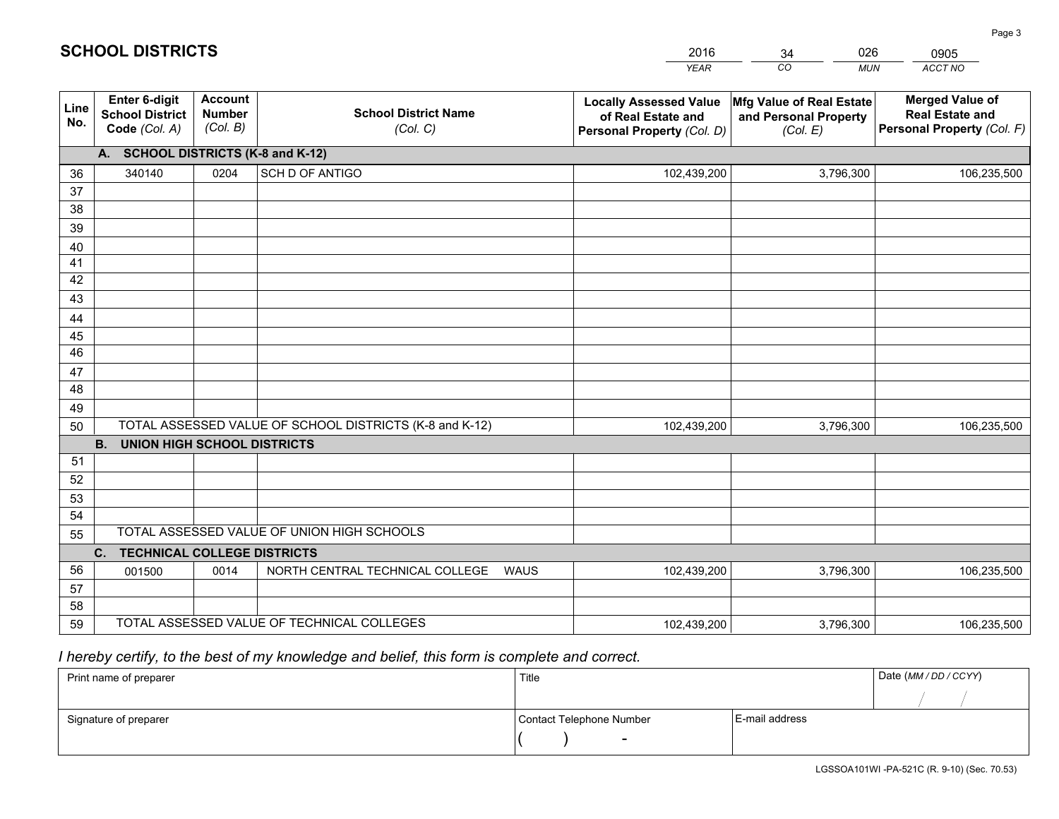# SCHOOL DISTRICTS

| 2016 | 34 | 026 | 0905 |
|---|---|---|---|
| *YEAR* | *CO* | *MUN* | *ACCT NO* |

| Line No. | Enter 6-digit School District Code *(Col. A)* | Account Number *(Col. B)* | School District Name *(Col. C)* | Locally Assessed Value of Real Estate and Personal Property *(Col. D)* | Mfg Value of Real Estate and Personal Property *(Col. E)* | Merged Value of Real Estate and Personal Property *(Col. F)* |
|---|---|---|---|---|---|---|
| **A. SCHOOL DISTRICTS (K-8 and K-12)** | | | | | | |
| 36 | 340140 | 0204 | SCH D OF ANTIGO | 102,439,200 | 3,796,300 | 106,235,500 |
| 37 | | | | | | |
| 38 | | | | | | |
| 39 | | | | | | |
| 40 | | | | | | |
| 41 | | | | | | |
| 42 | | | | | | |
| 43 | | | | | | |
| 44 | | | | | | |
| 45 | | | | | | |
| 46 | | | | | | |
| 47 | | | | | | |
| 48 | | | | | | |
| 49 | | | | | | |
| 50 | TOTAL ASSESSED VALUE OF SCHOOL DISTRICTS (K-8 and K-12) | | | 102,439,200 | 3,796,300 | 106,235,500 |
| **B. UNION HIGH SCHOOL DISTRICTS** | | | | | | |
| 51 | | | | | | |
| 52 | | | | | | |
| 53 | | | | | | |
| 54 | | | | | | |
| 55 | TOTAL ASSESSED VALUE OF UNION HIGH SCHOOLS | | | | | |
| **C. TECHNICAL COLLEGE DISTRICTS** | | | | | | |
| 56 | 001500 | 0014 | NORTH CENTRAL TECHNICAL COLLEGE WAUS | 102,439,200 | 3,796,300 | 106,235,500 |
| 57 | | | | | | |
| 58 | | | | | | |
| 59 | TOTAL ASSESSED VALUE OF TECHNICAL COLLEGES | | | 102,439,200 | 3,796,300 | 106,235,500 |

*I hereby certify, to the best of my knowledge and belief, this form is complete and correct.*

| Print name of preparer | Title | | Date *(MM / DD / CCYY)* |
|---|---|---|---|
| | | | / / |
| Signature of preparer | Contact Telephone Number | E-mail address | |
| | ( ) - | | |

LGSSOA101WI -PA-521C (R. 9-10) (Sec. 70.53)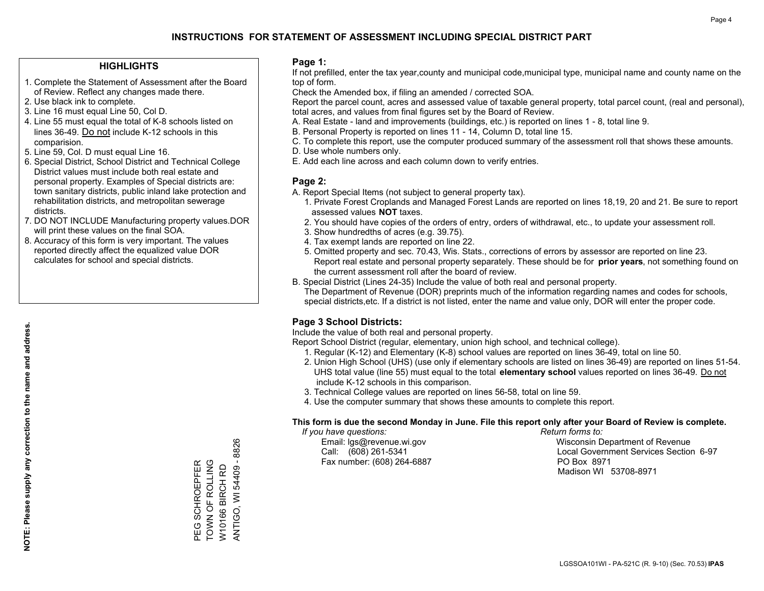# INSTRUCTIONS FOR STATEMENT OF ASSESSMENT INCLUDING SPECIAL DISTRICT PART

## HIGHLIGHTS

1. Complete the Statement of Assessment after the Board of Review. Reflect any changes made there.
2. Use black ink to complete.
3. Line 16 must equal Line 50, Col D.
4. Line 55 must equal the total of K-8 schools listed on lines 36-49. Do not include K-12 schools in this comparision.
5. Line 59, Col. D must equal Line 16.
6. Special District, School District and Technical College District values must include both real estate and personal property. Examples of Special districts are: town sanitary districts, public inland lake protection and rehabilitation districts, and metropolitan sewerage districts.
7. DO NOT INCLUDE Manufacturing property values.DOR will print these values on the final SOA.
8. Accuracy of this form is very important. The values reported directly affect the equalized value DOR calculates for school and special districts.

**NOTE: Please supply any correction to the name and address.**

PEG SCHROEPFER
TOWN OF ROLLING
W10166 BIRCH RD
ANTIGO, WI 54409 - 8826

**Page 1:**

If not prefilled, enter the tax year,county and municipal code,municipal type, municipal name and county name on the top of form.

Check the Amended box, if filing an amended / corrected SOA.

Report the parcel count, acres and assessed value of taxable general property, total parcel count, (real and personal), total acres, and values from final figures set by the Board of Review.

A. Real Estate - land and improvements (buildings, etc.) is reported on lines 1 - 8, total line 9.
B. Personal Property is reported on lines 11 - 14, Column D, total line 15.
C. To complete this report, use the computer produced summary of the assessment roll that shows these amounts.
D. Use whole numbers only.
E. Add each line across and each column down to verify entries.

**Page 2:**

A. Report Special Items (not subject to general property tax).
   1. Private Forest Croplands and Managed Forest Lands are reported on lines 18,19, 20 and 21. Be sure to report assessed values **NOT** taxes.
   2. You should have copies of the orders of entry, orders of withdrawal, etc., to update your assessment roll.
   3. Show hundredths of acres (e.g. 39.75).
   4. Tax exempt lands are reported on line 22.
   5. Omitted property and sec. 70.43, Wis. Stats., corrections of errors by assessor are reported on line 23. Report real estate and personal property separately. These should be for **prior years**, not something found on the current assessment roll after the board of review.
B. Special District (Lines 24-35) Include the value of both real and personal property.
   The Department of Revenue (DOR) preprints much of the information regarding names and codes for schools, special districts,etc. If a district is not listed, enter the name and value only, DOR will enter the proper code.

**Page 3 School Districts:**

Include the value of both real and personal property.

Report School District (regular, elementary, union high school, and technical college).

1. Regular (K-12) and Elementary (K-8) school values are reported on lines 36-49, total on line 50.
2. Union High School (UHS) (use only if elementary schools are listed on lines 36-49) are reported on lines 51-54. UHS total value (line 55) must equal to the total **elementary school** values reported on lines 36-49. Do not include K-12 schools in this comparison.
3. Technical College values are reported on lines 56-58, total on line 59.
4. Use the computer summary that shows these amounts to complete this report.

**This form is due the second Monday in June. File this report only after your Board of Review is complete.**

*If you have questions:*
Email: lgs@revenue.wi.gov
Call: (608) 261-5341
Fax number: (608) 264-6887

*Return forms to:*
Wisconsin Department of Revenue
Local Government Services Section 6-97
PO Box 8971
Madison WI 53708-8971

LGSSOA101WI - PA-521C (R. 9-10) (Sec. 70.53) **IPAS**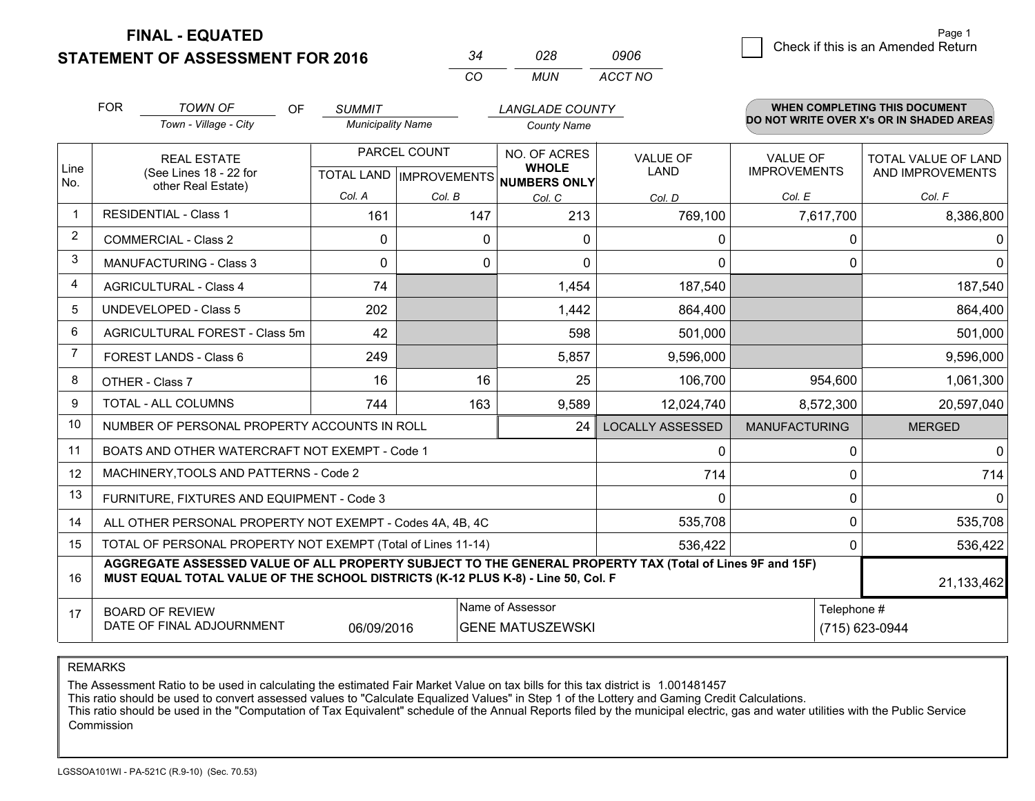# FINAL - EQUATED
# STATEMENT OF ASSESSMENT FOR 2016

| 34 | 028 | 0906 |
|---|---|---|
| CO | MUN | ACCT NO |

Check if this is an Amended Return

Page 1

FOR *TOWN OF* (Town - Village - City) OF *SUMMIT* (Municipality Name) *LANGLADE COUNTY* (County Name)

**WHEN COMPLETING THIS DOCUMENT DO NOT WRITE OVER X's OR IN SHADED AREAS**

| Line No. | REAL ESTATE (See Lines 18 - 22 for other Real Estate) | PARCEL COUNT TOTAL LAND Col. A | PARCEL COUNT IMPROVEMENTS Col. B | NO. OF ACRES WHOLE NUMBERS ONLY Col. C | VALUE OF LAND Col. D | VALUE OF IMPROVEMENTS Col. E | TOTAL VALUE OF LAND AND IMPROVEMENTS Col. F |
|---|---|---|---|---|---|---|---|
| 1 | RESIDENTIAL - Class 1 | 161 | 147 | 213 | 769,100 | 7,617,700 | 8,386,800 |
| 2 | COMMERCIAL - Class 2 | 0 | 0 | 0 | 0 | 0 | 0 |
| 3 | MANUFACTURING - Class 3 | 0 | 0 | 0 | 0 | 0 | 0 |
| 4 | AGRICULTURAL - Class 4 | 74 | | 1,454 | 187,540 | | 187,540 |
| 5 | UNDEVELOPED - Class 5 | 202 | | 1,442 | 864,400 | | 864,400 |
| 6 | AGRICULTURAL FOREST - Class 5m | 42 | | 598 | 501,000 | | 501,000 |
| 7 | FOREST LANDS - Class 6 | 249 | | 5,857 | 9,596,000 | | 9,596,000 |
| 8 | OTHER - Class 7 | 16 | 16 | 25 | 106,700 | 954,600 | 1,061,300 |
| 9 | TOTAL - ALL COLUMNS | 744 | 163 | 9,589 | 12,024,740 | 8,572,300 | 20,597,040 |
| 10 | NUMBER OF PERSONAL PROPERTY ACCOUNTS IN ROLL | | | 24 | LOCALLY ASSESSED | MANUFACTURING | MERGED |
| 11 | BOATS AND OTHER WATERCRAFT NOT EXEMPT - Code 1 | | | | 0 | 0 | 0 |
| 12 | MACHINERY,TOOLS AND PATTERNS - Code 2 | | | | 714 | 0 | 714 |
| 13 | FURNITURE, FIXTURES AND EQUIPMENT - Code 3 | | | | 0 | 0 | 0 |
| 14 | ALL OTHER PERSONAL PROPERTY NOT EXEMPT - Codes 4A, 4B, 4C | | | | 535,708 | 0 | 535,708 |
| 15 | TOTAL OF PERSONAL PROPERTY NOT EXEMPT (Total of Lines 11-14) | | | | 536,422 | 0 | 536,422 |
| 16 | **AGGREGATE ASSESSED VALUE OF ALL PROPERTY SUBJECT TO THE GENERAL PROPERTY TAX (Total of Lines 9F and 15F) MUST EQUAL TOTAL VALUE OF THE SCHOOL DISTRICTS (K-12 PLUS K-8) - Line 50, Col. F** | | | | | | 21,133,462 |
| 17 | BOARD OF REVIEW DATE OF FINAL ADJOURNMENT | 06/09/2016 | Name of Assessor | GENE MATUSZEWSKI | | Telephone # | (715) 623-0944 |

REMARKS

The Assessment Ratio to be used in calculating the estimated Fair Market Value on tax bills for this tax district is 1.001481457
This ratio should be used to convert assessed values to "Calculate Equalized Values" in Step 1 of the Lottery and Gaming Credit Calculations.
This ratio should be used in the "Computation of Tax Equivalent" schedule of the Annual Reports filed by the municipal electric, gas and water utilities with the Public Service Commission

LGSSOA101WI - PA-521C (R.9-10) (Sec. 70.53)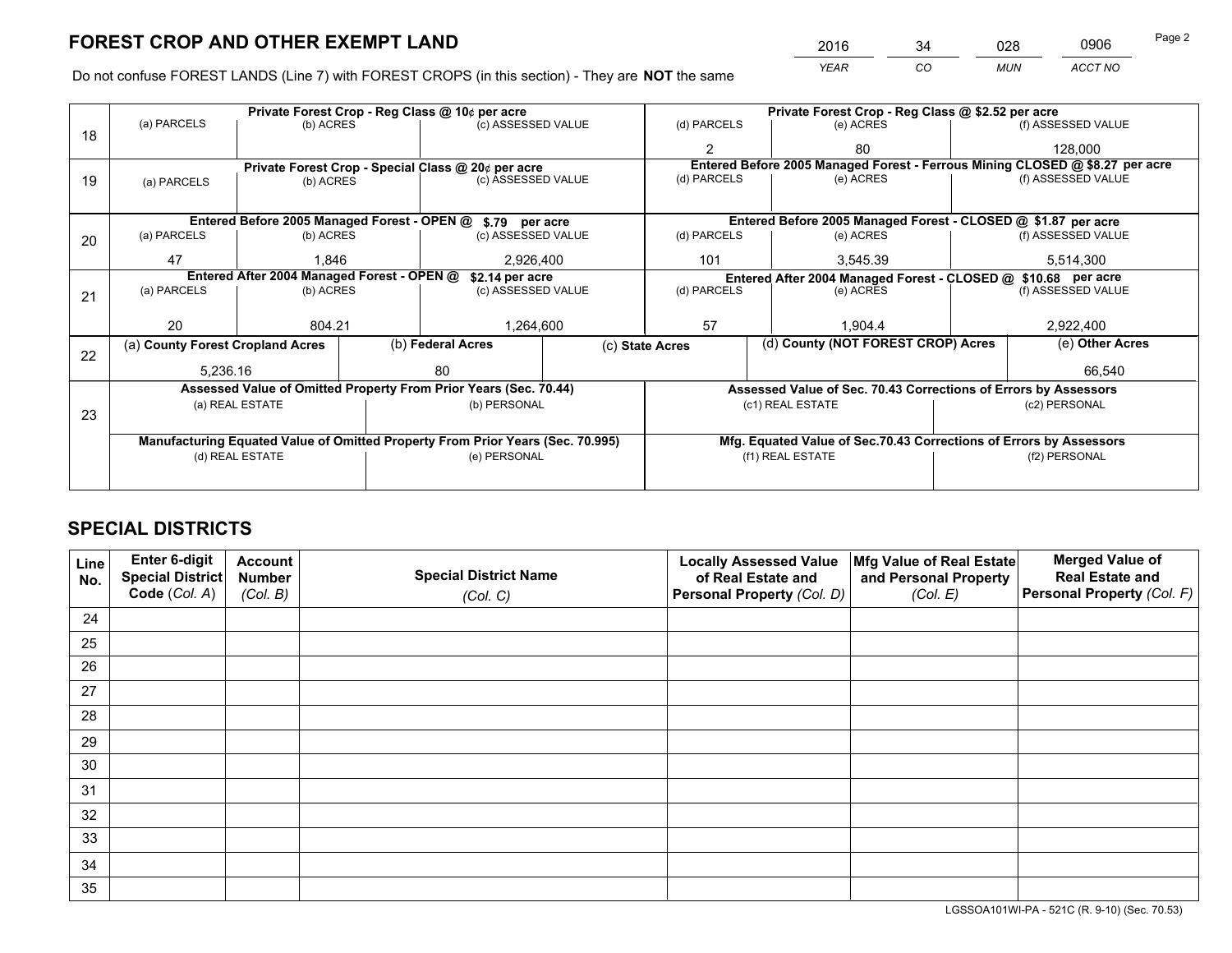# FOREST CROP AND OTHER EXEMPT LAND

| 2016 | 34 | 028 | 0906 |
|---|---|---|---|
| *YEAR* | *CO* | *MUN* | *ACCT NO* |

Do not confuse FOREST LANDS (Line 7) with FOREST CROPS (in this section) - They are **NOT** the same

| Line | Private Forest Crop - Reg Class @ 10¢ per acre | | | Private Forest Crop - Reg Class @ $2.52 per acre | | |
|---|---|---|---|---|---|---|
| 18 | (a) PARCELS | (b) ACRES | (c) ASSESSED VALUE | (d) PARCELS | (e) ACRES | (f) ASSESSED VALUE |
| | | | | 2 | 80 | 128,000 |
| | Private Forest Crop - Special Class @ 20¢ per acre | | | Entered Before 2005 Managed Forest - Ferrous Mining CLOSED @ $8.27 per acre | | |
| 19 | (a) PARCELS | (b) ACRES | (c) ASSESSED VALUE | (d) PARCELS | (e) ACRES | (f) ASSESSED VALUE |
| | | | | | | |
| | Entered Before 2005 Managed Forest - OPEN @ $.79 per acre | | | Entered Before 2005 Managed Forest - CLOSED @ $1.87 per acre | | |
| 20 | (a) PARCELS | (b) ACRES | (c) ASSESSED VALUE | (d) PARCELS | (e) ACRES | (f) ASSESSED VALUE |
| | 47 | 1,846 | 2,926,400 | 101 | 3,545.39 | 5,514,300 |
| | Entered After 2004 Managed Forest - OPEN @ $2.14 per acre | | | Entered After 2004 Managed Forest - CLOSED @ $10.68 per acre | | |
| 21 | (a) PARCELS | (b) ACRES | (c) ASSESSED VALUE | (d) PARCELS | (e) ACRES | (f) ASSESSED VALUE |
| | 20 | 804.21 | 1,264,600 | 57 | 1,904.4 | 2,922,400 |

| Line | (a) County Forest Cropland Acres | (b) Federal Acres | (c) State Acres | (d) County (NOT FOREST CROP) Acres | (e) Other Acres |
|---|---|---|---|---|---|
| 22 | 5,236.16 | 80 | | | 66,540 |

| Line | Assessed Value of Omitted Property From Prior Years (Sec. 70.44) | | Assessed Value of Sec. 70.43 Corrections of Errors by Assessors | |
|---|---|---|---|---|
| 23 | (a) REAL ESTATE | (b) PERSONAL | (c1) REAL ESTATE | (c2) PERSONAL |
| | | | | |
| | Manufacturing Equated Value of Omitted Property From Prior Years (Sec. 70.995) | | Mfg. Equated Value of Sec.70.43 Corrections of Errors by Assessors | |
| | (d) REAL ESTATE | (e) PERSONAL | (f1) REAL ESTATE | (f2) PERSONAL |
| | | | | |

# SPECIAL DISTRICTS

| Line No. | Enter 6-digit Special District Code (*Col. A*) | Account Number (*Col. B*) | Special District Name (*Col. C*) | Locally Assessed Value of Real Estate and Personal Property (*Col. D*) | Mfg Value of Real Estate and Personal Property (*Col. E*) | Merged Value of Real Estate and Personal Property (*Col. F*) |
|---|---|---|---|---|---|---|
| 24 | | | | | | |
| 25 | | | | | | |
| 26 | | | | | | |
| 27 | | | | | | |
| 28 | | | | | | |
| 29 | | | | | | |
| 30 | | | | | | |
| 31 | | | | | | |
| 32 | | | | | | |
| 33 | | | | | | |
| 34 | | | | | | |
| 35 | | | | | | |

LGSSOA101WI-PA - 521C (R. 9-10) (Sec. 70.53)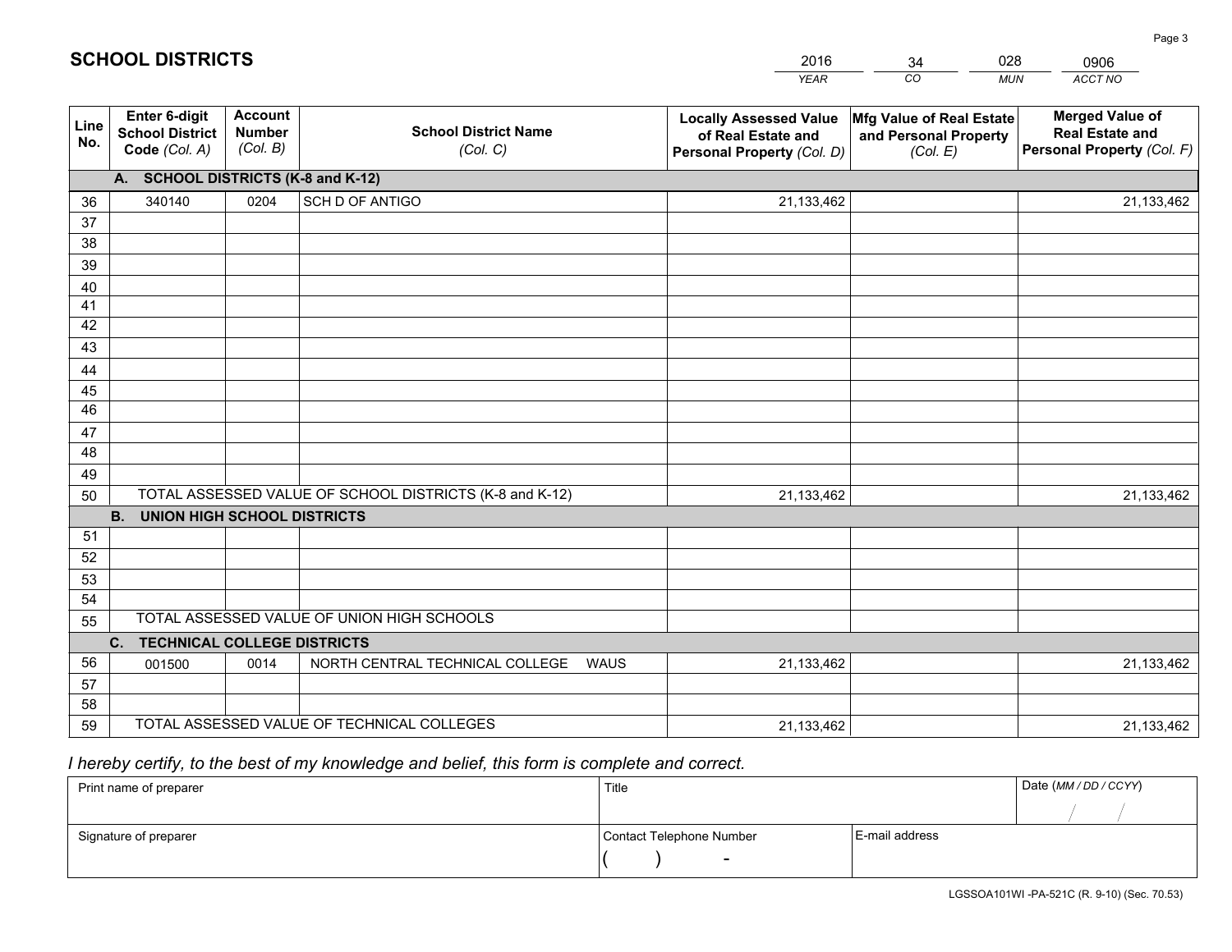# SCHOOL DISTRICTS

| 2016 | 34 | 028 | 0906 |
|---|---|---|---|
| *YEAR* | *CO* | *MUN* | *ACCT NO* |

| Line No. | Enter 6-digit School District Code *(Col. A)* | Account Number *(Col. B)* | School District Name *(Col. C)* | Locally Assessed Value of Real Estate and Personal Property *(Col. D)* | Mfg Value of Real Estate and Personal Property *(Col. E)* | Merged Value of Real Estate and Personal Property *(Col. F)* |
|---|---|---|---|---|---|---|
| | **A. SCHOOL DISTRICTS (K-8 and K-12)** | | | | | |
| 36 | 340140 | 0204 | SCH D OF ANTIGO | 21,133,462 | | 21,133,462 |
| 37 | | | | | | |
| 38 | | | | | | |
| 39 | | | | | | |
| 40 | | | | | | |
| 41 | | | | | | |
| 42 | | | | | | |
| 43 | | | | | | |
| 44 | | | | | | |
| 45 | | | | | | |
| 46 | | | | | | |
| 47 | | | | | | |
| 48 | | | | | | |
| 49 | | | | | | |
| 50 | TOTAL ASSESSED VALUE OF SCHOOL DISTRICTS (K-8 and K-12) | | | 21,133,462 | | 21,133,462 |
| | **B. UNION HIGH SCHOOL DISTRICTS** | | | | | |
| 51 | | | | | | |
| 52 | | | | | | |
| 53 | | | | | | |
| 54 | | | | | | |
| 55 | TOTAL ASSESSED VALUE OF UNION HIGH SCHOOLS | | | | | |
| | **C. TECHNICAL COLLEGE DISTRICTS** | | | | | |
| 56 | 001500 | 0014 | NORTH CENTRAL TECHNICAL COLLEGE WAUS | 21,133,462 | | 21,133,462 |
| 57 | | | | | | |
| 58 | | | | | | |
| 59 | TOTAL ASSESSED VALUE OF TECHNICAL COLLEGES | | | 21,133,462 | | 21,133,462 |

*I hereby certify, to the best of my knowledge and belief, this form is complete and correct.*

| Print name of preparer | Title | | Date *(MM / DD / CCYY)* |
|---|---|---|---|
| | | | / / |
| Signature of preparer | Contact Telephone Number | E-mail address | |
| | ( ) - | | |

LGSSOA101WI -PA-521C (R. 9-10) (Sec. 70.53)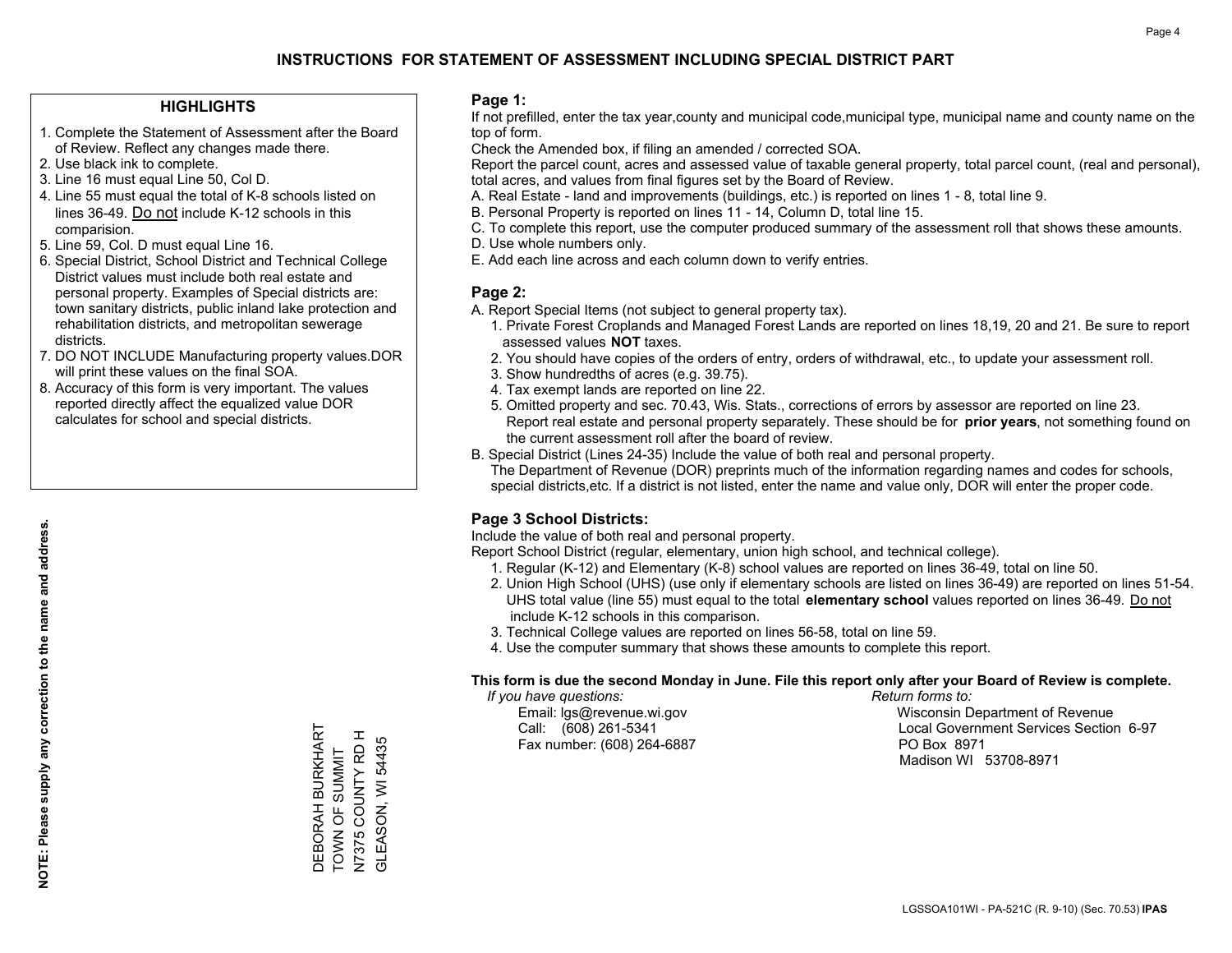# INSTRUCTIONS FOR STATEMENT OF ASSESSMENT INCLUDING SPECIAL DISTRICT PART

## HIGHLIGHTS

1. Complete the Statement of Assessment after the Board of Review. Reflect any changes made there.
2. Use black ink to complete.
3. Line 16 must equal Line 50, Col D.
4. Line 55 must equal the total of K-8 schools listed on lines 36-49. Do not include K-12 schools in this comparision.
5. Line 59, Col. D must equal Line 16.
6. Special District, School District and Technical College District values must include both real estate and personal property. Examples of Special districts are: town sanitary districts, public inland lake protection and rehabilitation districts, and metropolitan sewerage districts.
7. DO NOT INCLUDE Manufacturing property values.DOR will print these values on the final SOA.
8. Accuracy of this form is very important. The values reported directly affect the equalized value DOR calculates for school and special districts.

**NOTE: Please supply any correction to the name and address.**

DEBORAH BURKHART
TOWN OF SUMMIT
N7375 COUNTY RD H
GLEASON, WI 54435

## Page 1:

If not prefilled, enter the tax year,county and municipal code,municipal type, municipal name and county name on the top of form.

Check the Amended box, if filing an amended / corrected SOA.

Report the parcel count, acres and assessed value of taxable general property, total parcel count, (real and personal), total acres, and values from final figures set by the Board of Review.

A. Real Estate - land and improvements (buildings, etc.) is reported on lines 1 - 8, total line 9.
B. Personal Property is reported on lines 11 - 14, Column D, total line 15.
C. To complete this report, use the computer produced summary of the assessment roll that shows these amounts.
D. Use whole numbers only.
E. Add each line across and each column down to verify entries.

## Page 2:

A. Report Special Items (not subject to general property tax).
   1. Private Forest Croplands and Managed Forest Lands are reported on lines 18,19, 20 and 21. Be sure to report assessed values **NOT** taxes.
   2. You should have copies of the orders of entry, orders of withdrawal, etc., to update your assessment roll.
   3. Show hundredths of acres (e.g. 39.75).
   4. Tax exempt lands are reported on line 22.
   5. Omitted property and sec. 70.43, Wis. Stats., corrections of errors by assessor are reported on line 23. Report real estate and personal property separately. These should be for **prior years**, not something found on the current assessment roll after the board of review.
B. Special District (Lines 24-35) Include the value of both real and personal property.
   The Department of Revenue (DOR) preprints much of the information regarding names and codes for schools, special districts,etc. If a district is not listed, enter the name and value only, DOR will enter the proper code.

## Page 3 School Districts:

Include the value of both real and personal property.

Report School District (regular, elementary, union high school, and technical college).

1. Regular (K-12) and Elementary (K-8) school values are reported on lines 36-49, total on line 50.
2. Union High School (UHS) (use only if elementary schools are listed on lines 36-49) are reported on lines 51-54. UHS total value (line 55) must equal to the total **elementary school** values reported on lines 36-49. Do not include K-12 schools in this comparison.
3. Technical College values are reported on lines 56-58, total on line 59.
4. Use the computer summary that shows these amounts to complete this report.

**This form is due the second Monday in June. File this report only after your Board of Review is complete.**

*If you have questions:*
Email: lgs@revenue.wi.gov
Call: (608) 261-5341
Fax number: (608) 264-6887

*Return forms to:*
Wisconsin Department of Revenue
Local Government Services Section 6-97
PO Box 8971
Madison WI 53708-8971

LGSSOA101WI - PA-521C (R. 9-10) (Sec. 70.53) **IPAS**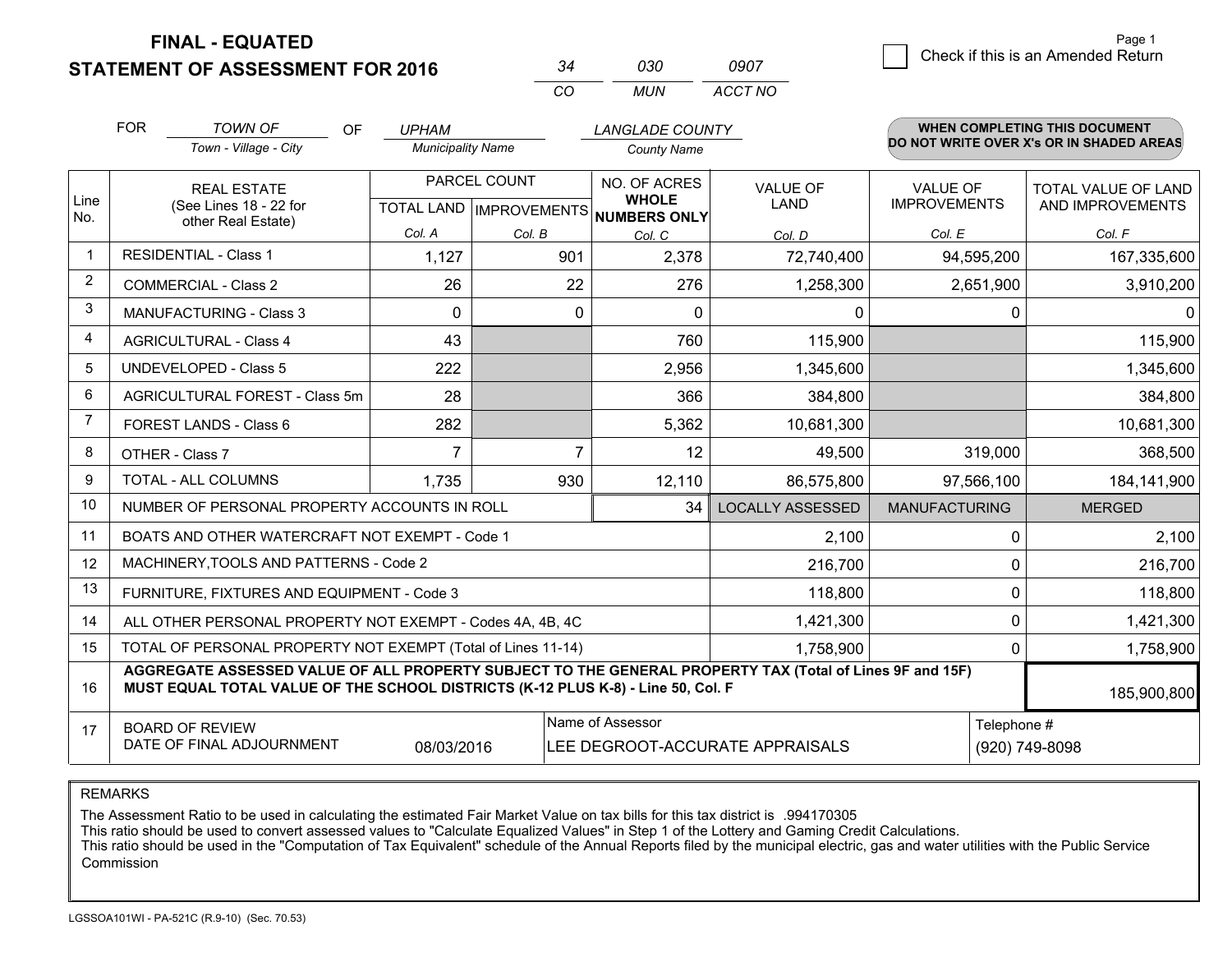# FINAL - EQUATED
# STATEMENT OF ASSESSMENT FOR 2016

| 34 | 030 | 0907 |
|---|---|---|
| CO | MUN | ACCT NO |

Page 1

☐ Check if this is an Amended Return

FOR *TOWN OF* (Town - Village - City) OF *UPHAM* (Municipality Name) *LANGLADE COUNTY* (County Name)

**WHEN COMPLETING THIS DOCUMENT DO NOT WRITE OVER X's OR IN SHADED AREAS**

| Line No. | REAL ESTATE (See Lines 18 - 22 for other Real Estate) | PARCEL COUNT TOTAL LAND Col. A | PARCEL COUNT IMPROVEMENTS Col. B | NO. OF ACRES WHOLE NUMBERS ONLY Col. C | VALUE OF LAND Col. D | VALUE OF IMPROVEMENTS Col. E | TOTAL VALUE OF LAND AND IMPROVEMENTS Col. F |
|---|---|---|---|---|---|---|---|
| 1 | RESIDENTIAL - Class 1 | 1,127 | 901 | 2,378 | 72,740,400 | 94,595,200 | 167,335,600 |
| 2 | COMMERCIAL - Class 2 | 26 | 22 | 276 | 1,258,300 | 2,651,900 | 3,910,200 |
| 3 | MANUFACTURING - Class 3 | 0 | 0 | 0 | 0 | 0 | 0 |
| 4 | AGRICULTURAL - Class 4 | 43 | | 760 | 115,900 | | 115,900 |
| 5 | UNDEVELOPED - Class 5 | 222 | | 2,956 | 1,345,600 | | 1,345,600 |
| 6 | AGRICULTURAL FOREST - Class 5m | 28 | | 366 | 384,800 | | 384,800 |
| 7 | FOREST LANDS - Class 6 | 282 | | 5,362 | 10,681,300 | | 10,681,300 |
| 8 | OTHER - Class 7 | 7 | 7 | 12 | 49,500 | 319,000 | 368,500 |
| 9 | TOTAL - ALL COLUMNS | 1,735 | 930 | 12,110 | 86,575,800 | 97,566,100 | 184,141,900 |
| 10 | NUMBER OF PERSONAL PROPERTY ACCOUNTS IN ROLL | | | 34 | LOCALLY ASSESSED | MANUFACTURING | MERGED |
| 11 | BOATS AND OTHER WATERCRAFT NOT EXEMPT - Code 1 | | | | 2,100 | 0 | 2,100 |
| 12 | MACHINERY,TOOLS AND PATTERNS - Code 2 | | | | 216,700 | 0 | 216,700 |
| 13 | FURNITURE, FIXTURES AND EQUIPMENT - Code 3 | | | | 118,800 | 0 | 118,800 |
| 14 | ALL OTHER PERSONAL PROPERTY NOT EXEMPT - Codes 4A, 4B, 4C | | | | 1,421,300 | 0 | 1,421,300 |
| 15 | TOTAL OF PERSONAL PROPERTY NOT EXEMPT (Total of Lines 11-14) | | | | 1,758,900 | 0 | 1,758,900 |
| 16 | **AGGREGATE ASSESSED VALUE OF ALL PROPERTY SUBJECT TO THE GENERAL PROPERTY TAX (Total of Lines 9F and 15F) MUST EQUAL TOTAL VALUE OF THE SCHOOL DISTRICTS (K-12 PLUS K-8) - Line 50, Col. F** | | | | | | 185,900,800 |
| 17 | BOARD OF REVIEW DATE OF FINAL ADJOURNMENT | 08/03/2016 | Name of Assessor | LEE DEGROOT-ACCURATE APPRAISALS | | Telephone # | (920) 749-8098 |

REMARKS

The Assessment Ratio to be used in calculating the estimated Fair Market Value on tax bills for this tax district is .994170305
This ratio should be used to convert assessed values to "Calculate Equalized Values" in Step 1 of the Lottery and Gaming Credit Calculations.
This ratio should be used in the "Computation of Tax Equivalent" schedule of the Annual Reports filed by the municipal electric, gas and water utilities with the Public Service Commission

LGSSOA101WI - PA-521C (R.9-10) (Sec. 70.53)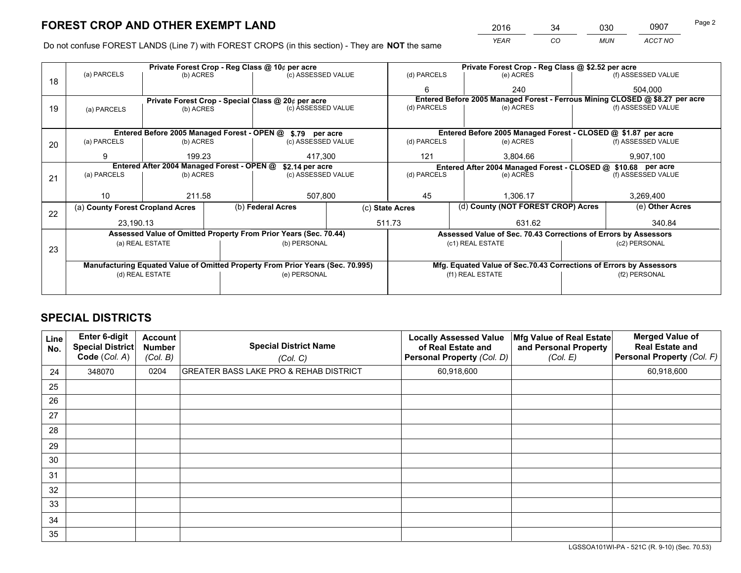# FOREST CROP AND OTHER EXEMPT LAND

| 2016 | 34 | 030 | 0907 |
|---|---|---|---|
| YEAR | CO | MUN | ACCT NO |

Do not confuse FOREST LANDS (Line 7) with FOREST CROPS (in this section) - They are **NOT** the same

| Line | Private Forest Crop - Reg Class @ 10¢ per acre | | | Private Forest Crop - Reg Class @ $2.52 per acre | | |
|---|---|---|---|---|---|---|
| 18 | (a) PARCELS | (b) ACRES | (c) ASSESSED VALUE | (d) PARCELS | (e) ACRES | (f) ASSESSED VALUE |
| | | | | 6 | 240 | 504,000 |
| | **Private Forest Crop - Special Class @ 20¢ per acre** | | | **Entered Before 2005 Managed Forest - Ferrous Mining CLOSED @ $8.27 per acre** | | |
| 19 | (a) PARCELS | (b) ACRES | (c) ASSESSED VALUE | (d) PARCELS | (e) ACRES | (f) ASSESSED VALUE |
| | | | | | | |
| | **Entered Before 2005 Managed Forest - OPEN @ $.79 per acre** | | | **Entered Before 2005 Managed Forest - CLOSED @ $1.87 per acre** | | |
| 20 | (a) PARCELS | (b) ACRES | (c) ASSESSED VALUE | (d) PARCELS | (e) ACRES | (f) ASSESSED VALUE |
| | 9 | 199.23 | 417,300 | 121 | 3,804.66 | 9,907,100 |
| | **Entered After 2004 Managed Forest - OPEN @ $2.14 per acre** | | | **Entered After 2004 Managed Forest - CLOSED @ $10.68 per acre** | | |
| 21 | (a) PARCELS | (b) ACRES | (c) ASSESSED VALUE | (d) PARCELS | (e) ACRES | (f) ASSESSED VALUE |
| | 10 | 211.58 | 507,800 | 45 | 1,306.17 | 3,269,400 |

| Line | (a) County Forest Cropland Acres | (b) Federal Acres | (c) State Acres | (d) County (NOT FOREST CROP) Acres | (e) Other Acres |
|---|---|---|---|---|---|
| 22 | 23,190.13 | | 511.73 | 631.62 | 340.84 |

| Line | Assessed Value of Omitted Property From Prior Years (Sec. 70.44) | | Assessed Value of Sec. 70.43 Corrections of Errors by Assessors | |
|---|---|---|---|---|
| 23 | (a) REAL ESTATE | (b) PERSONAL | (c1) REAL ESTATE | (c2) PERSONAL |
| | | | | |
| | **Manufacturing Equated Value of Omitted Property From Prior Years (Sec. 70.995)** | | **Mfg. Equated Value of Sec.70.43 Corrections of Errors by Assessors** | |
| | (d) REAL ESTATE | (e) PERSONAL | (f1) REAL ESTATE | (f2) PERSONAL |
| | | | | |

# SPECIAL DISTRICTS

| Line No. | Enter 6-digit Special District Code (Col. A) | Account Number (Col. B) | Special District Name (Col. C) | Locally Assessed Value of Real Estate and Personal Property (Col. D) | Mfg Value of Real Estate and Personal Property (Col. E) | Merged Value of Real Estate and Personal Property (Col. F) |
|---|---|---|---|---|---|---|
| 24 | 348070 | 0204 | GREATER BASS LAKE PRO & REHAB DISTRICT | 60,918,600 | | 60,918,600 |
| 25 | | | | | | |
| 26 | | | | | | |
| 27 | | | | | | |
| 28 | | | | | | |
| 29 | | | | | | |
| 30 | | | | | | |
| 31 | | | | | | |
| 32 | | | | | | |
| 33 | | | | | | |
| 34 | | | | | | |
| 35 | | | | | | |

LGSSOA101WI-PA - 521C (R. 9-10) (Sec. 70.53)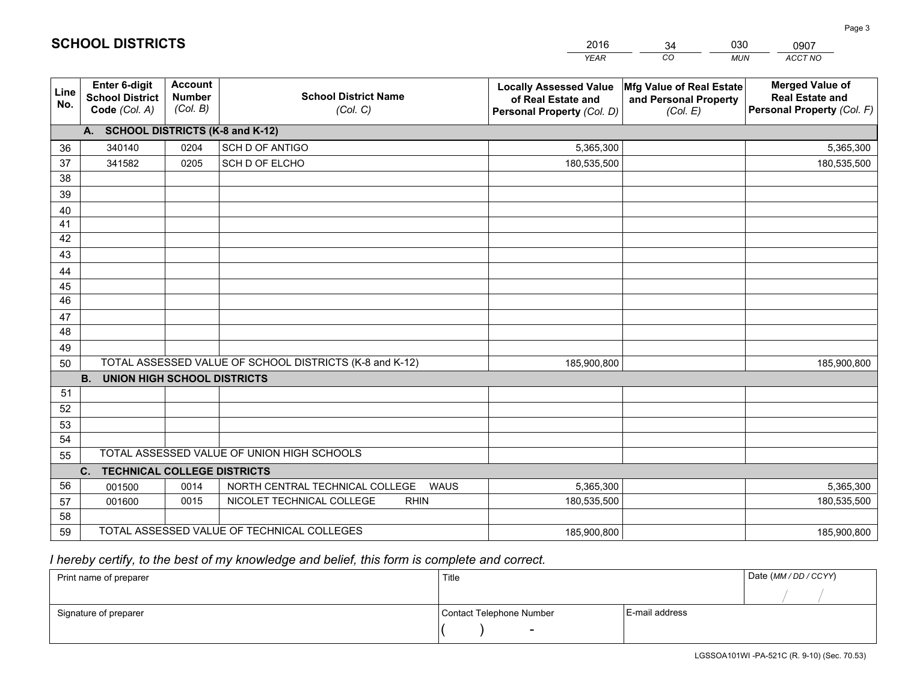# SCHOOL DISTRICTS

| 2016 | 34 | 030 | 0907 |
|---|---|---|---|
| *YEAR* | *CO* | *MUN* | *ACCT NO* |

| Line No. | Enter 6-digit School District Code *(Col. A)* | Account Number *(Col. B)* | School District Name *(Col. C)* | Locally Assessed Value of Real Estate and Personal Property *(Col. D)* | Mfg Value of Real Estate and Personal Property *(Col. E)* | Merged Value of Real Estate and Personal Property *(Col. F)* |
|---|---|---|---|---|---|---|
| **A. SCHOOL DISTRICTS (K-8 and K-12)** | | | | | | |
| 36 | 340140 | 0204 | SCH D OF ANTIGO | 5,365,300 | | 5,365,300 |
| 37 | 341582 | 0205 | SCH D OF ELCHO | 180,535,500 | | 180,535,500 |
| 38 | | | | | | |
| 39 | | | | | | |
| 40 | | | | | | |
| 41 | | | | | | |
| 42 | | | | | | |
| 43 | | | | | | |
| 44 | | | | | | |
| 45 | | | | | | |
| 46 | | | | | | |
| 47 | | | | | | |
| 48 | | | | | | |
| 49 | | | | | | |
| 50 | TOTAL ASSESSED VALUE OF SCHOOL DISTRICTS (K-8 and K-12) | | | 185,900,800 | | 185,900,800 |
| **B. UNION HIGH SCHOOL DISTRICTS** | | | | | | |
| 51 | | | | | | |
| 52 | | | | | | |
| 53 | | | | | | |
| 54 | | | | | | |
| 55 | TOTAL ASSESSED VALUE OF UNION HIGH SCHOOLS | | | | | |
| **C. TECHNICAL COLLEGE DISTRICTS** | | | | | | |
| 56 | 001500 | 0014 | NORTH CENTRAL TECHNICAL COLLEGE WAUS | 5,365,300 | | 5,365,300 |
| 57 | 001600 | 0015 | NICOLET TECHNICAL COLLEGE RHIN | 180,535,500 | | 180,535,500 |
| 58 | | | | | | |
| 59 | TOTAL ASSESSED VALUE OF TECHNICAL COLLEGES | | | 185,900,800 | | 185,900,800 |

*I hereby certify, to the best of my knowledge and belief, this form is complete and correct.*

| Print name of preparer | Title | | Date *(MM / DD / CCYY)* |
|---|---|---|---|
| | | | / / |
| Signature of preparer | Contact Telephone Number | E-mail address | |
| | ( ) - | | |

LGSSOA101WI -PA-521C (R. 9-10) (Sec. 70.53)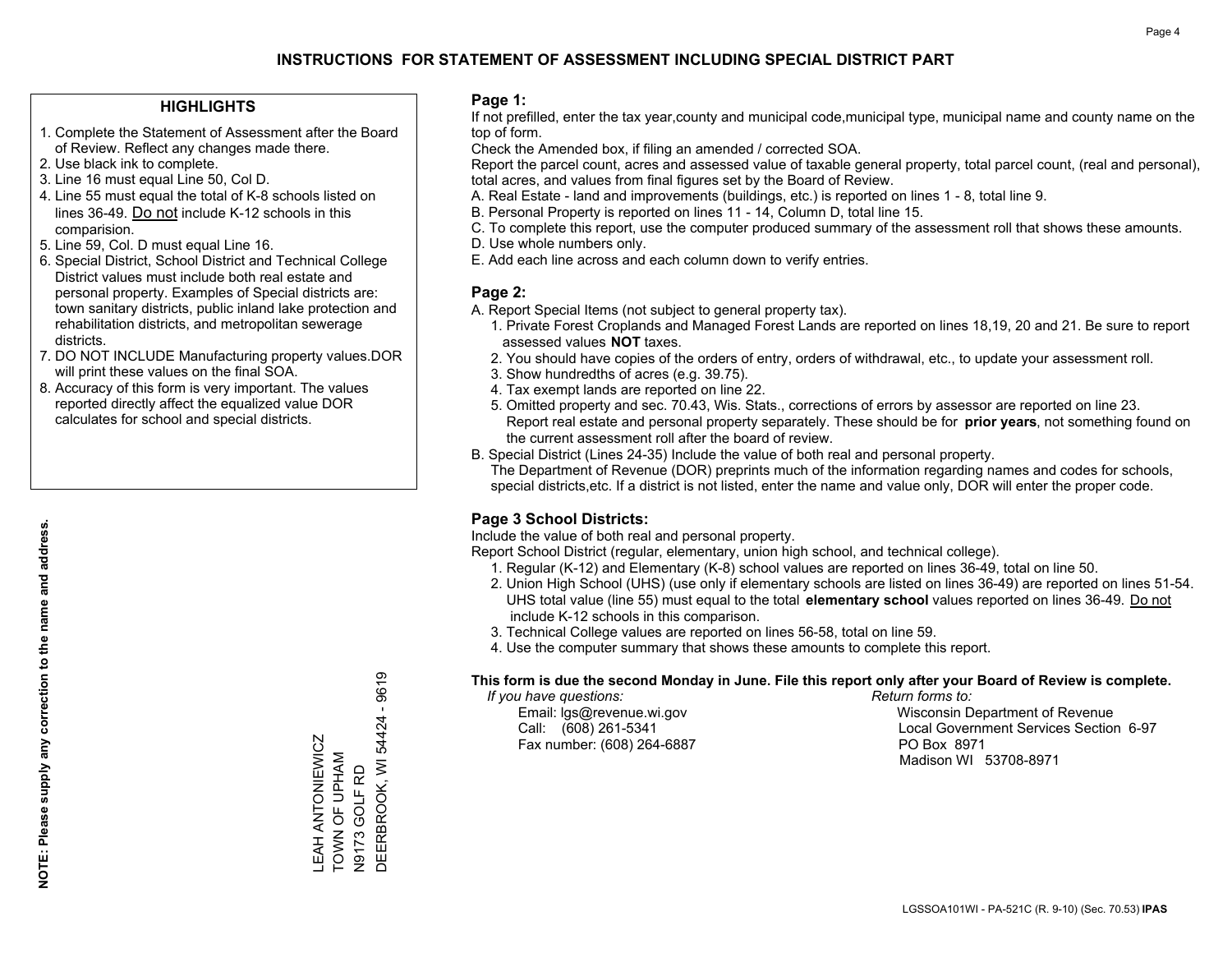# INSTRUCTIONS FOR STATEMENT OF ASSESSMENT INCLUDING SPECIAL DISTRICT PART

## HIGHLIGHTS

1. Complete the Statement of Assessment after the Board of Review. Reflect any changes made there.
2. Use black ink to complete.
3. Line 16 must equal Line 50, Col D.
4. Line 55 must equal the total of K-8 schools listed on lines 36-49. Do not include K-12 schools in this comparision.
5. Line 59, Col. D must equal Line 16.
6. Special District, School District and Technical College District values must include both real estate and personal property. Examples of Special districts are: town sanitary districts, public inland lake protection and rehabilitation districts, and metropolitan sewerage districts.
7. DO NOT INCLUDE Manufacturing property values.DOR will print these values on the final SOA.
8. Accuracy of this form is very important. The values reported directly affect the equalized value DOR calculates for school and special districts.

**NOTE: Please supply any correction to the name and address.**

LEAH ANTONIEWICZ
TOWN OF UPHAM
N9173 GOLF RD
DEERBROOK, WI 54424 - 9619

## Page 1:

If not prefilled, enter the tax year,county and municipal code,municipal type, municipal name and county name on the top of form.

Check the Amended box, if filing an amended / corrected SOA.

Report the parcel count, acres and assessed value of taxable general property, total parcel count, (real and personal), total acres, and values from final figures set by the Board of Review.

A. Real Estate - land and improvements (buildings, etc.) is reported on lines 1 - 8, total line 9.
B. Personal Property is reported on lines 11 - 14, Column D, total line 15.
C. To complete this report, use the computer produced summary of the assessment roll that shows these amounts.
D. Use whole numbers only.
E. Add each line across and each column down to verify entries.

## Page 2:

A. Report Special Items (not subject to general property tax).
   1. Private Forest Croplands and Managed Forest Lands are reported on lines 18,19, 20 and 21. Be sure to report assessed values **NOT** taxes.
   2. You should have copies of the orders of entry, orders of withdrawal, etc., to update your assessment roll.
   3. Show hundredths of acres (e.g. 39.75).
   4. Tax exempt lands are reported on line 22.
   5. Omitted property and sec. 70.43, Wis. Stats., corrections of errors by assessor are reported on line 23. Report real estate and personal property separately. These should be for **prior years**, not something found on the current assessment roll after the board of review.
B. Special District (Lines 24-35) Include the value of both real and personal property.
   The Department of Revenue (DOR) preprints much of the information regarding names and codes for schools, special districts,etc. If a district is not listed, enter the name and value only, DOR will enter the proper code.

## Page 3 School Districts:

Include the value of both real and personal property.

Report School District (regular, elementary, union high school, and technical college).

1. Regular (K-12) and Elementary (K-8) school values are reported on lines 36-49, total on line 50.
2. Union High School (UHS) (use only if elementary schools are listed on lines 36-49) are reported on lines 51-54. UHS total value (line 55) must equal to the total **elementary school** values reported on lines 36-49. Do not include K-12 schools in this comparison.
3. Technical College values are reported on lines 56-58, total on line 59.
4. Use the computer summary that shows these amounts to complete this report.

**This form is due the second Monday in June. File this report only after your Board of Review is complete.**

*If you have questions:*
Email: lgs@revenue.wi.gov
Call: (608) 261-5341
Fax number: (608) 264-6887

*Return forms to:*
Wisconsin Department of Revenue
Local Government Services Section 6-97
PO Box 8971
Madison WI 53708-8971

LGSSOA101WI - PA-521C (R. 9-10) (Sec. 70.53) **IPAS**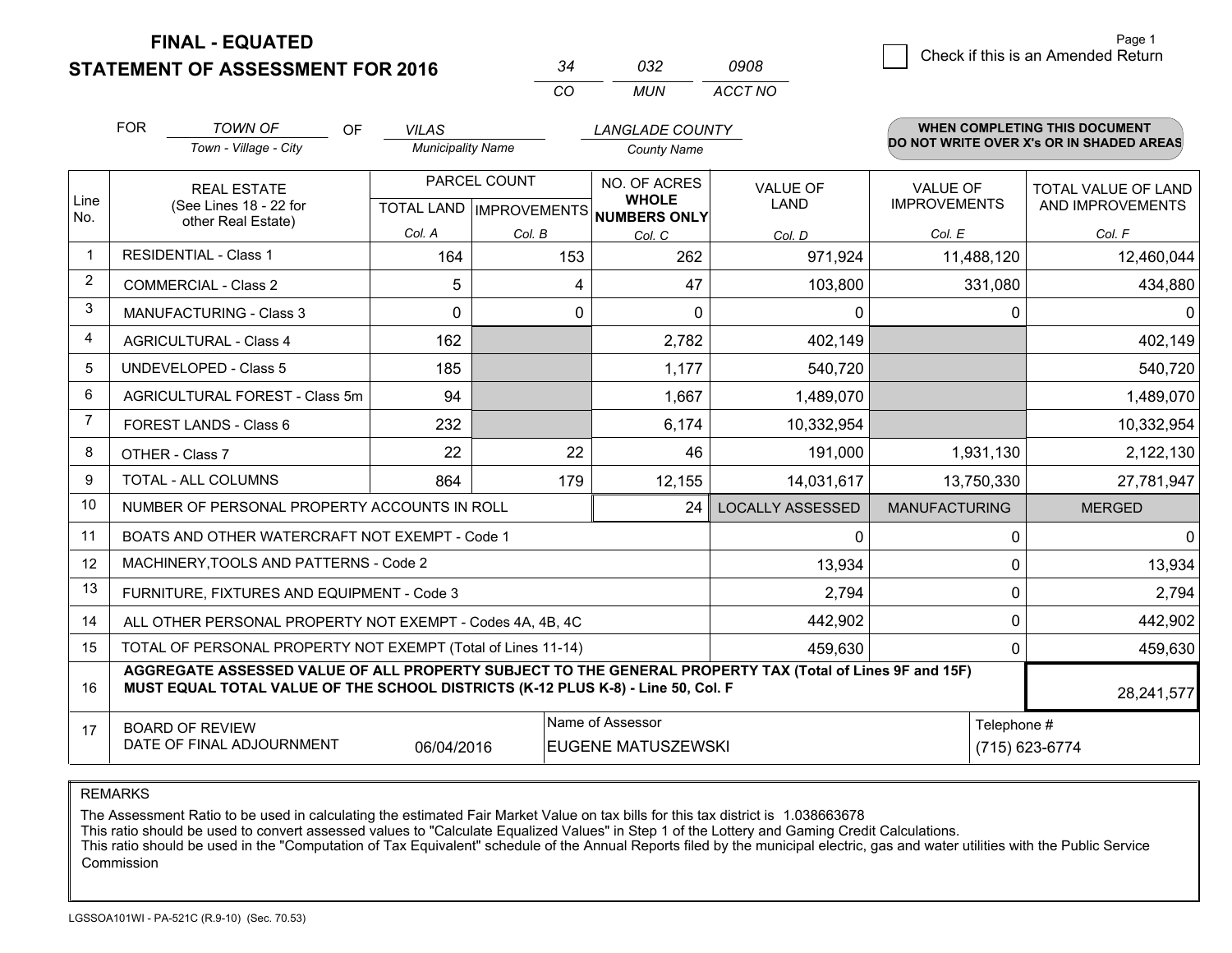# FINAL - EQUATED
## STATEMENT OF ASSESSMENT FOR 2016

| 34 | 032 | 0908 |
|---|---|---|
| CO | MUN | ACCT NO |

Page 1

☐ Check if this is an Amended Return

FOR TOWN OF (Town - Village - City) OF VILAS (Municipality Name) LANGLADE COUNTY (County Name)

**WHEN COMPLETING THIS DOCUMENT DO NOT WRITE OVER X's OR IN SHADED AREAS**

| Line No. | REAL ESTATE (See Lines 18 - 22 for other Real Estate) | PARCEL COUNT TOTAL LAND Col. A | PARCEL COUNT IMPROVEMENTS Col. B | NO. OF ACRES WHOLE NUMBERS ONLY Col. C | VALUE OF LAND Col. D | VALUE OF IMPROVEMENTS Col. E | TOTAL VALUE OF LAND AND IMPROVEMENTS Col. F |
|---|---|---|---|---|---|---|---|
| 1 | RESIDENTIAL - Class 1 | 164 | 153 | 262 | 971,924 | 11,488,120 | 12,460,044 |
| 2 | COMMERCIAL - Class 2 | 5 | 4 | 47 | 103,800 | 331,080 | 434,880 |
| 3 | MANUFACTURING - Class 3 | 0 | 0 | 0 | 0 | 0 | 0 |
| 4 | AGRICULTURAL - Class 4 | 162 | | 2,782 | 402,149 | | 402,149 |
| 5 | UNDEVELOPED - Class 5 | 185 | | 1,177 | 540,720 | | 540,720 |
| 6 | AGRICULTURAL FOREST - Class 5m | 94 | | 1,667 | 1,489,070 | | 1,489,070 |
| 7 | FOREST LANDS - Class 6 | 232 | | 6,174 | 10,332,954 | | 10,332,954 |
| 8 | OTHER - Class 7 | 22 | 22 | 46 | 191,000 | 1,931,130 | 2,122,130 |
| 9 | TOTAL - ALL COLUMNS | 864 | 179 | 12,155 | 14,031,617 | 13,750,330 | 27,781,947 |
| 10 | NUMBER OF PERSONAL PROPERTY ACCOUNTS IN ROLL | | | 24 | LOCALLY ASSESSED | MANUFACTURING | MERGED |
| 11 | BOATS AND OTHER WATERCRAFT NOT EXEMPT - Code 1 | | | | 0 | 0 | 0 |
| 12 | MACHINERY,TOOLS AND PATTERNS - Code 2 | | | | 13,934 | 0 | 13,934 |
| 13 | FURNITURE, FIXTURES AND EQUIPMENT - Code 3 | | | | 2,794 | 0 | 2,794 |
| 14 | ALL OTHER PERSONAL PROPERTY NOT EXEMPT - Codes 4A, 4B, 4C | | | | 442,902 | 0 | 442,902 |
| 15 | TOTAL OF PERSONAL PROPERTY NOT EXEMPT (Total of Lines 11-14) | | | | 459,630 | 0 | 459,630 |
| 16 | **AGGREGATE ASSESSED VALUE OF ALL PROPERTY SUBJECT TO THE GENERAL PROPERTY TAX (Total of Lines 9F and 15F) MUST EQUAL TOTAL VALUE OF THE SCHOOL DISTRICTS (K-12 PLUS K-8) - Line 50, Col. F** | | | | | | 28,241,577 |
| 17 | BOARD OF REVIEW DATE OF FINAL ADJOURNMENT | 06/04/2016 | Name of Assessor: EUGENE MATUSZEWSKI | | | Telephone #: (715) 623-6774 | |

REMARKS

The Assessment Ratio to be used in calculating the estimated Fair Market Value on tax bills for this tax district is 1.038663678
This ratio should be used to convert assessed values to "Calculate Equalized Values" in Step 1 of the Lottery and Gaming Credit Calculations.
This ratio should be used in the "Computation of Tax Equivalent" schedule of the Annual Reports filed by the municipal electric, gas and water utilities with the Public Service Commission

LGSSOA101WI - PA-521C (R.9-10) (Sec. 70.53)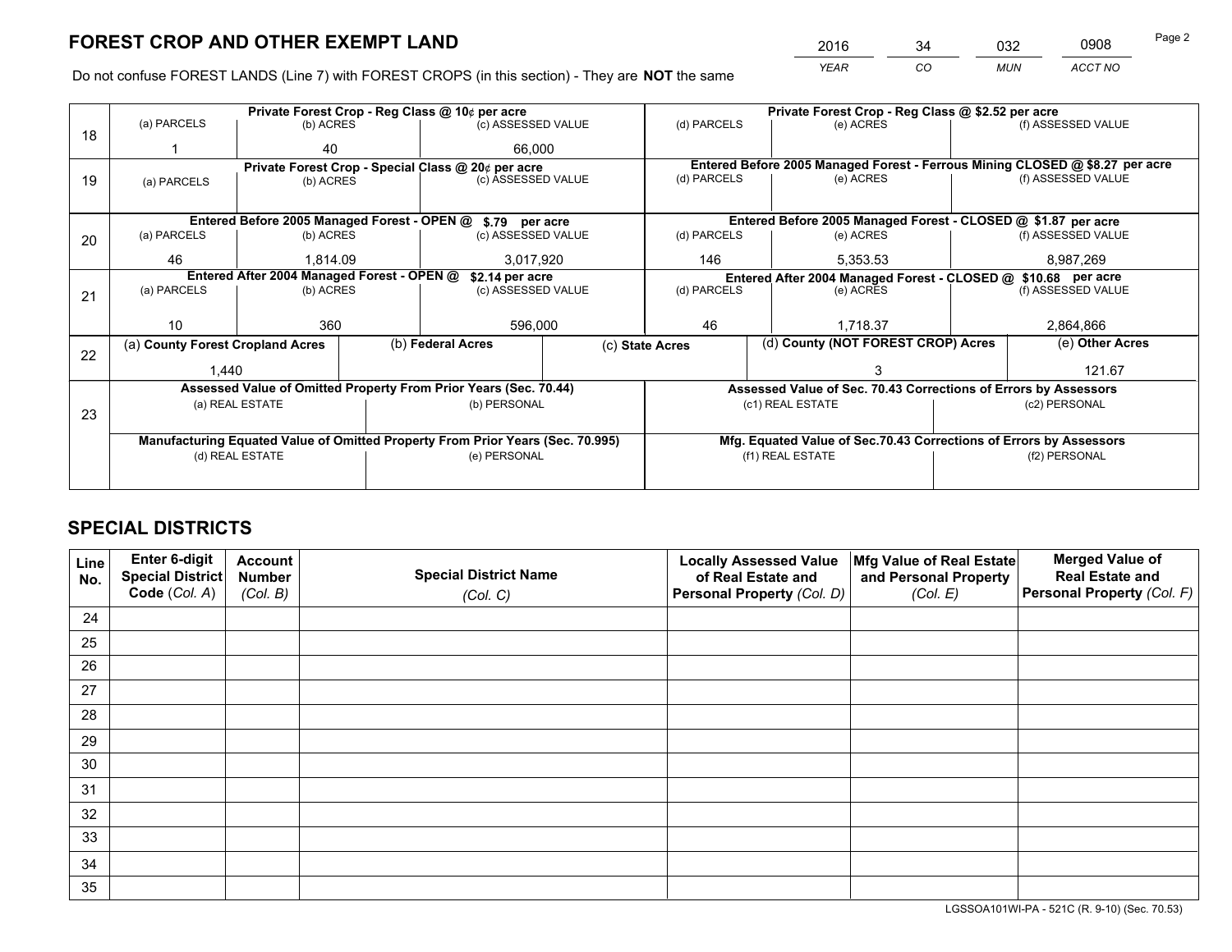# FOREST CROP AND OTHER EXEMPT LAND

| 2016 | 34 | 032 | 0908 |
|---|---|---|---|
| YEAR | CO | MUN | ACCT NO |

Do not confuse FOREST LANDS (Line 7) with FOREST CROPS (in this section) - They are **NOT** the same

| Line | Private Forest Crop - Reg Class @ 10¢ per acre | | | Private Forest Crop - Reg Class @ $2.52 per acre | | |
|---|---|---|---|---|---|---|
| 18 | (a) PARCELS | (b) ACRES | (c) ASSESSED VALUE | (d) PARCELS | (e) ACRES | (f) ASSESSED VALUE |
| | 1 | 40 | 66,000 | | | |
| | **Private Forest Crop - Special Class @ 20¢ per acre** | | | **Entered Before 2005 Managed Forest - Ferrous Mining CLOSED @ $8.27 per acre** | | |
| 19 | (a) PARCELS | (b) ACRES | (c) ASSESSED VALUE | (d) PARCELS | (e) ACRES | (f) ASSESSED VALUE |
| | | | | | | |
| | **Entered Before 2005 Managed Forest - OPEN @ $.79 per acre** | | | **Entered Before 2005 Managed Forest - CLOSED @ $1.87 per acre** | | |
| 20 | (a) PARCELS | (b) ACRES | (c) ASSESSED VALUE | (d) PARCELS | (e) ACRES | (f) ASSESSED VALUE |
| | 46 | 1,814.09 | 3,017,920 | 146 | 5,353.53 | 8,987,269 |
| | **Entered After 2004 Managed Forest - OPEN @ $2.14 per acre** | | | **Entered After 2004 Managed Forest - CLOSED @ $10.68 per acre** | | |
| 21 | (a) PARCELS | (b) ACRES | (c) ASSESSED VALUE | (d) PARCELS | (e) ACRES | (f) ASSESSED VALUE |
| | 10 | 360 | 596,000 | 46 | 1,718.37 | 2,864,866 |

| Line | (a) County Forest Cropland Acres | (b) Federal Acres | (c) State Acres | (d) County (NOT FOREST CROP) Acres | (e) Other Acres |
|---|---|---|---|---|---|
| 22 | 1,440 | | | 3 | 121.67 |

| Line | Assessed Value of Omitted Property From Prior Years (Sec. 70.44) | | Assessed Value of Sec. 70.43 Corrections of Errors by Assessors | |
|---|---|---|---|---|
| 23 | (a) REAL ESTATE | (b) PERSONAL | (c1) REAL ESTATE | (c2) PERSONAL |
| | | | | |
| | **Manufacturing Equated Value of Omitted Property From Prior Years (Sec. 70.995)** | | **Mfg. Equated Value of Sec.70.43 Corrections of Errors by Assessors** | |
| | (d) REAL ESTATE | (e) PERSONAL | (f1) REAL ESTATE | (f2) PERSONAL |
| | | | | |

# SPECIAL DISTRICTS

| Line No. | Enter 6-digit Special District Code (Col. A) | Account Number (Col. B) | Special District Name (Col. C) | Locally Assessed Value of Real Estate and Personal Property (Col. D) | Mfg Value of Real Estate and Personal Property (Col. E) | Merged Value of Real Estate and Personal Property (Col. F) |
|---|---|---|---|---|---|---|
| 24 | | | | | | |
| 25 | | | | | | |
| 26 | | | | | | |
| 27 | | | | | | |
| 28 | | | | | | |
| 29 | | | | | | |
| 30 | | | | | | |
| 31 | | | | | | |
| 32 | | | | | | |
| 33 | | | | | | |
| 34 | | | | | | |
| 35 | | | | | | |

LGSSOA101WI-PA - 521C (R. 9-10) (Sec. 70.53)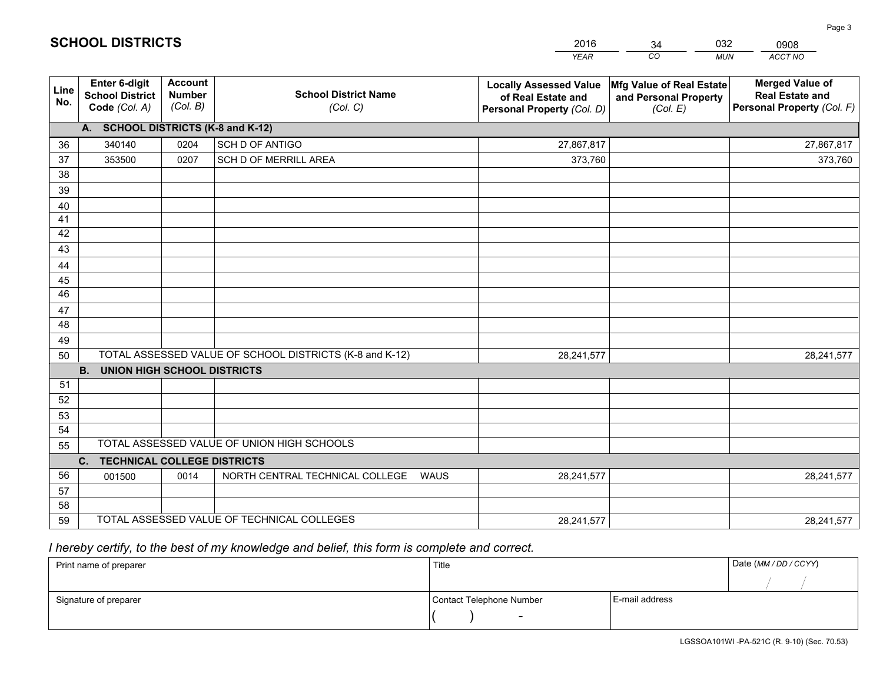# SCHOOL DISTRICTS

| 2016 | 34 | 032 | 0908 |
|---|---|---|---|
| *YEAR* | *CO* | *MUN* | *ACCT NO* |

| Line No. | Enter 6-digit School District Code *(Col. A)* | Account Number *(Col. B)* | School District Name *(Col. C)* | Locally Assessed Value of Real Estate and Personal Property *(Col. D)* | Mfg Value of Real Estate and Personal Property *(Col. E)* | Merged Value of Real Estate and Personal Property *(Col. F)* |
|---|---|---|---|---|---|---|
| **A. SCHOOL DISTRICTS (K-8 and K-12)** | | | | | | |
| 36 | 340140 | 0204 | SCH D OF ANTIGO | 27,867,817 | | 27,867,817 |
| 37 | 353500 | 0207 | SCH D OF MERRILL AREA | 373,760 | | 373,760 |
| 38 | | | | | | |
| 39 | | | | | | |
| 40 | | | | | | |
| 41 | | | | | | |
| 42 | | | | | | |
| 43 | | | | | | |
| 44 | | | | | | |
| 45 | | | | | | |
| 46 | | | | | | |
| 47 | | | | | | |
| 48 | | | | | | |
| 49 | | | | | | |
| 50 | TOTAL ASSESSED VALUE OF SCHOOL DISTRICTS (K-8 and K-12) | | | 28,241,577 | | 28,241,577 |
| **B. UNION HIGH SCHOOL DISTRICTS** | | | | | | |
| 51 | | | | | | |
| 52 | | | | | | |
| 53 | | | | | | |
| 54 | | | | | | |
| 55 | TOTAL ASSESSED VALUE OF UNION HIGH SCHOOLS | | | | | |
| **C. TECHNICAL COLLEGE DISTRICTS** | | | | | | |
| 56 | 001500 | 0014 | NORTH CENTRAL TECHNICAL COLLEGE WAUS | 28,241,577 | | 28,241,577 |
| 57 | | | | | | |
| 58 | | | | | | |
| 59 | TOTAL ASSESSED VALUE OF TECHNICAL COLLEGES | | | 28,241,577 | | 28,241,577 |

*I hereby certify, to the best of my knowledge and belief, this form is complete and correct.*

| Print name of preparer | Title | | Date *(MM / DD / CCYY)* |
|---|---|---|---|
| | | | / / |
| Signature of preparer | Contact Telephone Number | E-mail address | |
| | ( ) - | | |

LGSSOA101WI -PA-521C (R. 9-10) (Sec. 70.53)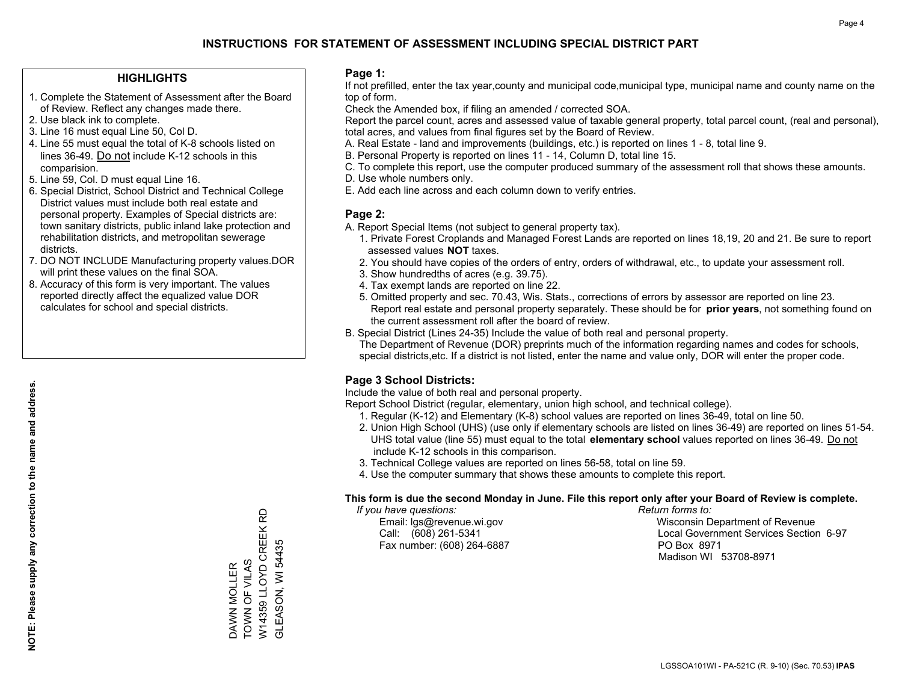# INSTRUCTIONS FOR STATEMENT OF ASSESSMENT INCLUDING SPECIAL DISTRICT PART

## HIGHLIGHTS

1. Complete the Statement of Assessment after the Board of Review. Reflect any changes made there.
2. Use black ink to complete.
3. Line 16 must equal Line 50, Col D.
4. Line 55 must equal the total of K-8 schools listed on lines 36-49. Do not include K-12 schools in this comparision.
5. Line 59, Col. D must equal Line 16.
6. Special District, School District and Technical College District values must include both real estate and personal property. Examples of Special districts are: town sanitary districts, public inland lake protection and rehabilitation districts, and metropolitan sewerage districts.
7. DO NOT INCLUDE Manufacturing property values.DOR will print these values on the final SOA.
8. Accuracy of this form is very important. The values reported directly affect the equalized value DOR calculates for school and special districts.

**NOTE: Please supply any correction to the name and address.**

DAWN MOLLER
TOWN OF VILAS
W14359 LLOYD CREEK RD
GLEASON, WI 54435

## Page 1:

If not prefilled, enter the tax year,county and municipal code,municipal type, municipal name and county name on the top of form.

Check the Amended box, if filing an amended / corrected SOA.

Report the parcel count, acres and assessed value of taxable general property, total parcel count, (real and personal), total acres, and values from final figures set by the Board of Review.

A. Real Estate - land and improvements (buildings, etc.) is reported on lines 1 - 8, total line 9.
B. Personal Property is reported on lines 11 - 14, Column D, total line 15.
C. To complete this report, use the computer produced summary of the assessment roll that shows these amounts.
D. Use whole numbers only.
E. Add each line across and each column down to verify entries.

## Page 2:

A. Report Special Items (not subject to general property tax).
   1. Private Forest Croplands and Managed Forest Lands are reported on lines 18,19, 20 and 21. Be sure to report assessed values **NOT** taxes.
   2. You should have copies of the orders of entry, orders of withdrawal, etc., to update your assessment roll.
   3. Show hundredths of acres (e.g. 39.75).
   4. Tax exempt lands are reported on line 22.
   5. Omitted property and sec. 70.43, Wis. Stats., corrections of errors by assessor are reported on line 23. Report real estate and personal property separately. These should be for **prior years**, not something found on the current assessment roll after the board of review.

B. Special District (Lines 24-35) Include the value of both real and personal property.
   The Department of Revenue (DOR) preprints much of the information regarding names and codes for schools, special districts,etc. If a district is not listed, enter the name and value only, DOR will enter the proper code.

## Page 3 School Districts:

Include the value of both real and personal property.

Report School District (regular, elementary, union high school, and technical college).

1. Regular (K-12) and Elementary (K-8) school values are reported on lines 36-49, total on line 50.
2. Union High School (UHS) (use only if elementary schools are listed on lines 36-49) are reported on lines 51-54. UHS total value (line 55) must equal to the total **elementary school** values reported on lines 36-49. Do not include K-12 schools in this comparison.
3. Technical College values are reported on lines 56-58, total on line 59.
4. Use the computer summary that shows these amounts to complete this report.

**This form is due the second Monday in June. File this report only after your Board of Review is complete.**

*If you have questions:*
Email: lgs@revenue.wi.gov
Call: (608) 261-5341
Fax number: (608) 264-6887

*Return forms to:*
Wisconsin Department of Revenue
Local Government Services Section 6-97
PO Box 8971
Madison WI 53708-8971

LGSSOA101WI - PA-521C (R. 9-10) (Sec. 70.53) **IPAS**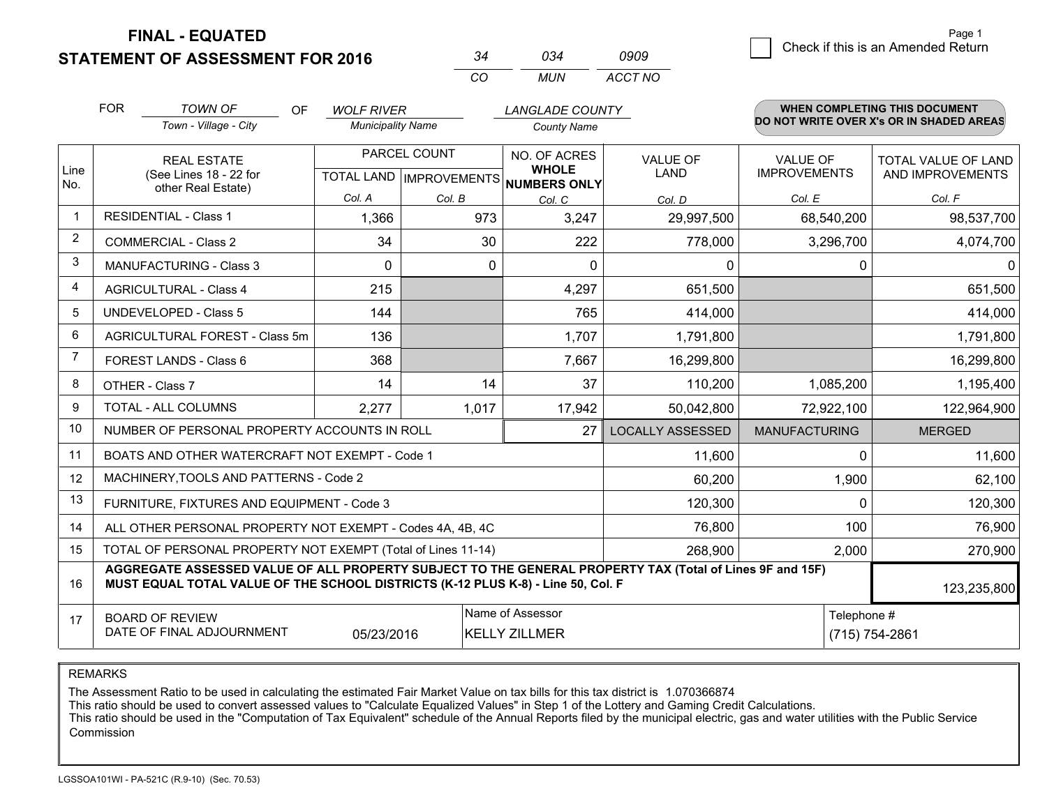# FINAL - EQUATED
## STATEMENT OF ASSESSMENT FOR 2016

| 34 | 034 | 0909 |
|---|---|---|
| CO | MUN | ACCT NO |

Page 1

☐ Check if this is an Amended Return

FOR *TOWN OF* (Town - Village - City) OF *WOLF RIVER* (Municipality Name) *LANGLADE COUNTY* (County Name)

**WHEN COMPLETING THIS DOCUMENT DO NOT WRITE OVER X's OR IN SHADED AREAS**

| Line No. | REAL ESTATE (See Lines 18 - 22 for other Real Estate) | PARCEL COUNT | | NO. OF ACRES WHOLE NUMBERS ONLY | VALUE OF LAND | VALUE OF IMPROVEMENTS | TOTAL VALUE OF LAND AND IMPROVEMENTS |
|---|---|---|---|---|---|---|---|
| | | TOTAL LAND | IMPROVEMENTS | | | | |
| | | Col. A | Col. B | Col. C | Col. D | Col. E | Col. F |
| 1 | RESIDENTIAL - Class 1 | 1,366 | 973 | 3,247 | 29,997,500 | 68,540,200 | 98,537,700 |
| 2 | COMMERCIAL - Class 2 | 34 | 30 | 222 | 778,000 | 3,296,700 | 4,074,700 |
| 3 | MANUFACTURING - Class 3 | 0 | 0 | 0 | 0 | 0 | 0 |
| 4 | AGRICULTURAL - Class 4 | 215 | | 4,297 | 651,500 | | 651,500 |
| 5 | UNDEVELOPED - Class 5 | 144 | | 765 | 414,000 | | 414,000 |
| 6 | AGRICULTURAL FOREST - Class 5m | 136 | | 1,707 | 1,791,800 | | 1,791,800 |
| 7 | FOREST LANDS - Class 6 | 368 | | 7,667 | 16,299,800 | | 16,299,800 |
| 8 | OTHER - Class 7 | 14 | 14 | 37 | 110,200 | 1,085,200 | 1,195,400 |
| 9 | TOTAL - ALL COLUMNS | 2,277 | 1,017 | 17,942 | 50,042,800 | 72,922,100 | 122,964,900 |
| 10 | NUMBER OF PERSONAL PROPERTY ACCOUNTS IN ROLL | | | 27 | LOCALLY ASSESSED | MANUFACTURING | MERGED |
| 11 | BOATS AND OTHER WATERCRAFT NOT EXEMPT - Code 1 | | | | 11,600 | 0 | 11,600 |
| 12 | MACHINERY,TOOLS AND PATTERNS - Code 2 | | | | 60,200 | 1,900 | 62,100 |
| 13 | FURNITURE, FIXTURES AND EQUIPMENT - Code 3 | | | | 120,300 | 0 | 120,300 |
| 14 | ALL OTHER PERSONAL PROPERTY NOT EXEMPT - Codes 4A, 4B, 4C | | | | 76,800 | 100 | 76,900 |
| 15 | TOTAL OF PERSONAL PROPERTY NOT EXEMPT (Total of Lines 11-14) | | | | 268,900 | 2,000 | 270,900 |
| 16 | **AGGREGATE ASSESSED VALUE OF ALL PROPERTY SUBJECT TO THE GENERAL PROPERTY TAX (Total of Lines 9F and 15F) MUST EQUAL TOTAL VALUE OF THE SCHOOL DISTRICTS (K-12 PLUS K-8) - Line 50, Col. F** | | | | | | 123,235,800 |
| 17 | BOARD OF REVIEW DATE OF FINAL ADJOURNMENT | 05/23/2016 | | Name of Assessor: KELLY ZILLMER | | Telephone #: (715) 754-2861 | |

REMARKS

The Assessment Ratio to be used in calculating the estimated Fair Market Value on tax bills for this tax district is 1.070366874
This ratio should be used to convert assessed values to "Calculate Equalized Values" in Step 1 of the Lottery and Gaming Credit Calculations.
This ratio should be used in the "Computation of Tax Equivalent" schedule of the Annual Reports filed by the municipal electric, gas and water utilities with the Public Service Commission

LGSSOA101WI - PA-521C (R.9-10) (Sec. 70.53)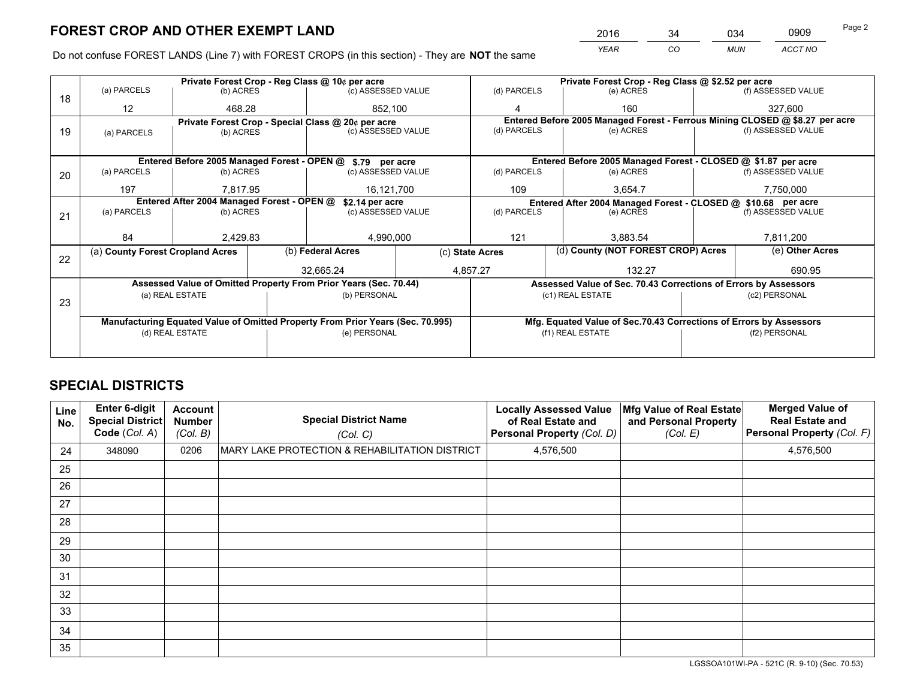# FOREST CROP AND OTHER EXEMPT LAND

| 2016 | 34 | 034 | 0909 |
|---|---|---|---|
| *YEAR* | *CO* | *MUN* | *ACCT NO* |

Do not confuse FOREST LANDS (Line 7) with FOREST CROPS (in this section) - They are **NOT** the same

| Line | Private Forest Crop - Reg Class @ 10¢ per acre | | | Private Forest Crop - Reg Class @ $2.52 per acre | | |
|---|---|---|---|---|---|---|
| 18 | (a) PARCELS | (b) ACRES | (c) ASSESSED VALUE | (d) PARCELS | (e) ACRES | (f) ASSESSED VALUE |
| | 12 | 468.28 | 852,100 | 4 | 160 | 327,600 |
| | **Private Forest Crop - Special Class @ 20¢ per acre** | | | **Entered Before 2005 Managed Forest - Ferrous Mining CLOSED @ $8.27 per acre** | | |
| 19 | (a) PARCELS | (b) ACRES | (c) ASSESSED VALUE | (d) PARCELS | (e) ACRES | (f) ASSESSED VALUE |
| | | | | | | |
| | **Entered Before 2005 Managed Forest - OPEN @ $.79 per acre** | | | **Entered Before 2005 Managed Forest - CLOSED @ $1.87 per acre** | | |
| 20 | (a) PARCELS | (b) ACRES | (c) ASSESSED VALUE | (d) PARCELS | (e) ACRES | (f) ASSESSED VALUE |
| | 197 | 7,817.95 | 16,121,700 | 109 | 3,654.7 | 7,750,000 |
| | **Entered After 2004 Managed Forest - OPEN @ $2.14 per acre** | | | **Entered After 2004 Managed Forest - CLOSED @ $10.68 per acre** | | |
| 21 | (a) PARCELS | (b) ACRES | (c) ASSESSED VALUE | (d) PARCELS | (e) ACRES | (f) ASSESSED VALUE |
| | 84 | 2,429.83 | 4,990,000 | 121 | 3,883.54 | 7,811,200 |

| Line | (a) County Forest Cropland Acres | (b) Federal Acres | (c) State Acres | (d) County (NOT FOREST CROP) Acres | (e) Other Acres |
|---|---|---|---|---|---|
| 22 | | 32,665.24 | 4,857.27 | 132.27 | 690.95 |

| Line | Assessed Value of Omitted Property From Prior Years (Sec. 70.44) | | Assessed Value of Sec. 70.43 Corrections of Errors by Assessors | |
|---|---|---|---|---|
| 23 | (a) REAL ESTATE | (b) PERSONAL | (c1) REAL ESTATE | (c2) PERSONAL |
| | | | | |
| | **Manufacturing Equated Value of Omitted Property From Prior Years (Sec. 70.995)** | | **Mfg. Equated Value of Sec.70.43 Corrections of Errors by Assessors** | |
| | (d) REAL ESTATE | (e) PERSONAL | (f1) REAL ESTATE | (f2) PERSONAL |
| | | | | |

# SPECIAL DISTRICTS

| Line No. | Enter 6-digit Special District Code (Col. A) | Account Number (Col. B) | Special District Name (Col. C) | Locally Assessed Value of Real Estate and Personal Property (Col. D) | Mfg Value of Real Estate and Personal Property (Col. E) | Merged Value of Real Estate and Personal Property (Col. F) |
|---|---|---|---|---|---|---|
| 24 | 348090 | 0206 | MARY LAKE PROTECTION & REHABILITATION DISTRICT | 4,576,500 | | 4,576,500 |
| 25 | | | | | | |
| 26 | | | | | | |
| 27 | | | | | | |
| 28 | | | | | | |
| 29 | | | | | | |
| 30 | | | | | | |
| 31 | | | | | | |
| 32 | | | | | | |
| 33 | | | | | | |
| 34 | | | | | | |
| 35 | | | | | | |

LGSSOA101WI-PA - 521C (R. 9-10) (Sec. 70.53)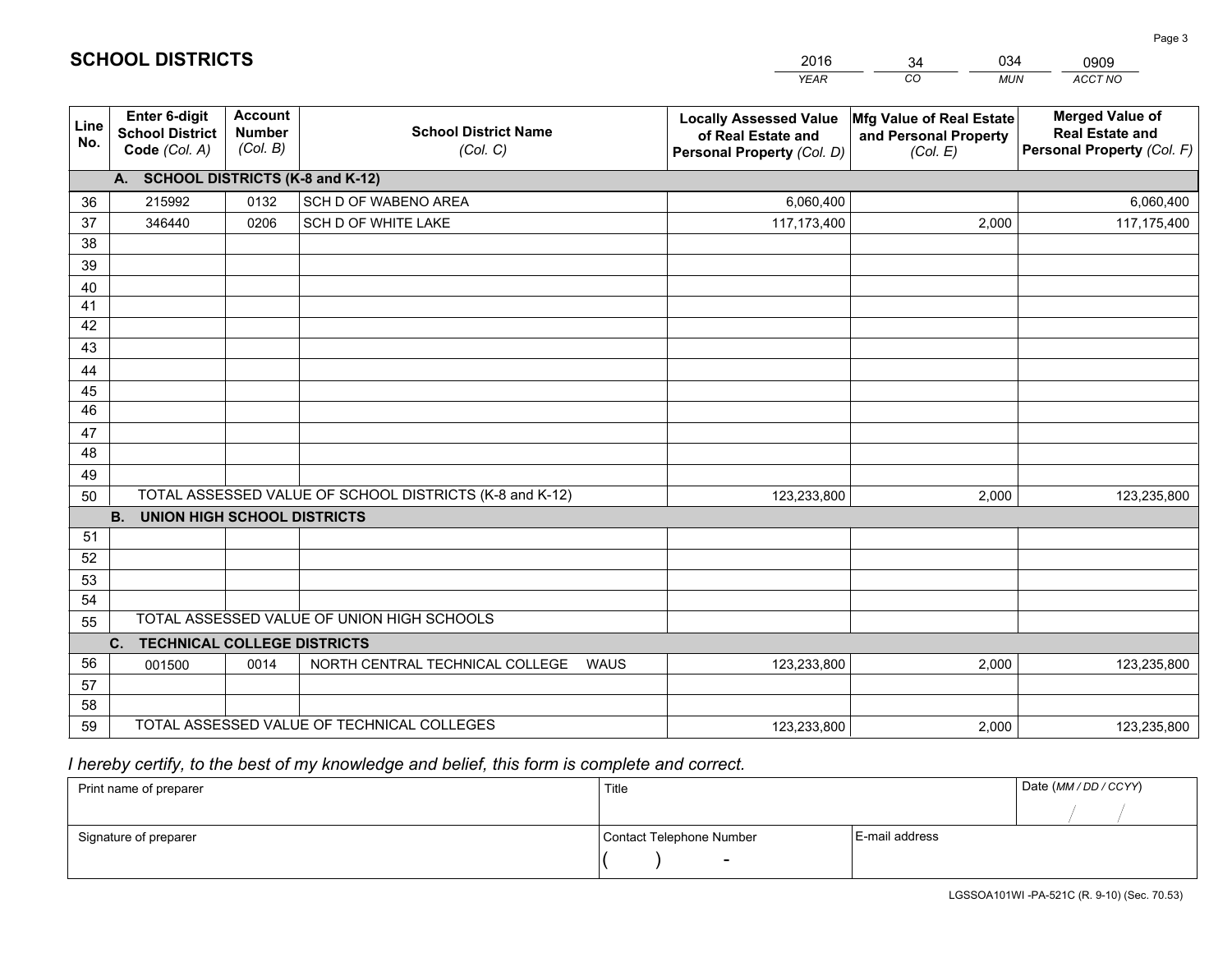# SCHOOL DISTRICTS

| 2016 | 34 | 034 | 0909 |
|---|---|---|---|
| *YEAR* | *CO* | *MUN* | *ACCT NO* |

| Line No. | Enter 6-digit School District Code *(Col. A)* | Account Number *(Col. B)* | School District Name *(Col. C)* | Locally Assessed Value of Real Estate and Personal Property *(Col. D)* | Mfg Value of Real Estate and Personal Property *(Col. E)* | Merged Value of Real Estate and Personal Property *(Col. F)* |
|---|---|---|---|---|---|---|
| | **A. SCHOOL DISTRICTS (K-8 and K-12)** | | | | | |
| 36 | 215992 | 0132 | SCH D OF WABENO AREA | 6,060,400 | | 6,060,400 |
| 37 | 346440 | 0206 | SCH D OF WHITE LAKE | 117,173,400 | 2,000 | 117,175,400 |
| 38 | | | | | | |
| 39 | | | | | | |
| 40 | | | | | | |
| 41 | | | | | | |
| 42 | | | | | | |
| 43 | | | | | | |
| 44 | | | | | | |
| 45 | | | | | | |
| 46 | | | | | | |
| 47 | | | | | | |
| 48 | | | | | | |
| 49 | | | | | | |
| 50 | TOTAL ASSESSED VALUE OF SCHOOL DISTRICTS (K-8 and K-12) | | | 123,233,800 | 2,000 | 123,235,800 |
| | **B. UNION HIGH SCHOOL DISTRICTS** | | | | | |
| 51 | | | | | | |
| 52 | | | | | | |
| 53 | | | | | | |
| 54 | | | | | | |
| 55 | TOTAL ASSESSED VALUE OF UNION HIGH SCHOOLS | | | | | |
| | **C. TECHNICAL COLLEGE DISTRICTS** | | | | | |
| 56 | 001500 | 0014 | NORTH CENTRAL TECHNICAL COLLEGE WAUS | 123,233,800 | 2,000 | 123,235,800 |
| 57 | | | | | | |
| 58 | | | | | | |
| 59 | TOTAL ASSESSED VALUE OF TECHNICAL COLLEGES | | | 123,233,800 | 2,000 | 123,235,800 |

*I hereby certify, to the best of my knowledge and belief, this form is complete and correct.*

| Print name of preparer | Title | | Date *(MM / DD / CCYY)* |
|---|---|---|---|
| | | | / / |
| Signature of preparer | Contact Telephone Number | E-mail address | |
| | ( ) - | | |

LGSSOA101WI -PA-521C (R. 9-10) (Sec. 70.53)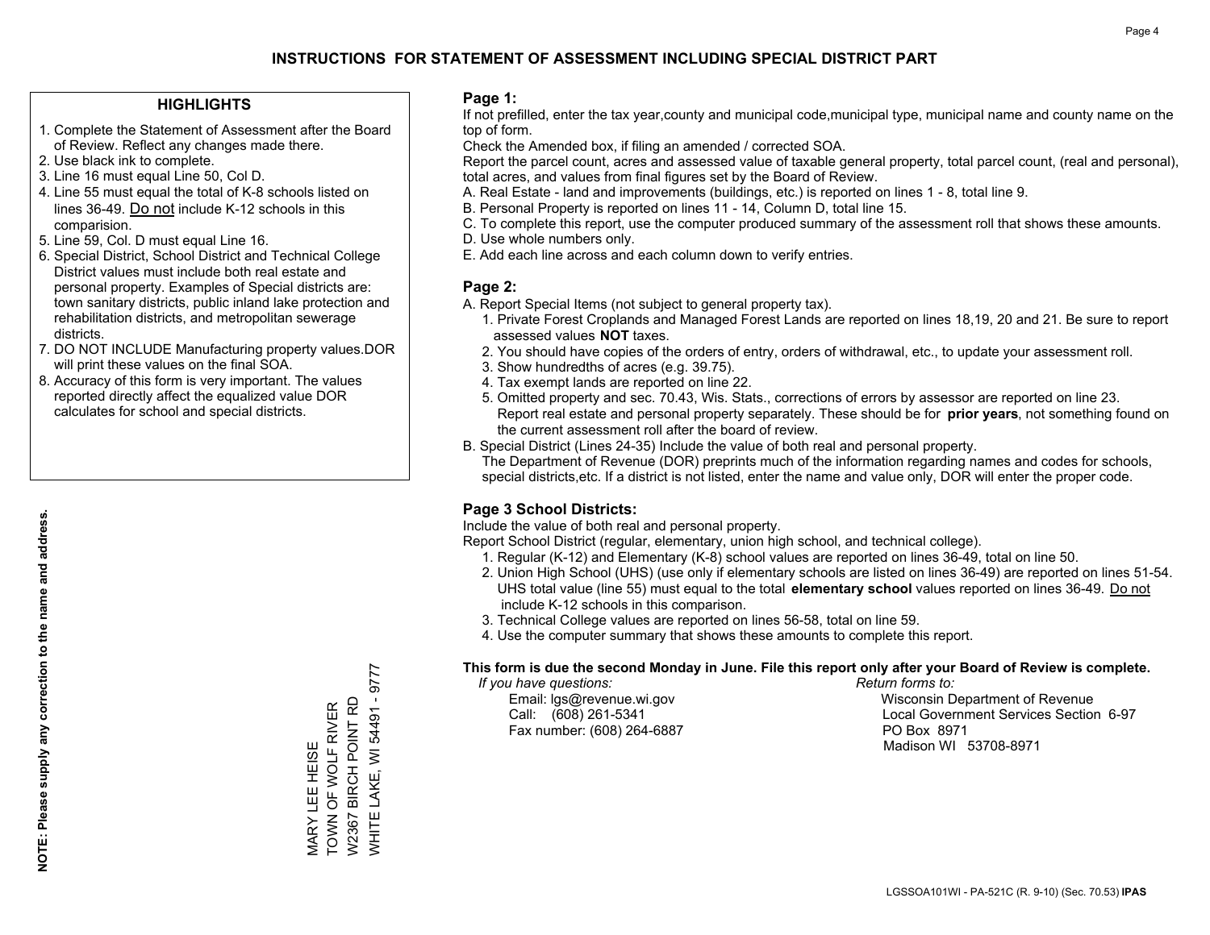# INSTRUCTIONS FOR STATEMENT OF ASSESSMENT INCLUDING SPECIAL DISTRICT PART

## HIGHLIGHTS

1. Complete the Statement of Assessment after the Board of Review. Reflect any changes made there.
2. Use black ink to complete.
3. Line 16 must equal Line 50, Col D.
4. Line 55 must equal the total of K-8 schools listed on lines 36-49. Do not include K-12 schools in this comparision.
5. Line 59, Col. D must equal Line 16.
6. Special District, School District and Technical College District values must include both real estate and personal property. Examples of Special districts are: town sanitary districts, public inland lake protection and rehabilitation districts, and metropolitan sewerage districts.
7. DO NOT INCLUDE Manufacturing property values.DOR will print these values on the final SOA.
8. Accuracy of this form is very important. The values reported directly affect the equalized value DOR calculates for school and special districts.

**NOTE: Please supply any correction to the name and address.**

MARY LEE HEISE
TOWN OF WOLF RIVER
W2367 BIRCH POINT RD
WHITE LAKE, WI 54491 - 9777

## Page 1:

If not prefilled, enter the tax year,county and municipal code,municipal type, municipal name and county name on the top of form.

Check the Amended box, if filing an amended / corrected SOA.

Report the parcel count, acres and assessed value of taxable general property, total parcel count, (real and personal), total acres, and values from final figures set by the Board of Review.

A. Real Estate - land and improvements (buildings, etc.) is reported on lines 1 - 8, total line 9.
B. Personal Property is reported on lines 11 - 14, Column D, total line 15.
C. To complete this report, use the computer produced summary of the assessment roll that shows these amounts.
D. Use whole numbers only.
E. Add each line across and each column down to verify entries.

## Page 2:

A. Report Special Items (not subject to general property tax).
   1. Private Forest Croplands and Managed Forest Lands are reported on lines 18,19, 20 and 21. Be sure to report assessed values **NOT** taxes.
   2. You should have copies of the orders of entry, orders of withdrawal, etc., to update your assessment roll.
   3. Show hundredths of acres (e.g. 39.75).
   4. Tax exempt lands are reported on line 22.
   5. Omitted property and sec. 70.43, Wis. Stats., corrections of errors by assessor are reported on line 23. Report real estate and personal property separately. These should be for **prior years**, not something found on the current assessment roll after the board of review.
B. Special District (Lines 24-35) Include the value of both real and personal property.
   The Department of Revenue (DOR) preprints much of the information regarding names and codes for schools, special districts,etc. If a district is not listed, enter the name and value only, DOR will enter the proper code.

## Page 3 School Districts:

Include the value of both real and personal property.

Report School District (regular, elementary, union high school, and technical college).

1. Regular (K-12) and Elementary (K-8) school values are reported on lines 36-49, total on line 50.
2. Union High School (UHS) (use only if elementary schools are listed on lines 36-49) are reported on lines 51-54. UHS total value (line 55) must equal to the total **elementary school** values reported on lines 36-49. Do not include K-12 schools in this comparison.
3. Technical College values are reported on lines 56-58, total on line 59.
4. Use the computer summary that shows these amounts to complete this report.

**This form is due the second Monday in June. File this report only after your Board of Review is complete.**

*If you have questions:*
Email: lgs@revenue.wi.gov
Call: (608) 261-5341
Fax number: (608) 264-6887

*Return forms to:*
Wisconsin Department of Revenue
Local Government Services Section 6-97
PO Box 8971
Madison WI 53708-8971

LGSSOA101WI - PA-521C (R. 9-10) (Sec. 70.53) **IPAS**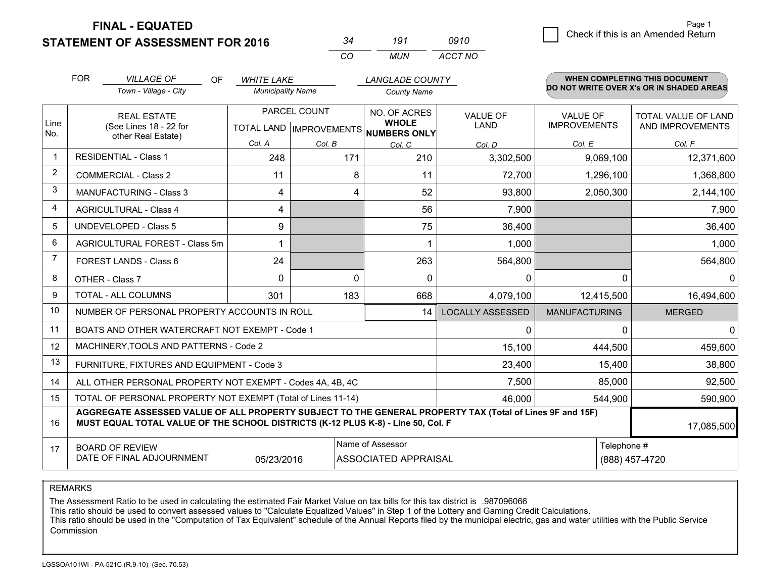**FINAL - EQUATED**
**STATEMENT OF ASSESSMENT FOR 2016**

| 34 | 191 | 0910 |
|---|---|---|
| CO | MUN | ACCT NO |

Page 1

☐ Check if this is an Amended Return

FOR *VILLAGE OF* (Town - Village - City) OF *WHITE LAKE* (Municipality Name) *LANGLADE COUNTY* (County Name)

**WHEN COMPLETING THIS DOCUMENT DO NOT WRITE OVER X's OR IN SHADED AREAS**

| Line No. | REAL ESTATE (See Lines 18 - 22 for other Real Estate) | PARCEL COUNT TOTAL LAND Col. A | PARCEL COUNT IMPROVEMENTS Col. B | NO. OF ACRES WHOLE NUMBERS ONLY Col. C | VALUE OF LAND Col. D | VALUE OF IMPROVEMENTS Col. E | TOTAL VALUE OF LAND AND IMPROVEMENTS Col. F |
|---|---|---|---|---|---|---|---|
| 1 | RESIDENTIAL - Class 1 | 248 | 171 | 210 | 3,302,500 | 9,069,100 | 12,371,600 |
| 2 | COMMERCIAL - Class 2 | 11 | 8 | 11 | 72,700 | 1,296,100 | 1,368,800 |
| 3 | MANUFACTURING - Class 3 | 4 | 4 | 52 | 93,800 | 2,050,300 | 2,144,100 |
| 4 | AGRICULTURAL - Class 4 | 4 | | 56 | 7,900 | | 7,900 |
| 5 | UNDEVELOPED - Class 5 | 9 | | 75 | 36,400 | | 36,400 |
| 6 | AGRICULTURAL FOREST - Class 5m | 1 | | 1 | 1,000 | | 1,000 |
| 7 | FOREST LANDS - Class 6 | 24 | | 263 | 564,800 | | 564,800 |
| 8 | OTHER - Class 7 | 0 | 0 | 0 | 0 | 0 | 0 |
| 9 | TOTAL - ALL COLUMNS | 301 | 183 | 668 | 4,079,100 | 12,415,500 | 16,494,600 |
| 10 | NUMBER OF PERSONAL PROPERTY ACCOUNTS IN ROLL | | | 14 | LOCALLY ASSESSED | MANUFACTURING | MERGED |
| 11 | BOATS AND OTHER WATERCRAFT NOT EXEMPT - Code 1 | | | | 0 | 0 | 0 |
| 12 | MACHINERY,TOOLS AND PATTERNS - Code 2 | | | | 15,100 | 444,500 | 459,600 |
| 13 | FURNITURE, FIXTURES AND EQUIPMENT - Code 3 | | | | 23,400 | 15,400 | 38,800 |
| 14 | ALL OTHER PERSONAL PROPERTY NOT EXEMPT - Codes 4A, 4B, 4C | | | | 7,500 | 85,000 | 92,500 |
| 15 | TOTAL OF PERSONAL PROPERTY NOT EXEMPT (Total of Lines 11-14) | | | | 46,000 | 544,900 | 590,900 |
| 16 | **AGGREGATE ASSESSED VALUE OF ALL PROPERTY SUBJECT TO THE GENERAL PROPERTY TAX (Total of Lines 9F and 15F) MUST EQUAL TOTAL VALUE OF THE SCHOOL DISTRICTS (K-12 PLUS K-8) - Line 50, Col. F** | | | | | | 17,085,500 |
| 17 | BOARD OF REVIEW DATE OF FINAL ADJOURNMENT | 05/23/2016 | Name of Assessor: ASSOCIATED APPRAISAL | | | Telephone #: (888) 457-4720 | |

REMARKS

The Assessment Ratio to be used in calculating the estimated Fair Market Value on tax bills for this tax district is .987096066
This ratio should be used to convert assessed values to "Calculate Equalized Values" in Step 1 of the Lottery and Gaming Credit Calculations.
This ratio should be used in the "Computation of Tax Equivalent" schedule of the Annual Reports filed by the municipal electric, gas and water utilities with the Public Service Commission

LGSSOA101WI - PA-521C (R.9-10) (Sec. 70.53)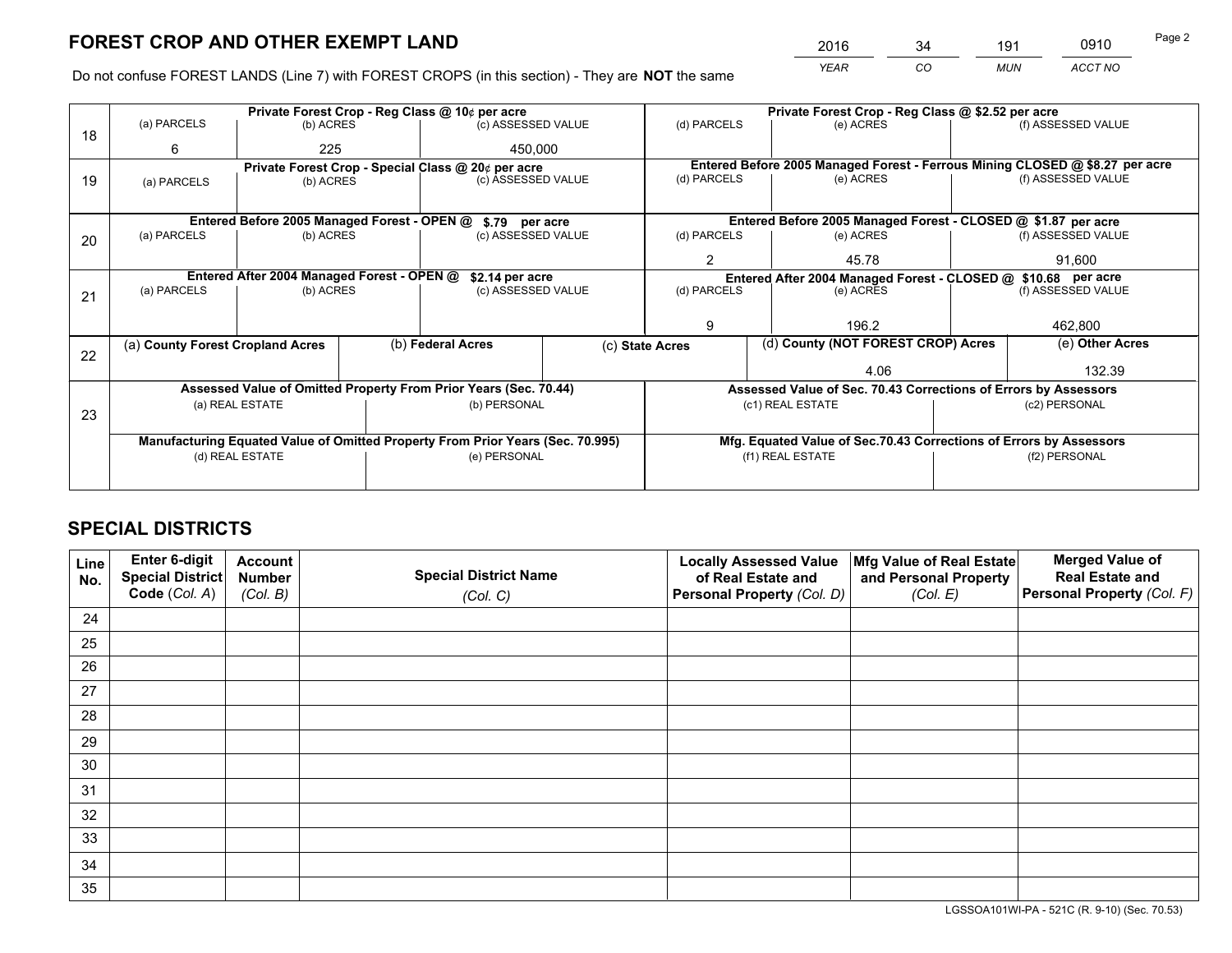# FOREST CROP AND OTHER EXEMPT LAND

| 2016 | 34 | 191 | 0910 |
|---|---|---|---|
| *YEAR* | *CO* | *MUN* | *ACCT NO* |

Do not confuse FOREST LANDS (Line 7) with FOREST CROPS (in this section) - They are **NOT** the same

| Line | Private Forest Crop - Reg Class @ 10¢ per acre | | | Private Forest Crop - Reg Class @ $2.52 per acre | | |
|---|---|---|---|---|---|---|
| 18 | (a) PARCELS | (b) ACRES | (c) ASSESSED VALUE | (d) PARCELS | (e) ACRES | (f) ASSESSED VALUE |
| | 6 | 225 | 450,000 | | | |
| | **Private Forest Crop - Special Class @ 20¢ per acre** | | | **Entered Before 2005 Managed Forest - Ferrous Mining CLOSED @ $8.27 per acre** | | |
| 19 | (a) PARCELS | (b) ACRES | (c) ASSESSED VALUE | (d) PARCELS | (e) ACRES | (f) ASSESSED VALUE |
| | | | | | | |
| | **Entered Before 2005 Managed Forest - OPEN @ $.79 per acre** | | | **Entered Before 2005 Managed Forest - CLOSED @ $1.87 per acre** | | |
| 20 | (a) PARCELS | (b) ACRES | (c) ASSESSED VALUE | (d) PARCELS | (e) ACRES | (f) ASSESSED VALUE |
| | | | | 2 | 45.78 | 91,600 |
| | **Entered After 2004 Managed Forest - OPEN @ $2.14 per acre** | | | **Entered After 2004 Managed Forest - CLOSED @ $10.68 per acre** | | |
| 21 | (a) PARCELS | (b) ACRES | (c) ASSESSED VALUE | (d) PARCELS | (e) ACRES | (f) ASSESSED VALUE |
| | | | | 9 | 196.2 | 462,800 |

| Line | (a) County Forest Cropland Acres | (b) Federal Acres | (c) State Acres | (d) County (NOT FOREST CROP) Acres | (e) Other Acres |
|---|---|---|---|---|---|
| 22 | | | | 4.06 | 132.39 |

| Line | Assessed Value of Omitted Property From Prior Years (Sec. 70.44) | | Assessed Value of Sec. 70.43 Corrections of Errors by Assessors | |
|---|---|---|---|---|
| 23 | (a) REAL ESTATE | (b) PERSONAL | (c1) REAL ESTATE | (c2) PERSONAL |
| | | | | |
| | **Manufacturing Equated Value of Omitted Property From Prior Years (Sec. 70.995)** | | **Mfg. Equated Value of Sec.70.43 Corrections of Errors by Assessors** | |
| | (d) REAL ESTATE | (e) PERSONAL | (f1) REAL ESTATE | (f2) PERSONAL |
| | | | | |

# SPECIAL DISTRICTS

| Line No. | Enter 6-digit Special District Code (Col. A) | Account Number (Col. B) | Special District Name (Col. C) | Locally Assessed Value of Real Estate and Personal Property (Col. D) | Mfg Value of Real Estate and Personal Property (Col. E) | Merged Value of Real Estate and Personal Property (Col. F) |
|---|---|---|---|---|---|---|
| 24 | | | | | | |
| 25 | | | | | | |
| 26 | | | | | | |
| 27 | | | | | | |
| 28 | | | | | | |
| 29 | | | | | | |
| 30 | | | | | | |
| 31 | | | | | | |
| 32 | | | | | | |
| 33 | | | | | | |
| 34 | | | | | | |
| 35 | | | | | | |

LGSSOA101WI-PA - 521C (R. 9-10) (Sec. 70.53)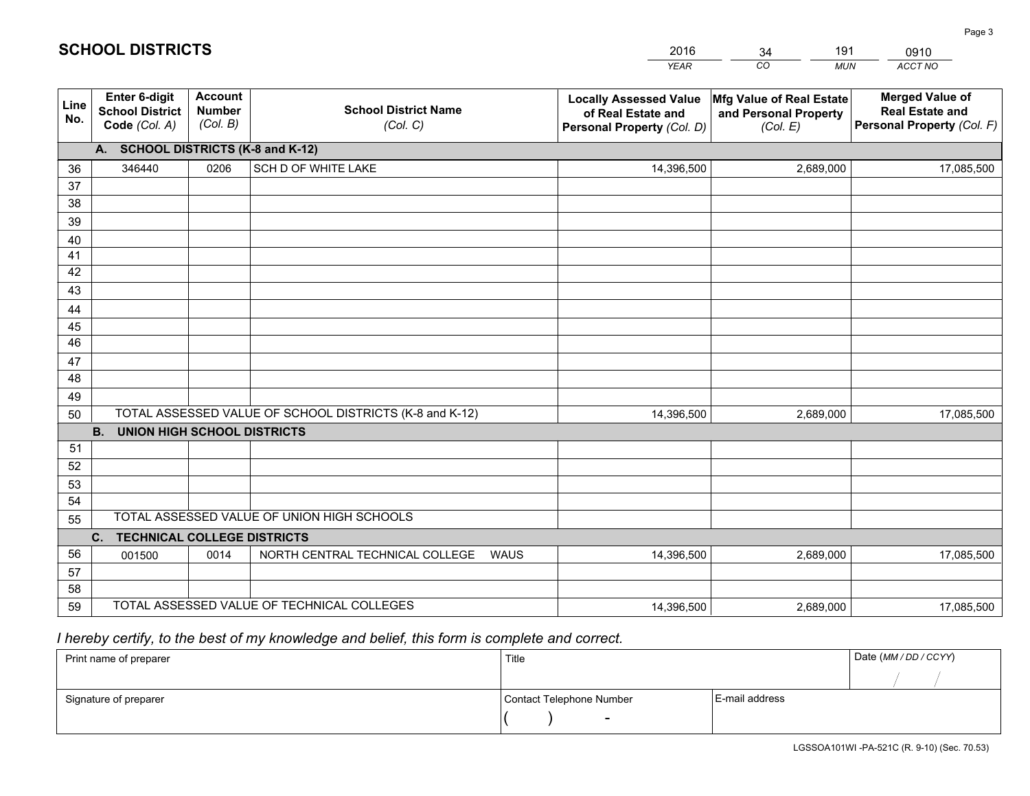# SCHOOL DISTRICTS

| 2016 | 34 | 191 | 0910 |
|---|---|---|---|
| YEAR | CO | MUN | ACCT NO |

| Line No. | Enter 6-digit School District Code (Col. A) | Account Number (Col. B) | School District Name (Col. C) | Locally Assessed Value of Real Estate and Personal Property (Col. D) | Mfg Value of Real Estate and Personal Property (Col. E) | Merged Value of Real Estate and Personal Property (Col. F) |
|---|---|---|---|---|---|---|
| | **A. SCHOOL DISTRICTS (K-8 and K-12)** | | | | | |
| 36 | 346440 | 0206 | SCH D OF WHITE LAKE | 14,396,500 | 2,689,000 | 17,085,500 |
| 37 | | | | | | |
| 38 | | | | | | |
| 39 | | | | | | |
| 40 | | | | | | |
| 41 | | | | | | |
| 42 | | | | | | |
| 43 | | | | | | |
| 44 | | | | | | |
| 45 | | | | | | |
| 46 | | | | | | |
| 47 | | | | | | |
| 48 | | | | | | |
| 49 | | | | | | |
| 50 | TOTAL ASSESSED VALUE OF SCHOOL DISTRICTS (K-8 and K-12) | | | 14,396,500 | 2,689,000 | 17,085,500 |
| | **B. UNION HIGH SCHOOL DISTRICTS** | | | | | |
| 51 | | | | | | |
| 52 | | | | | | |
| 53 | | | | | | |
| 54 | | | | | | |
| 55 | TOTAL ASSESSED VALUE OF UNION HIGH SCHOOLS | | | | | |
| | **C. TECHNICAL COLLEGE DISTRICTS** | | | | | |
| 56 | 001500 | 0014 | NORTH CENTRAL TECHNICAL COLLEGE WAUS | 14,396,500 | 2,689,000 | 17,085,500 |
| 57 | | | | | | |
| 58 | | | | | | |
| 59 | TOTAL ASSESSED VALUE OF TECHNICAL COLLEGES | | | 14,396,500 | 2,689,000 | 17,085,500 |

*I hereby certify, to the best of my knowledge and belief, this form is complete and correct.*

| Print name of preparer | Title | | Date (MM / DD / CCYY) |
|---|---|---|---|
| | | | / / |
| Signature of preparer | Contact Telephone Number | E-mail address | |
| | ( ) - | | |

LGSSOA101WI -PA-521C (R. 9-10) (Sec. 70.53)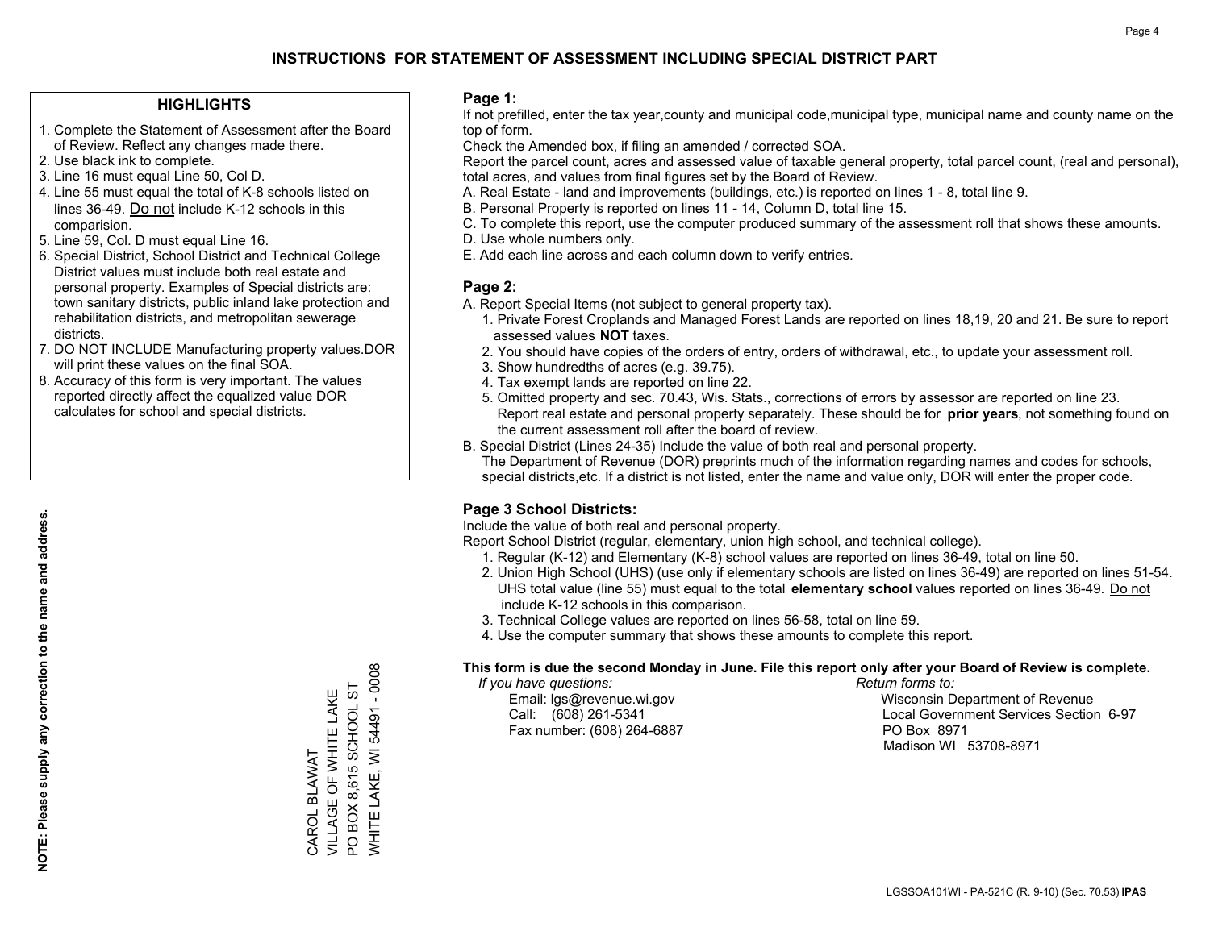# INSTRUCTIONS FOR STATEMENT OF ASSESSMENT INCLUDING SPECIAL DISTRICT PART

## HIGHLIGHTS

1. Complete the Statement of Assessment after the Board of Review. Reflect any changes made there.
2. Use black ink to complete.
3. Line 16 must equal Line 50, Col D.
4. Line 55 must equal the total of K-8 schools listed on lines 36-49. Do not include K-12 schools in this comparision.
5. Line 59, Col. D must equal Line 16.
6. Special District, School District and Technical College District values must include both real estate and personal property. Examples of Special districts are: town sanitary districts, public inland lake protection and rehabilitation districts, and metropolitan sewerage districts.
7. DO NOT INCLUDE Manufacturing property values.DOR will print these values on the final SOA.
8. Accuracy of this form is very important. The values reported directly affect the equalized value DOR calculates for school and special districts.

**NOTE: Please supply any correction to the name and address.**

CAROL BLAWAT
VILLAGE OF WHITE LAKE
PO BOX 8,615 SCHOOL ST
WHITE LAKE, WI 54491 - 0008

## Page 1:

If not prefilled, enter the tax year,county and municipal code,municipal type, municipal name and county name on the top of form.

Check the Amended box, if filing an amended / corrected SOA.

Report the parcel count, acres and assessed value of taxable general property, total parcel count, (real and personal), total acres, and values from final figures set by the Board of Review.

A. Real Estate - land and improvements (buildings, etc.) is reported on lines 1 - 8, total line 9.
B. Personal Property is reported on lines 11 - 14, Column D, total line 15.
C. To complete this report, use the computer produced summary of the assessment roll that shows these amounts.
D. Use whole numbers only.
E. Add each line across and each column down to verify entries.

## Page 2:

A. Report Special Items (not subject to general property tax).
   1. Private Forest Croplands and Managed Forest Lands are reported on lines 18,19, 20 and 21. Be sure to report assessed values **NOT** taxes.
   2. You should have copies of the orders of entry, orders of withdrawal, etc., to update your assessment roll.
   3. Show hundredths of acres (e.g. 39.75).
   4. Tax exempt lands are reported on line 22.
   5. Omitted property and sec. 70.43, Wis. Stats., corrections of errors by assessor are reported on line 23. Report real estate and personal property separately. These should be for **prior years**, not something found on the current assessment roll after the board of review.
B. Special District (Lines 24-35) Include the value of both real and personal property.
   The Department of Revenue (DOR) preprints much of the information regarding names and codes for schools, special districts,etc. If a district is not listed, enter the name and value only, DOR will enter the proper code.

## Page 3 School Districts:

Include the value of both real and personal property.

Report School District (regular, elementary, union high school, and technical college).

1. Regular (K-12) and Elementary (K-8) school values are reported on lines 36-49, total on line 50.
2. Union High School (UHS) (use only if elementary schools are listed on lines 36-49) are reported on lines 51-54. UHS total value (line 55) must equal to the total **elementary school** values reported on lines 36-49. Do not include K-12 schools in this comparison.
3. Technical College values are reported on lines 56-58, total on line 59.
4. Use the computer summary that shows these amounts to complete this report.

**This form is due the second Monday in June. File this report only after your Board of Review is complete.**

*If you have questions:*
Email: lgs@revenue.wi.gov
Call: (608) 261-5341
Fax number: (608) 264-6887

*Return forms to:*
Wisconsin Department of Revenue
Local Government Services Section 6-97
PO Box 8971
Madison WI 53708-8971

LGSSOA101WI - PA-521C (R. 9-10) (Sec. 70.53) **IPAS**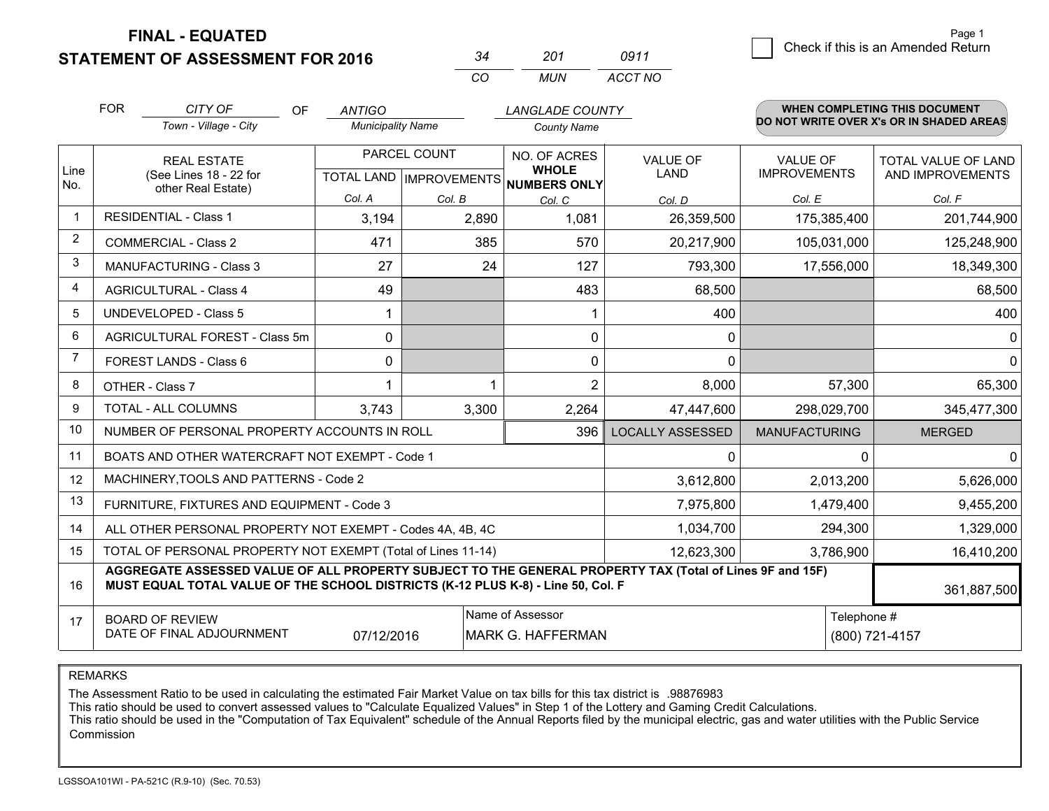**FINAL - EQUATED**
**STATEMENT OF ASSESSMENT FOR 2016**

| 34 | 201 | 0911 |
|---|---|---|
| CO | MUN | ACCT NO |

☐ Check if this is an Amended Return

Page 1

FOR *CITY OF* (Town - Village - City) OF *ANTIGO* (Municipality Name) *LANGLADE COUNTY* (County Name)

**WHEN COMPLETING THIS DOCUMENT DO NOT WRITE OVER X's OR IN SHADED AREAS**

| Line No. | REAL ESTATE (See Lines 18 - 22 for other Real Estate) | PARCEL COUNT TOTAL LAND Col. A | PARCEL COUNT IMPROVEMENTS Col. B | NO. OF ACRES WHOLE NUMBERS ONLY Col. C | VALUE OF LAND Col. D | VALUE OF IMPROVEMENTS Col. E | TOTAL VALUE OF LAND AND IMPROVEMENTS Col. F |
|---|---|---|---|---|---|---|---|
| 1 | RESIDENTIAL - Class 1 | 3,194 | 2,890 | 1,081 | 26,359,500 | 175,385,400 | 201,744,900 |
| 2 | COMMERCIAL - Class 2 | 471 | 385 | 570 | 20,217,900 | 105,031,000 | 125,248,900 |
| 3 | MANUFACTURING - Class 3 | 27 | 24 | 127 | 793,300 | 17,556,000 | 18,349,300 |
| 4 | AGRICULTURAL - Class 4 | 49 | | 483 | 68,500 | | 68,500 |
| 5 | UNDEVELOPED - Class 5 | 1 | | 1 | 400 | | 400 |
| 6 | AGRICULTURAL FOREST - Class 5m | 0 | | 0 | 0 | | 0 |
| 7 | FOREST LANDS - Class 6 | 0 | | 0 | 0 | | 0 |
| 8 | OTHER - Class 7 | 1 | 1 | 2 | 8,000 | 57,300 | 65,300 |
| 9 | TOTAL - ALL COLUMNS | 3,743 | 3,300 | 2,264 | 47,447,600 | 298,029,700 | 345,477,300 |
| 10 | NUMBER OF PERSONAL PROPERTY ACCOUNTS IN ROLL | | | 396 | LOCALLY ASSESSED | MANUFACTURING | MERGED |
| 11 | BOATS AND OTHER WATERCRAFT NOT EXEMPT - Code 1 | | | | 0 | 0 | 0 |
| 12 | MACHINERY,TOOLS AND PATTERNS - Code 2 | | | | 3,612,800 | 2,013,200 | 5,626,000 |
| 13 | FURNITURE, FIXTURES AND EQUIPMENT - Code 3 | | | | 7,975,800 | 1,479,400 | 9,455,200 |
| 14 | ALL OTHER PERSONAL PROPERTY NOT EXEMPT - Codes 4A, 4B, 4C | | | | 1,034,700 | 294,300 | 1,329,000 |
| 15 | TOTAL OF PERSONAL PROPERTY NOT EXEMPT (Total of Lines 11-14) | | | | 12,623,300 | 3,786,900 | 16,410,200 |
| 16 | **AGGREGATE ASSESSED VALUE OF ALL PROPERTY SUBJECT TO THE GENERAL PROPERTY TAX (Total of Lines 9F and 15F) MUST EQUAL TOTAL VALUE OF THE SCHOOL DISTRICTS (K-12 PLUS K-8) - Line 50, Col. F** | | | | | | 361,887,500 |
| 17 | BOARD OF REVIEW DATE OF FINAL ADJOURNMENT | 07/12/2016 | Name of Assessor | MARK G. HAFFERMAN | | Telephone # | (800) 721-4157 |

REMARKS

The Assessment Ratio to be used in calculating the estimated Fair Market Value on tax bills for this tax district is .98876983
This ratio should be used to convert assessed values to "Calculate Equalized Values" in Step 1 of the Lottery and Gaming Credit Calculations.
This ratio should be used in the "Computation of Tax Equivalent" schedule of the Annual Reports filed by the municipal electric, gas and water utilities with the Public Service Commission

LGSSOA101WI - PA-521C (R.9-10) (Sec. 70.53)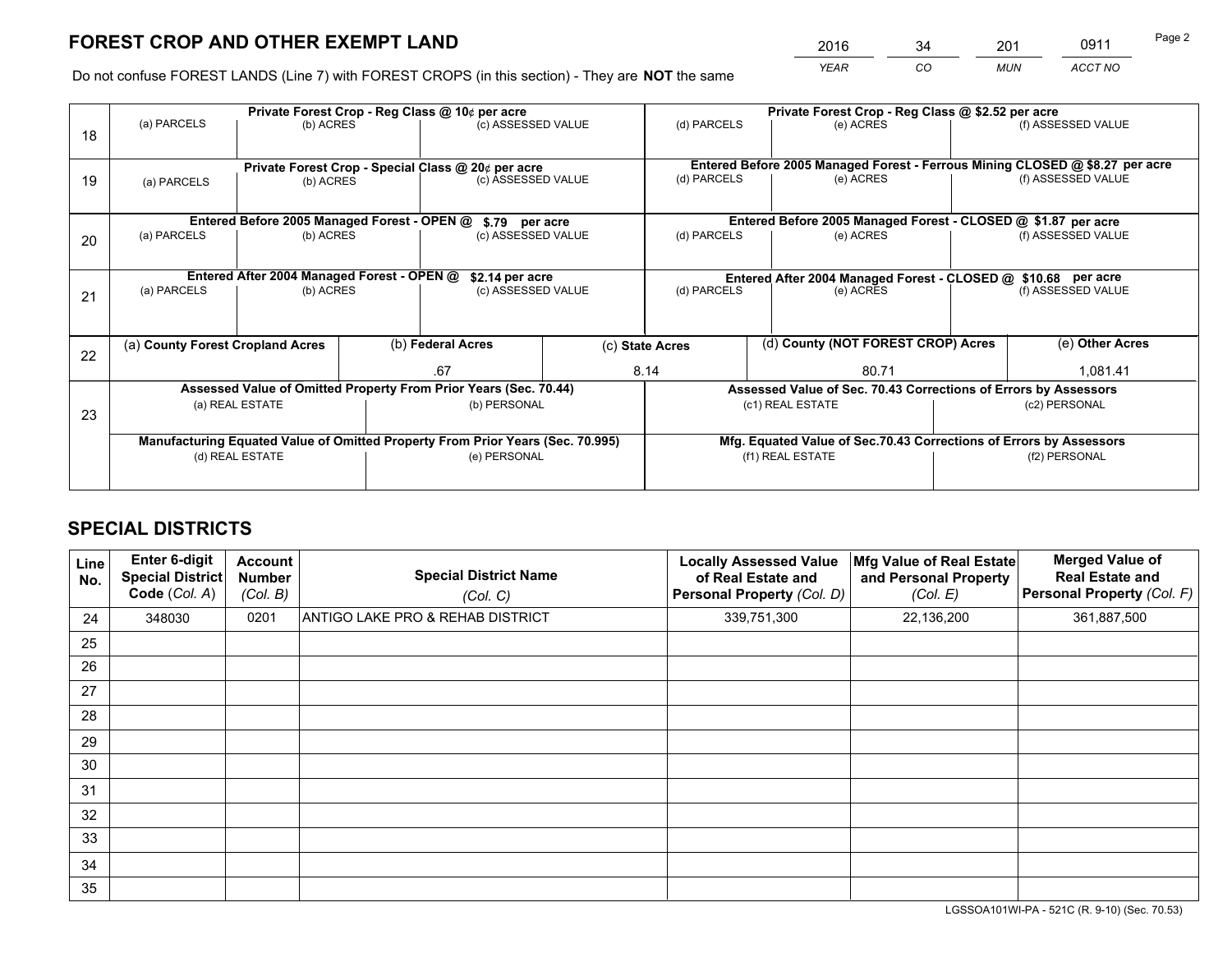# FOREST CROP AND OTHER EXEMPT LAND

| 2016 | 34 | 201 | 0911 |
|---|---|---|---|
| *YEAR* | *CO* | *MUN* | *ACCT NO* |

Page 2

Do not confuse FOREST LANDS (Line 7) with FOREST CROPS (in this section) - They are **NOT** the same

| Line | Private Forest Crop - Reg Class @ 10¢ per acre | | | Private Forest Crop - Reg Class @ $2.52 per acre | | |
|---|---|---|---|---|---|---|
| 18 | (a) PARCELS | (b) ACRES | (c) ASSESSED VALUE | (d) PARCELS | (e) ACRES | (f) ASSESSED VALUE |
| | **Private Forest Crop - Special Class @ 20¢ per acre** | | | **Entered Before 2005 Managed Forest - Ferrous Mining CLOSED @ $8.27 per acre** | | |
| 19 | (a) PARCELS | (b) ACRES | (c) ASSESSED VALUE | (d) PARCELS | (e) ACRES | (f) ASSESSED VALUE |
| | **Entered Before 2005 Managed Forest - OPEN @ $.79 per acre** | | | **Entered Before 2005 Managed Forest - CLOSED @ $1.87 per acre** | | |
| 20 | (a) PARCELS | (b) ACRES | (c) ASSESSED VALUE | (d) PARCELS | (e) ACRES | (f) ASSESSED VALUE |
| | **Entered After 2004 Managed Forest - OPEN @ $2.14 per acre** | | | **Entered After 2004 Managed Forest - CLOSED @ $10.68 per acre** | | |
| 21 | (a) PARCELS | (b) ACRES | (c) ASSESSED VALUE | (d) PARCELS | (e) ACRES | (f) ASSESSED VALUE |

| Line | (a) County Forest Cropland Acres | (b) Federal Acres | (c) State Acres | (d) County (NOT FOREST CROP) Acres | (e) Other Acres |
|---|---|---|---|---|---|
| 22 | | .67 | 8.14 | 80.71 | 1,081.41 |

| Line | Assessed Value of Omitted Property From Prior Years (Sec. 70.44) | | Assessed Value of Sec. 70.43 Corrections of Errors by Assessors | |
|---|---|---|---|---|
| 23 | (a) REAL ESTATE | (b) PERSONAL | (c1) REAL ESTATE | (c2) PERSONAL |
| | **Manufacturing Equated Value of Omitted Property From Prior Years (Sec. 70.995)** | | **Mfg. Equated Value of Sec.70.43 Corrections of Errors by Assessors** | |
| | (d) REAL ESTATE | (e) PERSONAL | (f1) REAL ESTATE | (f2) PERSONAL |

# SPECIAL DISTRICTS

| Line No. | Enter 6-digit Special District Code (Col. A) | Account Number (Col. B) | Special District Name (Col. C) | Locally Assessed Value of Real Estate and Personal Property (Col. D) | Mfg Value of Real Estate and Personal Property (Col. E) | Merged Value of Real Estate and Personal Property (Col. F) |
|---|---|---|---|---|---|---|
| 24 | 348030 | 0201 | ANTIGO LAKE PRO & REHAB DISTRICT | 339,751,300 | 22,136,200 | 361,887,500 |
| 25 | | | | | | |
| 26 | | | | | | |
| 27 | | | | | | |
| 28 | | | | | | |
| 29 | | | | | | |
| 30 | | | | | | |
| 31 | | | | | | |
| 32 | | | | | | |
| 33 | | | | | | |
| 34 | | | | | | |
| 35 | | | | | | |

LGSSOA101WI-PA - 521C (R. 9-10) (Sec. 70.53)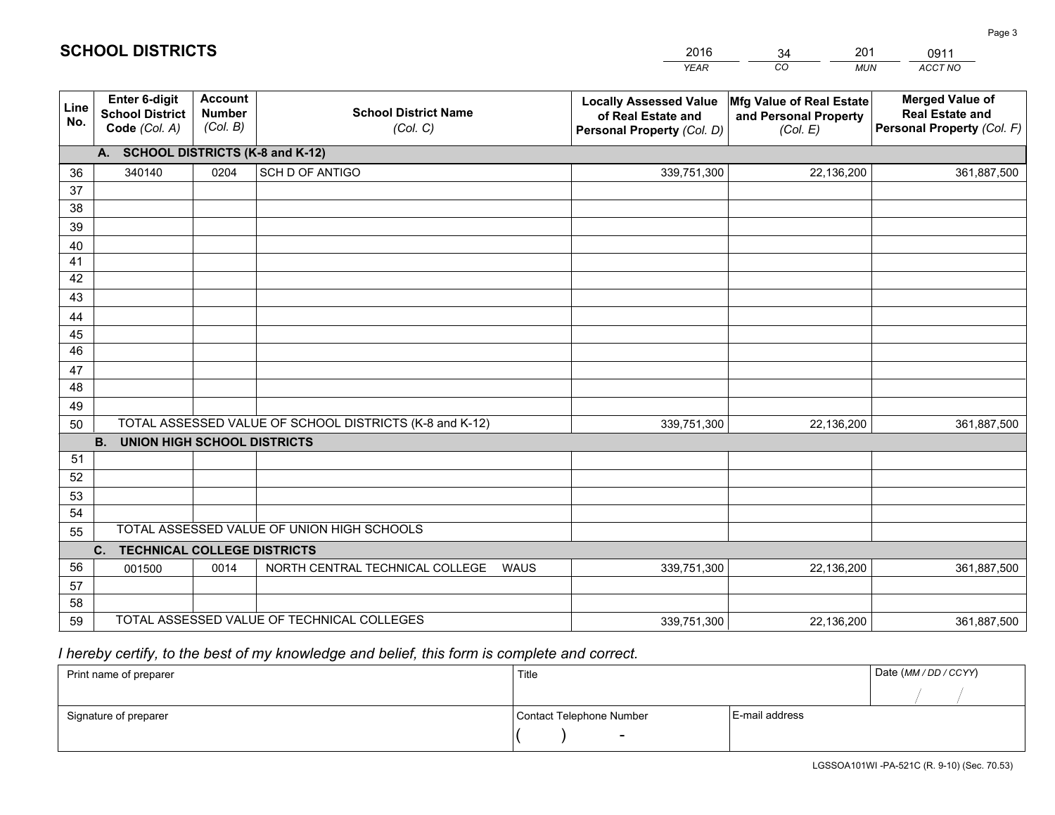# SCHOOL DISTRICTS

| 2016 | 34 | 201 | 0911 |
|---|---|---|---|
| *YEAR* | *CO* | *MUN* | *ACCT NO* |

| Line No. | Enter 6-digit School District Code *(Col. A)* | Account Number *(Col. B)* | School District Name *(Col. C)* | Locally Assessed Value of Real Estate and Personal Property *(Col. D)* | Mfg Value of Real Estate and Personal Property *(Col. E)* | Merged Value of Real Estate and Personal Property *(Col. F)* |
|---|---|---|---|---|---|---|
| **A. SCHOOL DISTRICTS (K-8 and K-12)** | | | | | | |
| 36 | 340140 | 0204 | SCH D OF ANTIGO | 339,751,300 | 22,136,200 | 361,887,500 |
| 37 | | | | | | |
| 38 | | | | | | |
| 39 | | | | | | |
| 40 | | | | | | |
| 41 | | | | | | |
| 42 | | | | | | |
| 43 | | | | | | |
| 44 | | | | | | |
| 45 | | | | | | |
| 46 | | | | | | |
| 47 | | | | | | |
| 48 | | | | | | |
| 49 | | | | | | |
| 50 | TOTAL ASSESSED VALUE OF SCHOOL DISTRICTS (K-8 and K-12) | | | 339,751,300 | 22,136,200 | 361,887,500 |
| **B. UNION HIGH SCHOOL DISTRICTS** | | | | | | |
| 51 | | | | | | |
| 52 | | | | | | |
| 53 | | | | | | |
| 54 | | | | | | |
| 55 | TOTAL ASSESSED VALUE OF UNION HIGH SCHOOLS | | | | | |
| **C. TECHNICAL COLLEGE DISTRICTS** | | | | | | |
| 56 | 001500 | 0014 | NORTH CENTRAL TECHNICAL COLLEGE WAUS | 339,751,300 | 22,136,200 | 361,887,500 |
| 57 | | | | | | |
| 58 | | | | | | |
| 59 | TOTAL ASSESSED VALUE OF TECHNICAL COLLEGES | | | 339,751,300 | 22,136,200 | 361,887,500 |

*I hereby certify, to the best of my knowledge and belief, this form is complete and correct.*

| Print name of preparer | Title | | Date *(MM / DD / CCYY)* |
|---|---|---|---|
| | | | / / |
| Signature of preparer | Contact Telephone Number | E-mail address | |
| | ( ) - | | |

LGSSOA101WI -PA-521C (R. 9-10) (Sec. 70.53)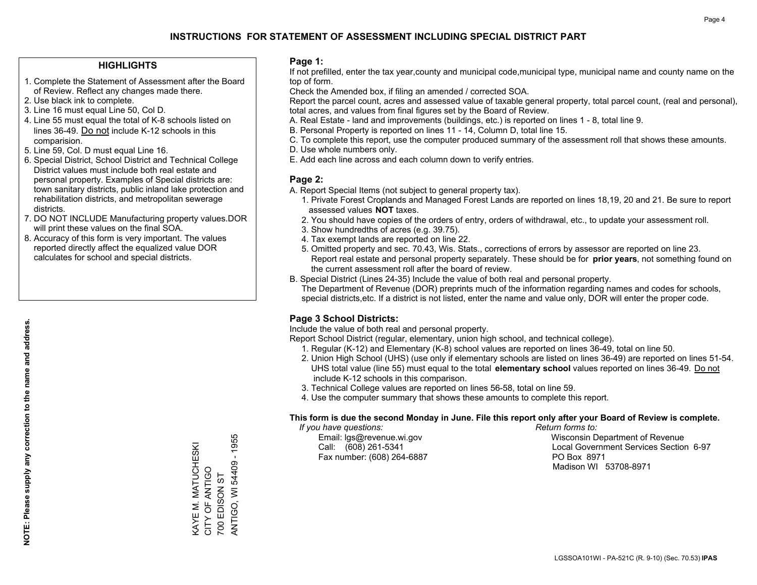# INSTRUCTIONS FOR STATEMENT OF ASSESSMENT INCLUDING SPECIAL DISTRICT PART

### HIGHLIGHTS

1. Complete the Statement of Assessment after the Board of Review. Reflect any changes made there.
2. Use black ink to complete.
3. Line 16 must equal Line 50, Col D.
4. Line 55 must equal the total of K-8 schools listed on lines 36-49. Do not include K-12 schools in this comparision.
5. Line 59, Col. D must equal Line 16.
6. Special District, School District and Technical College District values must include both real estate and personal property. Examples of Special districts are: town sanitary districts, public inland lake protection and rehabilitation districts, and metropolitan sewerage districts.
7. DO NOT INCLUDE Manufacturing property values.DOR will print these values on the final SOA.
8. Accuracy of this form is very important. The values reported directly affect the equalized value DOR calculates for school and special districts.

**NOTE: Please supply any correction to the name and address.**

KAYE M. MATUCHESKI
CITY OF ANTIGO
700 EDISON ST
ANTIGO, WI 54409 - 1955

### Page 1:

If not prefilled, enter the tax year,county and municipal code,municipal type, municipal name and county name on the top of form.

Check the Amended box, if filing an amended / corrected SOA.

Report the parcel count, acres and assessed value of taxable general property, total parcel count, (real and personal), total acres, and values from final figures set by the Board of Review.

A. Real Estate - land and improvements (buildings, etc.) is reported on lines 1 - 8, total line 9.
B. Personal Property is reported on lines 11 - 14, Column D, total line 15.
C. To complete this report, use the computer produced summary of the assessment roll that shows these amounts.
D. Use whole numbers only.
E. Add each line across and each column down to verify entries.

### Page 2:

A. Report Special Items (not subject to general property tax).
   1. Private Forest Croplands and Managed Forest Lands are reported on lines 18,19, 20 and 21. Be sure to report assessed values **NOT** taxes.
   2. You should have copies of the orders of entry, orders of withdrawal, etc., to update your assessment roll.
   3. Show hundredths of acres (e.g. 39.75).
   4. Tax exempt lands are reported on line 22.
   5. Omitted property and sec. 70.43, Wis. Stats., corrections of errors by assessor are reported on line 23. Report real estate and personal property separately. These should be for **prior years**, not something found on the current assessment roll after the board of review.
B. Special District (Lines 24-35) Include the value of both real and personal property.
   The Department of Revenue (DOR) preprints much of the information regarding names and codes for schools, special districts,etc. If a district is not listed, enter the name and value only, DOR will enter the proper code.

### Page 3 School Districts:

Include the value of both real and personal property.

Report School District (regular, elementary, union high school, and technical college).

1. Regular (K-12) and Elementary (K-8) school values are reported on lines 36-49, total on line 50.
2. Union High School (UHS) (use only if elementary schools are listed on lines 36-49) are reported on lines 51-54. UHS total value (line 55) must equal to the total **elementary school** values reported on lines 36-49. Do not include K-12 schools in this comparison.
3. Technical College values are reported on lines 56-58, total on line 59.
4. Use the computer summary that shows these amounts to complete this report.

**This form is due the second Monday in June. File this report only after your Board of Review is complete.**

*If you have questions:*
Email: lgs@revenue.wi.gov
Call: (608) 261-5341
Fax number: (608) 264-6887

*Return forms to:*
Wisconsin Department of Revenue
Local Government Services Section 6-97
PO Box 8971
Madison WI 53708-8971

LGSSOA101WI - PA-521C (R. 9-10) (Sec. 70.53) **IPAS**